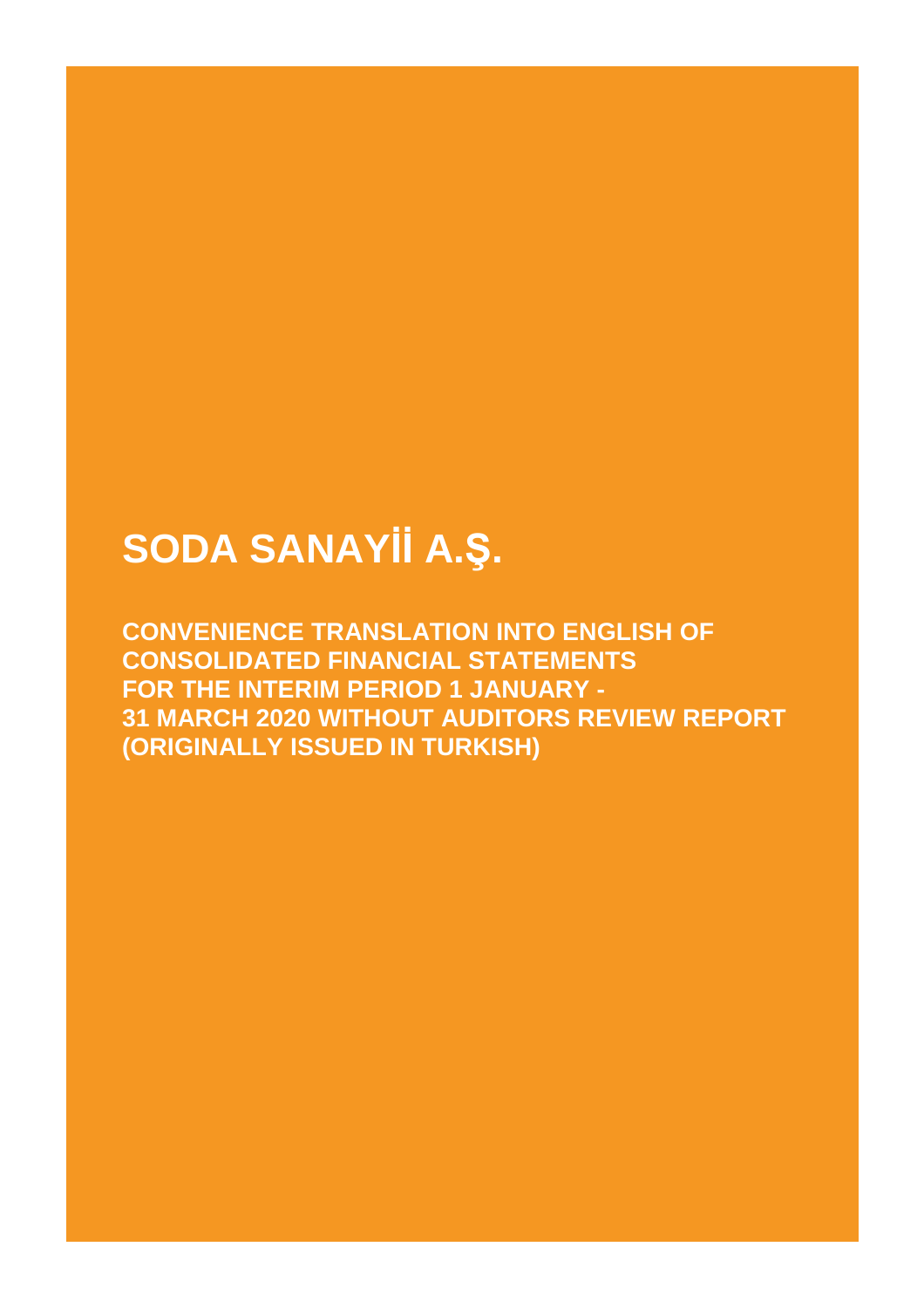# SODA SANAYİİ A.Ş.

**CONVENIENCE TRANSLATION INTO ENGLISH OF CONSOLIDATED FINANCIAL STATEMENTS FOR THE INTERIM PERIOD 1 JANUARY - 31 MARCH 2020 WITHOUT AUDITORS REVIEW REPORT (ORIGINALLY ISSUED IN TURKISH)**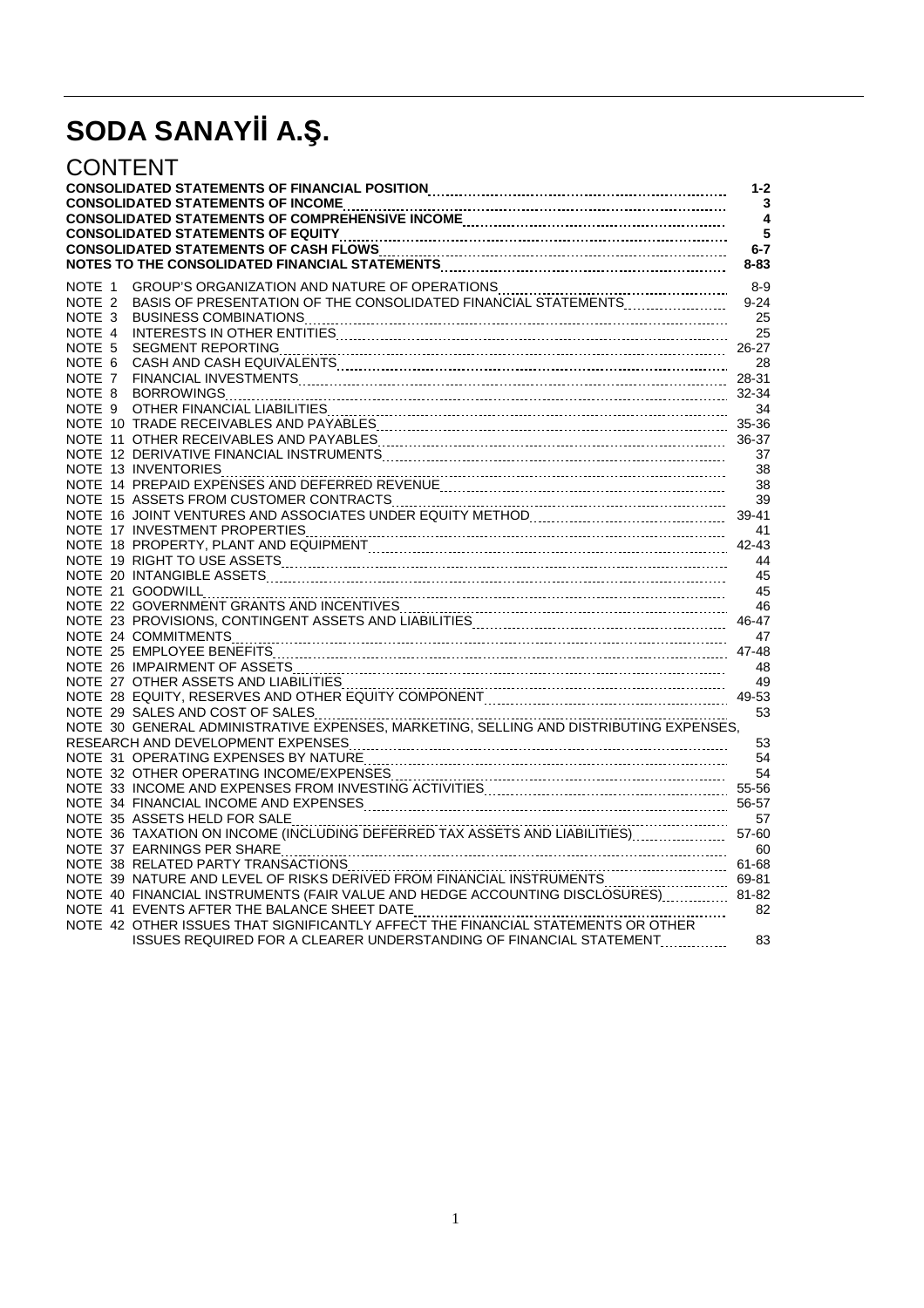# SODA SANAYİİ A.Ş.

## CONTENT

| | |
|---|---|
| **CONSOLIDATED STATEMENTS OF FINANCIAL POSITION** | **1-2** |
| **CONSOLIDATED STATEMENTS OF INCOME** | **3** |
| **CONSOLIDATED STATEMENTS OF COMPREHENSIVE INCOME** | **4** |
| **CONSOLIDATED STATEMENTS OF EQUITY** | **5** |
| **CONSOLIDATED STATEMENTS OF CASH FLOWS** | **6-7** |
| **NOTES TO THE CONSOLIDATED FINANCIAL STATEMENTS** | **8-83** |

| | | |
|---|---|---|
| NOTE 1 | GROUP'S ORGANIZATION AND NATURE OF OPERATIONS | 8-9 |
| NOTE 2 | BASIS OF PRESENTATION OF THE CONSOLIDATED FINANCIAL STATEMENTS | 9-24 |
| NOTE 3 | BUSINESS COMBINATIONS | 25 |
| NOTE 4 | INTERESTS IN OTHER ENTITIES | 25 |
| NOTE 5 | SEGMENT REPORTING | 26-27 |
| NOTE 6 | CASH AND CASH EQUIVALENTS | 28 |
| NOTE 7 | FINANCIAL INVESTMENTS | 28-31 |
| NOTE 8 | BORROWINGS | 32-34 |
| NOTE 9 | OTHER FINANCIAL LIABILITIES | 34 |
| NOTE 10 | TRADE RECEIVABLES AND PAYABLES | 35-36 |
| NOTE 11 | OTHER RECEIVABLES AND PAYABLES | 36-37 |
| NOTE 12 | DERIVATIVE FINANCIAL INSTRUMENTS | 37 |
| NOTE 13 | INVENTORIES | 38 |
| NOTE 14 | PREPAID EXPENSES AND DEFERRED REVENUE | 38 |
| NOTE 15 | ASSETS FROM CUSTOMER CONTRACTS | 39 |
| NOTE 16 | JOINT VENTURES AND ASSOCIATES UNDER EQUITY METHOD | 39-41 |
| NOTE 17 | INVESTMENT PROPERTIES | 41 |
| NOTE 18 | PROPERTY, PLANT AND EQUIPMENT | 42-43 |
| NOTE 19 | RIGHT TO USE ASSETS | 44 |
| NOTE 20 | INTANGIBLE ASSETS | 45 |
| NOTE 21 | GOODWILL | 45 |
| NOTE 22 | GOVERNMENT GRANTS AND INCENTIVES | 46 |
| NOTE 23 | PROVISIONS, CONTINGENT ASSETS AND LIABILITIES | 46-47 |
| NOTE 24 | COMMITMENTS | 47 |
| NOTE 25 | EMPLOYEE BENEFITS | 47-48 |
| NOTE 26 | IMPAIRMENT OF ASSETS | 48 |
| NOTE 27 | OTHER ASSETS AND LIABILITIES | 49 |
| NOTE 28 | EQUITY, RESERVES AND OTHER EQUITY COMPONENT | 49-53 |
| NOTE 29 | SALES AND COST OF SALES | 53 |
| NOTE 30 | GENERAL ADMINISTRATIVE EXPENSES, MARKETING, SELLING AND DISTRIBUTING EXPENSES, RESEARCH AND DEVELOPMENT EXPENSES | 53 |
| NOTE 31 | OPERATING EXPENSES BY NATURE | 54 |
| NOTE 32 | OTHER OPERATING INCOME/EXPENSES | 54 |
| NOTE 33 | INCOME AND EXPENSES FROM INVESTING ACTIVITIES | 55-56 |
| NOTE 34 | FINANCIAL INCOME AND EXPENSES | 56-57 |
| NOTE 35 | ASSETS HELD FOR SALE | 57 |
| NOTE 36 | TAXATION ON INCOME (INCLUDING DEFERRED TAX ASSETS AND LIABILITIES) | 57-60 |
| NOTE 37 | EARNINGS PER SHARE | 60 |
| NOTE 38 | RELATED PARTY TRANSACTIONS | 61-68 |
| NOTE 39 | NATURE AND LEVEL OF RISKS DERIVED FROM FINANCIAL INSTRUMENTS | 69-81 |
| NOTE 40 | FINANCIAL INSTRUMENTS (FAIR VALUE AND HEDGE ACCOUNTING DISCLOSURES) | 81-82 |
| NOTE 41 | EVENTS AFTER THE BALANCE SHEET DATE | 82 |
| NOTE 42 | OTHER ISSUES THAT SIGNIFICANTLY AFFECT THE FINANCIAL STATEMENTS OR OTHER ISSUES REQUIRED FOR A CLEARER UNDERSTANDING OF FINANCIAL STATEMENT | 83 |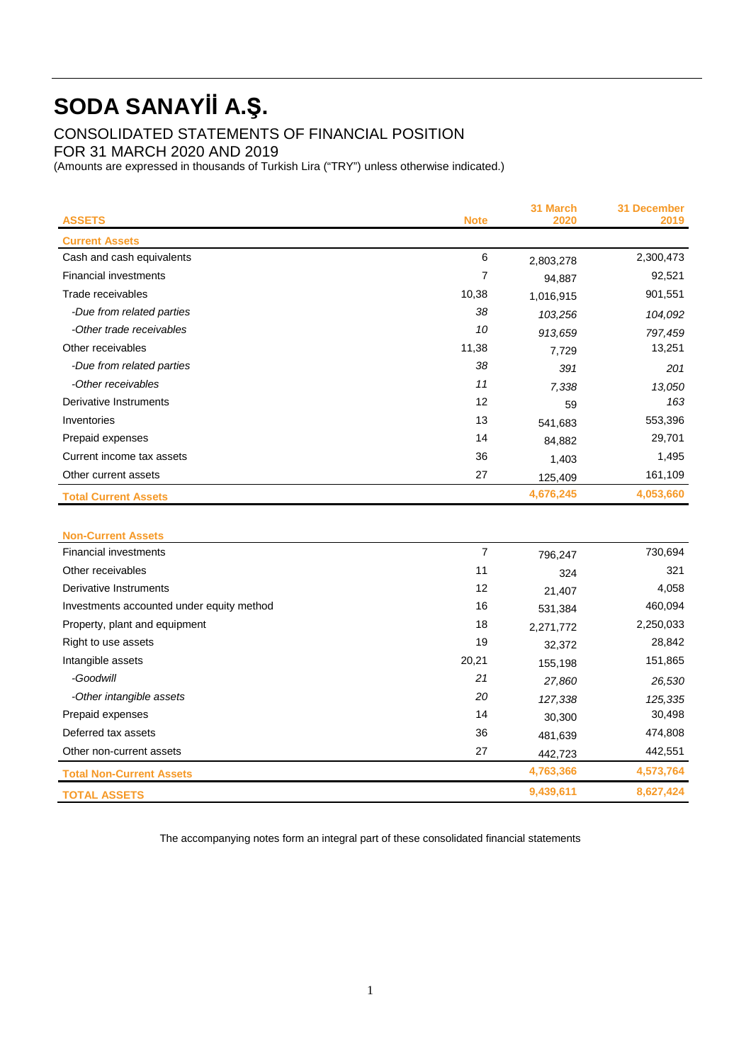# SODA SANAYİİ A.Ş.

## CONSOLIDATED STATEMENTS OF FINANCIAL POSITION
## FOR 31 MARCH 2020 AND 2019

(Amounts are expressed in thousands of Turkish Lira ("TRY") unless otherwise indicated.)

| ASSETS | Note | 31 March 2020 | 31 December 2019 |
|---|---|---|---|
| **Current Assets** | | | |
| Cash and cash equivalents | 6 | 2,803,278 | 2,300,473 |
| Financial investments | 7 | 94,887 | 92,521 |
| Trade receivables | 10,38 | 1,016,915 | 901,551 |
| *-Due from related parties* | *38* | *103,256* | *104,092* |
| *-Other trade receivables* | *10* | *913,659* | *797,459* |
| Other receivables | 11,38 | 7,729 | 13,251 |
| *-Due from related parties* | *38* | *391* | *201* |
| *-Other receivables* | *11* | *7,338* | *13,050* |
| Derivative Instruments | 12 | 59 | 163 |
| Inventories | 13 | 541,683 | 553,396 |
| Prepaid expenses | 14 | 84,882 | 29,701 |
| Current income tax assets | 36 | 1,403 | 1,495 |
| Other current assets | 27 | 125,409 | 161,109 |
| **Total Current Assets** | | **4,676,245** | **4,053,660** |
| | | | |
| **Non-Current Assets** | | | |
| Financial investments | 7 | 796,247 | 730,694 |
| Other receivables | 11 | 324 | 321 |
| Derivative Instruments | 12 | 21,407 | 4,058 |
| Investments accounted under equity method | 16 | 531,384 | 460,094 |
| Property, plant and equipment | 18 | 2,271,772 | 2,250,033 |
| Right to use assets | 19 | 32,372 | 28,842 |
| Intangible assets | 20,21 | 155,198 | 151,865 |
| *-Goodwill* | *21* | *27,860* | *26,530* |
| *-Other intangible assets* | *20* | *127,338* | *125,335* |
| Prepaid expenses | 14 | 30,300 | 30,498 |
| Deferred tax assets | 36 | 481,639 | 474,808 |
| Other non-current assets | 27 | 442,723 | 442,551 |
| **Total Non-Current Assets** | | **4,763,366** | **4,573,764** |
| **TOTAL ASSETS** | | **9,439,611** | **8,627,424** |

The accompanying notes form an integral part of these consolidated financial statements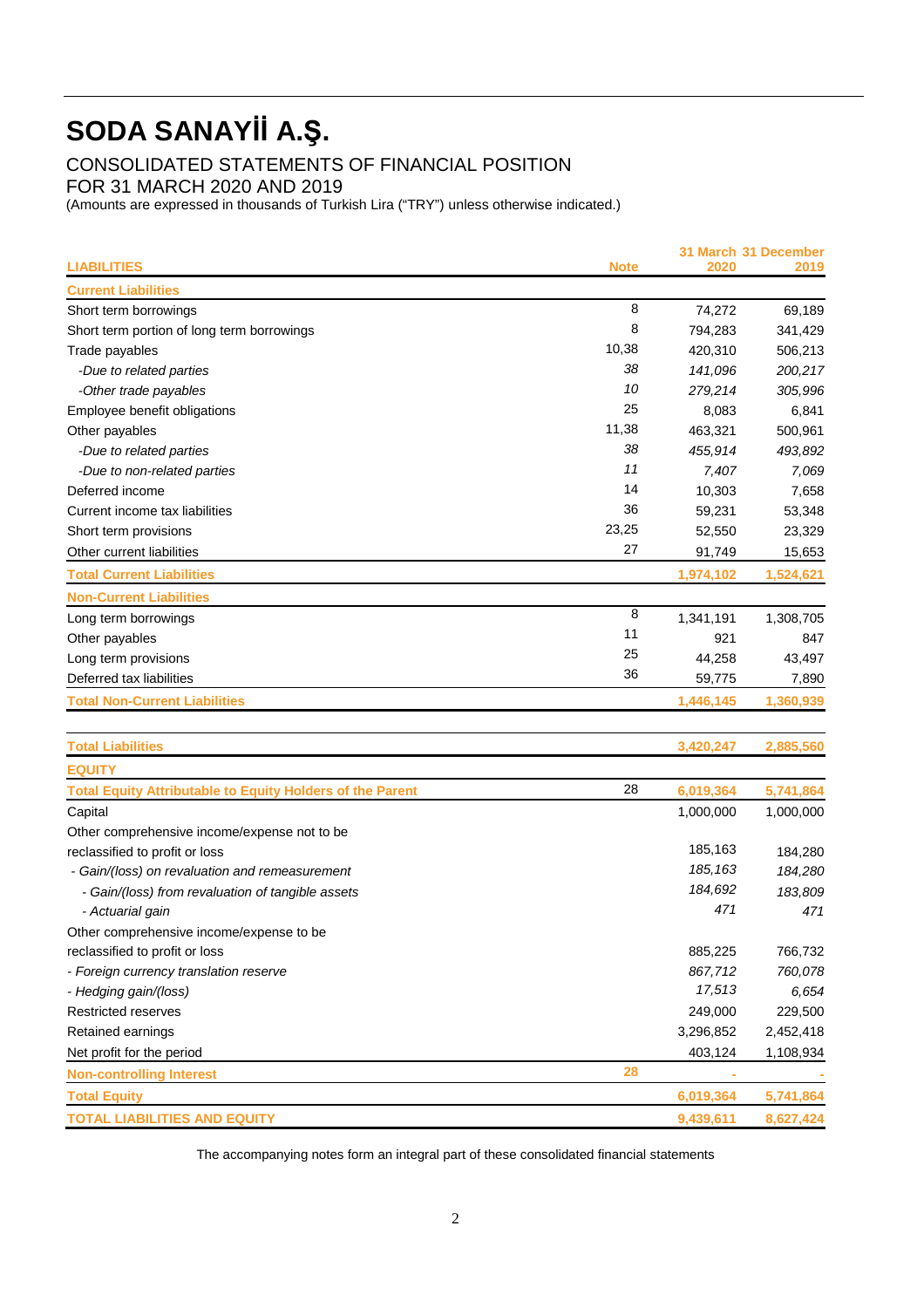# SODA SANAYİİ A.Ş.

CONSOLIDATED STATEMENTS OF FINANCIAL POSITION
FOR 31 MARCH 2020 AND 2019
(Amounts are expressed in thousands of Turkish Lira ("TRY") unless otherwise indicated.)

| LIABILITIES | Note | 31 March 2020 | 31 December 2019 |
|---|---|---|---|
| **Current Liabilities** | | | |
| Short term borrowings | 8 | 74,272 | 69,189 |
| Short term portion of long term borrowings | 8 | 794,283 | 341,429 |
| Trade payables | 10,38 | 420,310 | 506,213 |
| *-Due to related parties* | *38* | *141,096* | *200,217* |
| *-Other trade payables* | *10* | *279,214* | *305,996* |
| Employee benefit obligations | 25 | 8,083 | 6,841 |
| Other payables | 11,38 | 463,321 | 500,961 |
| *-Due to related parties* | *38* | *455,914* | *493,892* |
| *-Due to non-related parties* | *11* | *7,407* | *7,069* |
| Deferred income | 14 | 10,303 | 7,658 |
| Current income tax liabilities | 36 | 59,231 | 53,348 |
| Short term provisions | 23,25 | 52,550 | 23,329 |
| Other current liabilities | 27 | 91,749 | 15,653 |
| **Total Current Liabilities** | | **1,974,102** | **1,524,621** |
| **Non-Current Liabilities** | | | |
| Long term borrowings | 8 | 1,341,191 | 1,308,705 |
| Other payables | 11 | 921 | 847 |
| Long term provisions | 25 | 44,258 | 43,497 |
| Deferred tax liabilities | 36 | 59,775 | 7,890 |
| **Total Non-Current Liabilities** | | **1,446,145** | **1,360,939** |
| | | | |
| **Total Liabilities** | | **3,420,247** | **2,885,560** |
| **EQUITY** | | | |
| **Total Equity Attributable to Equity Holders of the Parent** | 28 | **6,019,364** | **5,741,864** |
| Capital | | 1,000,000 | 1,000,000 |
| Other comprehensive income/expense not to be reclassified to profit or loss | | 185,163 | 184,280 |
| *- Gain/(loss) on revaluation and remeasurement* | | *185,163* | *184,280* |
| *- Gain/(loss) from revaluation of tangible assets* | | *184,692* | *183,809* |
| *- Actuarial gain* | | *471* | *471* |
| Other comprehensive income/expense to be reclassified to profit or loss | | 885,225 | 766,732 |
| *- Foreign currency translation reserve* | | *867,712* | *760,078* |
| *- Hedging gain/(loss)* | | *17,513* | *6,654* |
| Restricted reserves | | 249,000 | 229,500 |
| Retained earnings | | 3,296,852 | 2,452,418 |
| Net profit for the period | | 403,124 | 1,108,934 |
| **Non-controlling Interest** | **28** | **-** | **-** |
| **Total Equity** | | **6,019,364** | **5,741,864** |
| **TOTAL LIABILITIES AND EQUITY** | | **9,439,611** | **8,627,424** |

The accompanying notes form an integral part of these consolidated financial statements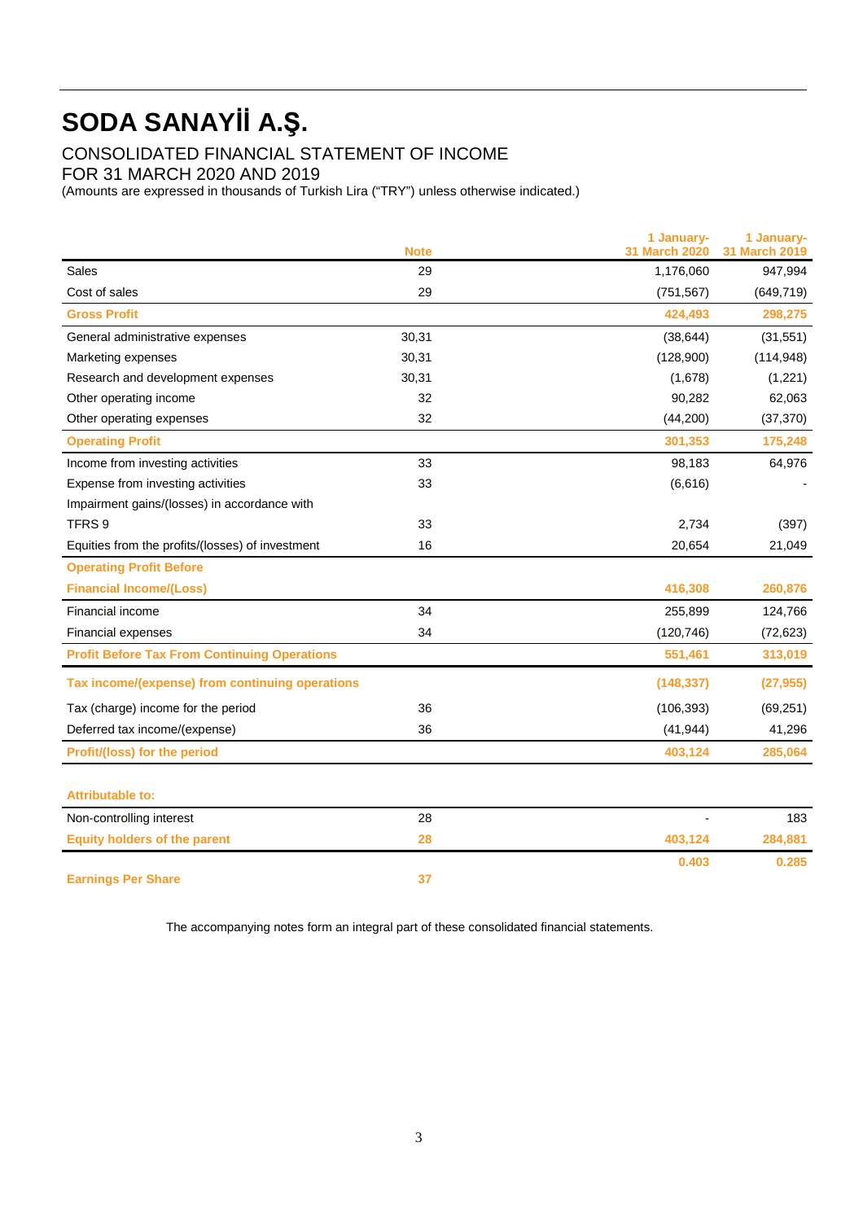# SODA SANAYİİ A.Ş.

## CONSOLIDATED FINANCIAL STATEMENT OF INCOME
## FOR 31 MARCH 2020 AND 2019

(Amounts are expressed in thousands of Turkish Lira ("TRY") unless otherwise indicated.)

| | Note | 1 January-31 March 2020 | 1 January-31 March 2019 |
|---|---|---|---|
| Sales | 29 | 1,176,060 | 947,994 |
| Cost of sales | 29 | (751,567) | (649,719) |
| **Gross Profit** | | **424,493** | **298,275** |
| General administrative expenses | 30,31 | (38,644) | (31,551) |
| Marketing expenses | 30,31 | (128,900) | (114,948) |
| Research and development expenses | 30,31 | (1,678) | (1,221) |
| Other operating income | 32 | 90,282 | 62,063 |
| Other operating expenses | 32 | (44,200) | (37,370) |
| **Operating Profit** | | **301,353** | **175,248** |
| Income from investing activities | 33 | 98,183 | 64,976 |
| Expense from investing activities | 33 | (6,616) | - |
| Impairment gains/(losses) in accordance with TFRS 9 | 33 | 2,734 | (397) |
| Equities from the profits/(losses) of investment | 16 | 20,654 | 21,049 |
| **Operating Profit Before Financial Income/(Loss)** | | **416,308** | **260,876** |
| Financial income | 34 | 255,899 | 124,766 |
| Financial expenses | 34 | (120,746) | (72,623) |
| **Profit Before Tax From Continuing Operations** | | **551,461** | **313,019** |
| **Tax income/(expense) from continuing operations** | | **(148,337)** | **(27,955)** |
| Tax (charge) income for the period | 36 | (106,393) | (69,251) |
| Deferred tax income/(expense) | 36 | (41,944) | 41,296 |
| **Profit/(loss) for the period** | | **403,124** | **285,064** |
| | | | |
| **Attributable to:** | | | |
| Non-controlling interest | 28 | - | 183 |
| **Equity holders of the parent** | **28** | **403,124** | **284,881** |
| **Earnings Per Share** | **37** | **0.403** | **0.285** |

The accompanying notes form an integral part of these consolidated financial statements.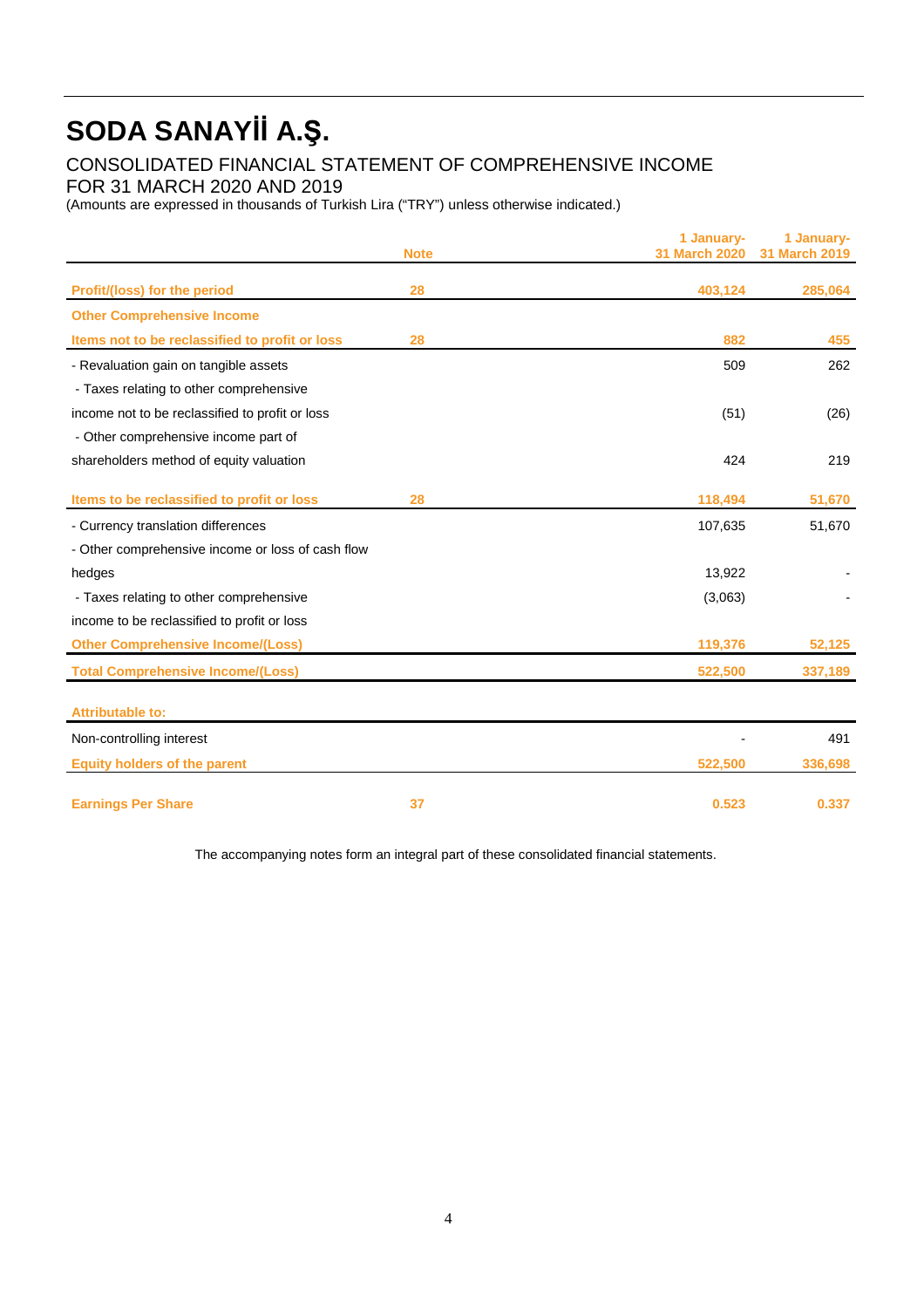# SODA SANAYİİ A.Ş.

## CONSOLIDATED FINANCIAL STATEMENT OF COMPREHENSIVE INCOME
## FOR 31 MARCH 2020 AND 2019

(Amounts are expressed in thousands of Turkish Lira ("TRY") unless otherwise indicated.)

| | Note | 1 January-31 March 2020 | 1 January-31 March 2019 |
|---|---|---|---|
| **Profit/(loss) for the period** | **28** | **403,124** | **285,064** |
| **Other Comprehensive Income** | | | |
| **Items not to be reclassified to profit or loss** | **28** | **882** | **455** |
| - Revaluation gain on tangible assets | | 509 | 262 |
| - Taxes relating to other comprehensive income not to be reclassified to profit or loss | | (51) | (26) |
| - Other comprehensive income part of shareholders method of equity valuation | | 424 | 219 |
| **Items to be reclassified to profit or loss** | **28** | **118,494** | **51,670** |
| - Currency translation differences | | 107,635 | 51,670 |
| - Other comprehensive income or loss of cash flow hedges | | 13,922 | - |
| - Taxes relating to other comprehensive income to be reclassified to profit or loss | | (3,063) | - |
| **Other Comprehensive Income/(Loss)** | | **119,376** | **52,125** |
| **Total Comprehensive Income/(Loss)** | | **522,500** | **337,189** |
| **Attributable to:** | | | |
| Non-controlling interest | | - | 491 |
| **Equity holders of the parent** | | **522,500** | **336,698** |
| **Earnings Per Share** | **37** | **0.523** | **0.337** |

The accompanying notes form an integral part of these consolidated financial statements.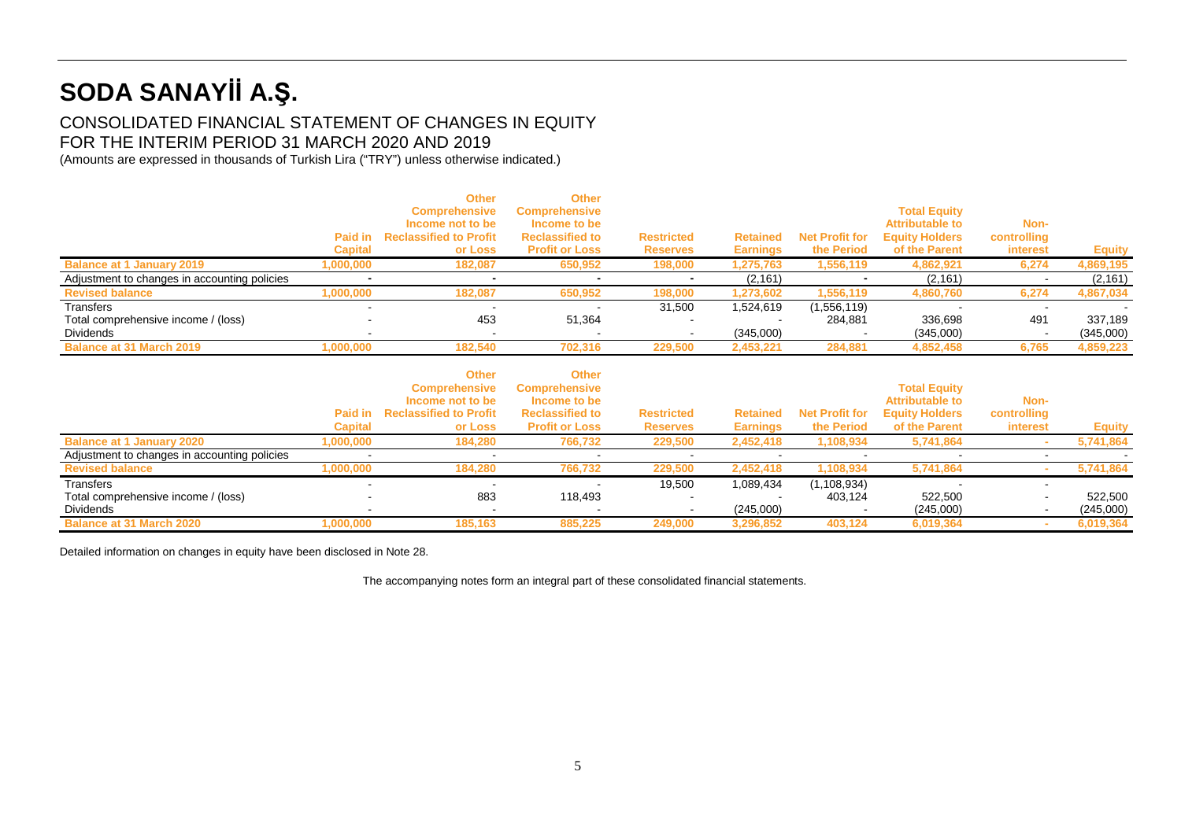# SODA SANAYİİ A.Ş.

CONSOLIDATED FINANCIAL STATEMENT OF CHANGES IN EQUITY
FOR THE INTERIM PERIOD 31 MARCH 2020 AND 2019
(Amounts are expressed in thousands of Turkish Lira ("TRY") unless otherwise indicated.)

| | Paid in Capital | Other Comprehensive Income not to be Reclassified to Profit or Loss | Other Comprehensive Income to be Reclassified to Profit or Loss | Restricted Reserves | Retained Earnings | Net Profit for the Period | Total Equity Attributable to Equity Holders of the Parent | Non-controlling interest | Equity |
|---|---|---|---|---|---|---|---|---|---|
| **Balance at 1 January 2019** | 1,000,000 | 182,087 | 650,952 | 198,000 | 1,275,763 | 1,556,119 | 4,862,921 | 6,274 | 4,869,195 |
| Adjustment to changes in accounting policies | - | - | - | - | (2,161) | - | (2,161) | - | (2,161) |
| **Revised balance** | 1,000,000 | 182,087 | 650,952 | 198,000 | 1,273,602 | 1,556,119 | 4,860,760 | 6,274 | 4,867,034 |
| Transfers | - | - | - | 31,500 | 1,524,619 | (1,556,119) | - | - | - |
| Total comprehensive income / (loss) | - | 453 | 51,364 | - | - | 284,881 | 336,698 | 491 | 337,189 |
| Dividends | - | - | - | - | (345,000) | - | (345,000) | - | (345,000) |
| **Balance at 31 March 2019** | 1,000,000 | 182,540 | 702,316 | 229,500 | 2,453,221 | 284,881 | 4,852,458 | 6,765 | 4,859,223 |

| | Paid in Capital | Other Comprehensive Income not to be Reclassified to Profit or Loss | Other Comprehensive Income to be Reclassified to Profit or Loss | Restricted Reserves | Retained Earnings | Net Profit for the Period | Total Equity Attributable to Equity Holders of the Parent | Non-controlling interest | Equity |
|---|---|---|---|---|---|---|---|---|---|
| **Balance at 1 January 2020** | 1,000,000 | 184,280 | 766,732 | 229,500 | 2,452,418 | 1,108,934 | 5,741,864 | - | 5,741,864 |
| Adjustment to changes in accounting policies | - | - | - | - | - | - | - | - | - |
| **Revised balance** | 1,000,000 | 184,280 | 766,732 | 229,500 | 2,452,418 | 1,108,934 | 5,741,864 | - | 5,741,864 |
| Transfers | - | - | - | 19,500 | 1,089,434 | (1,108,934) | - | - | |
| Total comprehensive income / (loss) | - | 883 | 118,493 | - | - | 403,124 | 522,500 | - | 522,500 |
| Dividends | - | - | - | - | (245,000) | - | (245,000) | - | (245,000) |
| **Balance at 31 March 2020** | 1,000,000 | 185,163 | 885,225 | 249,000 | 3,296,852 | 403,124 | 6,019,364 | - | 6,019,364 |

Detailed information on changes in equity have been disclosed in Note 28.

The accompanying notes form an integral part of these consolidated financial statements.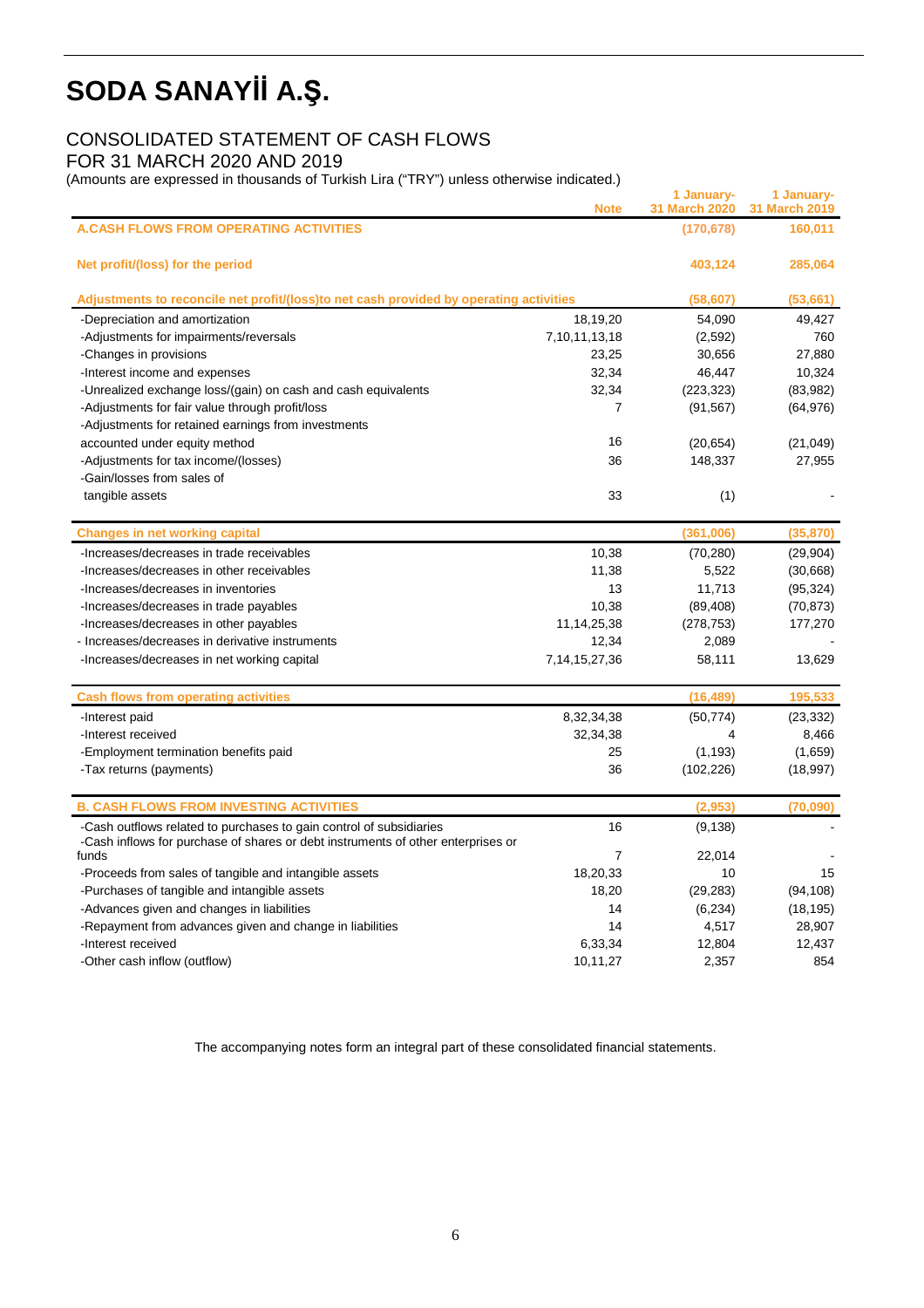# SODA SANAYİİ A.Ş.

## CONSOLIDATED STATEMENT OF CASH FLOWS
## FOR 31 MARCH 2020 AND 2019

(Amounts are expressed in thousands of Turkish Lira ("TRY") unless otherwise indicated.)

| | Note | 1 January-31 March 2020 | 1 January-31 March 2019 |
|---|---|---|---|
| **A.CASH FLOWS FROM OPERATING ACTIVITIES** | | **(170,678)** | **160,011** |
| **Net profit/(loss) for the period** | | **403,124** | **285,064** |
| **Adjustments to reconcile net profit/(loss)to net cash provided by operating activities** | | **(58,607)** | **(53,661)** |
| -Depreciation and amortization | 18,19,20 | 54,090 | 49,427 |
| -Adjustments for impairments/reversals | 7,10,11,13,18 | (2,592) | 760 |
| -Changes in provisions | 23,25 | 30,656 | 27,880 |
| -Interest income and expenses | 32,34 | 46,447 | 10,324 |
| -Unrealized exchange loss/(gain) on cash and cash equivalents | 32,34 | (223,323) | (83,982) |
| -Adjustments for fair value through profit/loss | 7 | (91,567) | (64,976) |
| -Adjustments for retained earnings from investments accounted under equity method | 16 | (20,654) | (21,049) |
| -Adjustments for tax income/(losses) | 36 | 148,337 | 27,955 |
| -Gain/losses from sales of tangible assets | 33 | (1) | - |
| **Changes in net working capital** | | **(361,006)** | **(35,870)** |
| -Increases/decreases in trade receivables | 10,38 | (70,280) | (29,904) |
| -Increases/decreases in other receivables | 11,38 | 5,522 | (30,668) |
| -Increases/decreases in inventories | 13 | 11,713 | (95,324) |
| -Increases/decreases in trade payables | 10,38 | (89,408) | (70,873) |
| -Increases/decreases in other payables | 11,14,25,38 | (278,753) | 177,270 |
| - Increases/decreases in derivative instruments | 12,34 | 2,089 | - |
| -Increases/decreases in net working capital | 7,14,15,27,36 | 58,111 | 13,629 |
| **Cash flows from operating activities** | | **(16,489)** | **195,533** |
| -Interest paid | 8,32,34,38 | (50,774) | (23,332) |
| -Interest received | 32,34,38 | 4 | 8,466 |
| -Employment termination benefits paid | 25 | (1,193) | (1,659) |
| -Tax returns (payments) | 36 | (102,226) | (18,997) |
| **B. CASH FLOWS FROM INVESTING ACTIVITIES** | | **(2,953)** | **(70,090)** |
| -Cash outflows related to purchases to gain control of subsidiaries | 16 | (9,138) | - |
| -Cash inflows for purchase of shares or debt instruments of other enterprises or funds | 7 | 22,014 | - |
| -Proceeds from sales of tangible and intangible assets | 18,20,33 | 10 | 15 |
| -Purchases of tangible and intangible assets | 18,20 | (29,283) | (94,108) |
| -Advances given and changes in liabilities | 14 | (6,234) | (18,195) |
| -Repayment from advances given and change in liabilities | 14 | 4,517 | 28,907 |
| -Interest received | 6,33,34 | 12,804 | 12,437 |
| -Other cash inflow (outflow) | 10,11,27 | 2,357 | 854 |

The accompanying notes form an integral part of these consolidated financial statements.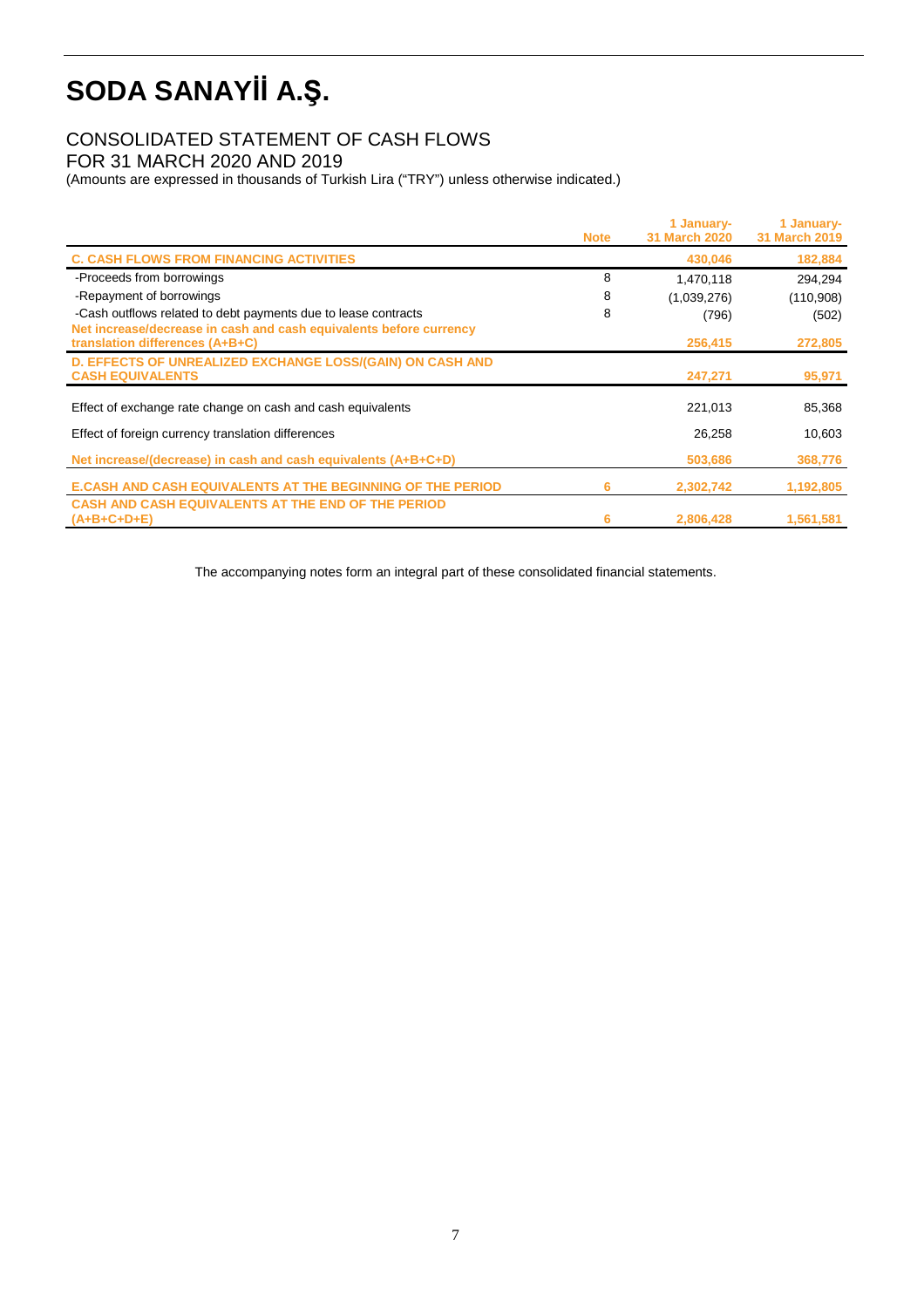# SODA SANAYİİ A.Ş.

## CONSOLIDATED STATEMENT OF CASH FLOWS
## FOR 31 MARCH 2020 AND 2019

(Amounts are expressed in thousands of Turkish Lira ("TRY") unless otherwise indicated.)

| | Note | 1 January-31 March 2020 | 1 January-31 March 2019 |
|---|---|---|---|
| **C. CASH FLOWS FROM FINANCING ACTIVITIES** | | **430,046** | **182,884** |
| -Proceeds from borrowings | 8 | 1,470,118 | 294,294 |
| -Repayment of borrowings | 8 | (1,039,276) | (110,908) |
| -Cash outflows related to debt payments due to lease contracts | 8 | (796) | (502) |
| **Net increase/decrease in cash and cash equivalents before currency translation differences (A+B+C)** | | **256,415** | **272,805** |
| **D. EFFECTS OF UNREALIZED EXCHANGE LOSS/(GAIN) ON CASH AND CASH EQUIVALENTS** | | **247,271** | **95,971** |
| Effect of exchange rate change on cash and cash equivalents | | 221,013 | 85,368 |
| Effect of foreign currency translation differences | | 26,258 | 10,603 |
| **Net increase/(decrease) in cash and cash equivalents (A+B+C+D)** | | **503,686** | **368,776** |
| **E.CASH AND CASH EQUIVALENTS AT THE BEGINNING OF THE PERIOD** | **6** | **2,302,742** | **1,192,805** |
| **CASH AND CASH EQUIVALENTS AT THE END OF THE PERIOD (A+B+C+D+E)** | **6** | **2,806,428** | **1,561,581** |

The accompanying notes form an integral part of these consolidated financial statements.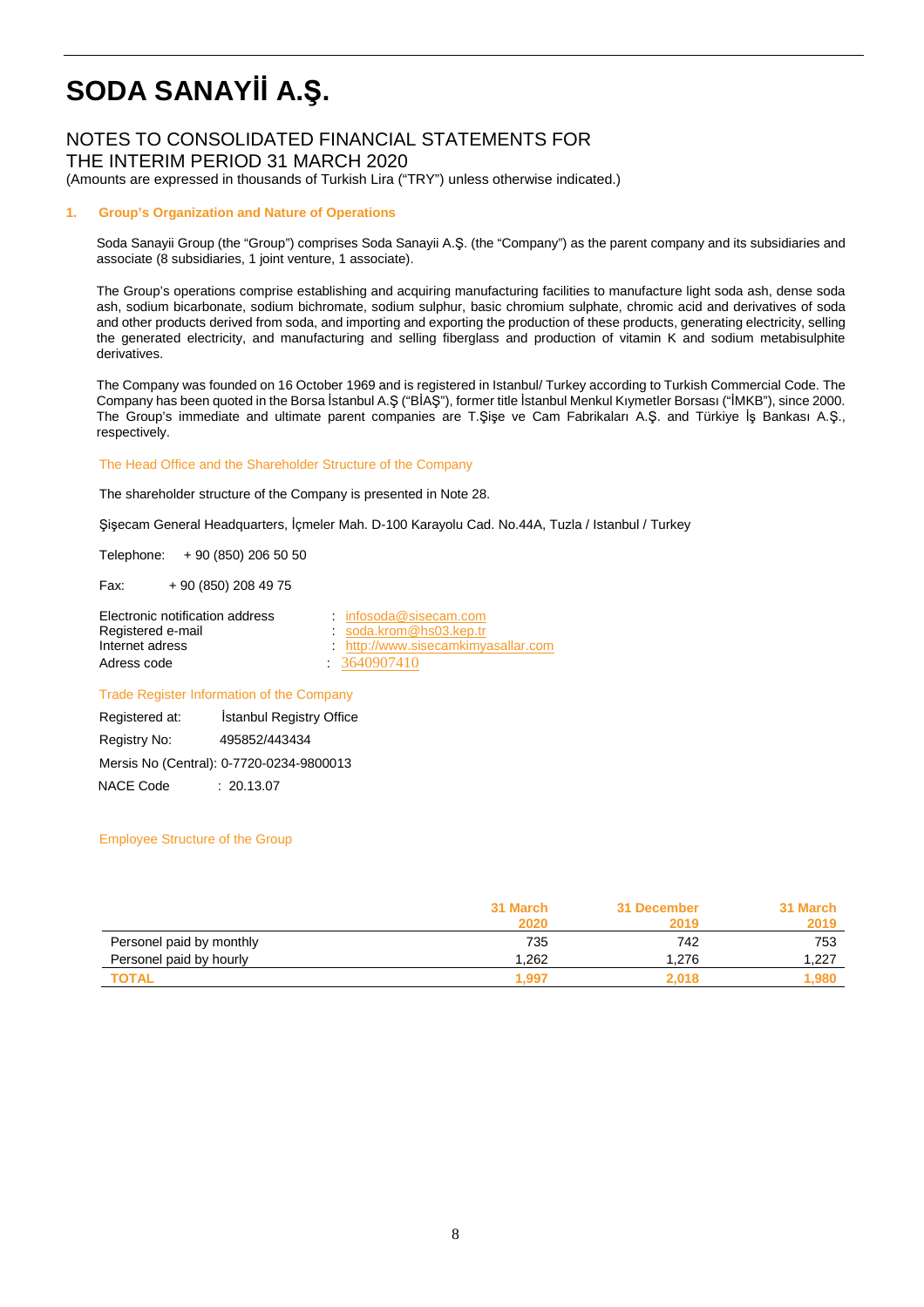# SODA SANAYİİ A.Ş.

## NOTES TO CONSOLIDATED FINANCIAL STATEMENTS FOR THE INTERIM PERIOD 31 MARCH 2020

(Amounts are expressed in thousands of Turkish Lira ("TRY") unless otherwise indicated.)

### 1. Group's Organization and Nature of Operations

Soda Sanayii Group (the "Group") comprises Soda Sanayii A.Ş. (the "Company") as the parent company and its subsidiaries and associate (8 subsidiaries, 1 joint venture, 1 associate).

The Group's operations comprise establishing and acquiring manufacturing facilities to manufacture light soda ash, dense soda ash, sodium bicarbonate, sodium bichromate, sodium sulphur, basic chromium sulphate, chromic acid and derivatives of soda and other products derived from soda, and importing and exporting the production of these products, generating electricity, selling the generated electricity, and manufacturing and selling fiberglass and production of vitamin K and sodium metabisulphite derivatives.

The Company was founded on 16 October 1969 and is registered in Istanbul/ Turkey according to Turkish Commercial Code. The Company has been quoted in the Borsa İstanbul A.Ş ("BİAŞ"), former title İstanbul Menkul Kıymetler Borsası ("İMKB"), since 2000. The Group's immediate and ultimate parent companies are T.Şişe ve Cam Fabrikaları A.Ş. and Türkiye İş Bankası A.Ş., respectively.

#### The Head Office and the Shareholder Structure of the Company

The shareholder structure of the Company is presented in Note 28.

Şişecam General Headquarters, İçmeler Mah. D-100 Karayolu Cad. No.44A, Tuzla / Istanbul / Turkey

Telephone: + 90 (850) 206 50 50

Fax: + 90 (850) 208 49 75

Electronic notification address : infosoda@sisecam.com
Registered e-mail : soda.krom@hs03.kep.tr
Internet adress : http://www.sisecamkimyasallar.com
Adress code : 3640907410

#### Trade Register Information of the Company

Registered at: İstanbul Registry Office

Registry No: 495852/443434

Mersis No (Central): 0-7720-0234-9800013

NACE Code : 20.13.07

#### Employee Structure of the Group

| | 31 March 2020 | 31 December 2019 | 31 March 2019 |
|---|---|---|---|
| Personel paid by monthly | 735 | 742 | 753 |
| Personel paid by hourly | 1,262 | 1,276 | 1,227 |
| **TOTAL** | **1,997** | **2,018** | **1,980** |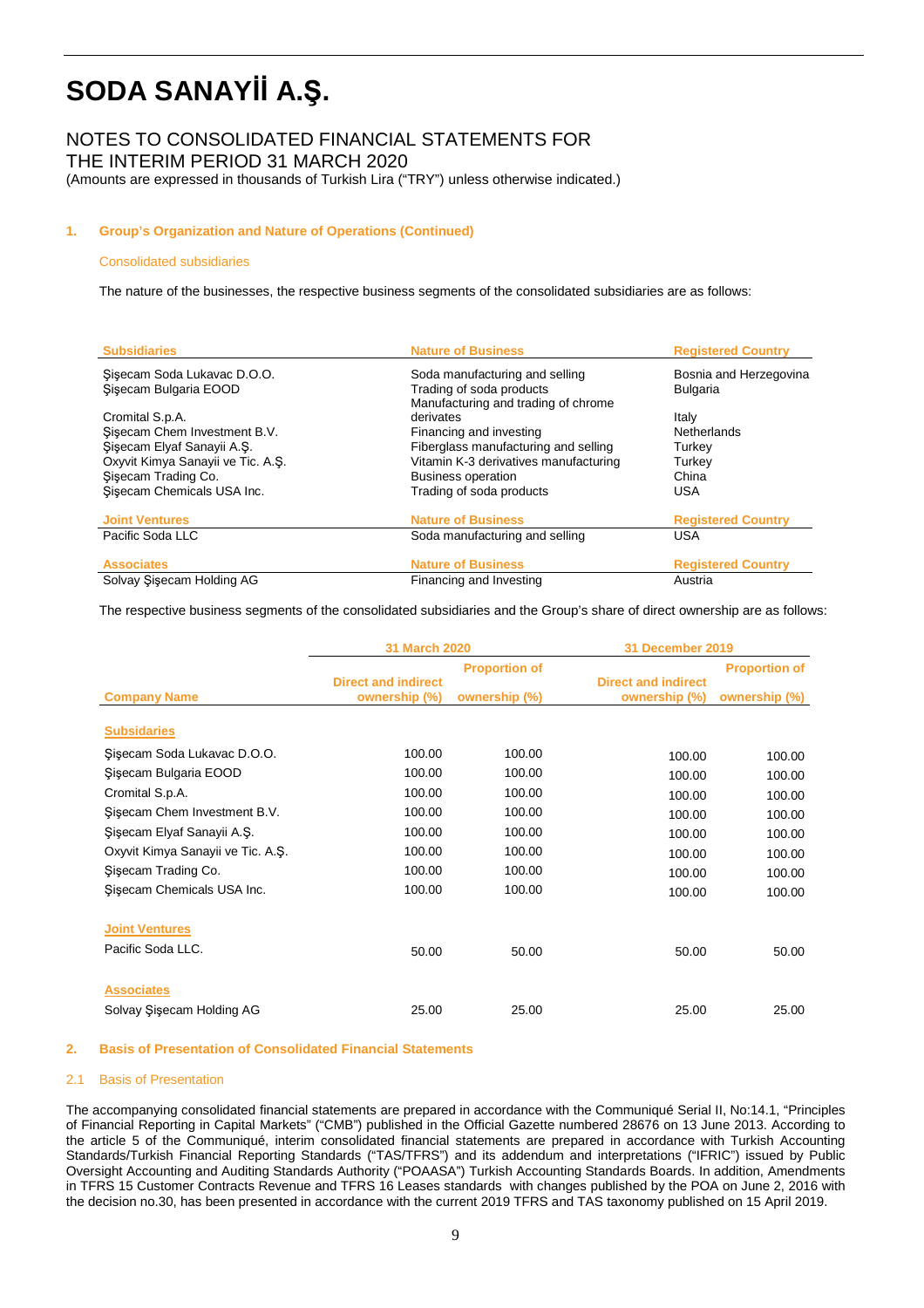# SODA SANAYİİ A.Ş.

## NOTES TO CONSOLIDATED FINANCIAL STATEMENTS FOR THE INTERIM PERIOD 31 MARCH 2020

(Amounts are expressed in thousands of Turkish Lira ("TRY") unless otherwise indicated.)

### 1. Group's Organization and Nature of Operations (Continued)

#### Consolidated subsidiaries

The nature of the businesses, the respective business segments of the consolidated subsidiaries are as follows:

| Subsidiaries | Nature of Business | Registered Country |
|---|---|---|
| Şişecam Soda Lukavac D.O.O. | Soda manufacturing and selling | Bosnia and Herzegovina |
| Şişecam Bulgaria EOOD | Trading of soda products | Bulgaria |
| Cromital S.p.A. | Manufacturing and trading of chrome derivates | Italy |
| Şişecam Chem Investment B.V. | Financing and investing | Netherlands |
| Şişecam Elyaf Sanayii A.Ş. | Fiberglass manufacturing and selling | Turkey |
| Oxyvit Kimya Sanayii ve Tic. A.Ş. | Vitamin K-3 derivatives manufacturing | Turkey |
| Şişecam Trading Co. | Business operation | China |
| Şişecam Chemicals USA Inc. | Trading of soda products | USA |
| **Joint Ventures** | **Nature of Business** | **Registered Country** |
| Pacific Soda LLC | Soda manufacturing and selling | USA |
| **Associates** | **Nature of Business** | **Registered Country** |
| Solvay Şişecam Holding AG | Financing and Investing | Austria |

The respective business segments of the consolidated subsidiaries and the Group's share of direct ownership are as follows:

| | 31 March 2020 | | 31 December 2019 | |
|---|---|---|---|---|
| Company Name | Direct and indirect ownership (%) | Proportion of ownership (%) | Direct and indirect ownership (%) | Proportion of ownership (%) |
| **Subsidaries** | | | | |
| Şişecam Soda Lukavac D.O.O. | 100.00 | 100.00 | 100.00 | 100.00 |
| Şişecam Bulgaria EOOD | 100.00 | 100.00 | 100.00 | 100.00 |
| Cromital S.p.A. | 100.00 | 100.00 | 100.00 | 100.00 |
| Şişecam Chem Investment B.V. | 100.00 | 100.00 | 100.00 | 100.00 |
| Şişecam Elyaf Sanayii A.Ş. | 100.00 | 100.00 | 100.00 | 100.00 |
| Oxyvit Kimya Sanayii ve Tic. A.Ş. | 100.00 | 100.00 | 100.00 | 100.00 |
| Şişecam Trading Co. | 100.00 | 100.00 | 100.00 | 100.00 |
| Şişecam Chemicals USA Inc. | 100.00 | 100.00 | 100.00 | 100.00 |
| **Joint Ventures** | | | | |
| Pacific Soda LLC. | 50.00 | 50.00 | 50.00 | 50.00 |
| **Associates** | | | | |
| Solvay Şişecam Holding AG | 25.00 | 25.00 | 25.00 | 25.00 |

### 2. Basis of Presentation of Consolidated Financial Statements

#### 2.1 Basis of Presentation

The accompanying consolidated financial statements are prepared in accordance with the Communiqué Serial II, No:14.1, "Principles of Financial Reporting in Capital Markets" ("CMB") published in the Official Gazette numbered 28676 on 13 June 2013. According to the article 5 of the Communiqué, interim consolidated financial statements are prepared in accordance with Turkish Accounting Standards/Turkish Financial Reporting Standards ("TAS/TFRS") and its addendum and interpretations ("IFRIC") issued by Public Oversight Accounting and Auditing Standards Authority ("POAASA") Turkish Accounting Standards Boards. In addition, Amendments in TFRS 15 Customer Contracts Revenue and TFRS 16 Leases standards with changes published by the POA on June 2, 2016 with the decision no.30, has been presented in accordance with the current 2019 TFRS and TAS taxonomy published on 15 April 2019.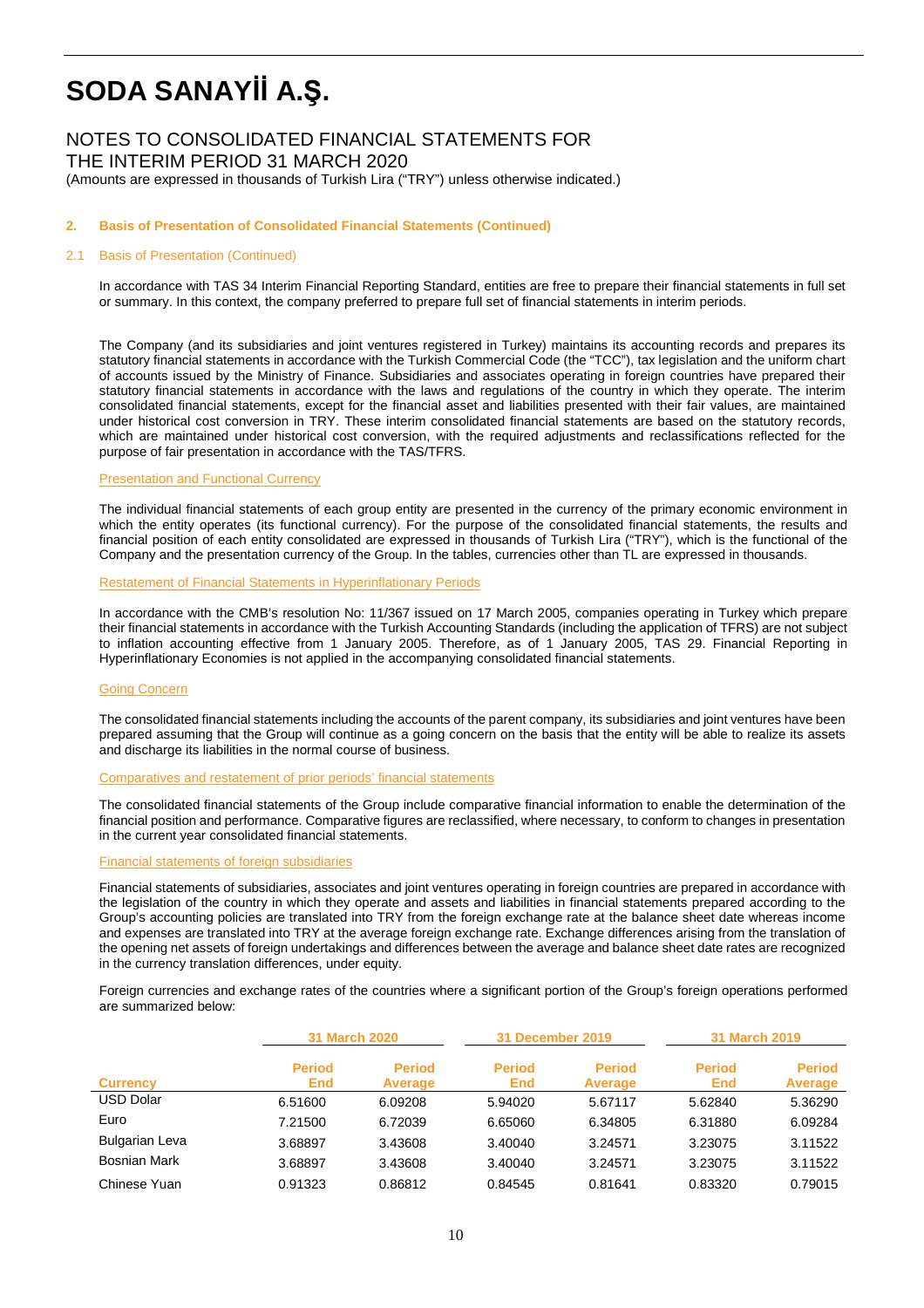# SODA SANAYİİ A.Ş.

NOTES TO CONSOLIDATED FINANCIAL STATEMENTS FOR
THE INTERIM PERIOD 31 MARCH 2020
(Amounts are expressed in thousands of Turkish Lira ("TRY") unless otherwise indicated.)

## 2. Basis of Presentation of Consolidated Financial Statements (Continued)

### 2.1 Basis of Presentation (Continued)

In accordance with TAS 34 Interim Financial Reporting Standard, entities are free to prepare their financial statements in full set or summary. In this context, the company preferred to prepare full set of financial statements in interim periods.

The Company (and its subsidiaries and joint ventures registered in Turkey) maintains its accounting records and prepares its statutory financial statements in accordance with the Turkish Commercial Code (the "TCC"), tax legislation and the uniform chart of accounts issued by the Ministry of Finance. Subsidiaries and associates operating in foreign countries have prepared their statutory financial statements in accordance with the laws and regulations of the country in which they operate. The interim consolidated financial statements, except for the financial asset and liabilities presented with their fair values, are maintained under historical cost conversion in TRY. These interim consolidated financial statements are based on the statutory records, which are maintained under historical cost conversion, with the required adjustments and reclassifications reflected for the purpose of fair presentation in accordance with the TAS/TFRS.

Presentation and Functional Currency

The individual financial statements of each group entity are presented in the currency of the primary economic environment in which the entity operates (its functional currency). For the purpose of the consolidated financial statements, the results and financial position of each entity consolidated are expressed in thousands of Turkish Lira ("TRY"), which is the functional of the Company and the presentation currency of the Group. In the tables, currencies other than TL are expressed in thousands.

Restatement of Financial Statements in Hyperinflationary Periods

In accordance with the CMB's resolution No: 11/367 issued on 17 March 2005, companies operating in Turkey which prepare their financial statements in accordance with the Turkish Accounting Standards (including the application of TFRS) are not subject to inflation accounting effective from 1 January 2005. Therefore, as of 1 January 2005, TAS 29. Financial Reporting in Hyperinflationary Economies is not applied in the accompanying consolidated financial statements.

Going Concern

The consolidated financial statements including the accounts of the parent company, its subsidiaries and joint ventures have been prepared assuming that the Group will continue as a going concern on the basis that the entity will be able to realize its assets and discharge its liabilities in the normal course of business.

Comparatives and restatement of prior periods' financial statements

The consolidated financial statements of the Group include comparative financial information to enable the determination of the financial position and performance. Comparative figures are reclassified, where necessary, to conform to changes in presentation in the current year consolidated financial statements.

Financial statements of foreign subsidiaries

Financial statements of subsidiaries, associates and joint ventures operating in foreign countries are prepared in accordance with the legislation of the country in which they operate and assets and liabilities in financial statements prepared according to the Group's accounting policies are translated into TRY from the foreign exchange rate at the balance sheet date whereas income and expenses are translated into TRY at the average foreign exchange rate. Exchange differences arising from the translation of the opening net assets of foreign undertakings and differences between the average and balance sheet date rates are recognized in the currency translation differences, under equity.

Foreign currencies and exchange rates of the countries where a significant portion of the Group's foreign operations performed are summarized below:

| | 31 March 2020 | | 31 December 2019 | | 31 March 2019 | |
|---|---|---|---|---|---|---|
| Currency | Period End | Period Average | Period End | Period Average | Period End | Period Average |
| USD Dolar | 6.51600 | 6.09208 | 5.94020 | 5.67117 | 5.62840 | 5.36290 |
| Euro | 7.21500 | 6.72039 | 6.65060 | 6.34805 | 6.31880 | 6.09284 |
| Bulgarian Leva | 3.68897 | 3.43608 | 3.40040 | 3.24571 | 3.23075 | 3.11522 |
| Bosnian Mark | 3.68897 | 3.43608 | 3.40040 | 3.24571 | 3.23075 | 3.11522 |
| Chinese Yuan | 0.91323 | 0.86812 | 0.84545 | 0.81641 | 0.83320 | 0.79015 |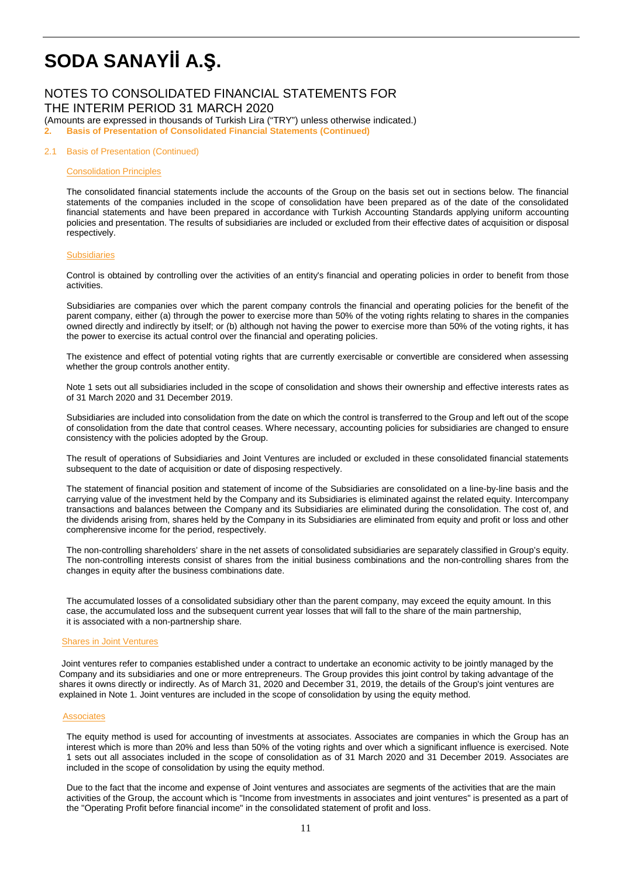# SODA SANAYİİ A.Ş.

## NOTES TO CONSOLIDATED FINANCIAL STATEMENTS FOR THE INTERIM PERIOD 31 MARCH 2020

(Amounts are expressed in thousands of Turkish Lira ("TRY") unless otherwise indicated.)

**2. Basis of Presentation of Consolidated Financial Statements (Continued)**

### 2.1 Basis of Presentation (Continued)

#### Consolidation Principles

The consolidated financial statements include the accounts of the Group on the basis set out in sections below. The financial statements of the companies included in the scope of consolidation have been prepared as of the date of the consolidated financial statements and have been prepared in accordance with Turkish Accounting Standards applying uniform accounting policies and presentation. The results of subsidiaries are included or excluded from their effective dates of acquisition or disposal respectively.

#### Subsidiaries

Control is obtained by controlling over the activities of an entity's financial and operating policies in order to benefit from those activities.

Subsidiaries are companies over which the parent company controls the financial and operating policies for the benefit of the parent company, either (a) through the power to exercise more than 50% of the voting rights relating to shares in the companies owned directly and indirectly by itself; or (b) although not having the power to exercise more than 50% of the voting rights, it has the power to exercise its actual control over the financial and operating policies.

The existence and effect of potential voting rights that are currently exercisable or convertible are considered when assessing whether the group controls another entity.

Note 1 sets out all subsidiaries included in the scope of consolidation and shows their ownership and effective interests rates as of 31 March 2020 and 31 December 2019.

Subsidiaries are included into consolidation from the date on which the control is transferred to the Group and left out of the scope of consolidation from the date that control ceases. Where necessary, accounting policies for subsidiaries are changed to ensure consistency with the policies adopted by the Group.

The result of operations of Subsidiaries and Joint Ventures are included or excluded in these consolidated financial statements subsequent to the date of acquisition or date of disposing respectively.

The statement of financial position and statement of income of the Subsidiaries are consolidated on a line-by-line basis and the carrying value of the investment held by the Company and its Subsidiaries is eliminated against the related equity. Intercompany transactions and balances between the Company and its Subsidiaries are eliminated during the consolidation. The cost of, and the dividends arising from, shares held by the Company in its Subsidiaries are eliminated from equity and profit or loss and other compherensive income for the period, respectively.

The non-controlling shareholders' share in the net assets of consolidated subsidiaries are separately classified in Group's equity. The non-controlling interests consist of shares from the initial business combinations and the non-controlling shares from the changes in equity after the business combinations date.

The accumulated losses of a consolidated subsidiary other than the parent company, may exceed the equity amount. In this case, the accumulated loss and the subsequent current year losses that will fall to the share of the main partnership, it is associated with a non-partnership share.

#### Shares in Joint Ventures

Joint ventures refer to companies established under a contract to undertake an economic activity to be jointly managed by the Company and its subsidiaries and one or more entrepreneurs. The Group provides this joint control by taking advantage of the shares it owns directly or indirectly. As of March 31, 2020 and December 31, 2019, the details of the Group's joint ventures are explained in Note 1. Joint ventures are included in the scope of consolidation by using the equity method.

#### Associates

The equity method is used for accounting of investments at associates. Associates are companies in which the Group has an interest which is more than 20% and less than 50% of the voting rights and over which a significant influence is exercised. Note 1 sets out all associates included in the scope of consolidation as of 31 March 2020 and 31 December 2019. Associates are included in the scope of consolidation by using the equity method.

Due to the fact that the income and expense of Joint ventures and associates are segments of the activities that are the main activities of the Group, the account which is "Income from investments in associates and joint ventures" is presented as a part of the "Operating Profit before financial income" in the consolidated statement of profit and loss.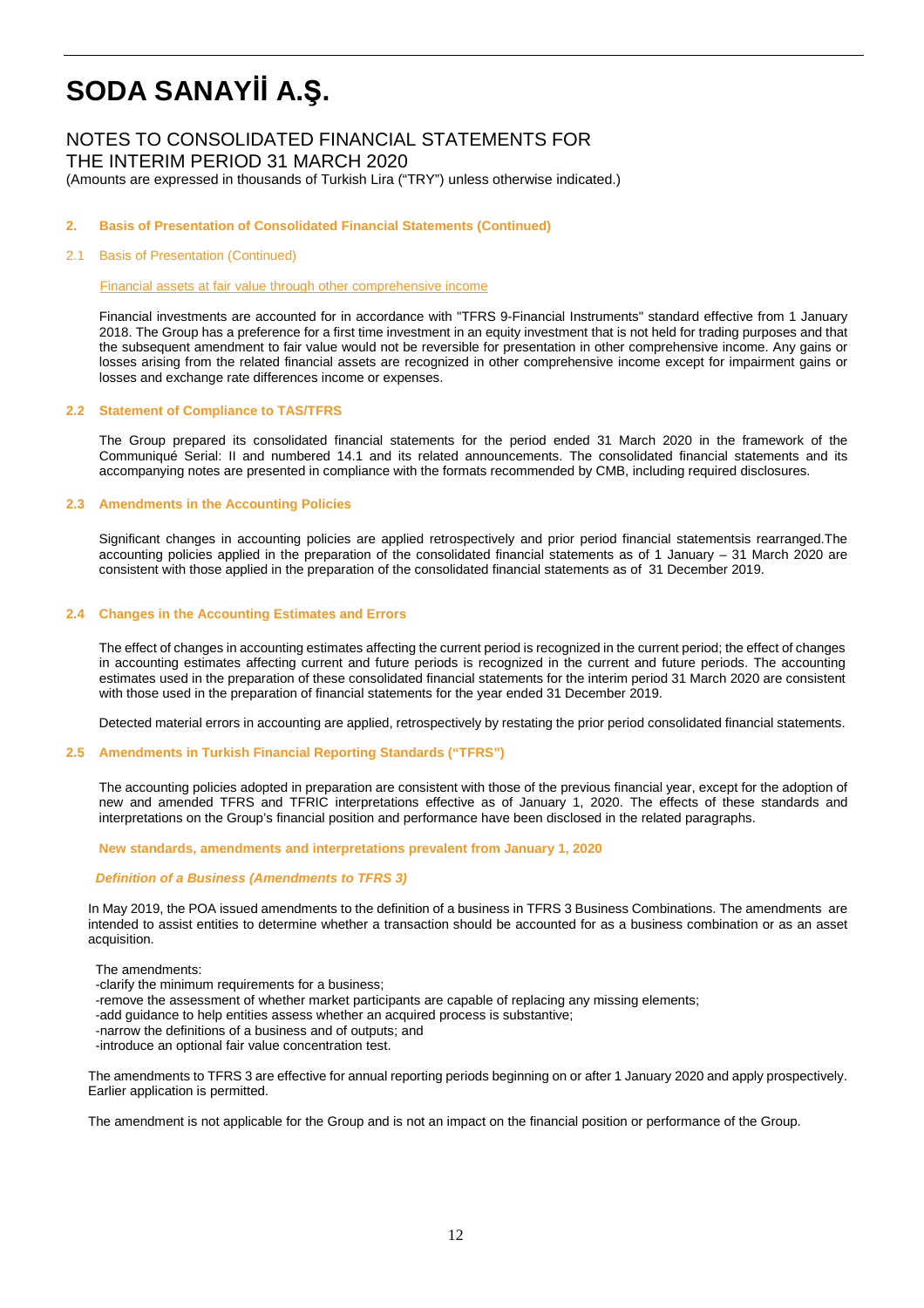# SODA SANAYİİ A.Ş.

NOTES TO CONSOLIDATED FINANCIAL STATEMENTS FOR THE INTERIM PERIOD 31 MARCH 2020
(Amounts are expressed in thousands of Turkish Lira ("TRY") unless otherwise indicated.)

## 2. Basis of Presentation of Consolidated Financial Statements (Continued)

### 2.1 Basis of Presentation (Continued)

Financial assets at fair value through other comprehensive income

Financial investments are accounted for in accordance with "TFRS 9-Financial Instruments" standard effective from 1 January 2018. The Group has a preference for a first time investment in an equity investment that is not held for trading purposes and that the subsequent amendment to fair value would not be reversible for presentation in other comprehensive income. Any gains or losses arising from the related financial assets are recognized in other comprehensive income except for impairment gains or losses and exchange rate differences income or expenses.

### 2.2 Statement of Compliance to TAS/TFRS

The Group prepared its consolidated financial statements for the period ended 31 March 2020 in the framework of the Communiqué Serial: II and numbered 14.1 and its related announcements. The consolidated financial statements and its accompanying notes are presented in compliance with the formats recommended by CMB, including required disclosures.

### 2.3 Amendments in the Accounting Policies

Significant changes in accounting policies are applied retrospectively and prior period financial statementsis rearranged.The accounting policies applied in the preparation of the consolidated financial statements as of 1 January – 31 March 2020 are consistent with those applied in the preparation of the consolidated financial statements as of 31 December 2019.

### 2.4 Changes in the Accounting Estimates and Errors

The effect of changes in accounting estimates affecting the current period is recognized in the current period; the effect of changes in accounting estimates affecting current and future periods is recognized in the current and future periods. The accounting estimates used in the preparation of these consolidated financial statements for the interim period 31 March 2020 are consistent with those used in the preparation of financial statements for the year ended 31 December 2019.

Detected material errors in accounting are applied, retrospectively by restating the prior period consolidated financial statements.

### 2.5 Amendments in Turkish Financial Reporting Standards ("TFRS")

The accounting policies adopted in preparation are consistent with those of the previous financial year, except for the adoption of new and amended TFRS and TFRIC interpretations effective as of January 1, 2020. The effects of these standards and interpretations on the Group's financial position and performance have been disclosed in the related paragraphs.

**New standards, amendments and interpretations prevalent from January 1, 2020**

***Definition of a Business (Amendments to TFRS 3)***

In May 2019, the POA issued amendments to the definition of a business in TFRS 3 Business Combinations. The amendments are intended to assist entities to determine whether a transaction should be accounted for as a business combination or as an asset acquisition.

The amendments:
- clarify the minimum requirements for a business;
- remove the assessment of whether market participants are capable of replacing any missing elements;
- add guidance to help entities assess whether an acquired process is substantive;
- narrow the definitions of a business and of outputs; and
- introduce an optional fair value concentration test.

The amendments to TFRS 3 are effective for annual reporting periods beginning on or after 1 January 2020 and apply prospectively. Earlier application is permitted.

The amendment is not applicable for the Group and is not an impact on the financial position or performance of the Group.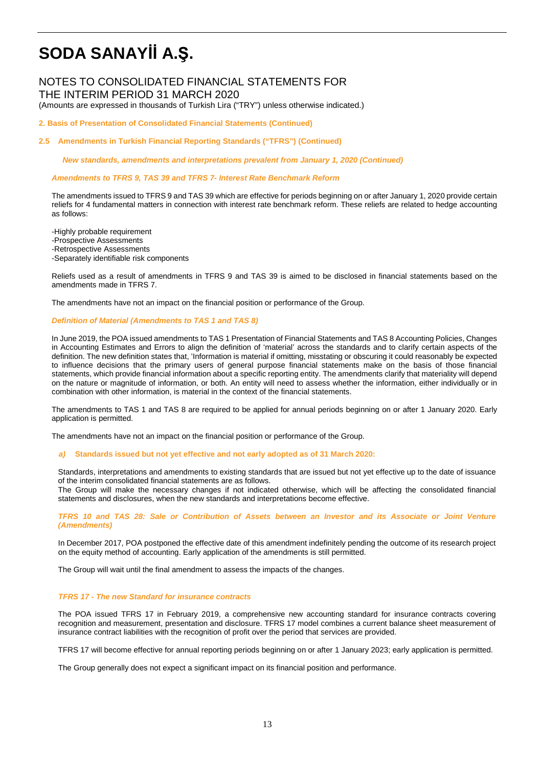# SODA SANAYİİ A.Ş.

NOTES TO CONSOLIDATED FINANCIAL STATEMENTS FOR THE INTERIM PERIOD 31 MARCH 2020
(Amounts are expressed in thousands of Turkish Lira ("TRY") unless otherwise indicated.)

**2. Basis of Presentation of Consolidated Financial Statements (Continued)**

**2.5 Amendments in Turkish Financial Reporting Standards ("TFRS") (Continued)**

***New standards, amendments and interpretations prevalent from January 1, 2020 (Continued)***

***Amendments to TFRS 9, TAS 39 and TFRS 7- Interest Rate Benchmark Reform***

The amendments issued to TFRS 9 and TAS 39 which are effective for periods beginning on or after January 1, 2020 provide certain reliefs for 4 fundamental matters in connection with interest rate benchmark reform. These reliefs are related to hedge accounting as follows:

-Highly probable requirement
-Prospective Assessments
-Retrospective Assessments
-Separately identifiable risk components

Reliefs used as a result of amendments in TFRS 9 and TAS 39 is aimed to be disclosed in financial statements based on the amendments made in TFRS 7.

The amendments have not an impact on the financial position or performance of the Group.

***Definition of Material (Amendments to TAS 1 and TAS 8)***

In June 2019, the POA issued amendments to TAS 1 Presentation of Financial Statements and TAS 8 Accounting Policies, Changes in Accounting Estimates and Errors to align the definition of 'material' across the standards and to clarify certain aspects of the definition. The new definition states that, 'Information is material if omitting, misstating or obscuring it could reasonably be expected to influence decisions that the primary users of general purpose financial statements make on the basis of those financial statements, which provide financial information about a specific reporting entity. The amendments clarify that materiality will depend on the nature or magnitude of information, or both. An entity will need to assess whether the information, either individually or in combination with other information, is material in the context of the financial statements.

The amendments to TAS 1 and TAS 8 are required to be applied for annual periods beginning on or after 1 January 2020. Early application is permitted.

The amendments have not an impact on the financial position or performance of the Group.

***a)*** **Standards issued but not yet effective and not early adopted as of 31 March 2020:**

Standards, interpretations and amendments to existing standards that are issued but not yet effective up to the date of issuance of the interim consolidated financial statements are as follows.
The Group will make the necessary changes if not indicated otherwise, which will be affecting the consolidated financial statements and disclosures, when the new standards and interpretations become effective.

***TFRS 10 and TAS 28: Sale or Contribution of Assets between an Investor and its Associate or Joint Venture (Amendments)***

In December 2017, POA postponed the effective date of this amendment indefinitely pending the outcome of its research project on the equity method of accounting. Early application of the amendments is still permitted.

The Group will wait until the final amendment to assess the impacts of the changes.

***TFRS 17 - The new Standard for insurance contracts***

The POA issued TFRS 17 in February 2019, a comprehensive new accounting standard for insurance contracts covering recognition and measurement, presentation and disclosure. TFRS 17 model combines a current balance sheet measurement of insurance contract liabilities with the recognition of profit over the period that services are provided.

TFRS 17 will become effective for annual reporting periods beginning on or after 1 January 2023; early application is permitted.

The Group generally does not expect a significant impact on its financial position and performance.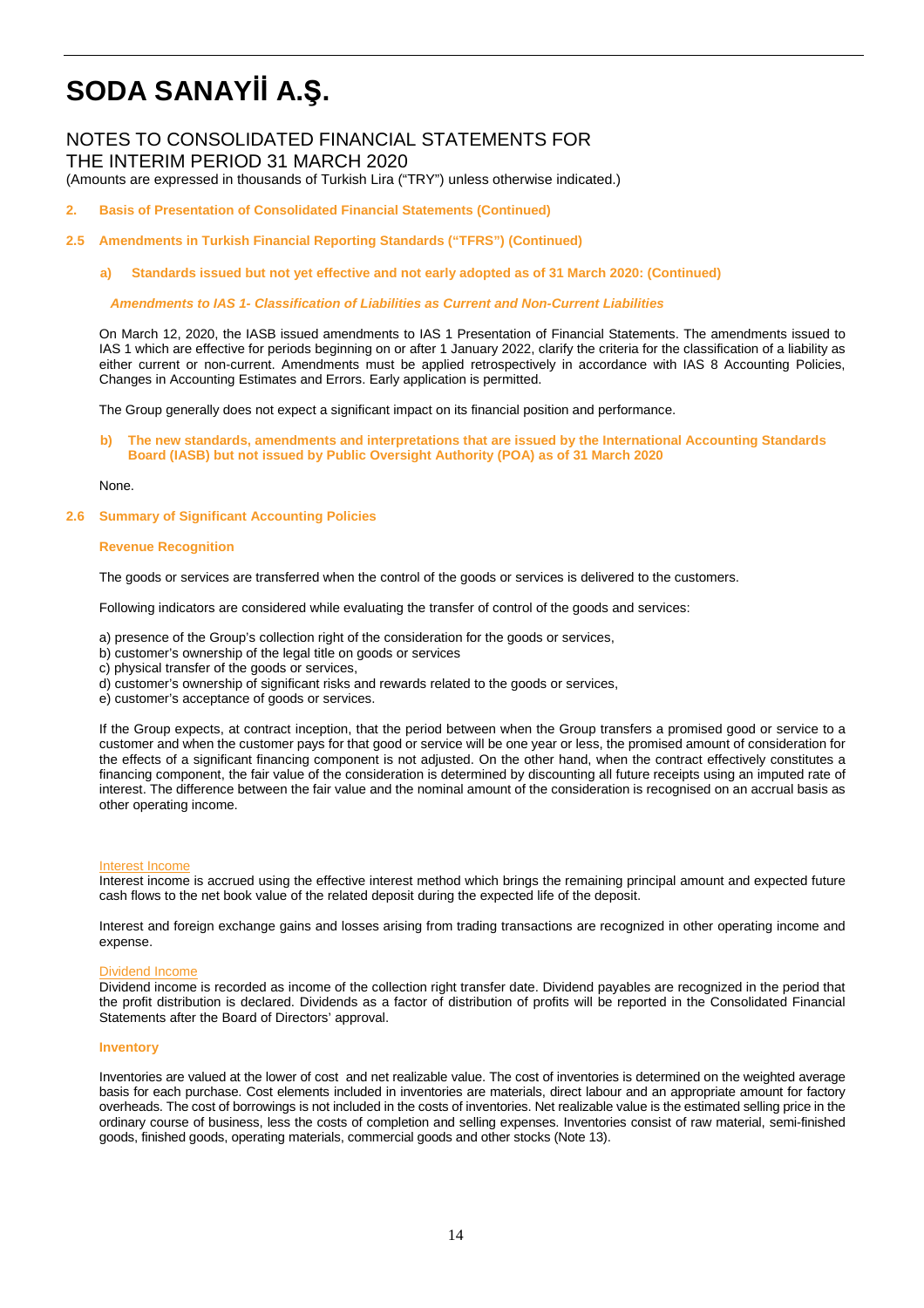# SODA SANAYİİ A.Ş.

NOTES TO CONSOLIDATED FINANCIAL STATEMENTS FOR THE INTERIM PERIOD 31 MARCH 2020
(Amounts are expressed in thousands of Turkish Lira ("TRY") unless otherwise indicated.)

**2. Basis of Presentation of Consolidated Financial Statements (Continued)**

**2.5 Amendments in Turkish Financial Reporting Standards ("TFRS") (Continued)**

**a) Standards issued but not yet effective and not early adopted as of 31 March 2020: (Continued)**

***Amendments to IAS 1- Classification of Liabilities as Current and Non-Current Liabilities***

On March 12, 2020, the IASB issued amendments to IAS 1 Presentation of Financial Statements. The amendments issued to IAS 1 which are effective for periods beginning on or after 1 January 2022, clarify the criteria for the classification of a liability as either current or non-current. Amendments must be applied retrospectively in accordance with IAS 8 Accounting Policies, Changes in Accounting Estimates and Errors. Early application is permitted.

The Group generally does not expect a significant impact on its financial position and performance.

**b) The new standards, amendments and interpretations that are issued by the International Accounting Standards Board (IASB) but not issued by Public Oversight Authority (POA) as of 31 March 2020**

None.

**2.6 Summary of Significant Accounting Policies**

**Revenue Recognition**

The goods or services are transferred when the control of the goods or services is delivered to the customers.

Following indicators are considered while evaluating the transfer of control of the goods and services:

a) presence of the Group's collection right of the consideration for the goods or services,
b) customer's ownership of the legal title on goods or services
c) physical transfer of the goods or services,
d) customer's ownership of significant risks and rewards related to the goods or services,
e) customer's acceptance of goods or services.

If the Group expects, at contract inception, that the period between when the Group transfers a promised good or service to a customer and when the customer pays for that good or service will be one year or less, the promised amount of consideration for the effects of a significant financing component is not adjusted. On the other hand, when the contract effectively constitutes a financing component, the fair value of the consideration is determined by discounting all future receipts using an imputed rate of interest. The difference between the fair value and the nominal amount of the consideration is recognised on an accrual basis as other operating income.

Interest Income

Interest income is accrued using the effective interest method which brings the remaining principal amount and expected future cash flows to the net book value of the related deposit during the expected life of the deposit.

Interest and foreign exchange gains and losses arising from trading transactions are recognized in other operating income and expense.

Dividend Income

Dividend income is recorded as income of the collection right transfer date. Dividend payables are recognized in the period that the profit distribution is declared. Dividends as a factor of distribution of profits will be reported in the Consolidated Financial Statements after the Board of Directors' approval.

**Inventory**

Inventories are valued at the lower of cost and net realizable value. The cost of inventories is determined on the weighted average basis for each purchase. Cost elements included in inventories are materials, direct labour and an appropriate amount for factory overheads. The cost of borrowings is not included in the costs of inventories. Net realizable value is the estimated selling price in the ordinary course of business, less the costs of completion and selling expenses. Inventories consist of raw material, semi-finished goods, finished goods, operating materials, commercial goods and other stocks (Note 13).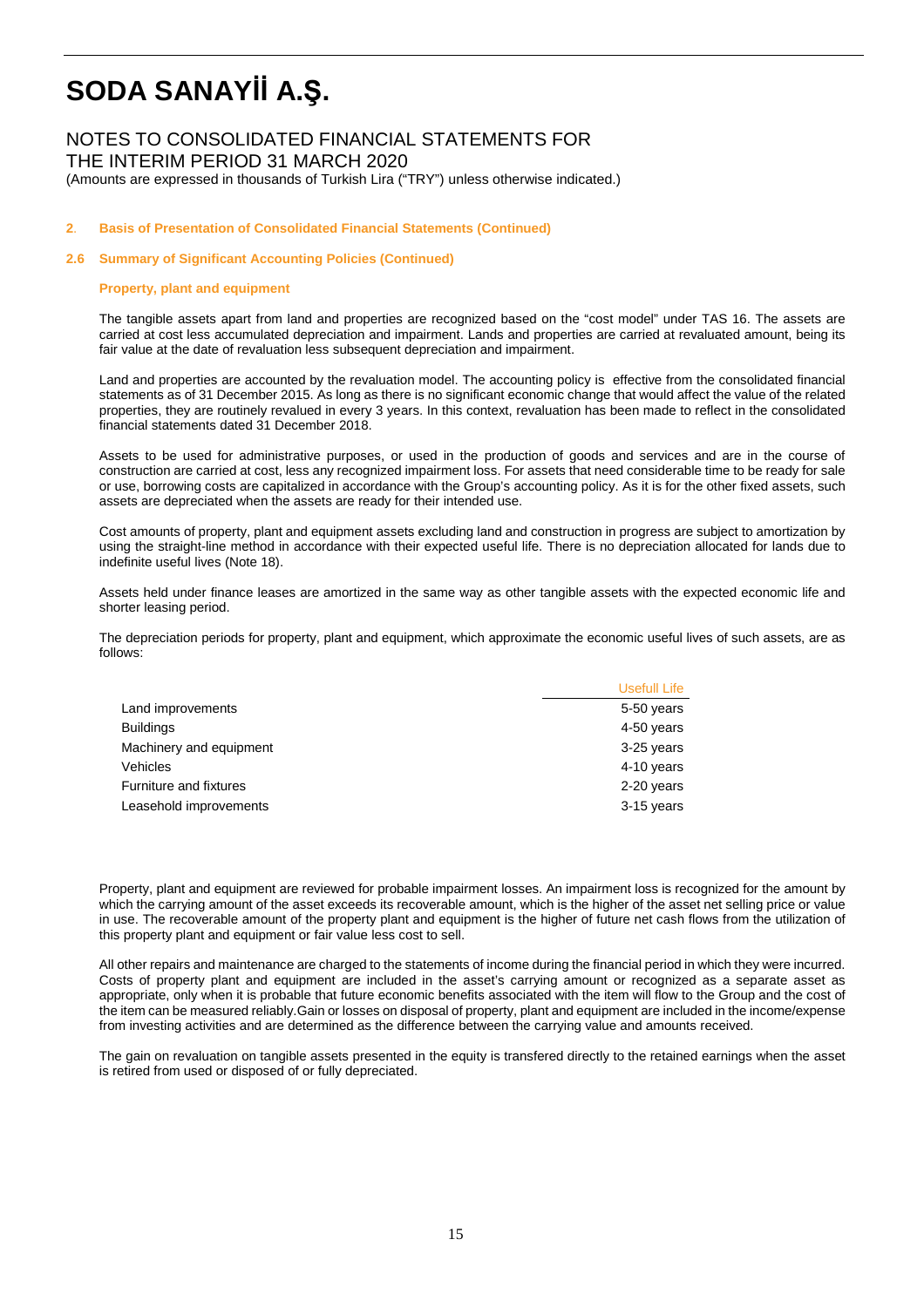# SODA SANAYİİ A.Ş.

NOTES TO CONSOLIDATED FINANCIAL STATEMENTS FOR THE INTERIM PERIOD 31 MARCH 2020
(Amounts are expressed in thousands of Turkish Lira ("TRY") unless otherwise indicated.)

## 2. Basis of Presentation of Consolidated Financial Statements (Continued)

### 2.6 Summary of Significant Accounting Policies (Continued)

#### Property, plant and equipment

The tangible assets apart from land and properties are recognized based on the "cost model" under TAS 16. The assets are carried at cost less accumulated depreciation and impairment. Lands and properties are carried at revaluated amount, being its fair value at the date of revaluation less subsequent depreciation and impairment.

Land and properties are accounted by the revaluation model. The accounting policy is effective from the consolidated financial statements as of 31 December 2015. As long as there is no significant economic change that would affect the value of the related properties, they are routinely revalued in every 3 years. In this context, revaluation has been made to reflect in the consolidated financial statements dated 31 December 2018.

Assets to be used for administrative purposes, or used in the production of goods and services and are in the course of construction are carried at cost, less any recognized impairment loss. For assets that need considerable time to be ready for sale or use, borrowing costs are capitalized in accordance with the Group's accounting policy. As it is for the other fixed assets, such assets are depreciated when the assets are ready for their intended use.

Cost amounts of property, plant and equipment assets excluding land and construction in progress are subject to amortization by using the straight-line method in accordance with their expected useful life. There is no depreciation allocated for lands due to indefinite useful lives (Note 18).

Assets held under finance leases are amortized in the same way as other tangible assets with the expected economic life and shorter leasing period.

The depreciation periods for property, plant and equipment, which approximate the economic useful lives of such assets, are as follows:

| | Usefull Life |
|---|---|
| Land improvements | 5-50 years |
| Buildings | 4-50 years |
| Machinery and equipment | 3-25 years |
| Vehicles | 4-10 years |
| Furniture and fixtures | 2-20 years |
| Leasehold improvements | 3-15 years |

Property, plant and equipment are reviewed for probable impairment losses. An impairment loss is recognized for the amount by which the carrying amount of the asset exceeds its recoverable amount, which is the higher of the asset net selling price or value in use. The recoverable amount of the property plant and equipment is the higher of future net cash flows from the utilization of this property plant and equipment or fair value less cost to sell.

All other repairs and maintenance are charged to the statements of income during the financial period in which they were incurred. Costs of property plant and equipment are included in the asset's carrying amount or recognized as a separate asset as appropriate, only when it is probable that future economic benefits associated with the item will flow to the Group and the cost of the item can be measured reliably.Gain or losses on disposal of property, plant and equipment are included in the income/expense from investing activities and are determined as the difference between the carrying value and amounts received.

The gain on revaluation on tangible assets presented in the equity is transfered directly to the retained earnings when the asset is retired from used or disposed of or fully depreciated.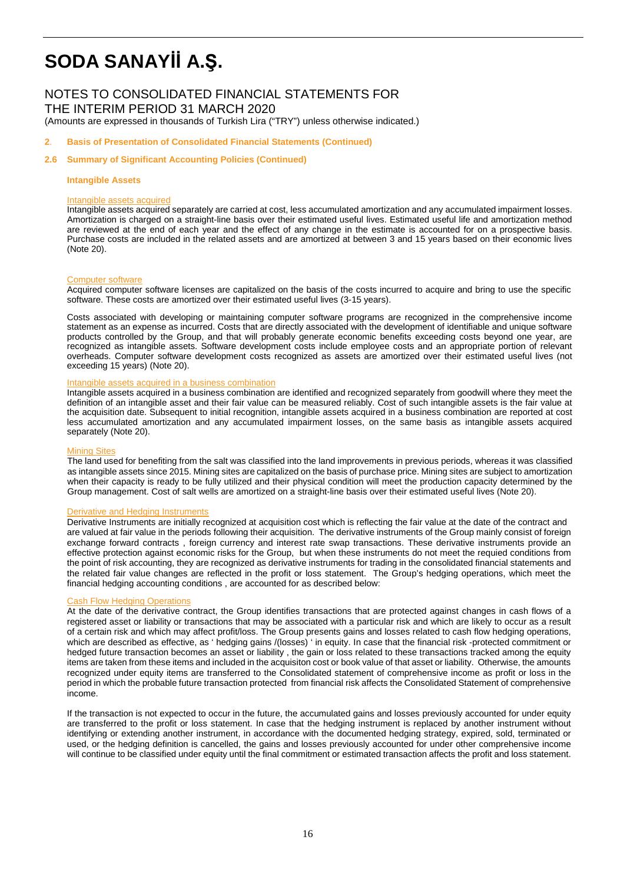# SODA SANAYİİ A.Ş.

## NOTES TO CONSOLIDATED FINANCIAL STATEMENTS FOR THE INTERIM PERIOD 31 MARCH 2020

(Amounts are expressed in thousands of Turkish Lira ("TRY") unless otherwise indicated.)

### 2. Basis of Presentation of Consolidated Financial Statements (Continued)

### 2.6 Summary of Significant Accounting Policies (Continued)

**Intangible Assets**

Intangible assets acquired

Intangible assets acquired separately are carried at cost, less accumulated amortization and any accumulated impairment losses. Amortization is charged on a straight-line basis over their estimated useful lives. Estimated useful life and amortization method are reviewed at the end of each year and the effect of any change in the estimate is accounted for on a prospective basis. Purchase costs are included in the related assets and are amortized at between 3 and 15 years based on their economic lives (Note 20).

Computer software

Acquired computer software licenses are capitalized on the basis of the costs incurred to acquire and bring to use the specific software. These costs are amortized over their estimated useful lives (3-15 years).

Costs associated with developing or maintaining computer software programs are recognized in the comprehensive income statement as an expense as incurred. Costs that are directly associated with the development of identifiable and unique software products controlled by the Group, and that will probably generate economic benefits exceeding costs beyond one year, are recognized as intangible assets. Software development costs include employee costs and an appropriate portion of relevant overheads. Computer software development costs recognized as assets are amortized over their estimated useful lives (not exceeding 15 years) (Note 20).

Intangible assets acquired in a business combination

Intangible assets acquired in a business combination are identified and recognized separately from goodwill where they meet the definition of an intangible asset and their fair value can be measured reliably. Cost of such intangible assets is the fair value at the acquisition date. Subsequent to initial recognition, intangible assets acquired in a business combination are reported at cost less accumulated amortization and any accumulated impairment losses, on the same basis as intangible assets acquired separately (Note 20).

Mining Sites

The land used for benefiting from the salt was classified into the land improvements in previous periods, whereas it was classified as intangible assets since 2015. Mining sites are capitalized on the basis of purchase price. Mining sites are subject to amortization when their capacity is ready to be fully utilized and their physical condition will meet the production capacity determined by the Group management. Cost of salt wells are amortized on a straight-line basis over their estimated useful lives (Note 20).

Derivative and Hedging Instruments

Derivative Instruments are initially recognized at acquisition cost which is reflecting the fair value at the date of the contract and are valued at fair value in the periods following their acquisition. The derivative instruments of the Group mainly consist of foreign exchange forward contracts , foreign currency and interest rate swap transactions. These derivative instruments provide an effective protection against economic risks for the Group, but when these instruments do not meet the requied conditions from the point of risk accounting, they are recognized as derivative instruments for trading in the consolidated financial statements and the related fair value changes are reflected in the profit or loss statement. The Group's hedging operations, which meet the financial hedging accounting conditions , are accounted for as described below:

Cash Flow Hedging Operations

At the date of the derivative contract, the Group identifies transactions that are protected against changes in cash flows of a registered asset or liability or transactions that may be associated with a particular risk and which are likely to occur as a result of a certain risk and which may affect profit/loss. The Group presents gains and losses related to cash flow hedging operations, which are described as effective, as ' hedging gains /(losses) ' in equity. In case that the financial risk -protected commitment or hedged future transaction becomes an asset or liability , the gain or loss related to these transactions tracked among the equity items are taken from these items and included in the acquisiton cost or book value of that asset or liability. Otherwise, the amounts recognized under equity items are transferred to the Consolidated statement of comprehensive income as profit or loss in the period in which the probable future transaction protected from financial risk affects the Consolidated Statement of comprehensive income.

If the transaction is not expected to occur in the future, the accumulated gains and losses previously accounted for under equity are transferred to the profit or loss statement. In case that the hedging instrument is replaced by another instrument without identifying or extending another instrument, in accordance with the documented hedging strategy, expired, sold, terminated or used, or the hedging definition is cancelled, the gains and losses previously accounted for under other comprehensive income will continue to be classified under equity until the final commitment or estimated transaction affects the profit and loss statement.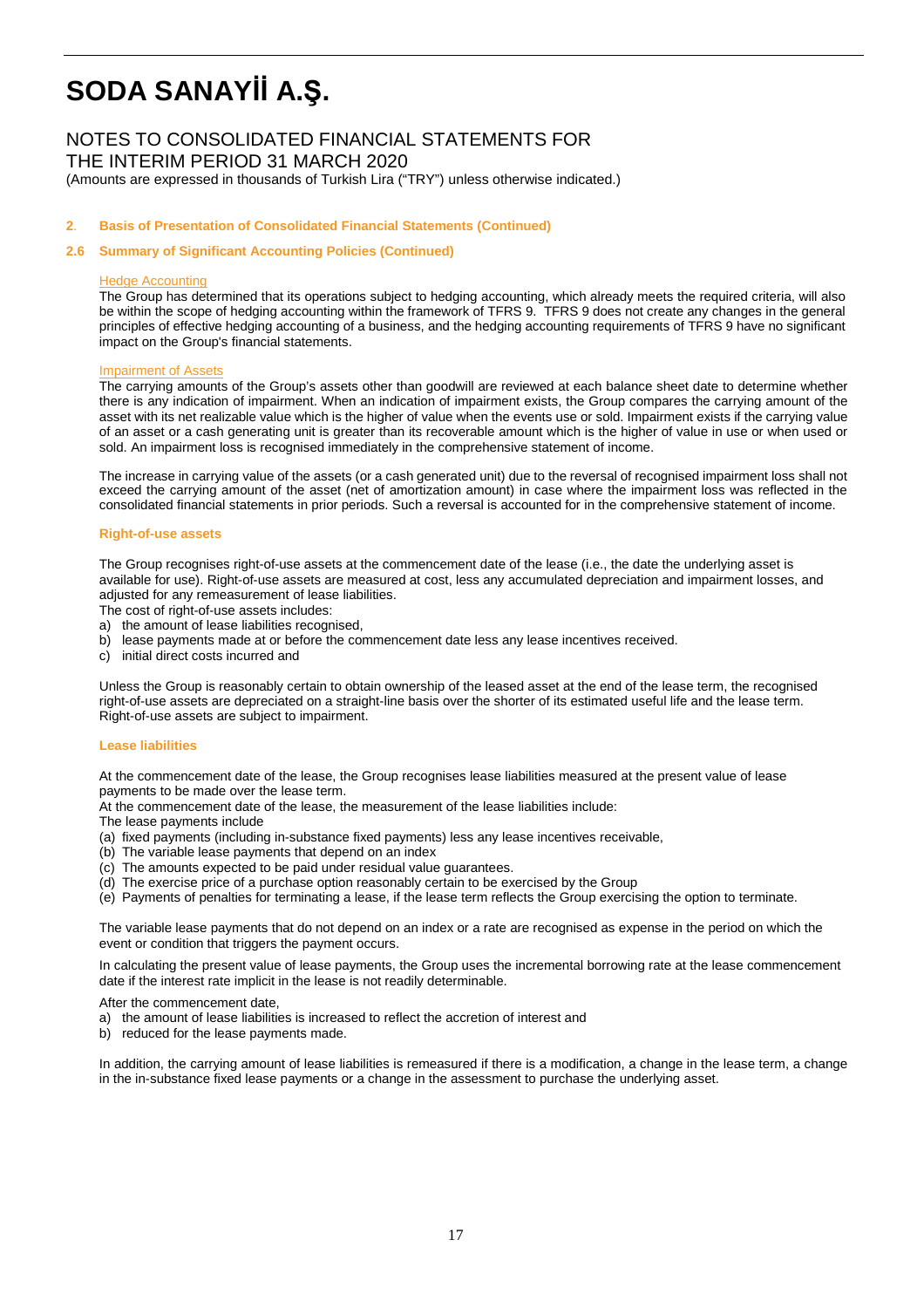# SODA SANAYİİ A.Ş.

NOTES TO CONSOLIDATED FINANCIAL STATEMENTS FOR THE INTERIM PERIOD 31 MARCH 2020
(Amounts are expressed in thousands of Turkish Lira ("TRY") unless otherwise indicated.)

**2. Basis of Presentation of Consolidated Financial Statements (Continued)**

**2.6 Summary of Significant Accounting Policies (Continued)**

Hedge Accounting

The Group has determined that its operations subject to hedging accounting, which already meets the required criteria, will also be within the scope of hedging accounting within the framework of TFRS 9. TFRS 9 does not create any changes in the general principles of effective hedging accounting of a business, and the hedging accounting requirements of TFRS 9 have no significant impact on the Group's financial statements.

Impairment of Assets

The carrying amounts of the Group's assets other than goodwill are reviewed at each balance sheet date to determine whether there is any indication of impairment. When an indication of impairment exists, the Group compares the carrying amount of the asset with its net realizable value which is the higher of value when the events use or sold. Impairment exists if the carrying value of an asset or a cash generating unit is greater than its recoverable amount which is the higher of value in use or when used or sold. An impairment loss is recognised immediately in the comprehensive statement of income.

The increase in carrying value of the assets (or a cash generated unit) due to the reversal of recognised impairment loss shall not exceed the carrying amount of the asset (net of amortization amount) in case where the impairment loss was reflected in the consolidated financial statements in prior periods. Such a reversal is accounted for in the comprehensive statement of income.

**Right-of-use assets**

The Group recognises right-of-use assets at the commencement date of the lease (i.e., the date the underlying asset is available for use). Right-of-use assets are measured at cost, less any accumulated depreciation and impairment losses, and adjusted for any remeasurement of lease liabilities.

The cost of right-of-use assets includes:

a) the amount of lease liabilities recognised,
b) lease payments made at or before the commencement date less any lease incentives received.
c) initial direct costs incurred and

Unless the Group is reasonably certain to obtain ownership of the leased asset at the end of the lease term, the recognised right-of-use assets are depreciated on a straight-line basis over the shorter of its estimated useful life and the lease term. Right-of-use assets are subject to impairment.

**Lease liabilities**

At the commencement date of the lease, the Group recognises lease liabilities measured at the present value of lease payments to be made over the lease term.

At the commencement date of the lease, the measurement of the lease liabilities include:

The lease payments include

(a) fixed payments (including in-substance fixed payments) less any lease incentives receivable,
(b) The variable lease payments that depend on an index
(c) The amounts expected to be paid under residual value guarantees.
(d) The exercise price of a purchase option reasonably certain to be exercised by the Group
(e) Payments of penalties for terminating a lease, if the lease term reflects the Group exercising the option to terminate.

The variable lease payments that do not depend on an index or a rate are recognised as expense in the period on which the event or condition that triggers the payment occurs.

In calculating the present value of lease payments, the Group uses the incremental borrowing rate at the lease commencement date if the interest rate implicit in the lease is not readily determinable.

After the commencement date,

a) the amount of lease liabilities is increased to reflect the accretion of interest and
b) reduced for the lease payments made.

In addition, the carrying amount of lease liabilities is remeasured if there is a modification, a change in the lease term, a change in the in-substance fixed lease payments or a change in the assessment to purchase the underlying asset.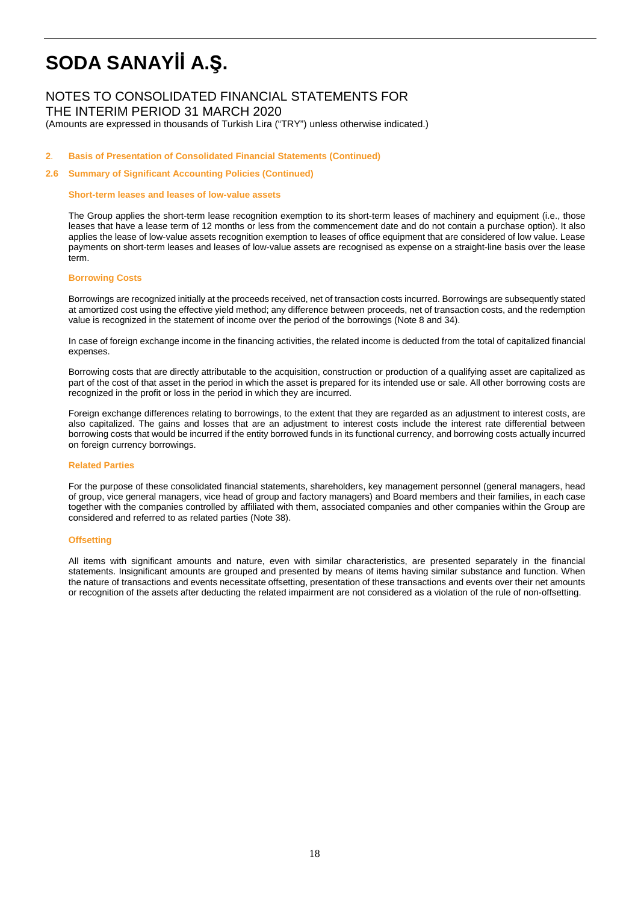## 2. Basis of Presentation of Consolidated Financial Statements (Continued)

### 2.6 Summary of Significant Accounting Policies (Continued)

#### Short-term leases and leases of low-value assets

The Group applies the short-term lease recognition exemption to its short-term leases of machinery and equipment (i.e., those leases that have a lease term of 12 months or less from the commencement date and do not contain a purchase option). It also applies the lease of low-value assets recognition exemption to leases of office equipment that are considered of low value. Lease payments on short-term leases and leases of low-value assets are recognised as expense on a straight-line basis over the lease term.

#### Borrowing Costs

Borrowings are recognized initially at the proceeds received, net of transaction costs incurred. Borrowings are subsequently stated at amortized cost using the effective yield method; any difference between proceeds, net of transaction costs, and the redemption value is recognized in the statement of income over the period of the borrowings (Note 8 and 34).

In case of foreign exchange income in the financing activities, the related income is deducted from the total of capitalized financial expenses.

Borrowing costs that are directly attributable to the acquisition, construction or production of a qualifying asset are capitalized as part of the cost of that asset in the period in which the asset is prepared for its intended use or sale. All other borrowing costs are recognized in the profit or loss in the period in which they are incurred.

Foreign exchange differences relating to borrowings, to the extent that they are regarded as an adjustment to interest costs, are also capitalized. The gains and losses that are an adjustment to interest costs include the interest rate differential between borrowing costs that would be incurred if the entity borrowed funds in its functional currency, and borrowing costs actually incurred on foreign currency borrowings.

#### Related Parties

For the purpose of these consolidated financial statements, shareholders, key management personnel (general managers, head of group, vice general managers, vice head of group and factory managers) and Board members and their families, in each case together with the companies controlled by affiliated with them, associated companies and other companies within the Group are considered and referred to as related parties (Note 38).

#### Offsetting

All items with significant amounts and nature, even with similar characteristics, are presented separately in the financial statements. Insignificant amounts are grouped and presented by means of items having similar substance and function. When the nature of transactions and events necessitate offsetting, presentation of these transactions and events over their net amounts or recognition of the assets after deducting the related impairment are not considered as a violation of the rule of non-offsetting.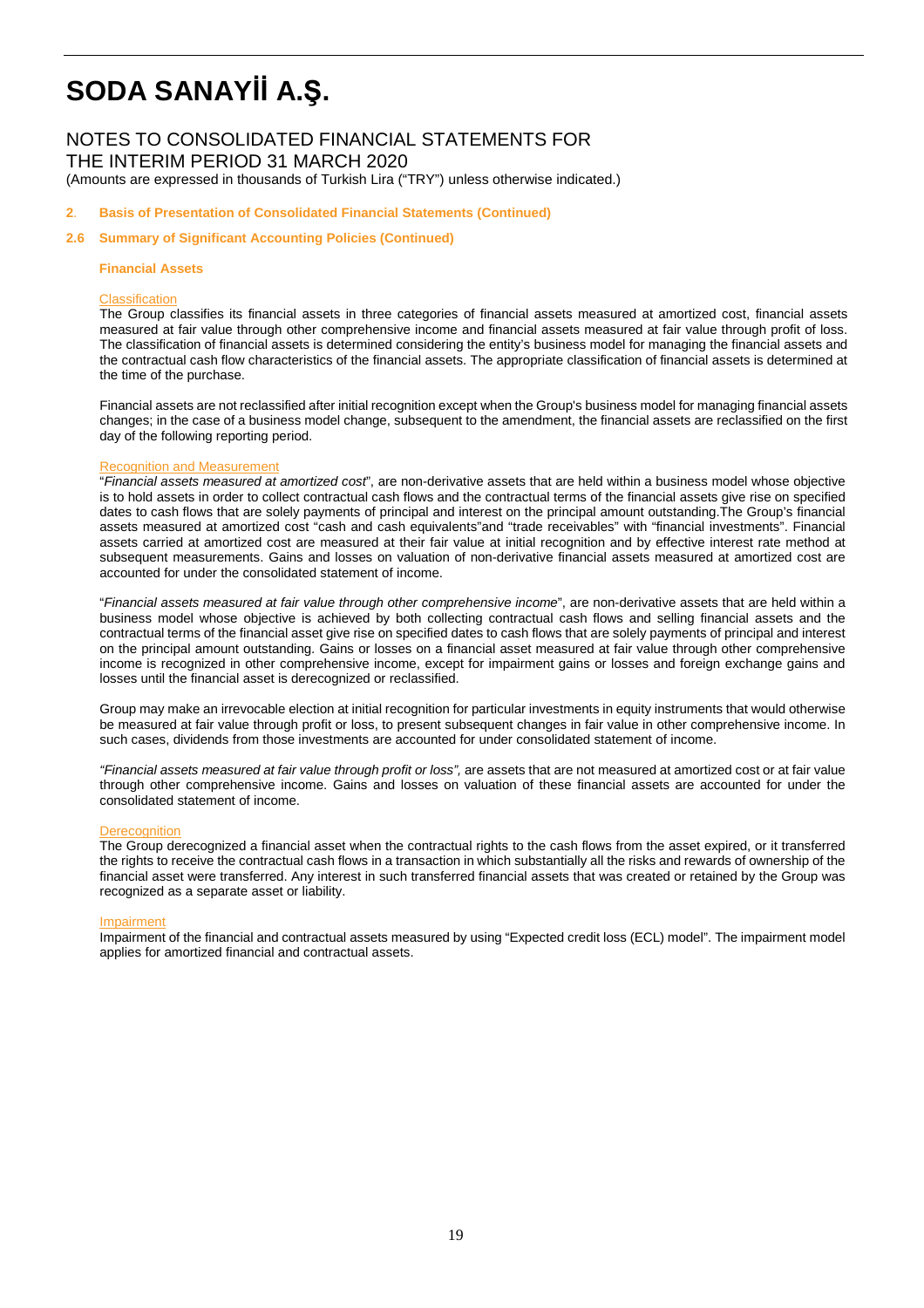# SODA SANAYİİ A.Ş.

NOTES TO CONSOLIDATED FINANCIAL STATEMENTS FOR THE INTERIM PERIOD 31 MARCH 2020

(Amounts are expressed in thousands of Turkish Lira ("TRY") unless otherwise indicated.)

**2. Basis of Presentation of Consolidated Financial Statements (Continued)**

**2.6 Summary of Significant Accounting Policies (Continued)**

**Financial Assets**

Classification

The Group classifies its financial assets in three categories of financial assets measured at amortized cost, financial assets measured at fair value through other comprehensive income and financial assets measured at fair value through profit of loss. The classification of financial assets is determined considering the entity's business model for managing the financial assets and the contractual cash flow characteristics of the financial assets. The appropriate classification of financial assets is determined at the time of the purchase.

Financial assets are not reclassified after initial recognition except when the Group's business model for managing financial assets changes; in the case of a business model change, subsequent to the amendment, the financial assets are reclassified on the first day of the following reporting period.

Recognition and Measurement

"*Financial assets measured at amortized cost*", are non-derivative assets that are held within a business model whose objective is to hold assets in order to collect contractual cash flows and the contractual terms of the financial assets give rise on specified dates to cash flows that are solely payments of principal and interest on the principal amount outstanding.The Group's financial assets measured at amortized cost "cash and cash equivalents"and "trade receivables" with "financial investments". Financial assets carried at amortized cost are measured at their fair value at initial recognition and by effective interest rate method at subsequent measurements. Gains and losses on valuation of non-derivative financial assets measured at amortized cost are accounted for under the consolidated statement of income.

"*Financial assets measured at fair value through other comprehensive income*", are non-derivative assets that are held within a business model whose objective is achieved by both collecting contractual cash flows and selling financial assets and the contractual terms of the financial asset give rise on specified dates to cash flows that are solely payments of principal and interest on the principal amount outstanding. Gains or losses on a financial asset measured at fair value through other comprehensive income is recognized in other comprehensive income, except for impairment gains or losses and foreign exchange gains and losses until the financial asset is derecognized or reclassified.

Group may make an irrevocable election at initial recognition for particular investments in equity instruments that would otherwise be measured at fair value through profit or loss, to present subsequent changes in fair value in other comprehensive income. In such cases, dividends from those investments are accounted for under consolidated statement of income.

*"Financial assets measured at fair value through profit or loss",* are assets that are not measured at amortized cost or at fair value through other comprehensive income. Gains and losses on valuation of these financial assets are accounted for under the consolidated statement of income.

Derecognition

The Group derecognized a financial asset when the contractual rights to the cash flows from the asset expired, or it transferred the rights to receive the contractual cash flows in a transaction in which substantially all the risks and rewards of ownership of the financial asset were transferred. Any interest in such transferred financial assets that was created or retained by the Group was recognized as a separate asset or liability.

Impairment

Impairment of the financial and contractual assets measured by using "Expected credit loss (ECL) model". The impairment model applies for amortized financial and contractual assets.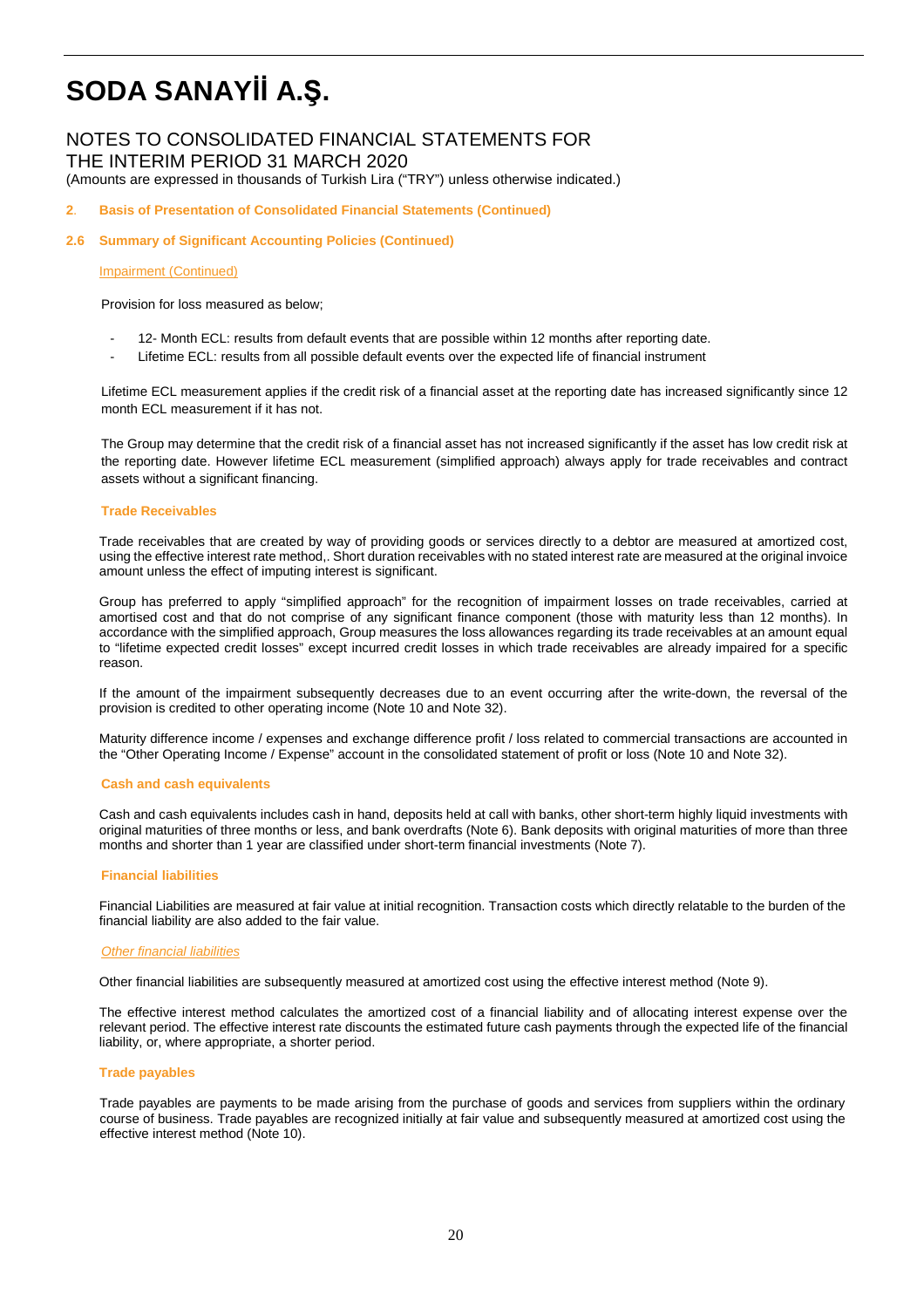# SODA SANAYİİ A.Ş.

NOTES TO CONSOLIDATED FINANCIAL STATEMENTS FOR THE INTERIM PERIOD 31 MARCH 2020

(Amounts are expressed in thousands of Turkish Lira ("TRY") unless otherwise indicated.)

## 2. Basis of Presentation of Consolidated Financial Statements (Continued)

### 2.6 Summary of Significant Accounting Policies (Continued)

Impairment (Continued)

Provision for loss measured as below;

- 12- Month ECL: results from default events that are possible within 12 months after reporting date.
- Lifetime ECL: results from all possible default events over the expected life of financial instrument

Lifetime ECL measurement applies if the credit risk of a financial asset at the reporting date has increased significantly since 12 month ECL measurement if it has not.

The Group may determine that the credit risk of a financial asset has not increased significantly if the asset has low credit risk at the reporting date. However lifetime ECL measurement (simplified approach) always apply for trade receivables and contract assets without a significant financing.

**Trade Receivables**

Trade receivables that are created by way of providing goods or services directly to a debtor are measured at amortized cost, using the effective interest rate method,. Short duration receivables with no stated interest rate are measured at the original invoice amount unless the effect of imputing interest is significant.

Group has preferred to apply "simplified approach" for the recognition of impairment losses on trade receivables, carried at amortised cost and that do not comprise of any significant finance component (those with maturity less than 12 months). In accordance with the simplified approach, Group measures the loss allowances regarding its trade receivables at an amount equal to "lifetime expected credit losses" except incurred credit losses in which trade receivables are already impaired for a specific reason.

If the amount of the impairment subsequently decreases due to an event occurring after the write-down, the reversal of the provision is credited to other operating income (Note 10 and Note 32).

Maturity difference income / expenses and exchange difference profit / loss related to commercial transactions are accounted in the "Other Operating Income / Expense" account in the consolidated statement of profit or loss (Note 10 and Note 32).

**Cash and cash equivalents**

Cash and cash equivalents includes cash in hand, deposits held at call with banks, other short-term highly liquid investments with original maturities of three months or less, and bank overdrafts (Note 6). Bank deposits with original maturities of more than three months and shorter than 1 year are classified under short-term financial investments (Note 7).

**Financial liabilities**

Financial Liabilities are measured at fair value at initial recognition. Transaction costs which directly relatable to the burden of the financial liability are also added to the fair value.

*Other financial liabilities*

Other financial liabilities are subsequently measured at amortized cost using the effective interest method (Note 9).

The effective interest method calculates the amortized cost of a financial liability and of allocating interest expense over the relevant period. The effective interest rate discounts the estimated future cash payments through the expected life of the financial liability, or, where appropriate, a shorter period.

**Trade payables**

Trade payables are payments to be made arising from the purchase of goods and services from suppliers within the ordinary course of business. Trade payables are recognized initially at fair value and subsequently measured at amortized cost using the effective interest method (Note 10).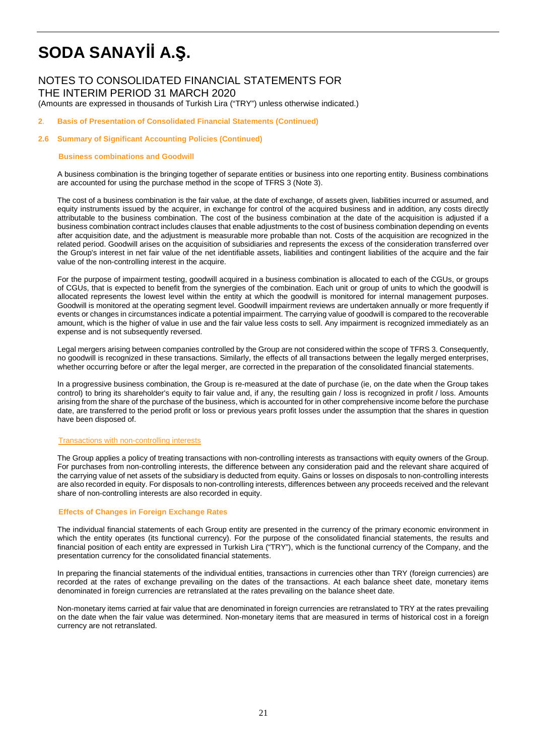## 2. Basis of Presentation of Consolidated Financial Statements (Continued)

### 2.6 Summary of Significant Accounting Policies (Continued)

#### Business combinations and Goodwill

A business combination is the bringing together of separate entities or business into one reporting entity. Business combinations are accounted for using the purchase method in the scope of TFRS 3 (Note 3).

The cost of a business combination is the fair value, at the date of exchange, of assets given, liabilities incurred or assumed, and equity instruments issued by the acquirer, in exchange for control of the acquired business and in addition, any costs directly attributable to the business combination. The cost of the business combination at the date of the acquisition is adjusted if a business combination contract includes clauses that enable adjustments to the cost of business combination depending on events after acquisition date, and the adjustment is measurable more probable than not. Costs of the acquisition are recognized in the related period. Goodwill arises on the acquisition of subsidiaries and represents the excess of the consideration transferred over the Group's interest in net fair value of the net identifiable assets, liabilities and contingent liabilities of the acquire and the fair value of the non-controlling interest in the acquire.

For the purpose of impairment testing, goodwill acquired in a business combination is allocated to each of the CGUs, or groups of CGUs, that is expected to benefit from the synergies of the combination. Each unit or group of units to which the goodwill is allocated represents the lowest level within the entity at which the goodwill is monitored for internal management purposes. Goodwill is monitored at the operating segment level. Goodwill impairment reviews are undertaken annually or more frequently if events or changes in circumstances indicate a potential impairment. The carrying value of goodwill is compared to the recoverable amount, which is the higher of value in use and the fair value less costs to sell. Any impairment is recognized immediately as an expense and is not subsequently reversed.

Legal mergers arising between companies controlled by the Group are not considered within the scope of TFRS 3. Consequently, no goodwill is recognized in these transactions. Similarly, the effects of all transactions between the legally merged enterprises, whether occurring before or after the legal merger, are corrected in the preparation of the consolidated financial statements.

In a progressive business combination, the Group is re-measured at the date of purchase (ie, on the date when the Group takes control) to bring its shareholder's equity to fair value and, if any, the resulting gain / loss is recognized in profit / loss. Amounts arising from the share of the purchase of the business, which is accounted for in other comprehensive income before the purchase date, are transferred to the period profit or loss or previous years profit losses under the assumption that the shares in question have been disposed of.

Transactions with non-controlling interests

The Group applies a policy of treating transactions with non-controlling interests as transactions with equity owners of the Group. For purchases from non-controlling interests, the difference between any consideration paid and the relevant share acquired of the carrying value of net assets of the subsidiary is deducted from equity. Gains or losses on disposals to non-controlling interests are also recorded in equity. For disposals to non-controlling interests, differences between any proceeds received and the relevant share of non-controlling interests are also recorded in equity.

#### Effects of Changes in Foreign Exchange Rates

The individual financial statements of each Group entity are presented in the currency of the primary economic environment in which the entity operates (its functional currency). For the purpose of the consolidated financial statements, the results and financial position of each entity are expressed in Turkish Lira ("TRY"), which is the functional currency of the Company, and the presentation currency for the consolidated financial statements.

In preparing the financial statements of the individual entities, transactions in currencies other than TRY (foreign currencies) are recorded at the rates of exchange prevailing on the dates of the transactions. At each balance sheet date, monetary items denominated in foreign currencies are retranslated at the rates prevailing on the balance sheet date.

Non-monetary items carried at fair value that are denominated in foreign currencies are retranslated to TRY at the rates prevailing on the date when the fair value was determined. Non-monetary items that are measured in terms of historical cost in a foreign currency are not retranslated.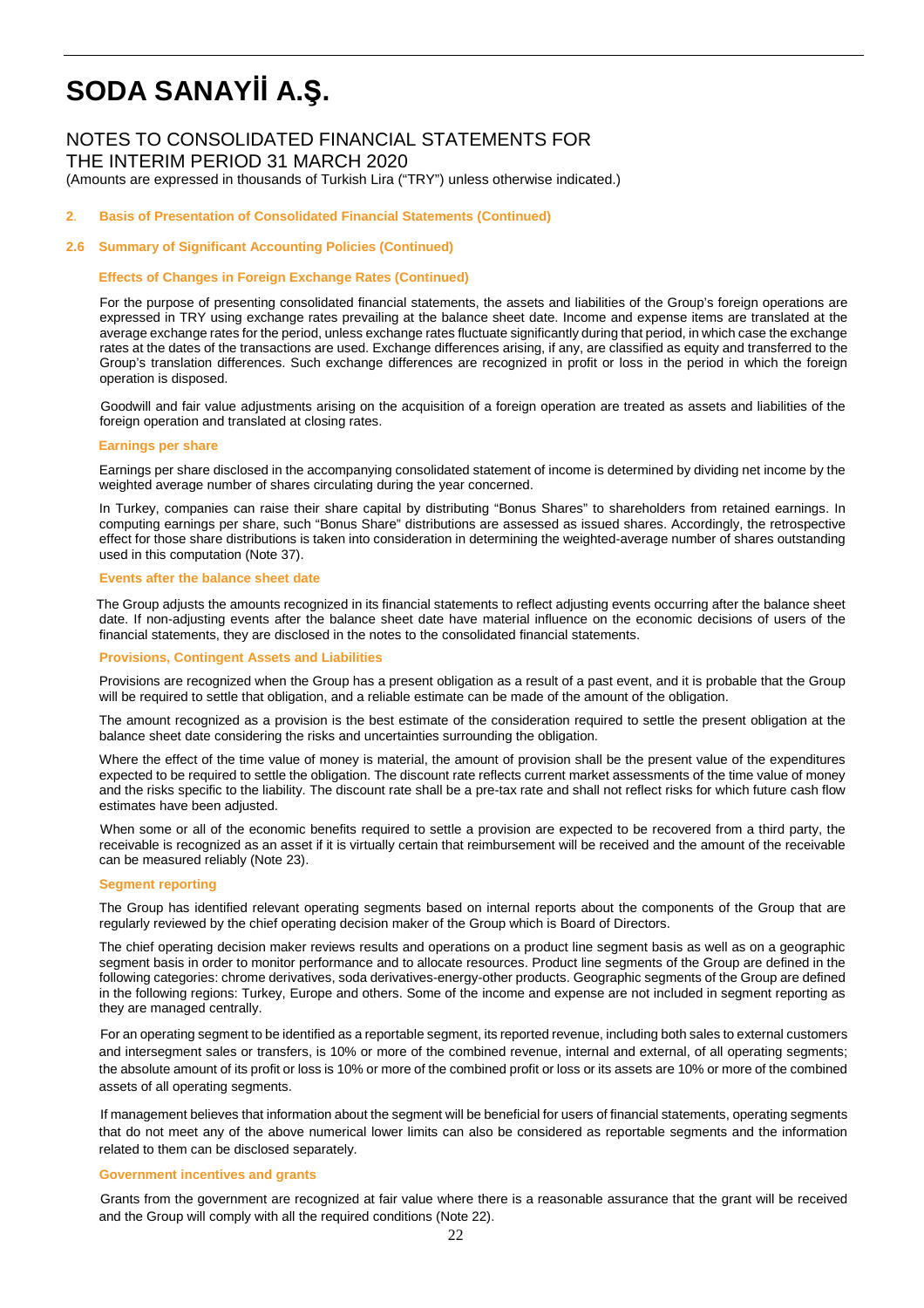## 2. Basis of Presentation of Consolidated Financial Statements (Continued)

### 2.6 Summary of Significant Accounting Policies (Continued)

#### Effects of Changes in Foreign Exchange Rates (Continued)

For the purpose of presenting consolidated financial statements, the assets and liabilities of the Group's foreign operations are expressed in TRY using exchange rates prevailing at the balance sheet date. Income and expense items are translated at the average exchange rates for the period, unless exchange rates fluctuate significantly during that period, in which case the exchange rates at the dates of the transactions are used. Exchange differences arising, if any, are classified as equity and transferred to the Group's translation differences. Such exchange differences are recognized in profit or loss in the period in which the foreign operation is disposed.

Goodwill and fair value adjustments arising on the acquisition of a foreign operation are treated as assets and liabilities of the foreign operation and translated at closing rates.

#### Earnings per share

Earnings per share disclosed in the accompanying consolidated statement of income is determined by dividing net income by the weighted average number of shares circulating during the year concerned.

In Turkey, companies can raise their share capital by distributing "Bonus Shares" to shareholders from retained earnings. In computing earnings per share, such "Bonus Share" distributions are assessed as issued shares. Accordingly, the retrospective effect for those share distributions is taken into consideration in determining the weighted-average number of shares outstanding used in this computation (Note 37).

#### Events after the balance sheet date

The Group adjusts the amounts recognized in its financial statements to reflect adjusting events occurring after the balance sheet date. If non-adjusting events after the balance sheet date have material influence on the economic decisions of users of the financial statements, they are disclosed in the notes to the consolidated financial statements.

#### Provisions, Contingent Assets and Liabilities

Provisions are recognized when the Group has a present obligation as a result of a past event, and it is probable that the Group will be required to settle that obligation, and a reliable estimate can be made of the amount of the obligation.

The amount recognized as a provision is the best estimate of the consideration required to settle the present obligation at the balance sheet date considering the risks and uncertainties surrounding the obligation.

Where the effect of the time value of money is material, the amount of provision shall be the present value of the expenditures expected to be required to settle the obligation. The discount rate reflects current market assessments of the time value of money and the risks specific to the liability. The discount rate shall be a pre-tax rate and shall not reflect risks for which future cash flow estimates have been adjusted.

When some or all of the economic benefits required to settle a provision are expected to be recovered from a third party, the receivable is recognized as an asset if it is virtually certain that reimbursement will be received and the amount of the receivable can be measured reliably (Note 23).

#### Segment reporting

The Group has identified relevant operating segments based on internal reports about the components of the Group that are regularly reviewed by the chief operating decision maker of the Group which is Board of Directors.

The chief operating decision maker reviews results and operations on a product line segment basis as well as on a geographic segment basis in order to monitor performance and to allocate resources. Product line segments of the Group are defined in the following categories: chrome derivatives, soda derivatives-energy-other products. Geographic segments of the Group are defined in the following regions: Turkey, Europe and others. Some of the income and expense are not included in segment reporting as they are managed centrally.

For an operating segment to be identified as a reportable segment, its reported revenue, including both sales to external customers and intersegment sales or transfers, is 10% or more of the combined revenue, internal and external, of all operating segments; the absolute amount of its profit or loss is 10% or more of the combined profit or loss or its assets are 10% or more of the combined assets of all operating segments.

If management believes that information about the segment will be beneficial for users of financial statements, operating segments that do not meet any of the above numerical lower limits can also be considered as reportable segments and the information related to them can be disclosed separately.

#### Government incentives and grants

Grants from the government are recognized at fair value where there is a reasonable assurance that the grant will be received and the Group will comply with all the required conditions (Note 22).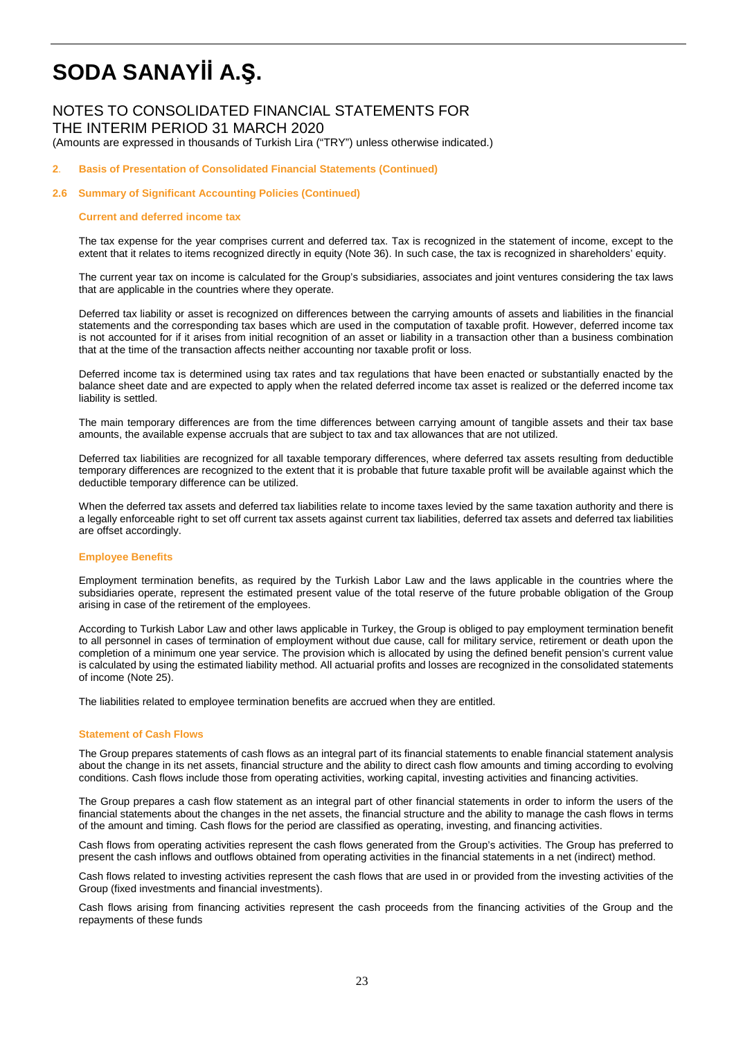# SODA SANAYİİ A.Ş.

## NOTES TO CONSOLIDATED FINANCIAL STATEMENTS FOR THE INTERIM PERIOD 31 MARCH 2020

(Amounts are expressed in thousands of Turkish Lira ("TRY") unless otherwise indicated.)

**2. Basis of Presentation of Consolidated Financial Statements (Continued)**

**2.6 Summary of Significant Accounting Policies (Continued)**

**Current and deferred income tax**

The tax expense for the year comprises current and deferred tax. Tax is recognized in the statement of income, except to the extent that it relates to items recognized directly in equity (Note 36). In such case, the tax is recognized in shareholders' equity.

The current year tax on income is calculated for the Group's subsidiaries, associates and joint ventures considering the tax laws that are applicable in the countries where they operate.

Deferred tax liability or asset is recognized on differences between the carrying amounts of assets and liabilities in the financial statements and the corresponding tax bases which are used in the computation of taxable profit. However, deferred income tax is not accounted for if it arises from initial recognition of an asset or liability in a transaction other than a business combination that at the time of the transaction affects neither accounting nor taxable profit or loss.

Deferred income tax is determined using tax rates and tax regulations that have been enacted or substantially enacted by the balance sheet date and are expected to apply when the related deferred income tax asset is realized or the deferred income tax liability is settled.

The main temporary differences are from the time differences between carrying amount of tangible assets and their tax base amounts, the available expense accruals that are subject to tax and tax allowances that are not utilized.

Deferred tax liabilities are recognized for all taxable temporary differences, where deferred tax assets resulting from deductible temporary differences are recognized to the extent that it is probable that future taxable profit will be available against which the deductible temporary difference can be utilized.

When the deferred tax assets and deferred tax liabilities relate to income taxes levied by the same taxation authority and there is a legally enforceable right to set off current tax assets against current tax liabilities, deferred tax assets and deferred tax liabilities are offset accordingly.

**Employee Benefits**

Employment termination benefits, as required by the Turkish Labor Law and the laws applicable in the countries where the subsidiaries operate, represent the estimated present value of the total reserve of the future probable obligation of the Group arising in case of the retirement of the employees.

According to Turkish Labor Law and other laws applicable in Turkey, the Group is obliged to pay employment termination benefit to all personnel in cases of termination of employment without due cause, call for military service, retirement or death upon the completion of a minimum one year service. The provision which is allocated by using the defined benefit pension's current value is calculated by using the estimated liability method. All actuarial profits and losses are recognized in the consolidated statements of income (Note 25).

The liabilities related to employee termination benefits are accrued when they are entitled.

**Statement of Cash Flows**

The Group prepares statements of cash flows as an integral part of its financial statements to enable financial statement analysis about the change in its net assets, financial structure and the ability to direct cash flow amounts and timing according to evolving conditions. Cash flows include those from operating activities, working capital, investing activities and financing activities.

The Group prepares a cash flow statement as an integral part of other financial statements in order to inform the users of the financial statements about the changes in the net assets, the financial structure and the ability to manage the cash flows in terms of the amount and timing. Cash flows for the period are classified as operating, investing, and financing activities.

Cash flows from operating activities represent the cash flows generated from the Group's activities. The Group has preferred to present the cash inflows and outflows obtained from operating activities in the financial statements in a net (indirect) method.

Cash flows related to investing activities represent the cash flows that are used in or provided from the investing activities of the Group (fixed investments and financial investments).

Cash flows arising from financing activities represent the cash proceeds from the financing activities of the Group and the repayments of these funds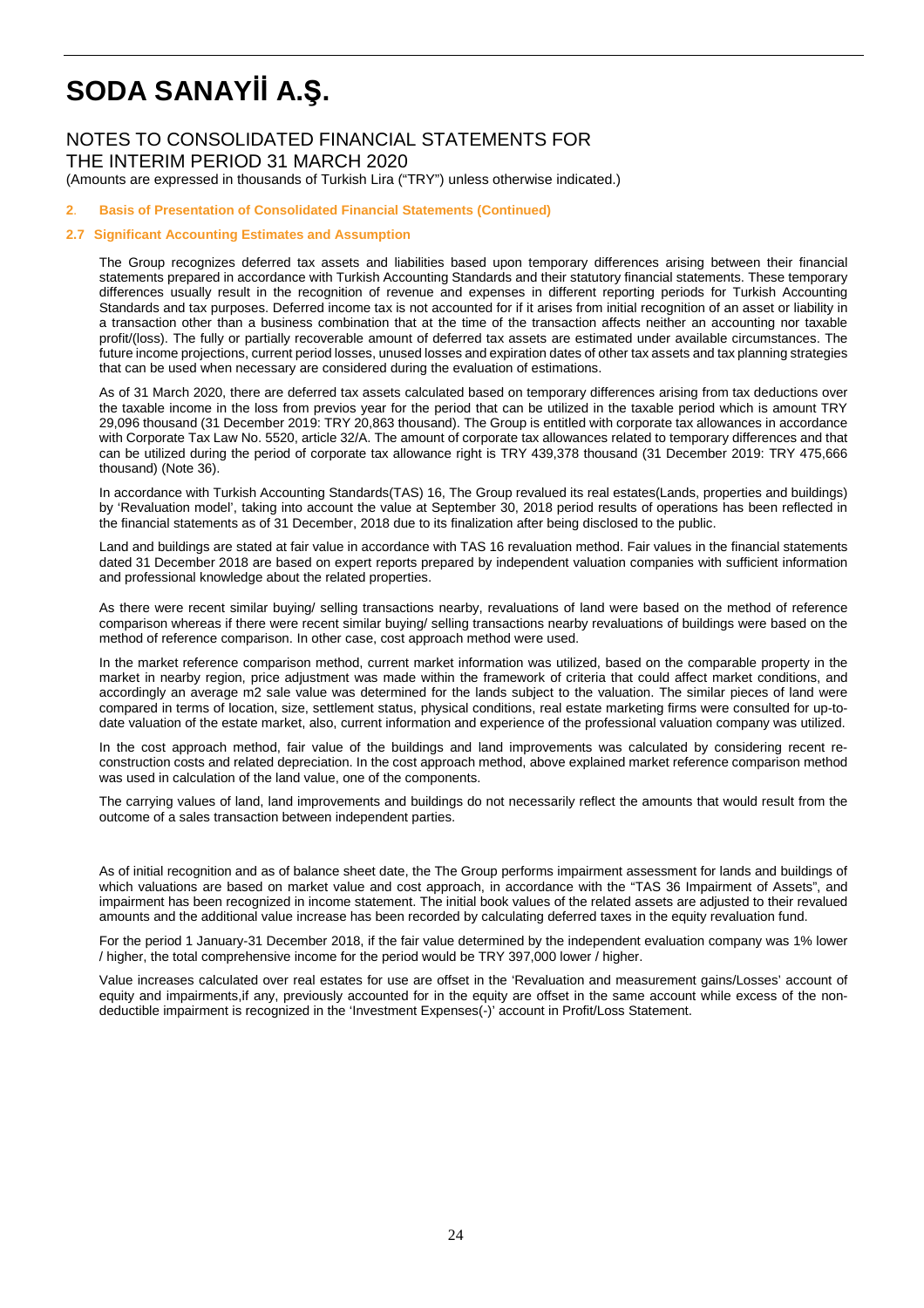# SODA SANAYİİ A.Ş.

## NOTES TO CONSOLIDATED FINANCIAL STATEMENTS FOR THE INTERIM PERIOD 31 MARCH 2020

(Amounts are expressed in thousands of Turkish Lira ("TRY") unless otherwise indicated.)

### 2. Basis of Presentation of Consolidated Financial Statements (Continued)

### 2.7 Significant Accounting Estimates and Assumption

The Group recognizes deferred tax assets and liabilities based upon temporary differences arising between their financial statements prepared in accordance with Turkish Accounting Standards and their statutory financial statements. These temporary differences usually result in the recognition of revenue and expenses in different reporting periods for Turkish Accounting Standards and tax purposes. Deferred income tax is not accounted for if it arises from initial recognition of an asset or liability in a transaction other than a business combination that at the time of the transaction affects neither an accounting nor taxable profit/(loss). The fully or partially recoverable amount of deferred tax assets are estimated under available circumstances. The future income projections, current period losses, unused losses and expiration dates of other tax assets and tax planning strategies that can be used when necessary are considered during the evaluation of estimations.

As of 31 March 2020, there are deferred tax assets calculated based on temporary differences arising from tax deductions over the taxable income in the loss from previos year for the period that can be utilized in the taxable period which is amount TRY 29,096 thousand (31 December 2019: TRY 20,863 thousand). The Group is entitled with corporate tax allowances in accordance with Corporate Tax Law No. 5520, article 32/A. The amount of corporate tax allowances related to temporary differences and that can be utilized during the period of corporate tax allowance right is TRY 439,378 thousand (31 December 2019: TRY 475,666 thousand) (Note 36).

In accordance with Turkish Accounting Standards(TAS) 16, The Group revalued its real estates(Lands, properties and buildings) by 'Revaluation model', taking into account the value at September 30, 2018 period results of operations has been reflected in the financial statements as of 31 December, 2018 due to its finalization after being disclosed to the public.

Land and buildings are stated at fair value in accordance with TAS 16 revaluation method. Fair values in the financial statements dated 31 December 2018 are based on expert reports prepared by independent valuation companies with sufficient information and professional knowledge about the related properties.

As there were recent similar buying/ selling transactions nearby, revaluations of land were based on the method of reference comparison whereas if there were recent similar buying/ selling transactions nearby revaluations of buildings were based on the method of reference comparison. In other case, cost approach method were used.

In the market reference comparison method, current market information was utilized, based on the comparable property in the market in nearby region, price adjustment was made within the framework of criteria that could affect market conditions, and accordingly an average m2 sale value was determined for the lands subject to the valuation. The similar pieces of land were compared in terms of location, size, settlement status, physical conditions, real estate marketing firms were consulted for up-to-date valuation of the estate market, also, current information and experience of the professional valuation company was utilized.

In the cost approach method, fair value of the buildings and land improvements was calculated by considering recent re-construction costs and related depreciation. In the cost approach method, above explained market reference comparison method was used in calculation of the land value, one of the components.

The carrying values of land, land improvements and buildings do not necessarily reflect the amounts that would result from the outcome of a sales transaction between independent parties.

As of initial recognition and as of balance sheet date, the The Group performs impairment assessment for lands and buildings of which valuations are based on market value and cost approach, in accordance with the "TAS 36 Impairment of Assets", and impairment has been recognized in income statement. The initial book values of the related assets are adjusted to their revalued amounts and the additional value increase has been recorded by calculating deferred taxes in the equity revaluation fund.

For the period 1 January-31 December 2018, if the fair value determined by the independent evaluation company was 1% lower / higher, the total comprehensive income for the period would be TRY 397,000 lower / higher.

Value increases calculated over real estates for use are offset in the 'Revaluation and measurement gains/Losses' account of equity and impairments,if any, previously accounted for in the equity are offset in the same account while excess of the non-deductible impairment is recognized in the 'Investment Expenses(-)' account in Profit/Loss Statement.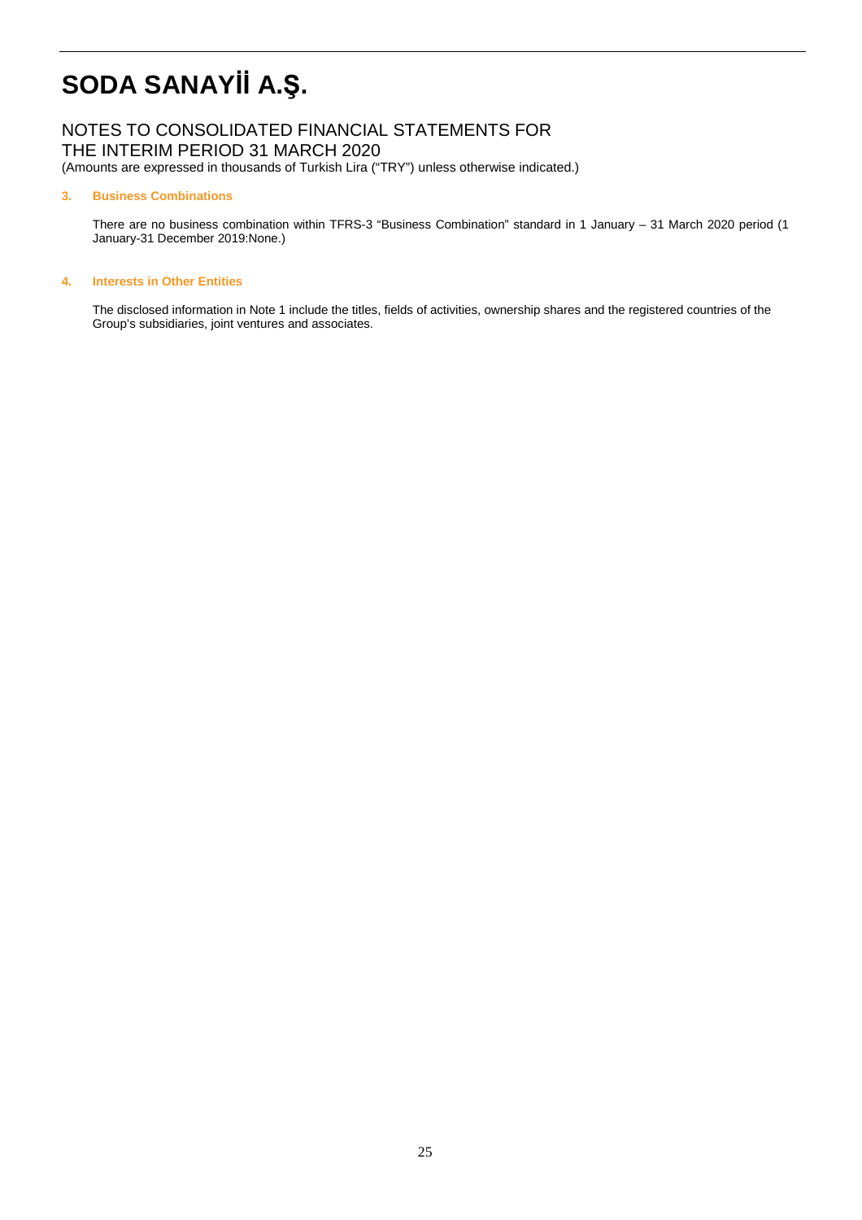# SODA SANAYİİ A.Ş.

## NOTES TO CONSOLIDATED FINANCIAL STATEMENTS FOR THE INTERIM PERIOD 31 MARCH 2020

(Amounts are expressed in thousands of Turkish Lira ("TRY") unless otherwise indicated.)

### 3. Business Combinations

There are no business combination within TFRS-3 "Business Combination" standard in 1 January – 31 March 2020 period (1 January-31 December 2019:None.)

### 4. Interests in Other Entities

The disclosed information in Note 1 include the titles, fields of activities, ownership shares and the registered countries of the Group's subsidiaries, joint ventures and associates.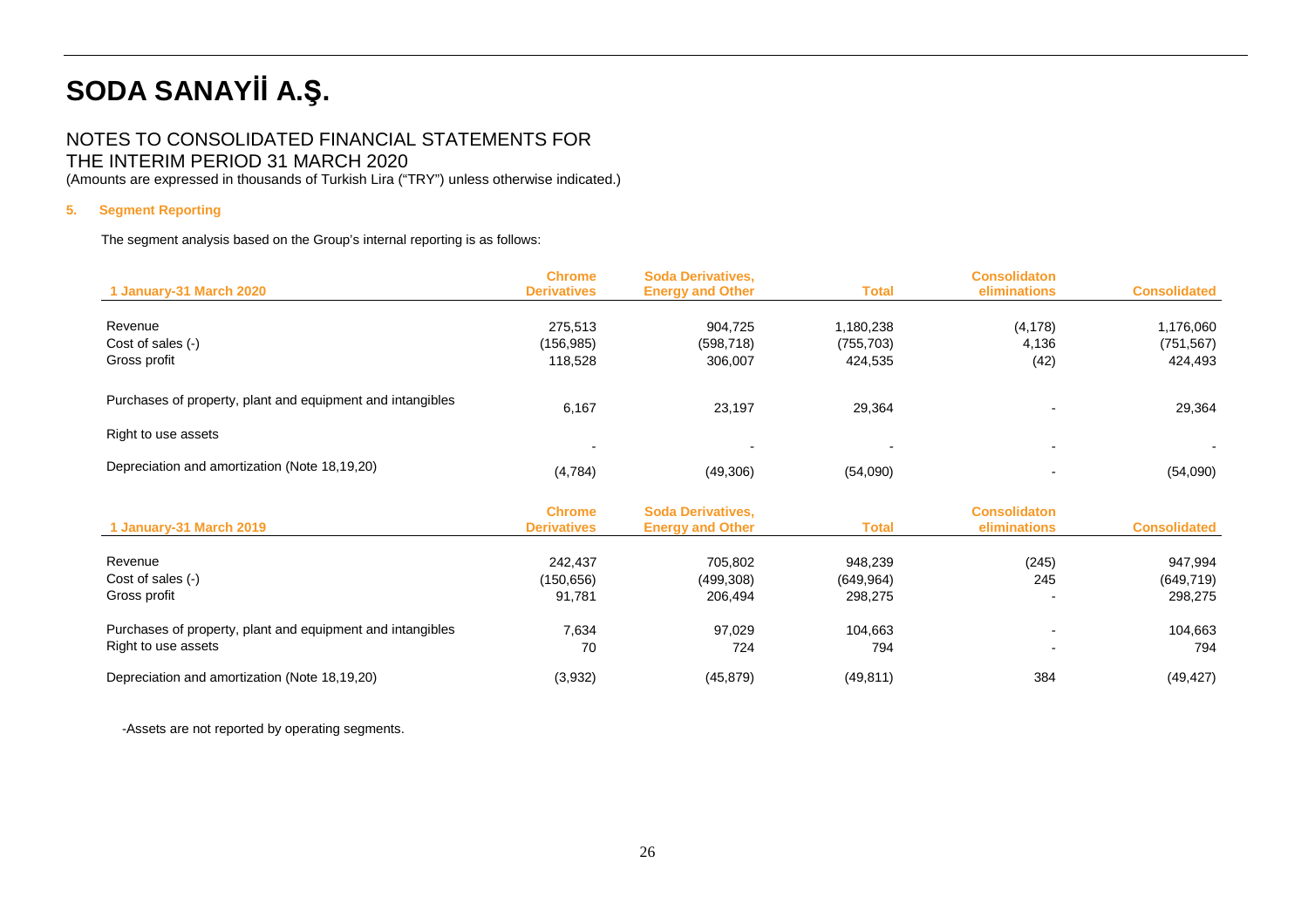# SODA SANAYİİ A.Ş.

NOTES TO CONSOLIDATED FINANCIAL STATEMENTS FOR
THE INTERIM PERIOD 31 MARCH 2020
(Amounts are expressed in thousands of Turkish Lira ("TRY") unless otherwise indicated.)

## 5. Segment Reporting

The segment analysis based on the Group's internal reporting is as follows:

| 1 January-31 March 2020 | Chrome Derivatives | Soda Derivatives, Energy and Other | Total | Consolidaton eliminations | Consolidated |
|---|---|---|---|---|---|
| Revenue | 275,513 | 904,725 | 1,180,238 | (4,178) | 1,176,060 |
| Cost of sales (-) | (156,985) | (598,718) | (755,703) | 4,136 | (751,567) |
| Gross profit | 118,528 | 306,007 | 424,535 | (42) | 424,493 |
| Purchases of property, plant and equipment and intangibles | 6,167 | 23,197 | 29,364 | - | 29,364 |
| Right to use assets | - | - | - | - | - |
| Depreciation and amortization (Note 18,19,20) | (4,784) | (49,306) | (54,090) | - | (54,090) |

| 1 January-31 March 2019 | Chrome Derivatives | Soda Derivatives, Energy and Other | Total | Consolidaton eliminations | Consolidated |
|---|---|---|---|---|---|
| Revenue | 242,437 | 705,802 | 948,239 | (245) | 947,994 |
| Cost of sales (-) | (150,656) | (499,308) | (649,964) | 245 | (649,719) |
| Gross profit | 91,781 | 206,494 | 298,275 | - | 298,275 |
| Purchases of property, plant and equipment and intangibles | 7,634 | 97,029 | 104,663 | - | 104,663 |
| Right to use assets | 70 | 724 | 794 | - | 794 |
| Depreciation and amortization (Note 18,19,20) | (3,932) | (45,879) | (49,811) | 384 | (49,427) |

-Assets are not reported by operating segments.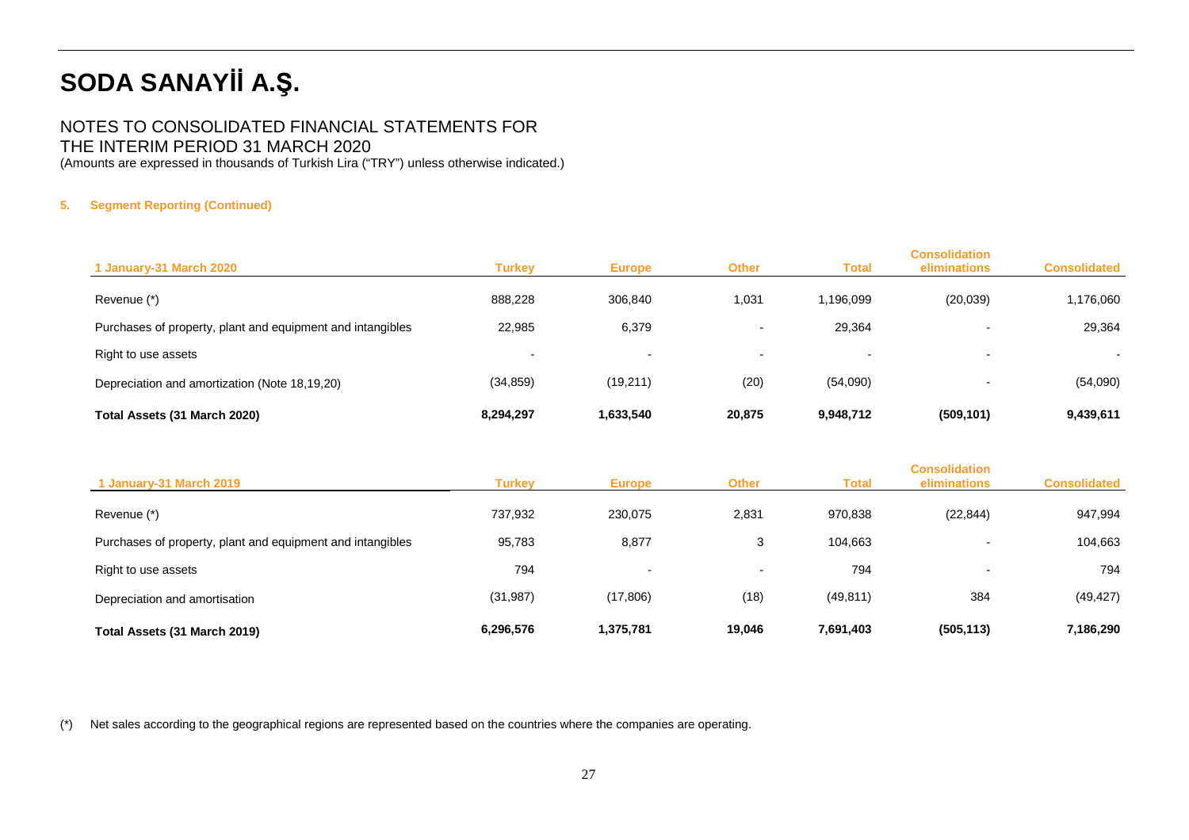# SODA SANAYİİ A.Ş.

NOTES TO CONSOLIDATED FINANCIAL STATEMENTS FOR
THE INTERIM PERIOD 31 MARCH 2020
(Amounts are expressed in thousands of Turkish Lira ("TRY") unless otherwise indicated.)

**5. Segment Reporting (Continued)**

| 1 January-31 March 2020 | Turkey | Europe | Other | Total | Consolidation eliminations | Consolidated |
|---|---|---|---|---|---|---|
| Revenue (*) | 888,228 | 306,840 | 1,031 | 1,196,099 | (20,039) | 1,176,060 |
| Purchases of property, plant and equipment and intangibles | 22,985 | 6,379 | - | 29,364 | - | 29,364 |
| Right to use assets | - | - | - | - | - | - |
| Depreciation and amortization (Note 18,19,20) | (34,859) | (19,211) | (20) | (54,090) | - | (54,090) |
| **Total Assets (31 March 2020)** | **8,294,297** | **1,633,540** | **20,875** | **9,948,712** | **(509,101)** | **9,439,611** |

| 1 January-31 March 2019 | Turkey | Europe | Other | Total | Consolidation eliminations | Consolidated |
|---|---|---|---|---|---|---|
| Revenue (*) | 737,932 | 230,075 | 2,831 | 970,838 | (22,844) | 947,994 |
| Purchases of property, plant and equipment and intangibles | 95,783 | 8,877 | 3 | 104,663 | - | 104,663 |
| Right to use assets | 794 | - | - | 794 | - | 794 |
| Depreciation and amortisation | (31,987) | (17,806) | (18) | (49,811) | 384 | (49,427) |
| **Total Assets (31 March 2019)** | **6,296,576** | **1,375,781** | **19,046** | **7,691,403** | **(505,113)** | **7,186,290** |

(*) Net sales according to the geographical regions are represented based on the countries where the companies are operating.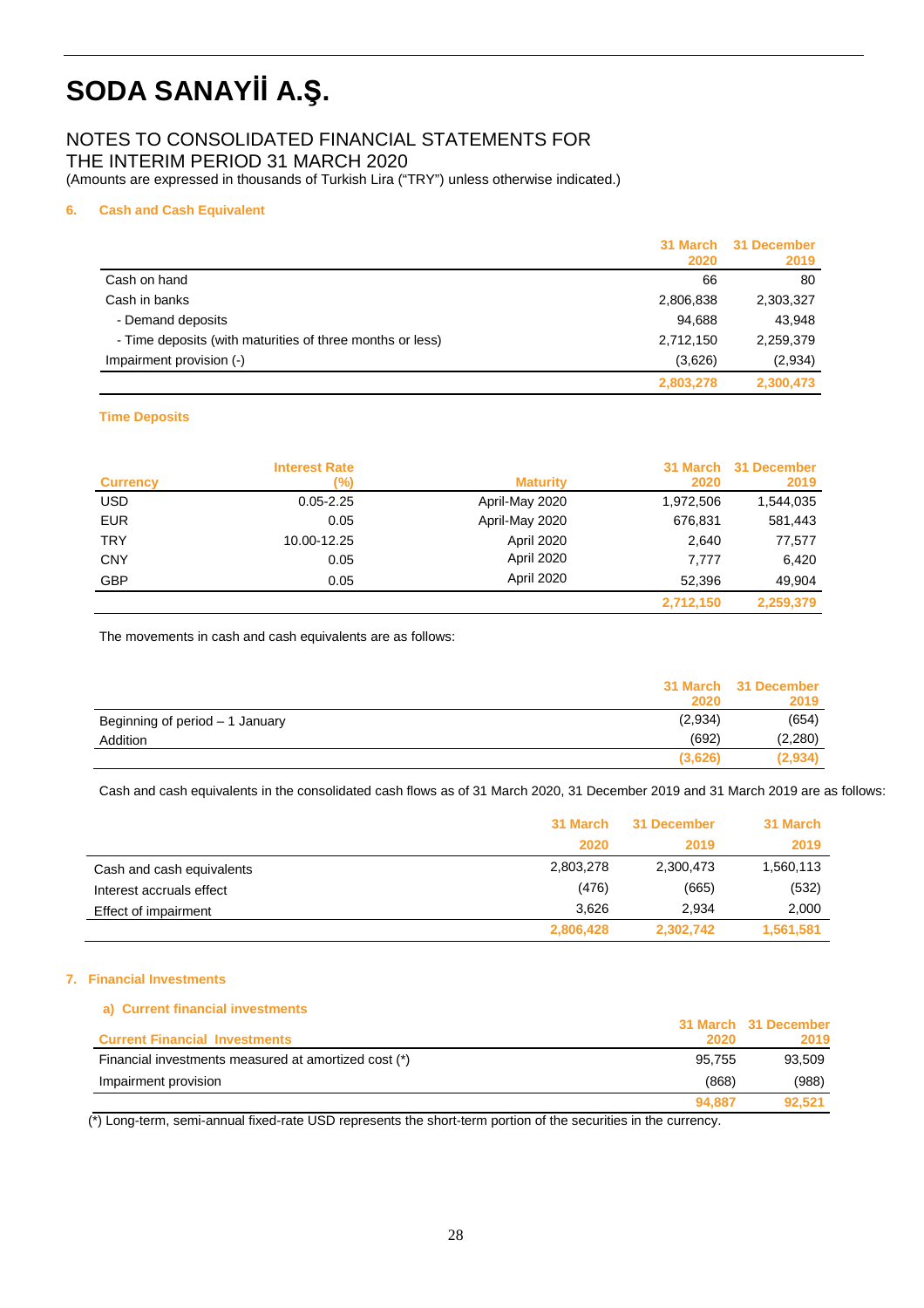# SODA SANAYİİ A.Ş.

## NOTES TO CONSOLIDATED FINANCIAL STATEMENTS FOR THE INTERIM PERIOD 31 MARCH 2020

(Amounts are expressed in thousands of Turkish Lira ("TRY") unless otherwise indicated.)

### 6. Cash and Cash Equivalent

| | 31 March 2020 | 31 December 2019 |
|---|---|---|
| Cash on hand | 66 | 80 |
| Cash in banks | 2,806,838 | 2,303,327 |
| - Demand deposits | 94,688 | 43,948 |
| - Time deposits (with maturities of three months or less) | 2,712,150 | 2,259,379 |
| Impairment provision (-) | (3,626) | (2,934) |
| | 2,803,278 | 2,300,473 |

**Time Deposits**

| Currency | Interest Rate (%) | Maturity | 31 March 2020 | 31 December 2019 |
|---|---|---|---|---|
| USD | 0.05-2.25 | April-May 2020 | 1,972,506 | 1,544,035 |
| EUR | 0.05 | April-May 2020 | 676,831 | 581,443 |
| TRY | 10.00-12.25 | April 2020 | 2,640 | 77,577 |
| CNY | 0.05 | April 2020 | 7,777 | 6,420 |
| GBP | 0.05 | April 2020 | 52,396 | 49,904 |
| | | | 2,712,150 | 2,259,379 |

The movements in cash and cash equivalents are as follows:

| | 31 March 2020 | 31 December 2019 |
|---|---|---|
| Beginning of period – 1 January | (2,934) | (654) |
| Addition | (692) | (2,280) |
| | (3,626) | (2,934) |

Cash and cash equivalents in the consolidated cash flows as of 31 March 2020, 31 December 2019 and 31 March 2019 are as follows:

| | 31 March 2020 | 31 December 2019 | 31 March 2019 |
|---|---|---|---|
| Cash and cash equivalents | 2,803,278 | 2,300,473 | 1,560,113 |
| Interest accruals effect | (476) | (665) | (532) |
| Effect of impairment | 3,626 | 2,934 | 2,000 |
| | 2,806,428 | 2,302,742 | 1,561,581 |

### 7. Financial Investments

**a) Current financial investments**

| Current Financial Investments | 31 March 2020 | 31 December 2019 |
|---|---|---|
| Financial investments measured at amortized cost (*) | 95,755 | 93,509 |
| Impairment provision | (868) | (988) |
| | 94,887 | 92,521 |

(*) Long-term, semi-annual fixed-rate USD represents the short-term portion of the securities in the currency.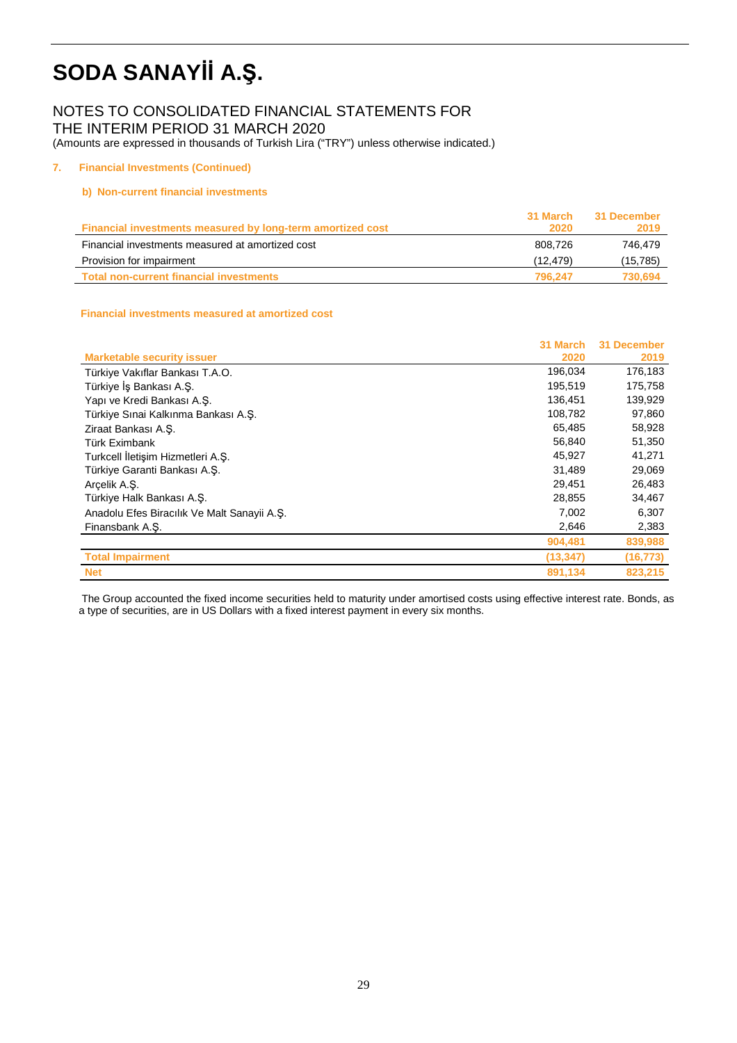# SODA SANAYİİ A.Ş.

## NOTES TO CONSOLIDATED FINANCIAL STATEMENTS FOR THE INTERIM PERIOD 31 MARCH 2020

(Amounts are expressed in thousands of Turkish Lira (“TRY”) unless otherwise indicated.)

### 7. Financial Investments (Continued)

#### b) Non-current financial investments

| Financial investments measured by long-term amortized cost | 31 March 2020 | 31 December 2019 |
|---|---|---|
| Financial investments measured at amortized cost | 808,726 | 746,479 |
| Provision for impairment | (12,479) | (15,785) |
| **Total non-current financial investments** | **796,247** | **730,694** |

**Financial investments measured at amortized cost**

| Marketable security issuer | 31 March 2020 | 31 December 2019 |
|---|---|---|
| Türkiye Vakıflar Bankası T.A.O. | 196,034 | 176,183 |
| Türkiye İş Bankası A.Ş. | 195,519 | 175,758 |
| Yapı ve Kredi Bankası A.Ş. | 136,451 | 139,929 |
| Türkiye Sınai Kalkınma Bankası A.Ş. | 108,782 | 97,860 |
| Ziraat Bankası A.Ş. | 65,485 | 58,928 |
| Türk Eximbank | 56,840 | 51,350 |
| Turkcell İletişim Hizmetleri A.Ş. | 45,927 | 41,271 |
| Türkiye Garanti Bankası A.Ş. | 31,489 | 29,069 |
| Arçelik A.Ş. | 29,451 | 26,483 |
| Türkiye Halk Bankası A.Ş. | 28,855 | 34,467 |
| Anadolu Efes Biracılık Ve Malt Sanayii A.Ş. | 7,002 | 6,307 |
| Finansbank A.Ş. | 2,646 | 2,383 |
| | **904,481** | **839,988** |
| **Total Impairment** | **(13,347)** | **(16,773)** |
| **Net** | **891,134** | **823,215** |

The Group accounted the fixed income securities held to maturity under amortised costs using effective interest rate. Bonds, as a type of securities, are in US Dollars with a fixed interest payment in every six months.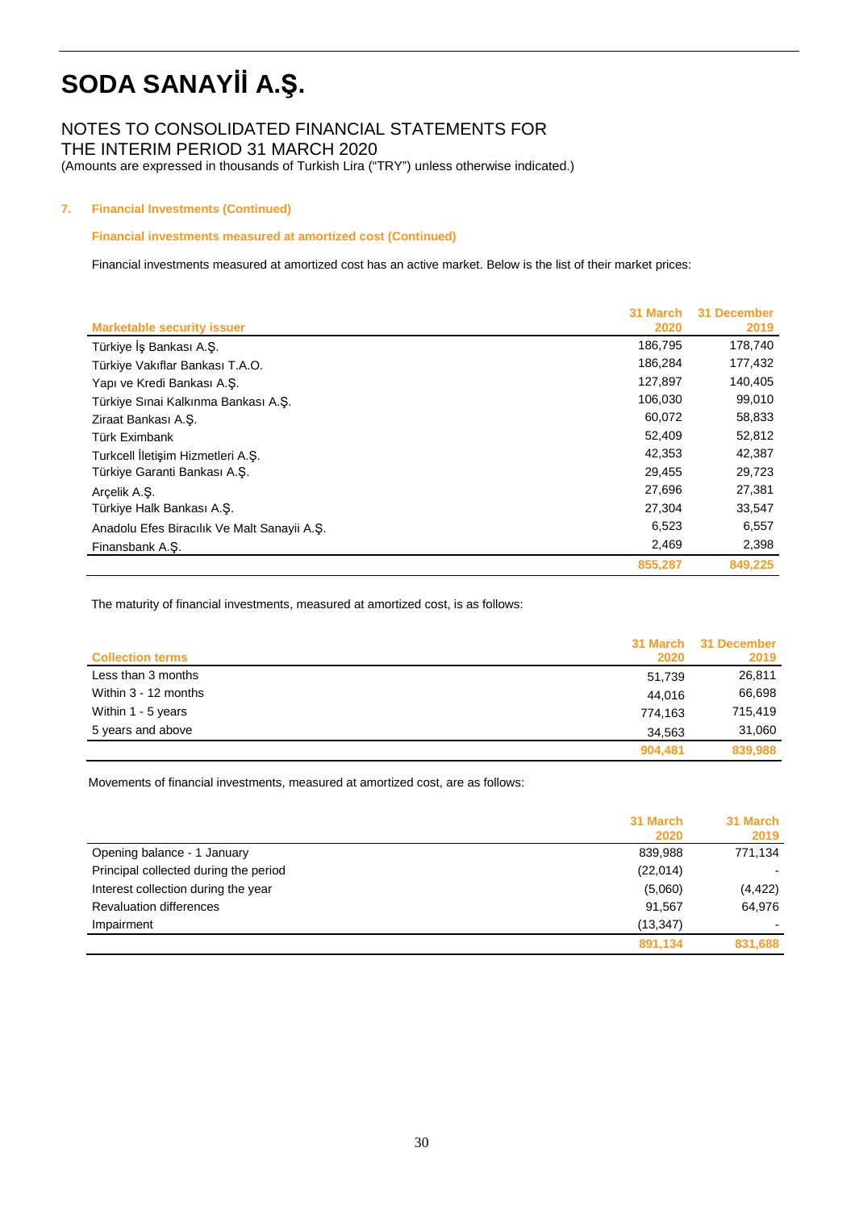# SODA SANAYİİ A.Ş.

## NOTES TO CONSOLIDATED FINANCIAL STATEMENTS FOR THE INTERIM PERIOD 31 MARCH 2020

(Amounts are expressed in thousands of Turkish Lira ("TRY") unless otherwise indicated.)

### 7. Financial Investments (Continued)

**Financial investments measured at amortized cost (Continued)**

Financial investments measured at amortized cost has an active market. Below is the list of their market prices:

| Marketable security issuer | 31 March 2020 | 31 December 2019 |
|---|---|---|
| Türkiye İş Bankası A.Ş. | 186,795 | 178,740 |
| Türkiye Vakıflar Bankası T.A.O. | 186,284 | 177,432 |
| Yapı ve Kredi Bankası A.Ş. | 127,897 | 140,405 |
| Türkiye Sınai Kalkınma Bankası A.Ş. | 106,030 | 99,010 |
| Ziraat Bankası A.Ş. | 60,072 | 58,833 |
| Türk Eximbank | 52,409 | 52,812 |
| Turkcell İletişim Hizmetleri A.Ş. | 42,353 | 42,387 |
| Türkiye Garanti Bankası A.Ş. | 29,455 | 29,723 |
| Arçelik A.Ş. | 27,696 | 27,381 |
| Türkiye Halk Bankası A.Ş. | 27,304 | 33,547 |
| Anadolu Efes Biracılık Ve Malt Sanayii A.Ş. | 6,523 | 6,557 |
| Finansbank A.Ş. | 2,469 | 2,398 |
| | 855,287 | 849,225 |

The maturity of financial investments, measured at amortized cost, is as follows:

| Collection terms | 31 March 2020 | 31 December 2019 |
|---|---|---|
| Less than 3 months | 51,739 | 26,811 |
| Within 3 - 12 months | 44,016 | 66,698 |
| Within 1 - 5 years | 774,163 | 715,419 |
| 5 years and above | 34,563 | 31,060 |
| | 904,481 | 839,988 |

Movements of financial investments, measured at amortized cost, are as follows:

| | 31 March 2020 | 31 March 2019 |
|---|---|---|
| Opening balance - 1 January | 839,988 | 771,134 |
| Principal collected during the period | (22,014) | - |
| Interest collection during the year | (5,060) | (4,422) |
| Revaluation differences | 91,567 | 64,976 |
| Impairment | (13,347) | - |
| | 891,134 | 831,688 |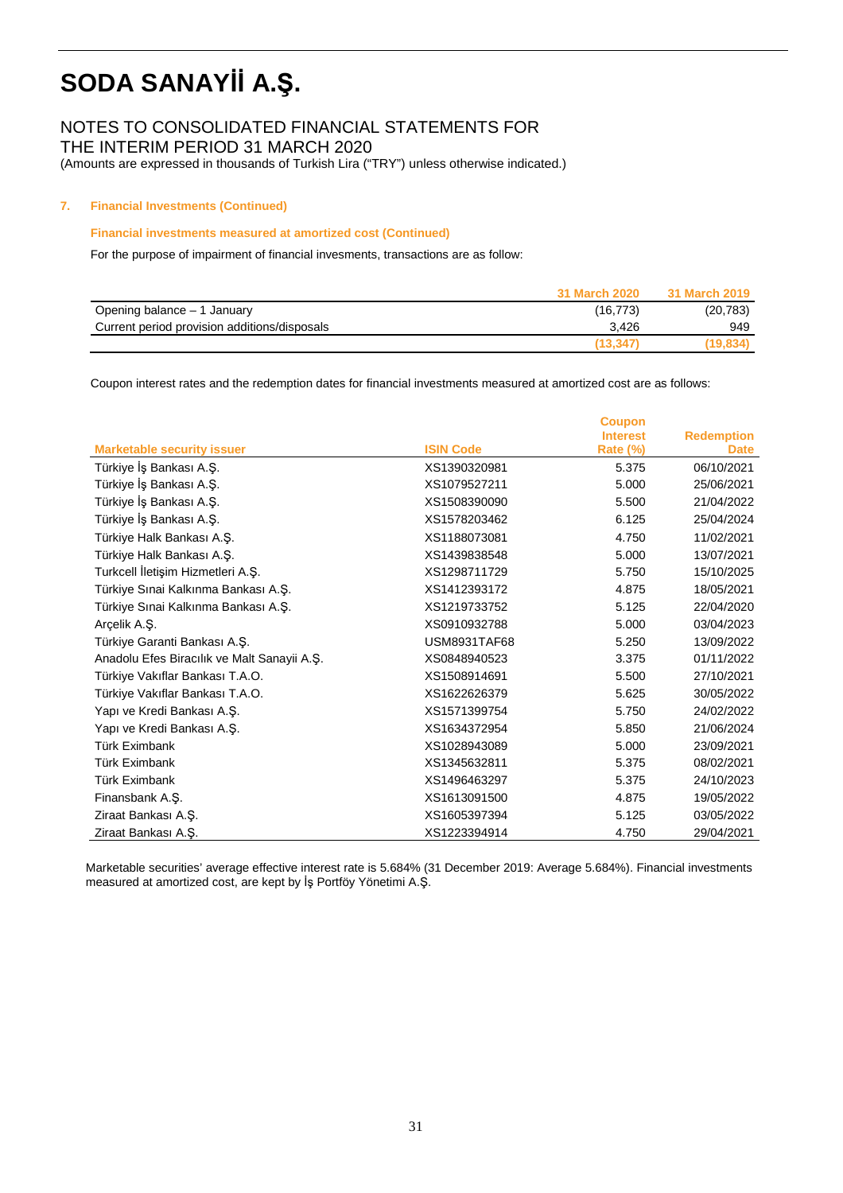# SODA SANAYİİ A.Ş.

NOTES TO CONSOLIDATED FINANCIAL STATEMENTS FOR
THE INTERIM PERIOD 31 MARCH 2020
(Amounts are expressed in thousands of Turkish Lira ("TRY") unless otherwise indicated.)

**7. Financial Investments (Continued)**

**Financial investments measured at amortized cost (Continued)**

For the purpose of impairment of financial invesments, transactions are as follow:

| | 31 March 2020 | 31 March 2019 |
|---|---|---|
| Opening balance – 1 January | (16,773) | (20,783) |
| Current period provision additions/disposals | 3,426 | 949 |
| | (13,347) | (19,834) |

Coupon interest rates and the redemption dates for financial investments measured at amortized cost are as follows:

| Marketable security issuer | ISIN Code | Coupon Interest Rate (%) | Redemption Date |
|---|---|---|---|
| Türkiye İş Bankası A.Ş. | XS1390320981 | 5.375 | 06/10/2021 |
| Türkiye İş Bankası A.Ş. | XS1079527211 | 5.000 | 25/06/2021 |
| Türkiye İş Bankası A.Ş. | XS1508390090 | 5.500 | 21/04/2022 |
| Türkiye İş Bankası A.Ş. | XS1578203462 | 6.125 | 25/04/2024 |
| Türkiye Halk Bankası A.Ş. | XS1188073081 | 4.750 | 11/02/2021 |
| Türkiye Halk Bankası A.Ş. | XS1439838548 | 5.000 | 13/07/2021 |
| Turkcell İletişim Hizmetleri A.Ş. | XS1298711729 | 5.750 | 15/10/2025 |
| Türkiye Sınai Kalkınma Bankası A.Ş. | XS1412393172 | 4.875 | 18/05/2021 |
| Türkiye Sınai Kalkınma Bankası A.Ş. | XS1219733752 | 5.125 | 22/04/2020 |
| Arçelik A.Ş. | XS0910932788 | 5.000 | 03/04/2023 |
| Türkiye Garanti Bankası A.Ş. | USM8931TAF68 | 5.250 | 13/09/2022 |
| Anadolu Efes Biracılık ve Malt Sanayii A.Ş. | XS0848940523 | 3.375 | 01/11/2022 |
| Türkiye Vakıflar Bankası T.A.O. | XS1508914691 | 5.500 | 27/10/2021 |
| Türkiye Vakıflar Bankası T.A.O. | XS1622626379 | 5.625 | 30/05/2022 |
| Yapı ve Kredi Bankası A.Ş. | XS1571399754 | 5.750 | 24/02/2022 |
| Yapı ve Kredi Bankası A.Ş. | XS1634372954 | 5.850 | 21/06/2024 |
| Türk Eximbank | XS1028943089 | 5.000 | 23/09/2021 |
| Türk Eximbank | XS1345632811 | 5.375 | 08/02/2021 |
| Türk Eximbank | XS1496463297 | 5.375 | 24/10/2023 |
| Finansbank A.Ş. | XS1613091500 | 4.875 | 19/05/2022 |
| Ziraat Bankası A.Ş. | XS1605397394 | 5.125 | 03/05/2022 |
| Ziraat Bankası A.Ş. | XS1223394914 | 4.750 | 29/04/2021 |

Marketable securities' average effective interest rate is 5.684% (31 December 2019: Average 5.684%). Financial investments measured at amortized cost, are kept by İş Portföy Yönetimi A.Ş.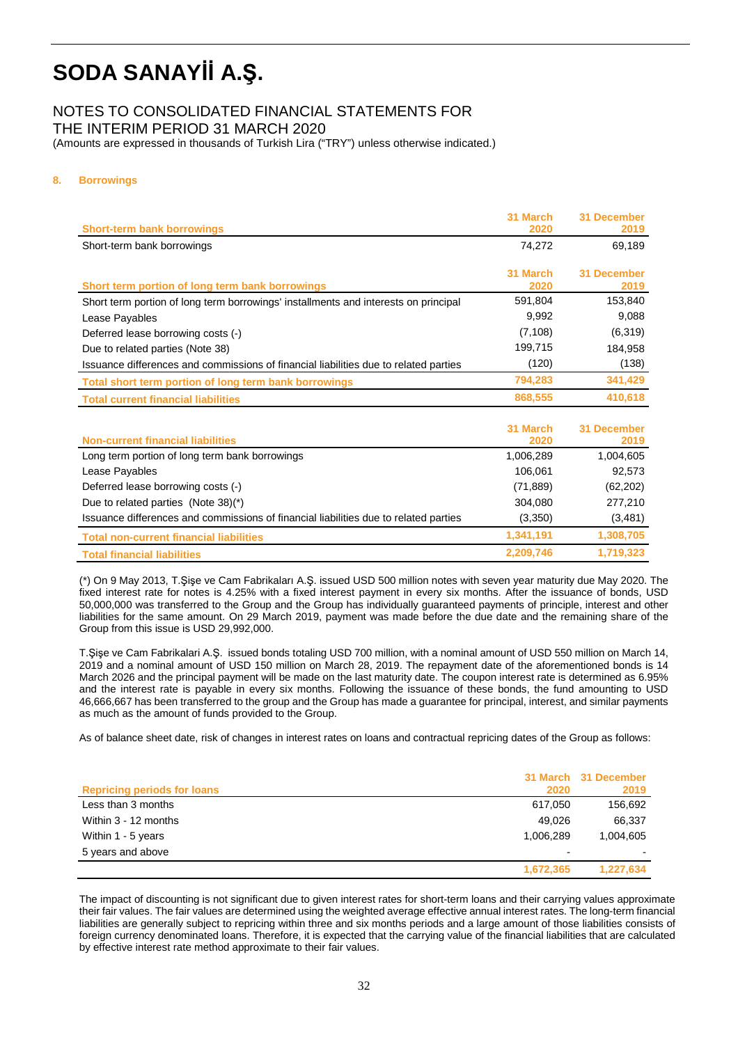# SODA SANAYİİ A.Ş.

## NOTES TO CONSOLIDATED FINANCIAL STATEMENTS FOR THE INTERIM PERIOD 31 MARCH 2020

(Amounts are expressed in thousands of Turkish Lira ("TRY") unless otherwise indicated.)

### 8. Borrowings

| Short-term bank borrowings | 31 March 2020 | 31 December 2019 |
|---|---|---|
| Short-term bank borrowings | 74,272 | 69,189 |

| Short term portion of long term bank borrowings | 31 March 2020 | 31 December 2019 |
|---|---|---|
| Short term portion of long term borrowings' installments and interests on principal | 591,804 | 153,840 |
| Lease Payables | 9,992 | 9,088 |
| Deferred lease borrowing costs (-) | (7,108) | (6,319) |
| Due to related parties (Note 38) | 199,715 | 184,958 |
| Issuance differences and commissions of financial liabilities due to related parties | (120) | (138) |
| **Total short term portion of long term bank borrowings** | **794,283** | **341,429** |
| **Total current financial liabilities** | **868,555** | **410,618** |

| Non-current financial liabilities | 31 March 2020 | 31 December 2019 |
|---|---|---|
| Long term portion of long term bank borrowings | 1,006,289 | 1,004,605 |
| Lease Payables | 106,061 | 92,573 |
| Deferred lease borrowing costs (-) | (71,889) | (62,202) |
| Due to related parties (Note 38)(*) | 304,080 | 277,210 |
| Issuance differences and commissions of financial liabilities due to related parties | (3,350) | (3,481) |
| **Total non-current financial liabilities** | **1,341,191** | **1,308,705** |
| **Total financial liabilities** | **2,209,746** | **1,719,323** |

(*) On 9 May 2013, T.Şişe ve Cam Fabrikaları A.Ş. issued USD 500 million notes with seven year maturity due May 2020. The fixed interest rate for notes is 4.25% with a fixed interest payment in every six months. After the issuance of bonds, USD 50,000,000 was transferred to the Group and the Group has individually guaranteed payments of principle, interest and other liabilities for the same amount. On 29 March 2019, payment was made before the due date and the remaining share of the Group from this issue is USD 29,992,000.

T.Şişe ve Cam Fabrikalari A.Ş. issued bonds totaling USD 700 million, with a nominal amount of USD 550 million on March 14, 2019 and a nominal amount of USD 150 million on March 28, 2019. The repayment date of the aforementioned bonds is 14 March 2026 and the principal payment will be made on the last maturity date. The coupon interest rate is determined as 6.95% and the interest rate is payable in every six months. Following the issuance of these bonds, the fund amounting to USD 46,666,667 has been transferred to the group and the Group has made a guarantee for principal, interest, and similar payments as much as the amount of funds provided to the Group.

As of balance sheet date, risk of changes in interest rates on loans and contractual repricing dates of the Group as follows:

| Repricing periods for loans | 31 March 2020 | 31 December 2019 |
|---|---|---|
| Less than 3 months | 617,050 | 156,692 |
| Within 3 - 12 months | 49,026 | 66,337 |
| Within 1 - 5 years | 1,006,289 | 1,004,605 |
| 5 years and above | - | - |
| | **1,672,365** | **1,227,634** |

The impact of discounting is not significant due to given interest rates for short-term loans and their carrying values approximate their fair values. The fair values are determined using the weighted average effective annual interest rates. The long-term financial liabilities are generally subject to repricing within three and six months periods and a large amount of those liabilities consists of foreign currency denominated loans. Therefore, it is expected that the carrying value of the financial liabilities that are calculated by effective interest rate method approximate to their fair values.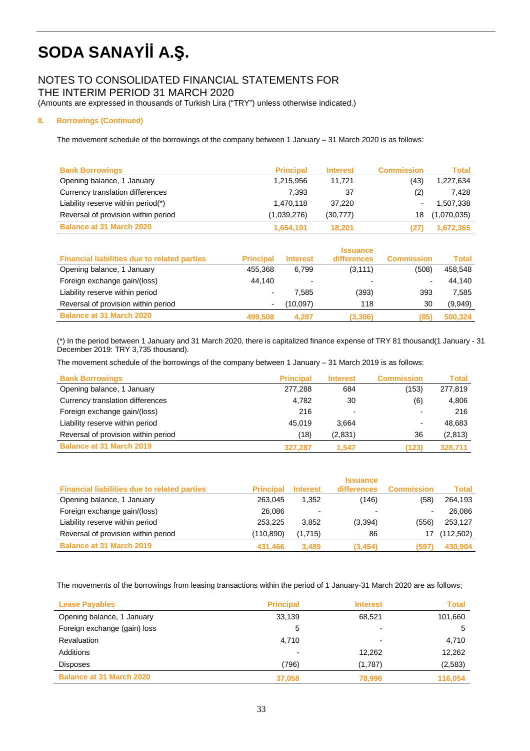# SODA SANAYİİ A.Ş.

NOTES TO CONSOLIDATED FINANCIAL STATEMENTS FOR THE INTERIM PERIOD 31 MARCH 2020
(Amounts are expressed in thousands of Turkish Lira ("TRY") unless otherwise indicated.)

### 8. Borrowings (Continued)

The movement schedule of the borrowings of the company between 1 January – 31 March 2020 is as follows:

| Bank Borrowings | Principal | Interest | Commission | Total |
|---|---|---|---|---|
| Opening balance, 1 January | 1,215,956 | 11,721 | (43) | 1,227,634 |
| Currency translation differences | 7,393 | 37 | (2) | 7,428 |
| Liability reserve within period(*) | 1,470,118 | 37,220 | - | 1,507,338 |
| Reversal of provision within period | (1,039,276) | (30,777) | 18 | (1,070,035) |
| **Balance at 31 March 2020** | **1,654,191** | **18,201** | **(27)** | **1,672,365** |

| Financial liabilities due to related parties | Principal | Interest | Issuance differences | Commission | Total |
|---|---|---|---|---|---|
| Opening balance, 1 January | 455,368 | 6,799 | (3,111) | (508) | 458,548 |
| Foreign exchange gain/(loss) | 44,140 | - | - | - | 44,140 |
| Liability reserve within period | - | 7,585 | (393) | 393 | 7,585 |
| Reversal of provision within period | - | (10,097) | 118 | 30 | (9,949) |
| **Balance at 31 March 2020** | **499,508** | **4,287** | **(3,386)** | **(85)** | **500,324** |

(*) In the period between 1 January and 31 March 2020, there is capitalized finance expense of TRY 81 thousand(1 January - 31 December 2019: TRY 3,735 thousand).

The movement schedule of the borrowings of the company between 1 January – 31 March 2019 is as follows:

| Bank Borrowings | Principal | Interest | Commission | Total |
|---|---|---|---|---|
| Opening balance, 1 January | 277,288 | 684 | (153) | 277,819 |
| Currency translation differences | 4,782 | 30 | (6) | 4,806 |
| Foreign exchange gain/(loss) | 216 | - | - | 216 |
| Liability reserve within period | 45,019 | 3,664 | - | 48,683 |
| Reversal of provision within period | (18) | (2,831) | 36 | (2,813) |
| **Balance at 31 March 2019** | **327,287** | **1,547** | **(123)** | **328,711** |

| Financial liabilities due to related parties | Principal | Interest | Issuance differences | Commission | Total |
|---|---|---|---|---|---|
| Opening balance, 1 January | 263,045 | 1,352 | (146) | (58) | 264,193 |
| Foreign exchange gain/(loss) | 26,086 | - | - | - | 26,086 |
| Liability reserve within period | 253,225 | 3,852 | (3,394) | (556) | 253,127 |
| Reversal of provision within period | (110,890) | (1,715) | 86 | 17 | (112,502) |
| **Balance at 31 March 2019** | **431,466** | **3,489** | **(3,454)** | **(597)** | **430,904** |

The movements of the borrowings from leasing transactions within the period of 1 January-31 March 2020 are as follows;

| Lease Payables | Principal | Interest | Total |
|---|---|---|---|
| Opening balance, 1 January | 33,139 | 68,521 | 101,660 |
| Foreign exchange (gain) loss | 5 | - | 5 |
| Revaluation | 4,710 | - | 4,710 |
| Additions | - | 12,262 | 12,262 |
| Disposes | (796) | (1,787) | (2,583) |
| **Balance at 31 March 2020** | **37,058** | **78,996** | **116,054** |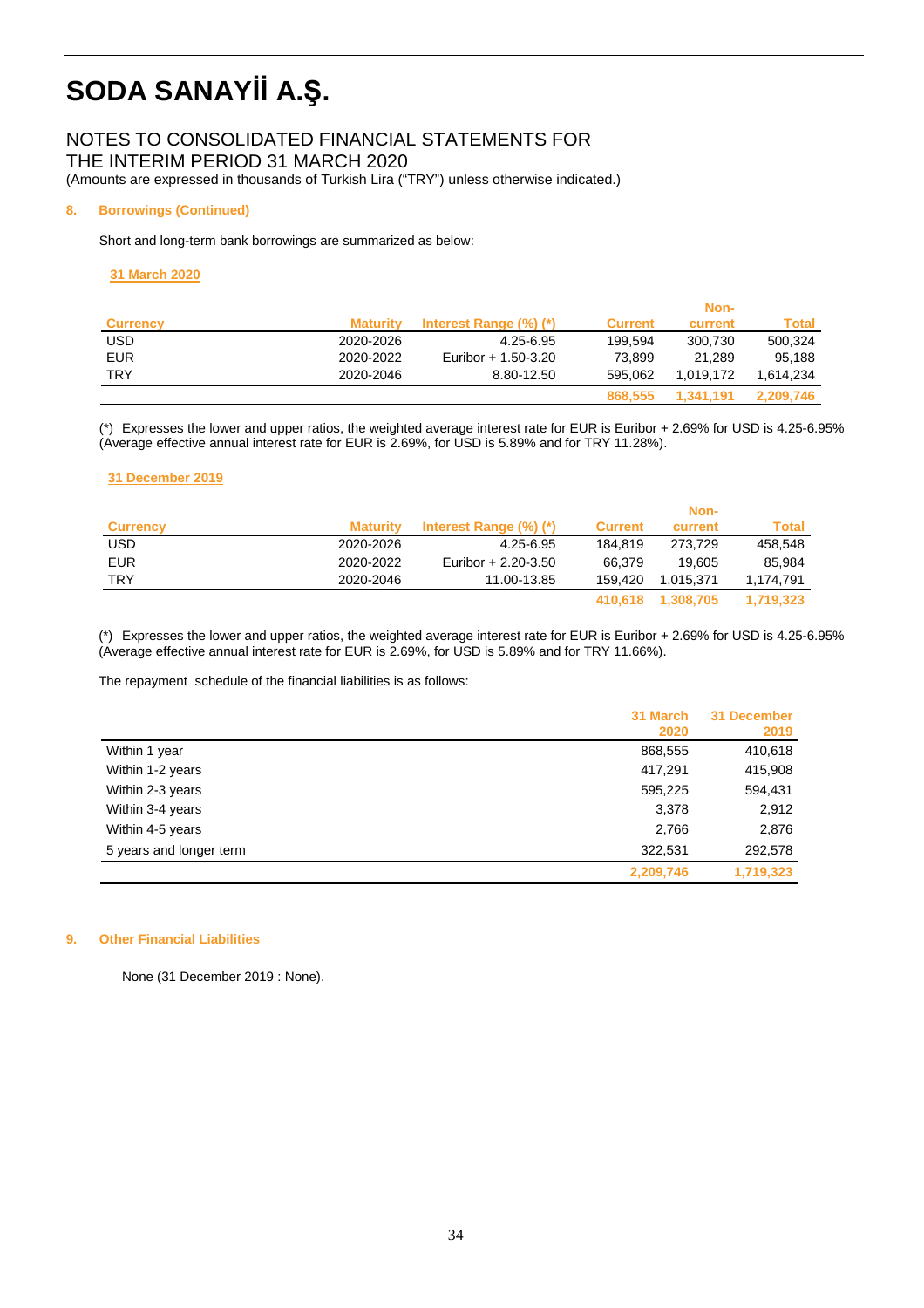# SODA SANAYİİ A.Ş.

## NOTES TO CONSOLIDATED FINANCIAL STATEMENTS FOR THE INTERIM PERIOD 31 MARCH 2020

(Amounts are expressed in thousands of Turkish Lira ("TRY") unless otherwise indicated.)

### 8. Borrowings (Continued)

Short and long-term bank borrowings are summarized as below:

**31 March 2020**

| Currency | Maturity | Interest Range (%) (*) | Current | Non-current | Total |
|---|---|---|---|---|---|
| USD | 2020-2026 | 4.25-6.95 | 199,594 | 300,730 | 500,324 |
| EUR | 2020-2022 | Euribor + 1.50-3.20 | 73,899 | 21,289 | 95,188 |
| TRY | 2020-2046 | 8.80-12.50 | 595,062 | 1,019,172 | 1,614,234 |
| | | | 868,555 | 1,341,191 | 2,209,746 |

(*) Expresses the lower and upper ratios, the weighted average interest rate for EUR is Euribor + 2.69% for USD is 4.25-6.95% (Average effective annual interest rate for EUR is 2.69%, for USD is 5.89% and for TRY 11.28%).

**31 December 2019**

| Currency | Maturity | Interest Range (%) (*) | Current | Non-current | Total |
|---|---|---|---|---|---|
| USD | 2020-2026 | 4.25-6.95 | 184,819 | 273,729 | 458,548 |
| EUR | 2020-2022 | Euribor + 2.20-3.50 | 66,379 | 19,605 | 85,984 |
| TRY | 2020-2046 | 11.00-13.85 | 159,420 | 1,015,371 | 1,174,791 |
| | | | 410,618 | 1,308,705 | 1,719,323 |

(*) Expresses the lower and upper ratios, the weighted average interest rate for EUR is Euribor + 2.69% for USD is 4.25-6.95% (Average effective annual interest rate for EUR is 2.69%, for USD is 5.89% and for TRY 11.66%).

The repayment schedule of the financial liabilities is as follows:

| | 31 March 2020 | 31 December 2019 |
|---|---|---|
| Within 1 year | 868,555 | 410,618 |
| Within 1-2 years | 417,291 | 415,908 |
| Within 2-3 years | 595,225 | 594,431 |
| Within 3-4 years | 3,378 | 2,912 |
| Within 4-5 years | 2,766 | 2,876 |
| 5 years and longer term | 322,531 | 292,578 |
| | 2,209,746 | 1,719,323 |

### 9. Other Financial Liabilities

None (31 December 2019 : None).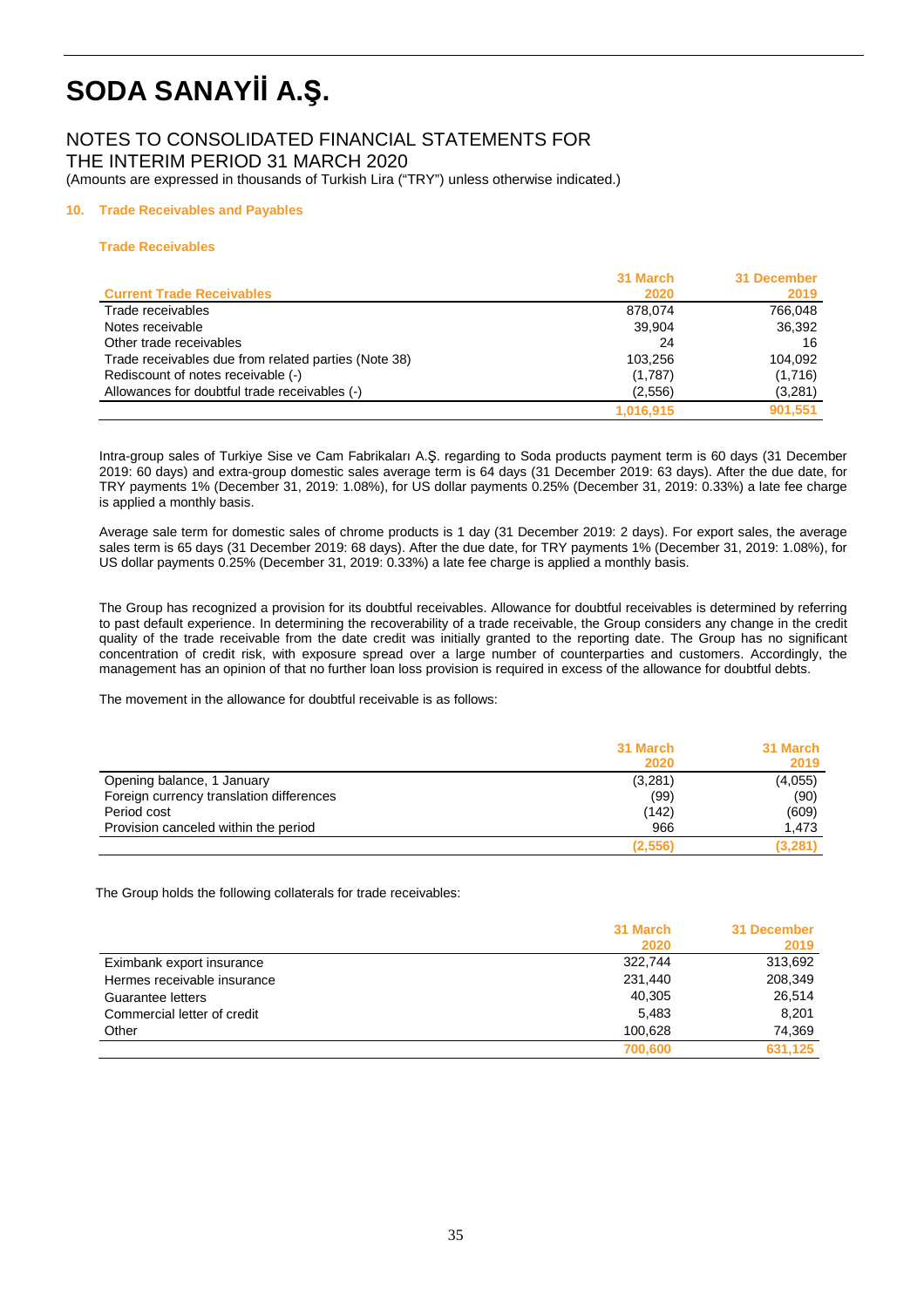# SODA SANAYİİ A.Ş.

## NOTES TO CONSOLIDATED FINANCIAL STATEMENTS FOR THE INTERIM PERIOD 31 MARCH 2020

(Amounts are expressed in thousands of Turkish Lira ("TRY") unless otherwise indicated.)

### 10. Trade Receivables and Payables

#### Trade Receivables

| Current Trade Receivables | 31 March 2020 | 31 December 2019 |
|---|---|---|
| Trade receivables | 878,074 | 766,048 |
| Notes receivable | 39,904 | 36,392 |
| Other trade receivables | 24 | 16 |
| Trade receivables due from related parties (Note 38) | 103,256 | 104,092 |
| Rediscount of notes receivable (-) | (1,787) | (1,716) |
| Allowances for doubtful trade receivables (-) | (2,556) | (3,281) |
| | **1,016,915** | **901,551** |

Intra-group sales of Turkiye Sise ve Cam Fabrikaları A.Ş. regarding to Soda products payment term is 60 days (31 December 2019: 60 days) and extra-group domestic sales average term is 64 days (31 December 2019: 63 days). After the due date, for TRY payments 1% (December 31, 2019: 1.08%), for US dollar payments 0.25% (December 31, 2019: 0.33%) a late fee charge is applied a monthly basis.

Average sale term for domestic sales of chrome products is 1 day (31 December 2019: 2 days). For export sales, the average sales term is 65 days (31 December 2019: 68 days). After the due date, for TRY payments 1% (December 31, 2019: 1.08%), for US dollar payments 0.25% (December 31, 2019: 0.33%) a late fee charge is applied a monthly basis.

The Group has recognized a provision for its doubtful receivables. Allowance for doubtful receivables is determined by referring to past default experience. In determining the recoverability of a trade receivable, the Group considers any change in the credit quality of the trade receivable from the date credit was initially granted to the reporting date. The Group has no significant concentration of credit risk, with exposure spread over a large number of counterparties and customers. Accordingly, the management has an opinion of that no further loan loss provision is required in excess of the allowance for doubtful debts.

The movement in the allowance for doubtful receivable is as follows:

| | 31 March 2020 | 31 March 2019 |
|---|---|---|
| Opening balance, 1 January | (3,281) | (4,055) |
| Foreign currency translation differences | (99) | (90) |
| Period cost | (142) | (609) |
| Provision canceled within the period | 966 | 1,473 |
| | **(2,556)** | **(3,281)** |

The Group holds the following collaterals for trade receivables:

| | 31 March 2020 | 31 December 2019 |
|---|---|---|
| Eximbank export insurance | 322,744 | 313,692 |
| Hermes receivable insurance | 231,440 | 208,349 |
| Guarantee letters | 40,305 | 26,514 |
| Commercial letter of credit | 5,483 | 8,201 |
| Other | 100,628 | 74,369 |
| | **700,600** | **631,125** |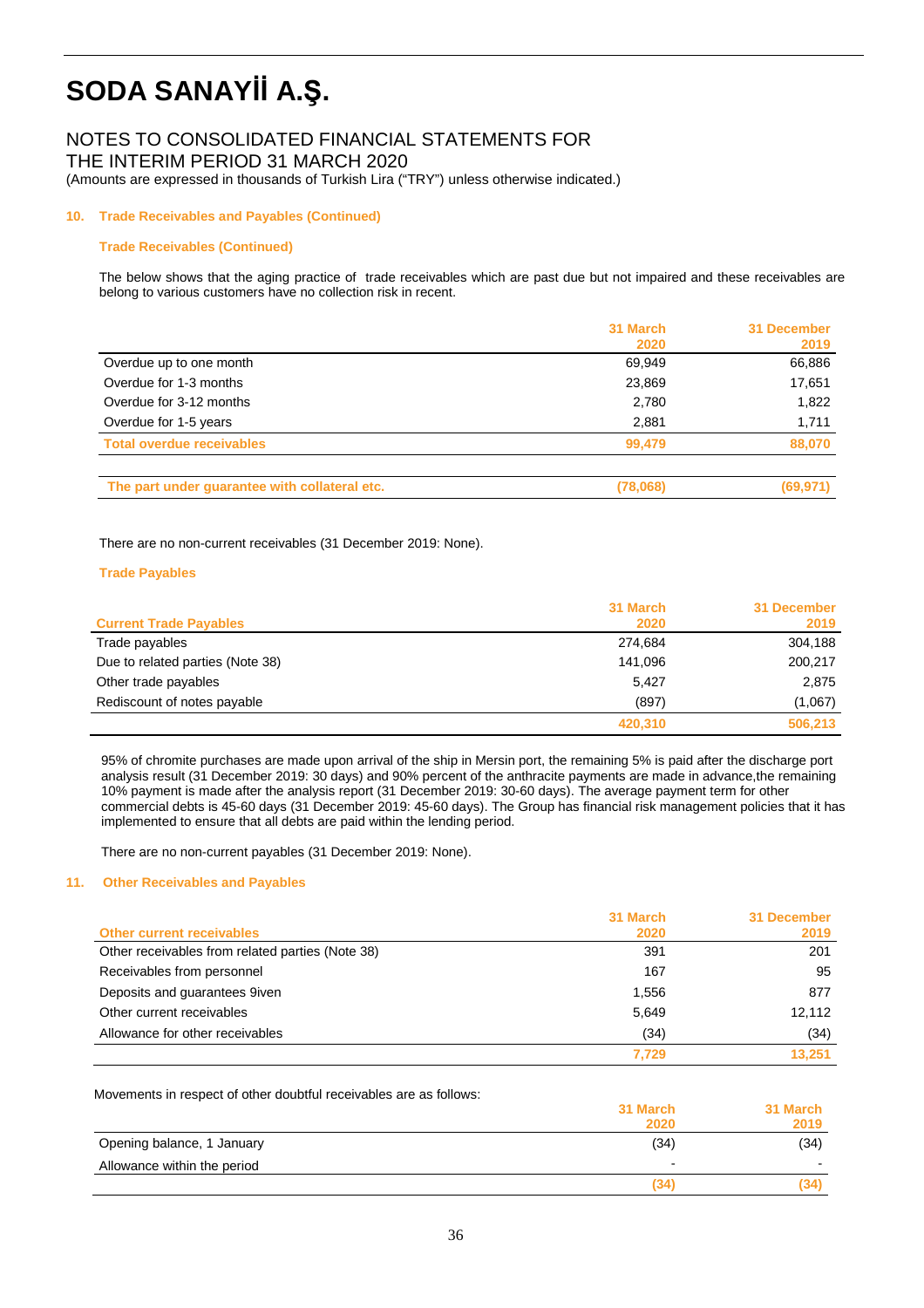# SODA SANAYİİ A.Ş.

NOTES TO CONSOLIDATED FINANCIAL STATEMENTS FOR
THE INTERIM PERIOD 31 MARCH 2020
(Amounts are expressed in thousands of Turkish Lira ("TRY") unless otherwise indicated.)

## 10. Trade Receivables and Payables (Continued)

### Trade Receivables (Continued)

The below shows that the aging practice of trade receivables which are past due but not impaired and these receivables are belong to various customers have no collection risk in recent.

| | 31 March 2020 | 31 December 2019 |
|---|---|---|
| Overdue up to one month | 69,949 | 66,886 |
| Overdue for 1-3 months | 23,869 | 17,651 |
| Overdue for 3-12 months | 2,780 | 1,822 |
| Overdue for 1-5 years | 2,881 | 1,711 |
| **Total overdue receivables** | **99,479** | **88,070** |
| | | |
| **The part under guarantee with collateral etc.** | **(78,068)** | **(69,971)** |

There are no non-current receivables (31 December 2019: None).

### Trade Payables

| Current Trade Payables | 31 March 2020 | 31 December 2019 |
|---|---|---|
| Trade payables | 274,684 | 304,188 |
| Due to related parties (Note 38) | 141,096 | 200,217 |
| Other trade payables | 5,427 | 2,875 |
| Rediscount of notes payable | (897) | (1,067) |
| | **420,310** | **506,213** |

95% of chromite purchases are made upon arrival of the ship in Mersin port, the remaining 5% is paid after the discharge port analysis result (31 December 2019: 30 days) and 90% percent of the anthracite payments are made in advance,the remaining 10% payment is made after the analysis report (31 December 2019: 30-60 days). The average payment term for other commercial debts is 45-60 days (31 December 2019: 45-60 days). The Group has financial risk management policies that it has implemented to ensure that all debts are paid within the lending period.

There are no non-current payables (31 December 2019: None).

## 11. Other Receivables and Payables

| Other current receivables | 31 March 2020 | 31 December 2019 |
|---|---|---|
| Other receivables from related parties (Note 38) | 391 | 201 |
| Receivables from personnel | 167 | 95 |
| Deposits and guarantees 9iven | 1,556 | 877 |
| Other current receivables | 5,649 | 12,112 |
| Allowance for other receivables | (34) | (34) |
| | **7,729** | **13,251** |

Movements in respect of other doubtful receivables are as follows:

| | 31 March 2020 | 31 March 2019 |
|---|---|---|
| Opening balance, 1 January | (34) | (34) |
| Allowance within the period | - | - |
| | **(34)** | **(34)** |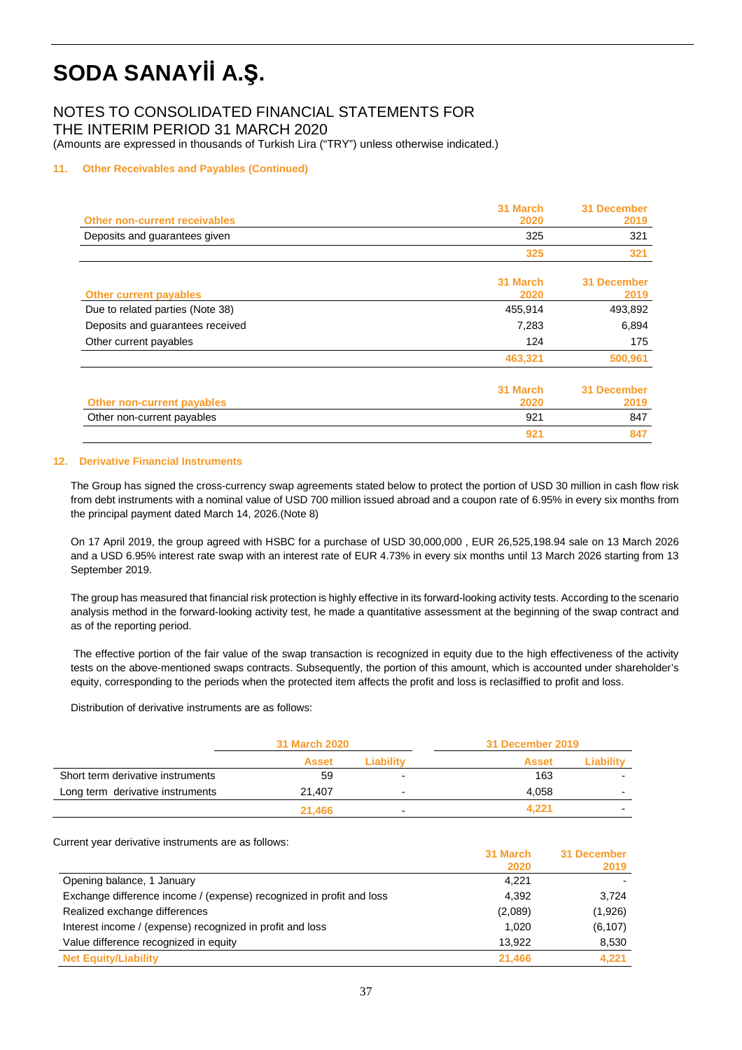# SODA SANAYİİ A.Ş.

## NOTES TO CONSOLIDATED FINANCIAL STATEMENTS FOR THE INTERIM PERIOD 31 MARCH 2020

(Amounts are expressed in thousands of Turkish Lira ("TRY") unless otherwise indicated.)

### 11. Other Receivables and Payables (Continued)

| Other non-current receivables | 31 March 2020 | 31 December 2019 |
|---|---|---|
| Deposits and guarantees given | 325 | 321 |
| | 325 | 321 |

| Other current payables | 31 March 2020 | 31 December 2019 |
|---|---|---|
| Due to related parties (Note 38) | 455,914 | 493,892 |
| Deposits and guarantees received | 7,283 | 6,894 |
| Other current payables | 124 | 175 |
| | 463,321 | 500,961 |

| Other non-current payables | 31 March 2020 | 31 December 2019 |
|---|---|---|
| Other non-current payables | 921 | 847 |
| | 921 | 847 |

### 12. Derivative Financial Instruments

The Group has signed the cross-currency swap agreements stated below to protect the portion of USD 30 million in cash flow risk from debt instruments with a nominal value of USD 700 million issued abroad and a coupon rate of 6.95% in every six months from the principal payment dated March 14, 2026.(Note 8)

On 17 April 2019, the group agreed with HSBC for a purchase of USD 30,000,000 , EUR 26,525,198.94 sale on 13 March 2026 and a USD 6.95% interest rate swap with an interest rate of EUR 4.73% in every six months until 13 March 2026 starting from 13 September 2019.

The group has measured that financial risk protection is highly effective in its forward-looking activity tests. According to the scenario analysis method in the forward-looking activity test, he made a quantitative assessment at the beginning of the swap contract and as of the reporting period.

The effective portion of the fair value of the swap transaction is recognized in equity due to the high effectiveness of the activity tests on the above-mentioned swaps contracts. Subsequently, the portion of this amount, which is accounted under shareholder's equity, corresponding to the periods when the protected item affects the profit and loss is reclasiffied to profit and loss.

Distribution of derivative instruments are as follows:

| | 31 March 2020 | | 31 December 2019 | |
|---|---|---|---|---|
| | Asset | Liability | Asset | Liability |
| Short term derivative instruments | 59 | - | 163 | - |
| Long term derivative instruments | 21,407 | - | 4,058 | - |
| | 21,466 | - | 4,221 | - |

Current year derivative instruments are as follows:

| | 31 March 2020 | 31 December 2019 |
|---|---|---|
| Opening balance, 1 January | 4,221 | - |
| Exchange difference income / (expense) recognized in profit and loss | 4,392 | 3,724 |
| Realized exchange differences | (2,089) | (1,926) |
| Interest income / (expense) recognized in profit and loss | 1,020 | (6,107) |
| Value difference recognized in equity | 13,922 | 8,530 |
| Net Equity/Liability | 21,466 | 4,221 |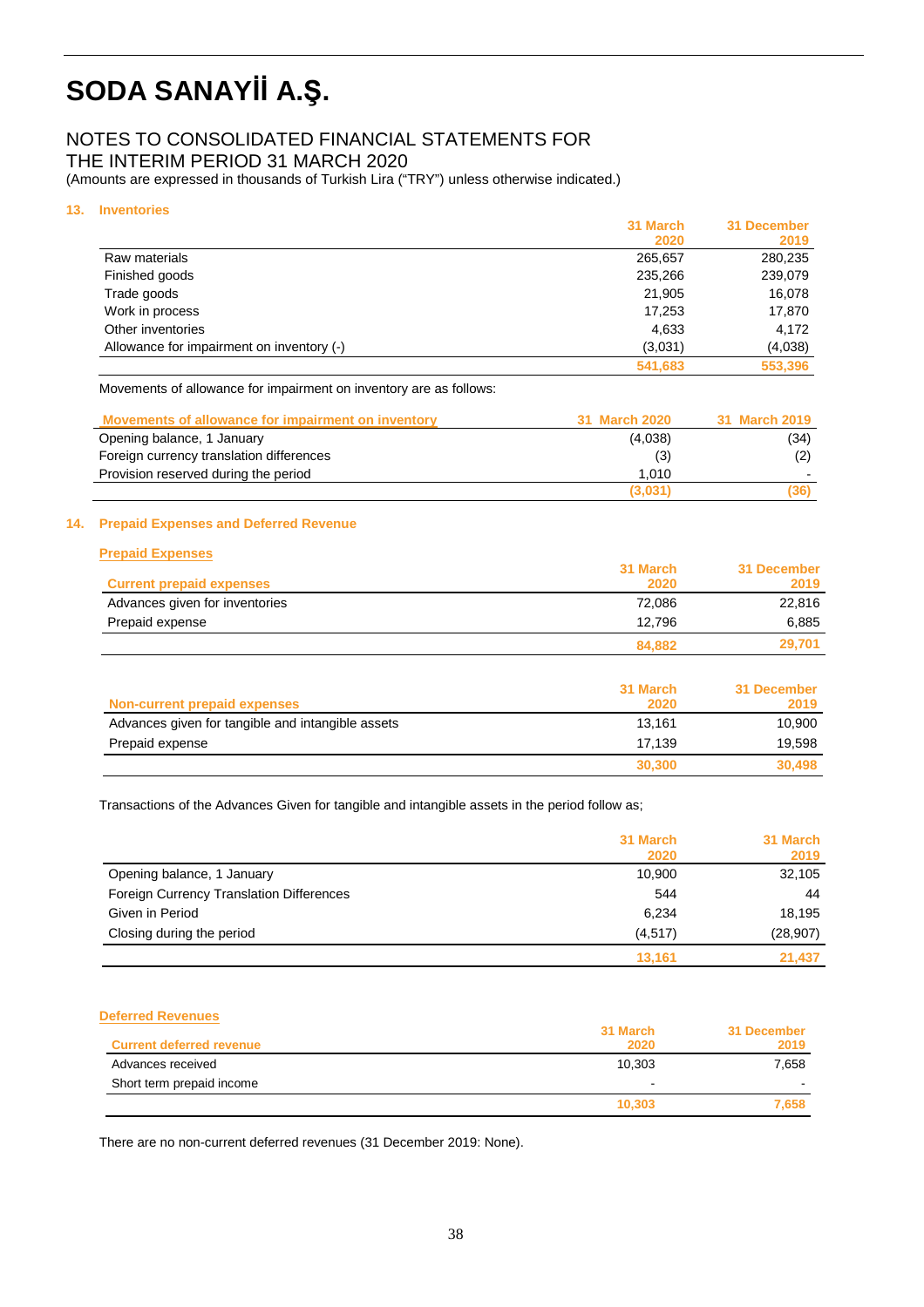# SODA SANAYİİ A.Ş.

## NOTES TO CONSOLIDATED FINANCIAL STATEMENTS FOR THE INTERIM PERIOD 31 MARCH 2020

(Amounts are expressed in thousands of Turkish Lira ("TRY") unless otherwise indicated.)

### 13. Inventories

| | 31 March 2020 | 31 December 2019 |
|---|---|---|
| Raw materials | 265,657 | 280,235 |
| Finished goods | 235,266 | 239,079 |
| Trade goods | 21,905 | 16,078 |
| Work in process | 17,253 | 17,870 |
| Other inventories | 4,633 | 4,172 |
| Allowance for impairment on inventory (-) | (3,031) | (4,038) |
| | 541,683 | 553,396 |

Movements of allowance for impairment on inventory are as follows:

| Movements of allowance for impairment on inventory | 31 March 2020 | 31 March 2019 |
|---|---|---|
| Opening balance, 1 January | (4,038) | (34) |
| Foreign currency translation differences | (3) | (2) |
| Provision reserved during the period | 1,010 | - |
| | (3,031) | (36) |

### 14. Prepaid Expenses and Deferred Revenue

**Prepaid Expenses**

| Current prepaid expenses | 31 March 2020 | 31 December 2019 |
|---|---|---|
| Advances given for inventories | 72,086 | 22,816 |
| Prepaid expense | 12,796 | 6,885 |
| | 84,882 | 29,701 |

| Non-current prepaid expenses | 31 March 2020 | 31 December 2019 |
|---|---|---|
| Advances given for tangible and intangible assets | 13,161 | 10,900 |
| Prepaid expense | 17,139 | 19,598 |
| | 30,300 | 30,498 |

Transactions of the Advances Given for tangible and intangible assets in the period follow as;

| | 31 March 2020 | 31 March 2019 |
|---|---|---|
| Opening balance, 1 January | 10,900 | 32,105 |
| Foreign Currency Translation Differences | 544 | 44 |
| Given in Period | 6,234 | 18,195 |
| Closing during the period | (4,517) | (28,907) |
| | 13,161 | 21,437 |

**Deferred Revenues**

| Current deferred revenue | 31 March 2020 | 31 December 2019 |
|---|---|---|
| Advances received | 10,303 | 7,658 |
| Short term prepaid income | - | - |
| | 10,303 | 7,658 |

There are no non-current deferred revenues (31 December 2019: None).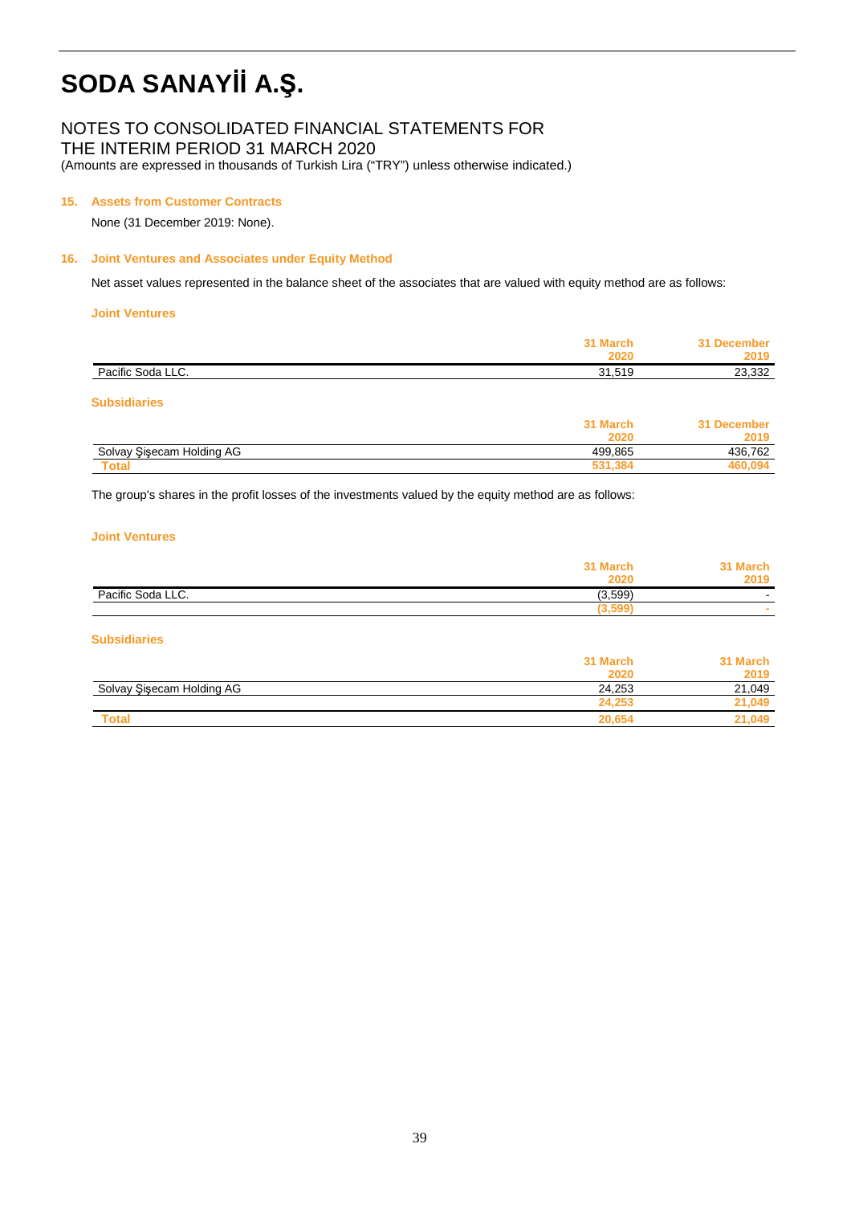# SODA SANAYİİ A.Ş.

## NOTES TO CONSOLIDATED FINANCIAL STATEMENTS FOR THE INTERIM PERIOD 31 MARCH 2020

(Amounts are expressed in thousands of Turkish Lira ("TRY") unless otherwise indicated.)

### 15. Assets from Customer Contracts

None (31 December 2019: None).

### 16. Joint Ventures and Associates under Equity Method

Net asset values represented in the balance sheet of the associates that are valued with equity method are as follows:

**Joint Ventures**

| | 31 March 2020 | 31 December 2019 |
|---|---|---|
| Pacific Soda LLC. | 31,519 | 23,332 |

**Subsidiaries**

| | 31 March 2020 | 31 December 2019 |
|---|---|---|
| Solvay Şişecam Holding AG | 499,865 | 436,762 |
| **Total** | **531,384** | **460,094** |

The group's shares in the profit losses of the investments valued by the equity method are as follows:

**Joint Ventures**

| | 31 March 2020 | 31 March 2019 |
|---|---|---|
| Pacific Soda LLC. | (3,599) | - |
| | **(3,599)** | **-** |

**Subsidiaries**

| | 31 March 2020 | 31 March 2019 |
|---|---|---|
| Solvay Şişecam Holding AG | 24,253 | 21,049 |
| | **24,253** | **21,049** |
| **Total** | **20,654** | **21,049** |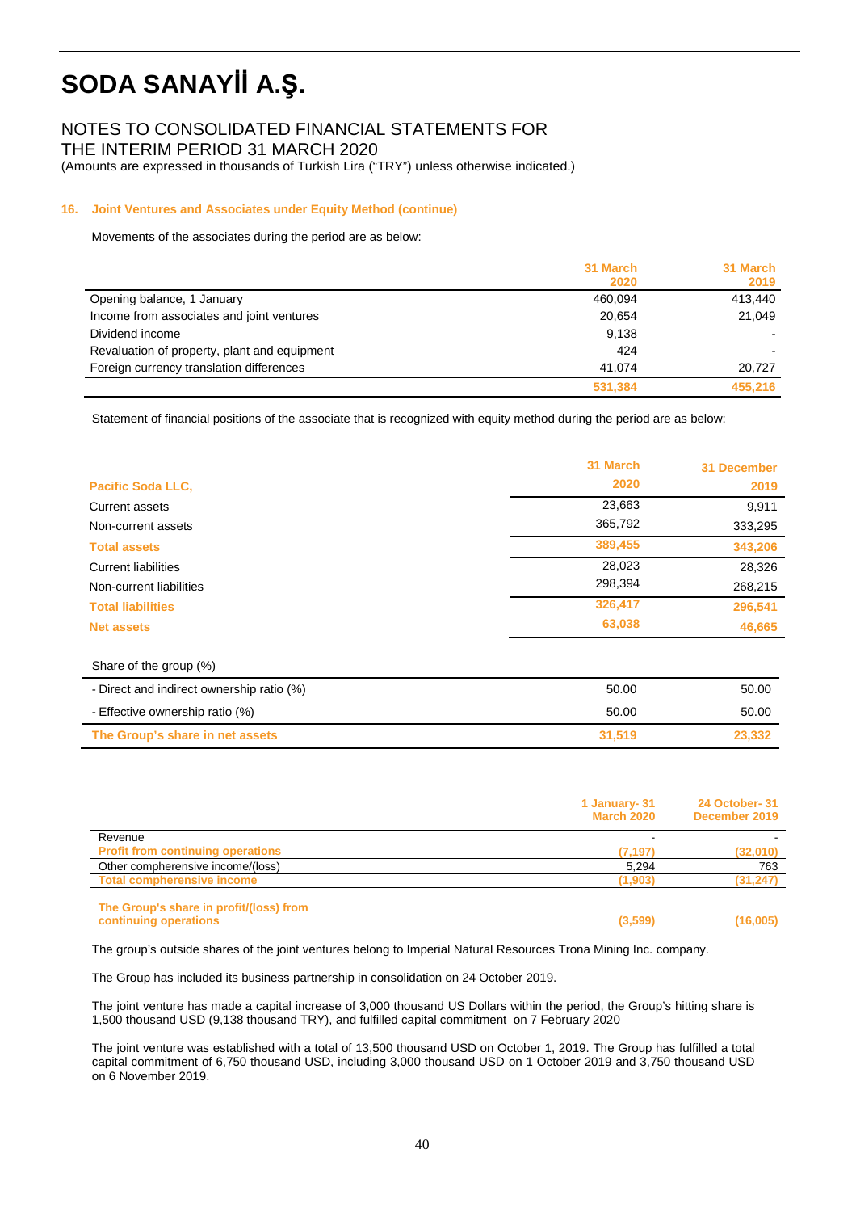# SODA SANAYİİ A.Ş.

## NOTES TO CONSOLIDATED FINANCIAL STATEMENTS FOR THE INTERIM PERIOD 31 MARCH 2020

(Amounts are expressed in thousands of Turkish Lira ("TRY") unless otherwise indicated.)

### 16. Joint Ventures and Associates under Equity Method (continue)

Movements of the associates during the period are as below:

| | 31 March 2020 | 31 March 2019 |
|---|---|---|
| Opening balance, 1 January | 460,094 | 413,440 |
| Income from associates and joint ventures | 20,654 | 21,049 |
| Dividend income | 9,138 | - |
| Revaluation of property, plant and equipment | 424 | - |
| Foreign currency translation differences | 41,074 | 20,727 |
| | **531,384** | **455,216** |

Statement of financial positions of the associate that is recognized with equity method during the period are as below:

| **Pacific Soda LLC,** | 31 March 2020 | 31 December 2019 |
|---|---|---|
| Current assets | 23,663 | 9,911 |
| Non-current assets | 365,792 | 333,295 |
| **Total assets** | **389,455** | **343,206** |
| Current liabilities | 28,023 | 28,326 |
| Non-current liabilities | 298,394 | 268,215 |
| **Total liabilities** | **326,417** | **296,541** |
| **Net assets** | **63,038** | **46,665** |

| Share of the group (%) | | |
|---|---|---|
| - Direct and indirect ownership ratio (%) | 50.00 | 50.00 |
| - Effective ownership ratio (%) | 50.00 | 50.00 |
| **The Group's share in net assets** | **31,519** | **23,332** |

| | 1 January- 31 March 2020 | 24 October- 31 December 2019 |
|---|---|---|
| Revenue | - | - |
| **Profit from continuing operations** | **(7,197)** | **(32,010)** |
| Other compherensive income/(loss) | 5,294 | 763 |
| **Total compherensive income** | **(1,903)** | **(31,247)** |
| **The Group's share in profit/(loss) from continuing operations** | **(3,599)** | **(16,005)** |

The group's outside shares of the joint ventures belong to Imperial Natural Resources Trona Mining Inc. company.

The Group has included its business partnership in consolidation on 24 October 2019.

The joint venture has made a capital increase of 3,000 thousand US Dollars within the period, the Group's hitting share is 1,500 thousand USD (9,138 thousand TRY), and fulfilled capital commitment on 7 February 2020

The joint venture was established with a total of 13,500 thousand USD on October 1, 2019. The Group has fulfilled a total capital commitment of 6,750 thousand USD, including 3,000 thousand USD on 1 October 2019 and 3,750 thousand USD on 6 November 2019.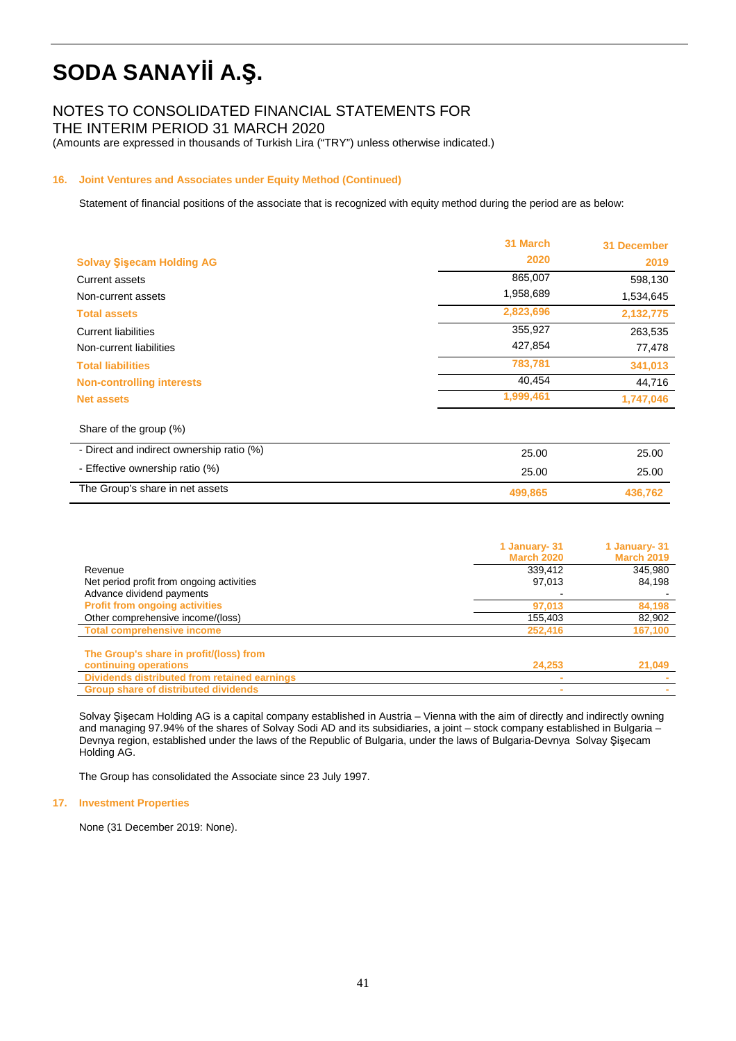# SODA SANAYİİ A.Ş.

## NOTES TO CONSOLIDATED FINANCIAL STATEMENTS FOR THE INTERIM PERIOD 31 MARCH 2020

(Amounts are expressed in thousands of Turkish Lira ("TRY") unless otherwise indicated.)

### 16. Joint Ventures and Associates under Equity Method (Continued)

Statement of financial positions of the associate that is recognized with equity method during the period are as below:

| Solvay Şişecam Holding AG | 31 March 2020 | 31 December 2019 |
|---|---|---|
| Current assets | 865,007 | 598,130 |
| Non-current assets | 1,958,689 | 1,534,645 |
| **Total assets** | **2,823,696** | **2,132,775** |
| Current liabilities | 355,927 | 263,535 |
| Non-current liabilities | 427,854 | 77,478 |
| **Total liabilities** | **783,781** | **341,013** |
| **Non-controlling interests** | 40,454 | 44,716 |
| **Net assets** | **1,999,461** | **1,747,046** |
| Share of the group (%) | | |
| - Direct and indirect ownership ratio (%) | 25.00 | 25.00 |
| - Effective ownership ratio (%) | 25.00 | 25.00 |
| The Group's share in net assets | **499,865** | **436,762** |

| | 1 January- 31 March 2020 | 1 January- 31 March 2019 |
|---|---|---|
| Revenue | 339,412 | 345,980 |
| Net period profit from ongoing activities | 97,013 | 84,198 |
| Advance dividend payments | - | - |
| **Profit from ongoing activities** | **97,013** | **84,198** |
| Other comprehensive income/(loss) | 155,403 | 82,902 |
| **Total comprehensive income** | **252,416** | **167,100** |
| **The Group's share in profit/(loss) from continuing operations** | **24,253** | **21,049** |
| **Dividends distributed from retained earnings** | - | - |
| **Group share of distributed dividends** | - | - |

Solvay Şişecam Holding AG is a capital company established in Austria – Vienna with the aim of directly and indirectly owning and managing 97.94% of the shares of Solvay Sodi AD and its subsidiaries, a joint – stock company established in Bulgaria – Devnya region, established under the laws of the Republic of Bulgaria, under the laws of Bulgaria-Devnya Solvay Şişecam Holding AG.

The Group has consolidated the Associate since 23 July 1997.

### 17. Investment Properties

None (31 December 2019: None).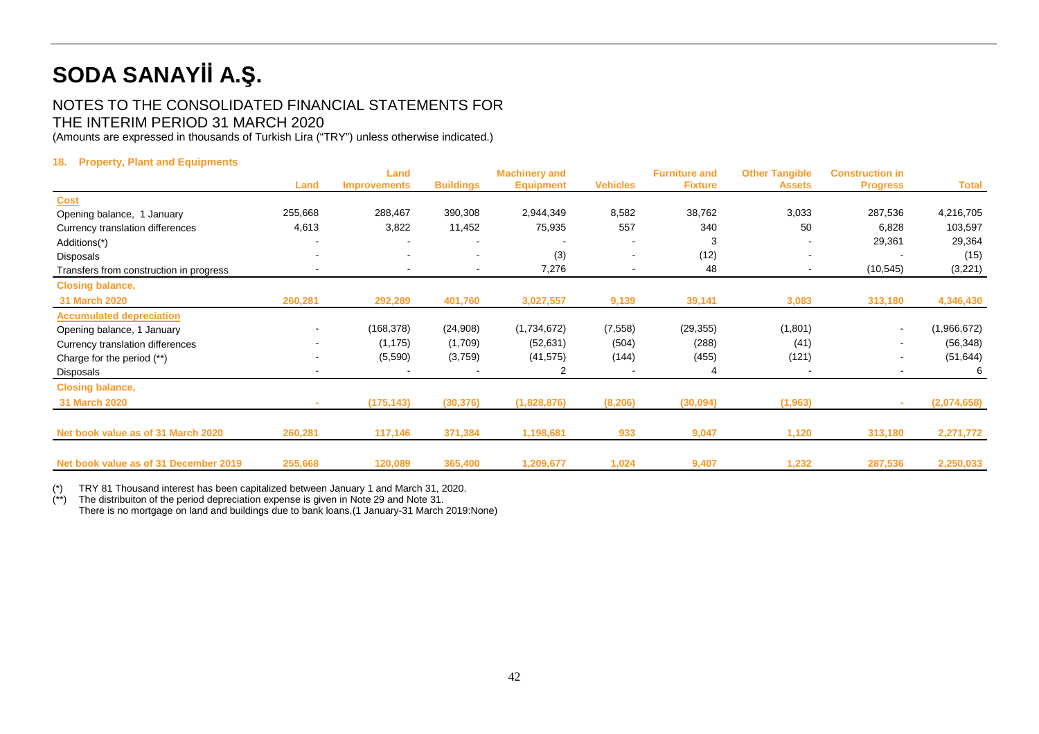# SODA SANAYİİ A.Ş.

## NOTES TO THE CONSOLIDATED FINANCIAL STATEMENTS FOR THE INTERIM PERIOD 31 MARCH 2020

(Amounts are expressed in thousands of Turkish Lira ("TRY") unless otherwise indicated.)

### 18. Property, Plant and Equipments

| | Land | Land Improvements | Buildings | Machinery and Equipment | Vehicles | Furniture and Fixture | Other Tangible Assets | Construction in Progress | Total |
|---|---|---|---|---|---|---|---|---|---|
| **Cost** | | | | | | | | | |
| Opening balance, 1 January | 255,668 | 288,467 | 390,308 | 2,944,349 | 8,582 | 38,762 | 3,033 | 287,536 | 4,216,705 |
| Currency translation differences | 4,613 | 3,822 | 11,452 | 75,935 | 557 | 340 | 50 | 6,828 | 103,597 |
| Additions(*) | - | - | - | - | - | 3 | - | 29,361 | 29,364 |
| Disposals | - | - | - | (3) | - | (12) | - | - | (15) |
| Transfers from construction in progress | - | - | - | 7,276 | - | 48 | - | (10,545) | (3,221) |
| **Closing balance, 31 March 2020** | **260,281** | **292,289** | **401,760** | **3,027,557** | **9,139** | **39,141** | **3,083** | **313,180** | **4,346,430** |
| **Accumulated depreciation** | | | | | | | | | |
| Opening balance, 1 January | - | (168,378) | (24,908) | (1,734,672) | (7,558) | (29,355) | (1,801) | - | (1,966,672) |
| Currency translation differences | - | (1,175) | (1,709) | (52,631) | (504) | (288) | (41) | - | (56,348) |
| Charge for the period (**) | - | (5,590) | (3,759) | (41,575) | (144) | (455) | (121) | - | (51,644) |
| Disposals | - | - | - | 2 | - | 4 | - | - | 6 |
| **Closing balance, 31 March 2020** | **-** | **(175,143)** | **(30,376)** | **(1,828,876)** | **(8,206)** | **(30,094)** | **(1,963)** | **-** | **(2,074,658)** |
| **Net book value as of 31 March 2020** | **260,281** | **117,146** | **371,384** | **1,198,681** | **933** | **9,047** | **1,120** | **313,180** | **2,271,772** |
| **Net book value as of 31 December 2019** | **255,668** | **120,089** | **365,400** | **1,209,677** | **1,024** | **9,407** | **1,232** | **287,536** | **2,250,033** |

(*) TRY 81 Thousand interest has been capitalized between January 1 and March 31, 2020.

(**) The distribuiton of the period depreciation expense is given in Note 29 and Note 31.

There is no mortgage on land and buildings due to bank loans.(1 January-31 March 2019:None)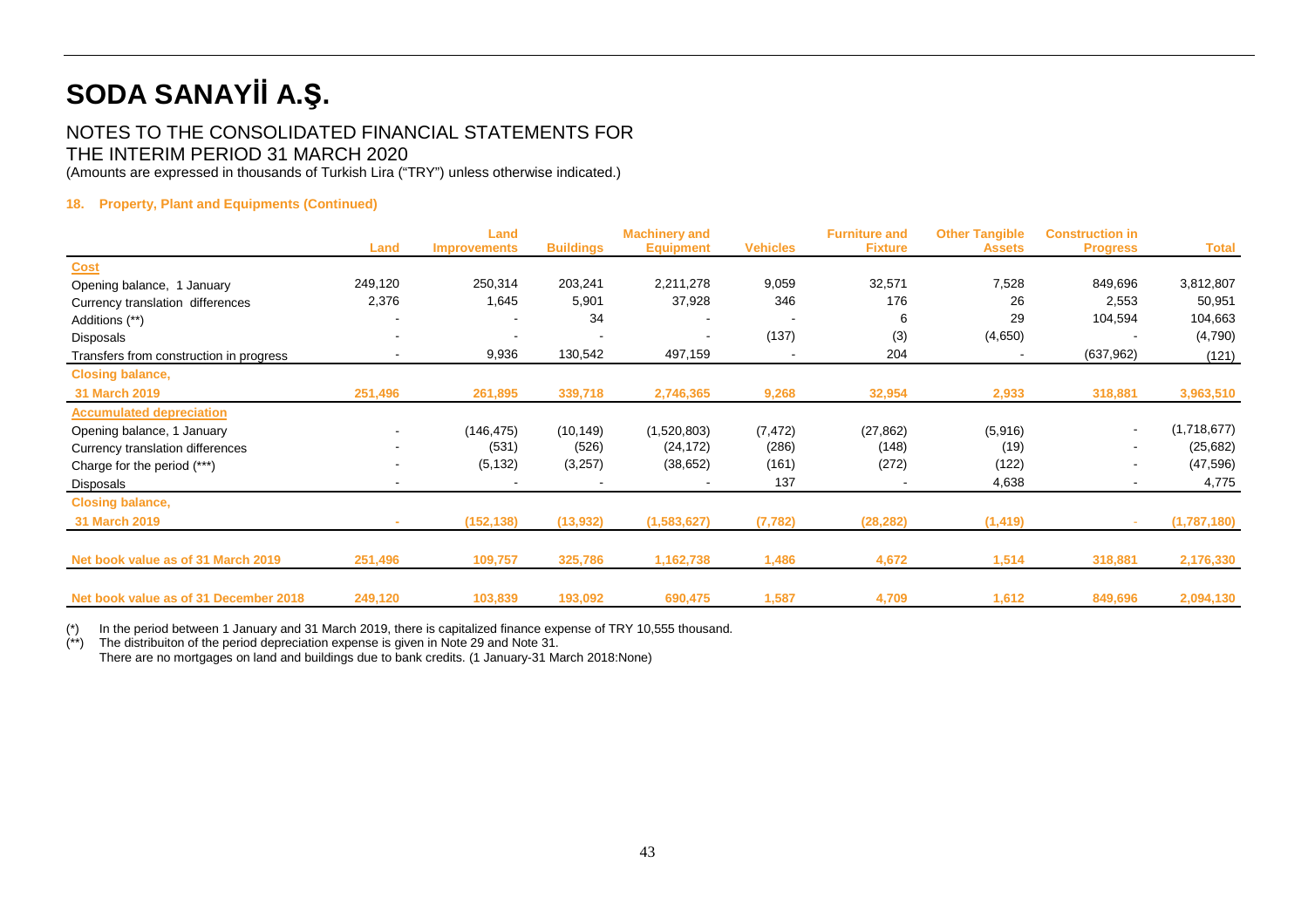# SODA SANAYİİ A.Ş.

NOTES TO THE CONSOLIDATED FINANCIAL STATEMENTS FOR
THE INTERIM PERIOD 31 MARCH 2020
(Amounts are expressed in thousands of Turkish Lira ("TRY") unless otherwise indicated.)

### 18. Property, Plant and Equipments (Continued)

| | Land | Land Improvements | Buildings | Machinery and Equipment | Vehicles | Furniture and Fixture | Other Tangible Assets | Construction in Progress | Total |
|---|---|---|---|---|---|---|---|---|---|
| **Cost** | | | | | | | | | |
| Opening balance, 1 January | 249,120 | 250,314 | 203,241 | 2,211,278 | 9,059 | 32,571 | 7,528 | 849,696 | 3,812,807 |
| Currency translation differences | 2,376 | 1,645 | 5,901 | 37,928 | 346 | 176 | 26 | 2,553 | 50,951 |
| Additions (**) | - | - | 34 | - | - | 6 | 29 | 104,594 | 104,663 |
| Disposals | - | - | - | - | (137) | (3) | (4,650) | - | (4,790) |
| Transfers from construction in progress | - | 9,936 | 130,542 | 497,159 | - | 204 | - | (637,962) | (121) |
| **Closing balance, 31 March 2019** | **251,496** | **261,895** | **339,718** | **2,746,365** | **9,268** | **32,954** | **2,933** | **318,881** | **3,963,510** |
| **Accumulated depreciation** | | | | | | | | | |
| Opening balance, 1 January | - | (146,475) | (10,149) | (1,520,803) | (7,472) | (27,862) | (5,916) | - | (1,718,677) |
| Currency translation differences | - | (531) | (526) | (24,172) | (286) | (148) | (19) | - | (25,682) |
| Charge for the period (***) | - | (5,132) | (3,257) | (38,652) | (161) | (272) | (122) | - | (47,596) |
| Disposals | - | - | - | - | 137 | - | 4,638 | - | 4,775 |
| **Closing balance, 31 March 2019** | **-** | **(152,138)** | **(13,932)** | **(1,583,627)** | **(7,782)** | **(28,282)** | **(1,419)** | **-** | **(1,787,180)** |
| **Net book value as of 31 March 2019** | **251,496** | **109,757** | **325,786** | **1,162,738** | **1,486** | **4,672** | **1,514** | **318,881** | **2,176,330** |
| **Net book value as of 31 December 2018** | **249,120** | **103,839** | **193,092** | **690,475** | **1,587** | **4,709** | **1,612** | **849,696** | **2,094,130** |

(*) In the period between 1 January and 31 March 2019, there is capitalized finance expense of TRY 10,555 thousand.
(**) The distribuiton of the period depreciation expense is given in Note 29 and Note 31.
There are no mortgages on land and buildings due to bank credits. (1 January-31 March 2018:None)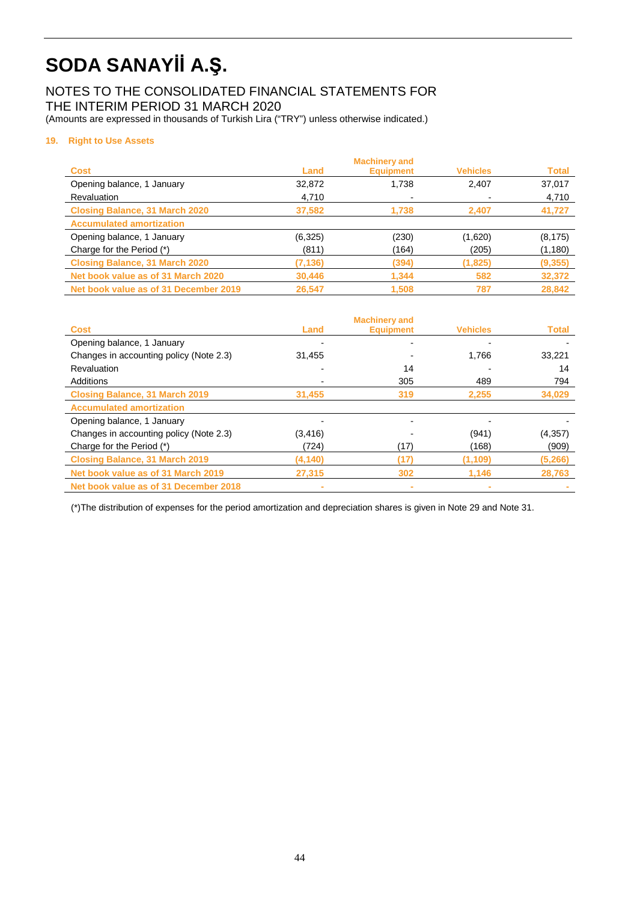# SODA SANAYİİ A.Ş.

NOTES TO THE CONSOLIDATED FINANCIAL STATEMENTS FOR THE INTERIM PERIOD 31 MARCH 2020

(Amounts are expressed in thousands of Turkish Lira ("TRY") unless otherwise indicated.)

### 19. Right to Use Assets

| Cost | Land | Machinery and Equipment | Vehicles | Total |
|---|---|---|---|---|
| Opening balance, 1 January | 32,872 | 1,738 | 2,407 | 37,017 |
| Revaluation | 4,710 | - | - | 4,710 |
| **Closing Balance, 31 March 2020** | **37,582** | **1,738** | **2,407** | **41,727** |
| **Accumulated amortization** | | | | |
| Opening balance, 1 January | (6,325) | (230) | (1,620) | (8,175) |
| Charge for the Period (*) | (811) | (164) | (205) | (1,180) |
| **Closing Balance, 31 March 2020** | **(7,136)** | **(394)** | **(1,825)** | **(9,355)** |
| **Net book value as of 31 March 2020** | **30,446** | **1,344** | **582** | **32,372** |
| **Net book value as of 31 December 2019** | **26,547** | **1,508** | **787** | **28,842** |

| Cost | Land | Machinery and Equipment | Vehicles | Total |
|---|---|---|---|---|
| Opening balance, 1 January | - | - | - | - |
| Changes in accounting policy (Note 2.3) | 31,455 | - | 1,766 | 33,221 |
| Revaluation | - | 14 | - | 14 |
| Additions | - | 305 | 489 | 794 |
| **Closing Balance, 31 March 2019** | **31,455** | **319** | **2,255** | **34,029** |
| **Accumulated amortization** | | | | |
| Opening balance, 1 January | - | - | - | - |
| Changes in accounting policy (Note 2.3) | (3,416) | - | (941) | (4,357) |
| Charge for the Period (*) | (724) | (17) | (168) | (909) |
| **Closing Balance, 31 March 2019** | **(4,140)** | **(17)** | **(1,109)** | **(5,266)** |
| **Net book value as of 31 March 2019** | **27,315** | **302** | **1,146** | **28,763** |
| **Net book value as of 31 December 2018** | **-** | **-** | **-** | **-** |

(*)The distribution of expenses for the period amortization and depreciation shares is given in Note 29 and Note 31.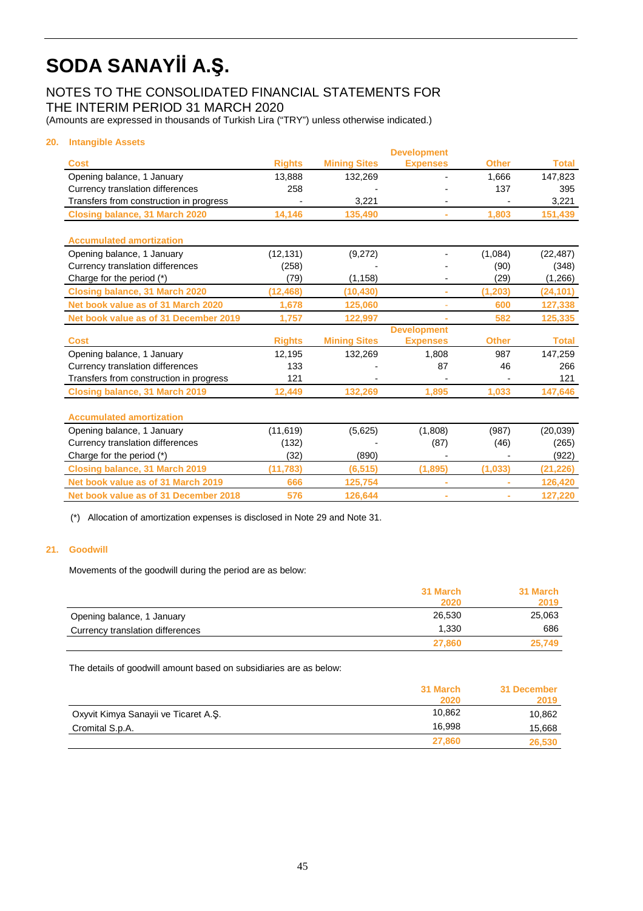# SODA SANAYİİ A.Ş.

## NOTES TO THE CONSOLIDATED FINANCIAL STATEMENTS FOR THE INTERIM PERIOD 31 MARCH 2020

(Amounts are expressed in thousands of Turkish Lira ("TRY") unless otherwise indicated.)

### 20. Intangible Assets

| Cost | Rights | Mining Sites | Development Expenses | Other | Total |
|---|---|---|---|---|---|
| Opening balance, 1 January | 13,888 | 132,269 | - | 1,666 | 147,823 |
| Currency translation differences | 258 | - | - | 137 | 395 |
| Transfers from construction in progress | - | 3,221 | - | - | 3,221 |
| **Closing balance, 31 March 2020** | **14,146** | **135,490** | **-** | **1,803** | **151,439** |
| | | | | | |
| **Accumulated amortization** | | | | | |
| Opening balance, 1 January | (12,131) | (9,272) | - | (1,084) | (22,487) |
| Currency translation differences | (258) | - | - | (90) | (348) |
| Charge for the period (*) | (79) | (1,158) | - | (29) | (1,266) |
| **Closing balance, 31 March 2020** | **(12,468)** | **(10,430)** | **-** | **(1,203)** | **(24,101)** |
| **Net book value as of 31 March 2020** | **1,678** | **125,060** | **-** | **600** | **127,338** |
| **Net book value as of 31 December 2019** | **1,757** | **122,997** | **-** | **582** | **125,335** |

| Cost | Rights | Mining Sites | Development Expenses | Other | Total |
|---|---|---|---|---|---|
| Opening balance, 1 January | 12,195 | 132,269 | 1,808 | 987 | 147,259 |
| Currency translation differences | 133 | - | 87 | 46 | 266 |
| Transfers from construction in progress | 121 | - | - | - | 121 |
| **Closing balance, 31 March 2019** | **12,449** | **132,269** | **1,895** | **1,033** | **147,646** |
| | | | | | |
| **Accumulated amortization** | | | | | |
| Opening balance, 1 January | (11,619) | (5,625) | (1,808) | (987) | (20,039) |
| Currency translation differences | (132) | - | (87) | (46) | (265) |
| Charge for the period (*) | (32) | (890) | - | - | (922) |
| **Closing balance, 31 March 2019** | **(11,783)** | **(6,515)** | **(1,895)** | **(1,033)** | **(21,226)** |
| **Net book value as of 31 March 2019** | **666** | **125,754** | **-** | **-** | **126,420** |
| **Net book value as of 31 December 2018** | **576** | **126,644** | **-** | **-** | **127,220** |

(*) Allocation of amortization expenses is disclosed in Note 29 and Note 31.

### 21. Goodwill

Movements of the goodwill during the period are as below:

| | 31 March 2020 | 31 March 2019 |
|---|---|---|
| Opening balance, 1 January | 26,530 | 25,063 |
| Currency translation differences | 1,330 | 686 |
| | **27,860** | **25,749** |

The details of goodwill amount based on subsidiaries are as below:

| | 31 March 2020 | 31 December 2019 |
|---|---|---|
| Oxyvit Kimya Sanayii ve Ticaret A.Ş. | 10,862 | 10,862 |
| Cromital S.p.A. | 16,998 | 15,668 |
| | **27,860** | **26,530** |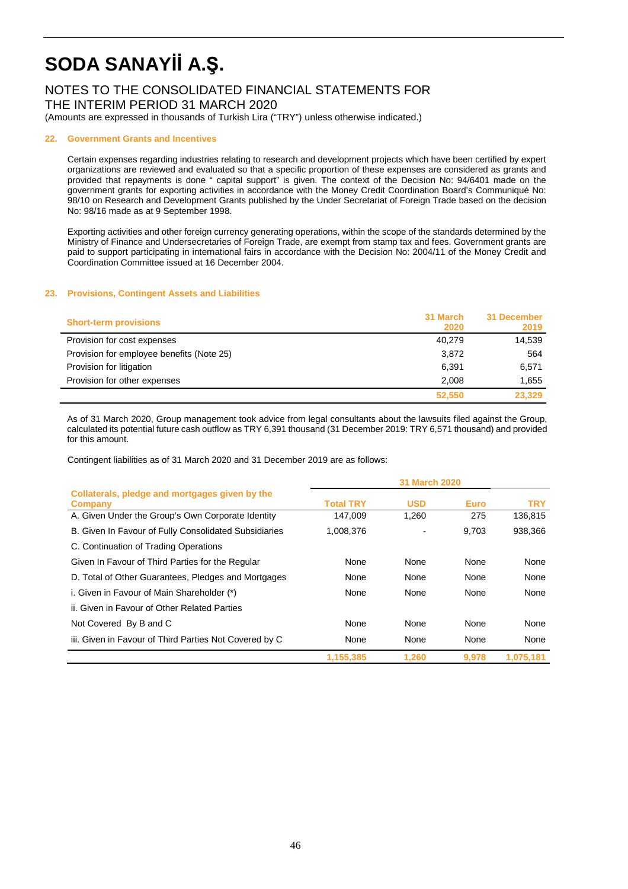# SODA SANAYİİ A.Ş.

NOTES TO THE CONSOLIDATED FINANCIAL STATEMENTS FOR THE INTERIM PERIOD 31 MARCH 2020

(Amounts are expressed in thousands of Turkish Lira ("TRY") unless otherwise indicated.)

### 22. Government Grants and Incentives

Certain expenses regarding industries relating to research and development projects which have been certified by expert organizations are reviewed and evaluated so that a specific proportion of these expenses are considered as grants and provided that repayments is done " capital support" is given. The context of the Decision No: 94/6401 made on the government grants for exporting activities in accordance with the Money Credit Coordination Board's Communiqué No: 98/10 on Research and Development Grants published by the Under Secretariat of Foreign Trade based on the decision No: 98/16 made as at 9 September 1998.

Exporting activities and other foreign currency generating operations, within the scope of the standards determined by the Ministry of Finance and Undersecretaries of Foreign Trade, are exempt from stamp tax and fees. Government grants are paid to support participating in international fairs in accordance with the Decision No: 2004/11 of the Money Credit and Coordination Committee issued at 16 December 2004.

### 23. Provisions, Contingent Assets and Liabilities

| Short-term provisions | 31 March 2020 | 31 December 2019 |
|---|---|---|
| Provision for cost expenses | 40,279 | 14,539 |
| Provision for employee benefits (Note 25) | 3,872 | 564 |
| Provision for litigation | 6,391 | 6,571 |
| Provision for other expenses | 2,008 | 1,655 |
| | 52,550 | 23,329 |

As of 31 March 2020, Group management took advice from legal consultants about the lawsuits filed against the Group, calculated its potential future cash outflow as TRY 6,391 thousand (31 December 2019: TRY 6,571 thousand) and provided for this amount.

Contingent liabilities as of 31 March 2020 and 31 December 2019 are as follows:

| | 31 March 2020 | | | |
|---|---|---|---|---|
| Collaterals, pledge and mortgages given by the Company | Total TRY | USD | Euro | TRY |
| A. Given Under the Group's Own Corporate Identity | 147,009 | 1,260 | 275 | 136,815 |
| B. Given In Favour of Fully Consolidated Subsidiaries | 1,008,376 | - | 9,703 | 938,366 |
| C. Continuation of Trading Operations | | | | |
| Given In Favour of Third Parties for the Regular | None | None | None | None |
| D. Total of Other Guarantees, Pledges and Mortgages | None | None | None | None |
| i. Given in Favour of Main Shareholder (*) | None | None | None | None |
| ii. Given in Favour of Other Related Parties | | | | |
| Not Covered By B and C | None | None | None | None |
| iii. Given in Favour of Third Parties Not Covered by C | None | None | None | None |
| | 1,155,385 | 1,260 | 9,978 | 1,075,181 |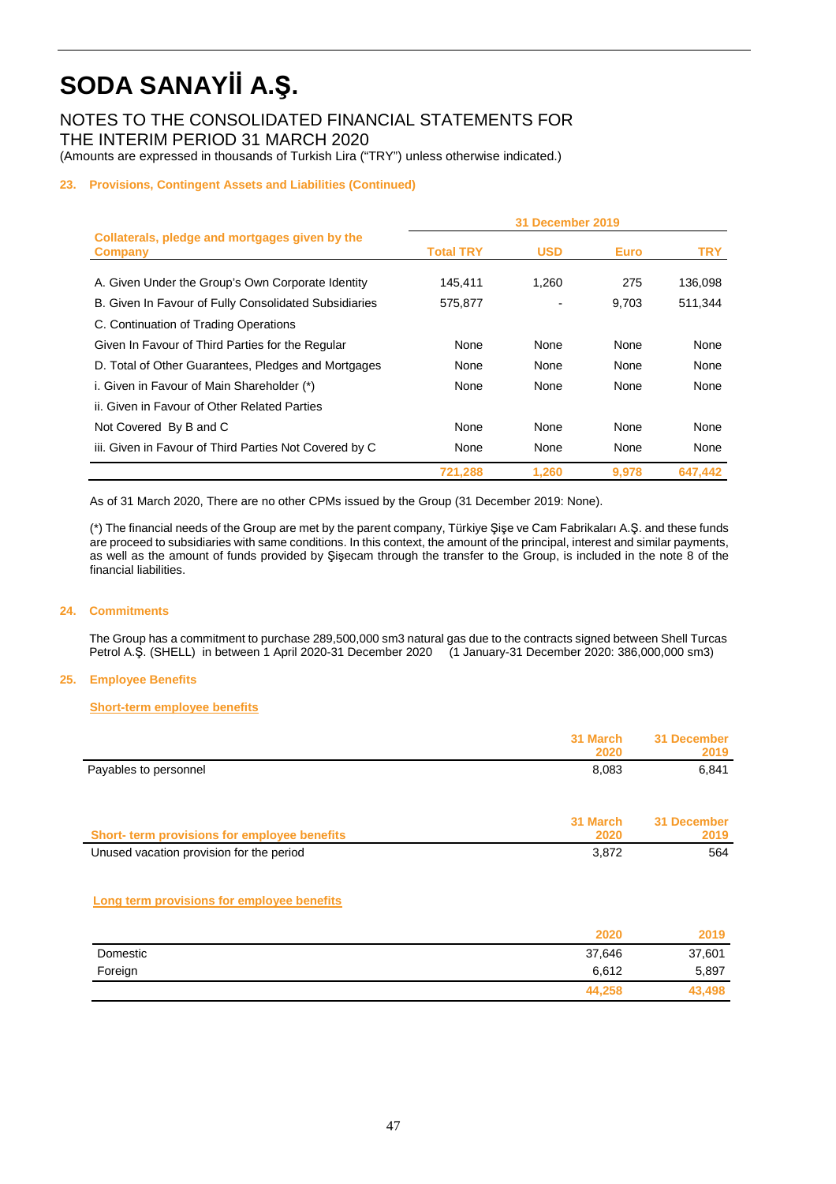# SODA SANAYİİ A.Ş.

NOTES TO THE CONSOLIDATED FINANCIAL STATEMENTS FOR THE INTERIM PERIOD 31 MARCH 2020
(Amounts are expressed in thousands of Turkish Lira ("TRY") unless otherwise indicated.)

### 23. Provisions, Contingent Assets and Liabilities (Continued)

| Collaterals, pledge and mortgages given by the Company | 31 December 2019 | | | |
|---|---|---|---|---|
| | Total TRY | USD | Euro | TRY |
| A. Given Under the Group's Own Corporate Identity | 145,411 | 1,260 | 275 | 136,098 |
| B. Given In Favour of Fully Consolidated Subsidiaries | 575,877 | - | 9,703 | 511,344 |
| C. Continuation of Trading Operations | | | | |
| Given In Favour of Third Parties for the Regular | None | None | None | None |
| D. Total of Other Guarantees, Pledges and Mortgages | None | None | None | None |
| i. Given in Favour of Main Shareholder (*) | None | None | None | None |
| ii. Given in Favour of Other Related Parties | | | | |
| Not Covered By B and C | None | None | None | None |
| iii. Given in Favour of Third Parties Not Covered by C | None | None | None | None |
| | 721,288 | 1,260 | 9,978 | 647,442 |

As of 31 March 2020, There are no other CPMs issued by the Group (31 December 2019: None).

(*) The financial needs of the Group are met by the parent company, Türkiye Şişe ve Cam Fabrikaları A.Ş. and these funds are proceed to subsidiaries with same conditions. In this context, the amount of the principal, interest and similar payments, as well as the amount of funds provided by Şişecam through the transfer to the Group, is included in the note 8 of the financial liabilities.

### 24. Commitments

The Group has a commitment to purchase 289,500,000 sm3 natural gas due to the contracts signed between Shell Turcas Petrol A.Ş. (SHELL) in between 1 April 2020-31 December 2020 (1 January-31 December 2020: 386,000,000 sm3)

### 25. Employee Benefits

**Short-term employee benefits**

| | 31 March 2020 | 31 December 2019 |
|---|---|---|
| Payables to personnel | 8,083 | 6,841 |

| Short- term provisions for employee benefits | 31 March 2020 | 31 December 2019 |
|---|---|---|
| Unused vacation provision for the period | 3,872 | 564 |

**Long term provisions for employee benefits**

| | 2020 | 2019 |
|---|---|---|
| Domestic | 37,646 | 37,601 |
| Foreign | 6,612 | 5,897 |
| | 44,258 | 43,498 |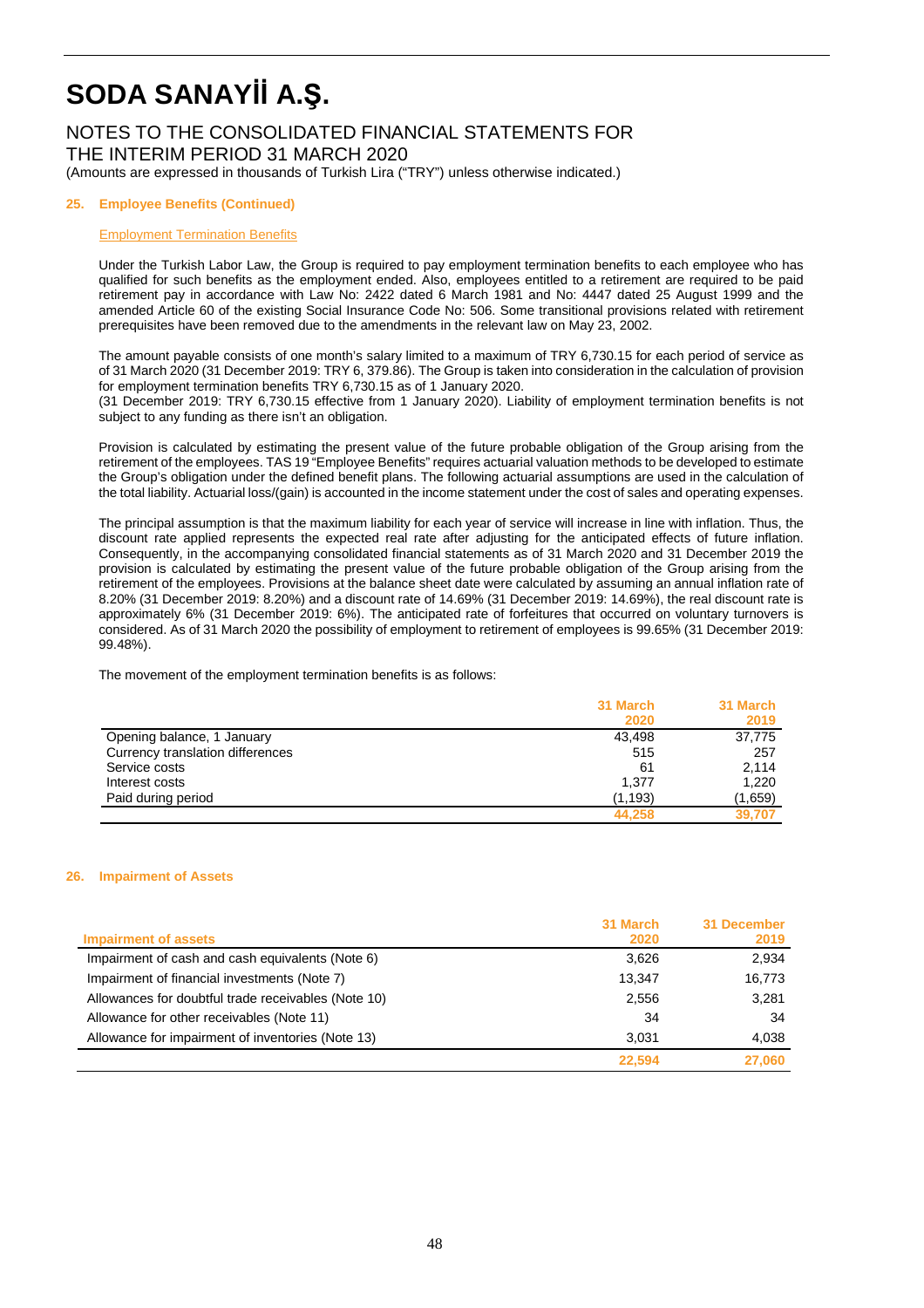# SODA SANAYİİ A.Ş.

NOTES TO THE CONSOLIDATED FINANCIAL STATEMENTS FOR THE INTERIM PERIOD 31 MARCH 2020

(Amounts are expressed in thousands of Turkish Lira ("TRY") unless otherwise indicated.)

## 25. Employee Benefits (Continued)

### Employment Termination Benefits

Under the Turkish Labor Law, the Group is required to pay employment termination benefits to each employee who has qualified for such benefits as the employment ended. Also, employees entitled to a retirement are required to be paid retirement pay in accordance with Law No: 2422 dated 6 March 1981 and No: 4447 dated 25 August 1999 and the amended Article 60 of the existing Social Insurance Code No: 506. Some transitional provisions related with retirement prerequisites have been removed due to the amendments in the relevant law on May 23, 2002.

The amount payable consists of one month's salary limited to a maximum of TRY 6,730.15 for each period of service as of 31 March 2020 (31 December 2019: TRY 6, 379.86). The Group is taken into consideration in the calculation of provision for employment termination benefits TRY 6,730.15 as of 1 January 2020.
(31 December 2019: TRY 6,730.15 effective from 1 January 2020). Liability of employment termination benefits is not subject to any funding as there isn't an obligation.

Provision is calculated by estimating the present value of the future probable obligation of the Group arising from the retirement of the employees. TAS 19 "Employee Benefits" requires actuarial valuation methods to be developed to estimate the Group's obligation under the defined benefit plans. The following actuarial assumptions are used in the calculation of the total liability. Actuarial loss/(gain) is accounted in the income statement under the cost of sales and operating expenses.

The principal assumption is that the maximum liability for each year of service will increase in line with inflation. Thus, the discount rate applied represents the expected real rate after adjusting for the anticipated effects of future inflation. Consequently, in the accompanying consolidated financial statements as of 31 March 2020 and 31 December 2019 the provision is calculated by estimating the present value of the future probable obligation of the Group arising from the retirement of the employees. Provisions at the balance sheet date were calculated by assuming an annual inflation rate of 8.20% (31 December 2019: 8.20%) and a discount rate of 14.69% (31 December 2019: 14.69%), the real discount rate is approximately 6% (31 December 2019: 6%). The anticipated rate of forfeitures that occurred on voluntary turnovers is considered. As of 31 March 2020 the possibility of employment to retirement of employees is 99.65% (31 December 2019: 99.48%).

The movement of the employment termination benefits is as follows:

| | 31 March 2020 | 31 March 2019 |
|---|---|---|
| Opening balance, 1 January | 43,498 | 37,775 |
| Currency translation differences | 515 | 257 |
| Service costs | 61 | 2,114 |
| Interest costs | 1,377 | 1,220 |
| Paid during period | (1,193) | (1,659) |
| | **44,258** | **39,707** |

## 26. Impairment of Assets

| Impairment of assets | 31 March 2020 | 31 December 2019 |
|---|---|---|
| Impairment of cash and cash equivalents (Note 6) | 3,626 | 2,934 |
| Impairment of financial investments (Note 7) | 13,347 | 16,773 |
| Allowances for doubtful trade receivables (Note 10) | 2,556 | 3,281 |
| Allowance for other receivables (Note 11) | 34 | 34 |
| Allowance for impairment of inventories (Note 13) | 3,031 | 4,038 |
| | **22,594** | **27,060** |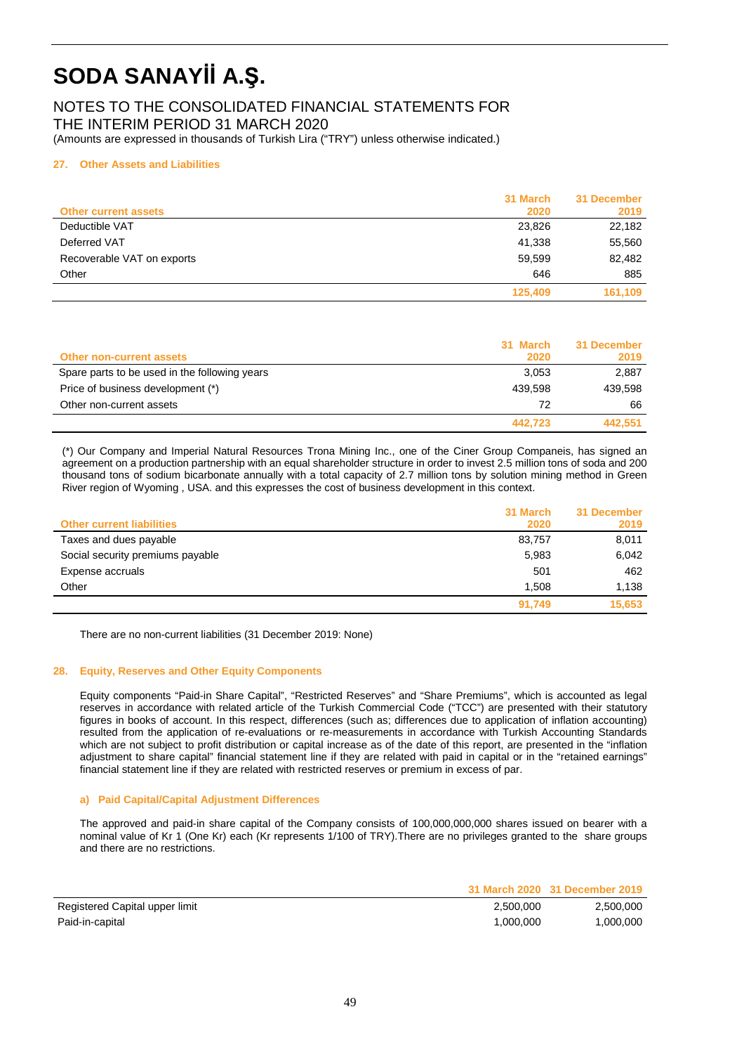# SODA SANAYİİ A.Ş.

NOTES TO THE CONSOLIDATED FINANCIAL STATEMENTS FOR THE INTERIM PERIOD 31 MARCH 2020

(Amounts are expressed in thousands of Turkish Lira ("TRY") unless otherwise indicated.)

## 27. Other Assets and Liabilities

| Other current assets | 31 March 2020 | 31 December 2019 |
|---|---|---|
| Deductible VAT | 23,826 | 22,182 |
| Deferred VAT | 41,338 | 55,560 |
| Recoverable VAT on exports | 59,599 | 82,482 |
| Other | 646 | 885 |
| | **125,409** | **161,109** |

| Other non-current assets | 31 March 2020 | 31 December 2019 |
|---|---|---|
| Spare parts to be used in the following years | 3,053 | 2,887 |
| Price of business development (*) | 439,598 | 439,598 |
| Other non-current assets | 72 | 66 |
| | **442,723** | **442,551** |

(*) Our Company and Imperial Natural Resources Trona Mining Inc., one of the Ciner Group Companeis, has signed an agreement on a production partnership with an equal shareholder structure in order to invest 2.5 million tons of soda and 200 thousand tons of sodium bicarbonate annually with a total capacity of 2.7 million tons by solution mining method in Green River region of Wyoming , USA. and this expresses the cost of business development in this context.

| Other current liabilities | 31 March 2020 | 31 December 2019 |
|---|---|---|
| Taxes and dues payable | 83,757 | 8,011 |
| Social security premiums payable | 5,983 | 6,042 |
| Expense accruals | 501 | 462 |
| Other | 1,508 | 1,138 |
| | **91,749** | **15,653** |

There are no non-current liabilities (31 December 2019: None)

## 28. Equity, Reserves and Other Equity Components

Equity components "Paid-in Share Capital", "Restricted Reserves" and "Share Premiums", which is accounted as legal reserves in accordance with related article of the Turkish Commercial Code ("TCC") are presented with their statutory figures in books of account. In this respect, differences (such as; differences due to application of inflation accounting) resulted from the application of re-evaluations or re-measurements in accordance with Turkish Accounting Standards which are not subject to profit distribution or capital increase as of the date of this report, are presented in the "inflation adjustment to share capital" financial statement line if they are related with paid in capital or in the "retained earnings" financial statement line if they are related with restricted reserves or premium in excess of par.

### a) Paid Capital/Capital Adjustment Differences

The approved and paid-in share capital of the Company consists of 100,000,000,000 shares issued on bearer with a nominal value of Kr 1 (One Kr) each (Kr represents 1/100 of TRY).There are no privileges granted to the share groups and there are no restrictions.

| | 31 March 2020 | 31 December 2019 |
|---|---|---|
| Registered Capital upper limit | 2,500,000 | 2,500,000 |
| Paid-in-capital | 1,000,000 | 1,000,000 |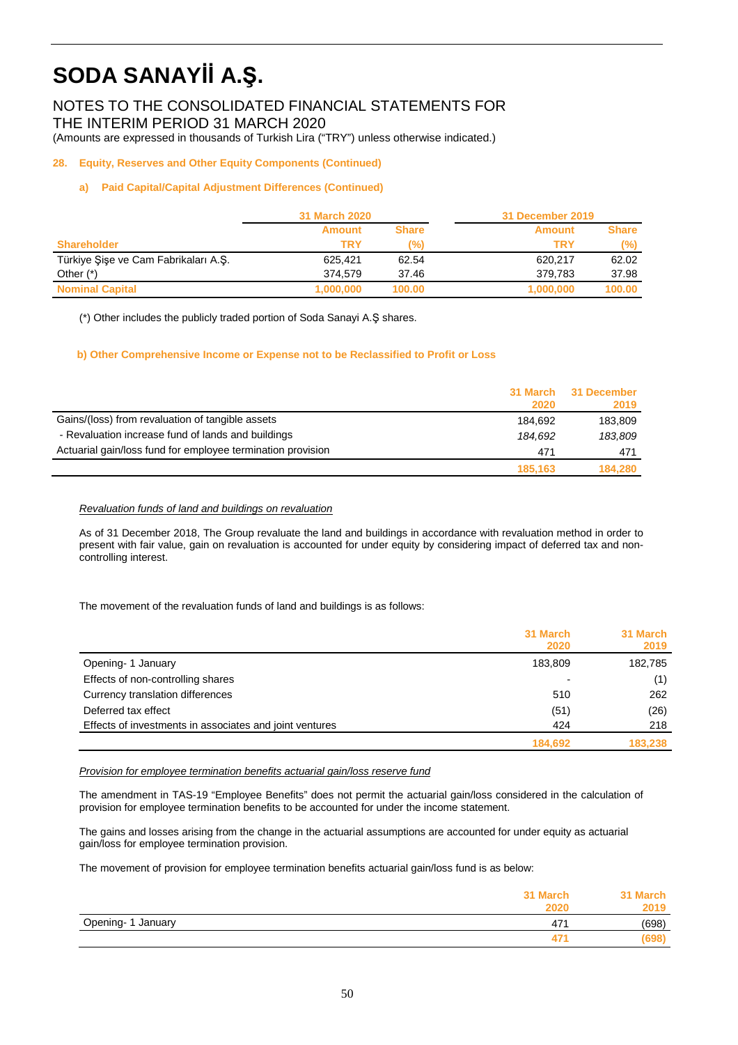# SODA SANAYİİ A.Ş.

NOTES TO THE CONSOLIDATED FINANCIAL STATEMENTS FOR THE INTERIM PERIOD 31 MARCH 2020

(Amounts are expressed in thousands of Turkish Lira ("TRY") unless otherwise indicated.)

**28. Equity, Reserves and Other Equity Components (Continued)**

**a) Paid Capital/Capital Adjustment Differences (Continued)**

| | 31 March 2020 | | 31 December 2019 | |
|---|---|---|---|---|
| | Amount | Share | Amount | Share |
| Shareholder | TRY | (%) | TRY | (%) |
| Türkiye Şişe ve Cam Fabrikaları A.Ş. | 625,421 | 62.54 | 620,217 | 62.02 |
| Other (*) | 374,579 | 37.46 | 379,783 | 37.98 |
| **Nominal Capital** | **1,000,000** | **100.00** | **1,000,000** | **100.00** |

(*) Other includes the publicly traded portion of Soda Sanayi A.Ş shares.

**b) Other Comprehensive Income or Expense not to be Reclassified to Profit or Loss**

| | 31 March 2020 | 31 December 2019 |
|---|---|---|
| Gains/(loss) from revaluation of tangible assets | 184,692 | 183,809 |
| - Revaluation increase fund of lands and buildings | *184,692* | *183,809* |
| Actuarial gain/loss fund for employee termination provision | 471 | 471 |
| | **185,163** | **184,280** |

*Revaluation funds of land and buildings on revaluation*

As of 31 December 2018, The Group revaluate the land and buildings in accordance with revaluation method in order to present with fair value, gain on revaluation is accounted for under equity by considering impact of deferred tax and non-controlling interest.

The movement of the revaluation funds of land and buildings is as follows:

| | 31 March 2020 | 31 March 2019 |
|---|---|---|
| Opening- 1 January | 183,809 | 182,785 |
| Effects of non-controlling shares | - | (1) |
| Currency translation differences | 510 | 262 |
| Deferred tax effect | (51) | (26) |
| Effects of investments in associates and joint ventures | 424 | 218 |
| | **184,692** | **183,238** |

*Provision for employee termination benefits actuarial gain/loss reserve fund*

The amendment in TAS-19 "Employee Benefits" does not permit the actuarial gain/loss considered in the calculation of provision for employee termination benefits to be accounted for under the income statement.

The gains and losses arising from the change in the actuarial assumptions are accounted for under equity as actuarial gain/loss for employee termination provision.

The movement of provision for employee termination benefits actuarial gain/loss fund is as below:

| | 31 March 2020 | 31 March 2019 |
|---|---|---|
| Opening- 1 January | 471 | (698) |
| | **471** | **(698)** |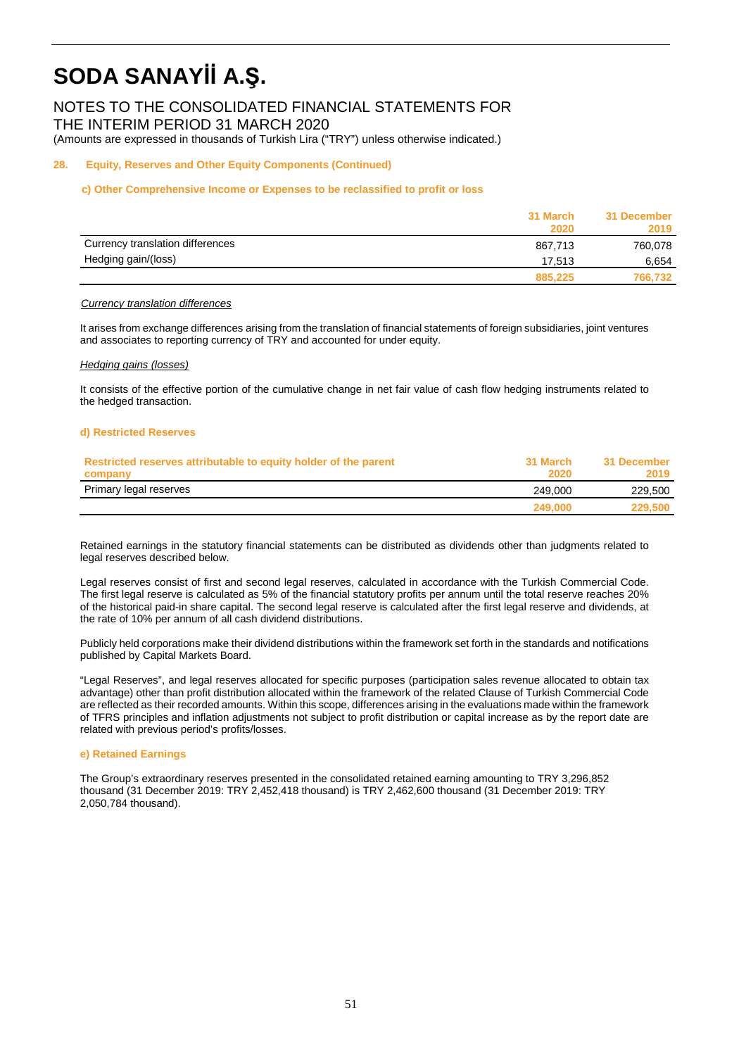# SODA SANAYİİ A.Ş.

NOTES TO THE CONSOLIDATED FINANCIAL STATEMENTS FOR THE INTERIM PERIOD 31 MARCH 2020

(Amounts are expressed in thousands of Turkish Lira ("TRY") unless otherwise indicated.)

**28. Equity, Reserves and Other Equity Components (Continued)**

**c) Other Comprehensive Income or Expenses to be reclassified to profit or loss**

| | 31 March 2020 | 31 December 2019 |
|---|---|---|
| Currency translation differences | 867,713 | 760,078 |
| Hedging gain/(loss) | 17,513 | 6,654 |
| | **885,225** | **766,732** |

*Currency translation differences*

It arises from exchange differences arising from the translation of financial statements of foreign subsidiaries, joint ventures and associates to reporting currency of TRY and accounted for under equity.

*Hedging gains (losses)*

It consists of the effective portion of the cumulative change in net fair value of cash flow hedging instruments related to the hedged transaction.

**d) Restricted Reserves**

| Restricted reserves attributable to equity holder of the parent company | 31 March 2020 | 31 December 2019 |
|---|---|---|
| Primary legal reserves | 249,000 | 229,500 |
| | **249,000** | **229,500** |

Retained earnings in the statutory financial statements can be distributed as dividends other than judgments related to legal reserves described below.

Legal reserves consist of first and second legal reserves, calculated in accordance with the Turkish Commercial Code. The first legal reserve is calculated as 5% of the financial statutory profits per annum until the total reserve reaches 20% of the historical paid-in share capital. The second legal reserve is calculated after the first legal reserve and dividends, at the rate of 10% per annum of all cash dividend distributions.

Publicly held corporations make their dividend distributions within the framework set forth in the standards and notifications published by Capital Markets Board.

"Legal Reserves", and legal reserves allocated for specific purposes (participation sales revenue allocated to obtain tax advantage) other than profit distribution allocated within the framework of the related Clause of Turkish Commercial Code are reflected as their recorded amounts. Within this scope, differences arising in the evaluations made within the framework of TFRS principles and inflation adjustments not subject to profit distribution or capital increase as by the report date are related with previous period's profits/losses.

**e) Retained Earnings**

The Group's extraordinary reserves presented in the consolidated retained earning amounting to TRY 3,296,852 thousand (31 December 2019: TRY 2,452,418 thousand) is TRY 2,462,600 thousand (31 December 2019: TRY 2,050,784 thousand).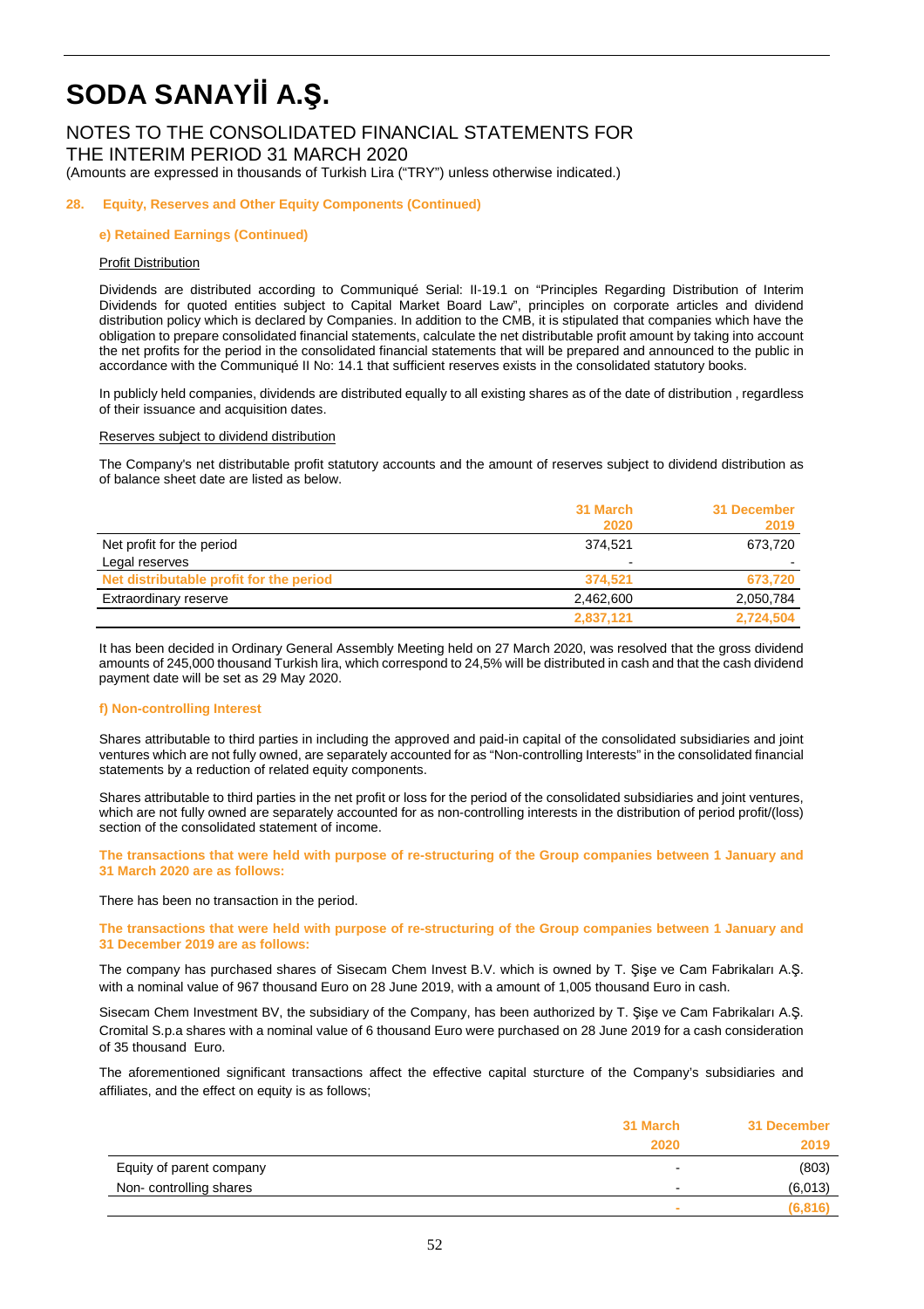# SODA SANAYİİ A.Ş.

NOTES TO THE CONSOLIDATED FINANCIAL STATEMENTS FOR THE INTERIM PERIOD 31 MARCH 2020
(Amounts are expressed in thousands of Turkish Lira ("TRY") unless otherwise indicated.)

## 28. Equity, Reserves and Other Equity Components (Continued)

### e) Retained Earnings (Continued)

Profit Distribution

Dividends are distributed according to Communiqué Serial: II-19.1 on "Principles Regarding Distribution of Interim Dividends for quoted entities subject to Capital Market Board Law", principles on corporate articles and dividend distribution policy which is declared by Companies. In addition to the CMB, it is stipulated that companies which have the obligation to prepare consolidated financial statements, calculate the net distributable profit amount by taking into account the net profits for the period in the consolidated financial statements that will be prepared and announced to the public in accordance with the Communiqué II No: 14.1 that sufficient reserves exists in the consolidated statutory books.

In publicly held companies, dividends are distributed equally to all existing shares as of the date of distribution , regardless of their issuance and acquisition dates.

Reserves subject to dividend distribution

The Company's net distributable profit statutory accounts and the amount of reserves subject to dividend distribution as of balance sheet date are listed as below.

| | 31 March 2020 | 31 December 2019 |
|---|---|---|
| Net profit for the period | 374,521 | 673,720 |
| Legal reserves | - | - |
| **Net distributable profit for the period** | **374,521** | **673,720** |
| Extraordinary reserve | 2,462,600 | 2,050,784 |
| | **2,837,121** | **2,724,504** |

It has been decided in Ordinary General Assembly Meeting held on 27 March 2020, was resolved that the gross dividend amounts of 245,000 thousand Turkish lira, which correspond to 24,5% will be distributed in cash and that the cash dividend payment date will be set as 29 May 2020.

### f) Non-controlling Interest

Shares attributable to third parties in including the approved and paid-in capital of the consolidated subsidiaries and joint ventures which are not fully owned, are separately accounted for as "Non-controlling Interests" in the consolidated financial statements by a reduction of related equity components.

Shares attributable to third parties in the net profit or loss for the period of the consolidated subsidiaries and joint ventures, which are not fully owned are separately accounted for as non-controlling interests in the distribution of period profit/(loss) section of the consolidated statement of income.

**The transactions that were held with purpose of re-structuring of the Group companies between 1 January and 31 March 2020 are as follows:**

There has been no transaction in the period.

**The transactions that were held with purpose of re-structuring of the Group companies between 1 January and 31 December 2019 are as follows:**

The company has purchased shares of Sisecam Chem Invest B.V. which is owned by T. Şişe ve Cam Fabrikaları A.Ş. with a nominal value of 967 thousand Euro on 28 June 2019, with a amount of 1,005 thousand Euro in cash.

Sisecam Chem Investment BV, the subsidiary of the Company, has been authorized by T. Şişe ve Cam Fabrikaları A.Ş. Cromital S.p.a shares with a nominal value of 6 thousand Euro were purchased on 28 June 2019 for a cash consideration of 35 thousand Euro.

The aforementioned significant transactions affect the effective capital sturcture of the Company's subsidiaries and affiliates, and the effect on equity is as follows;

| | 31 March 2020 | 31 December 2019 |
|---|---|---|
| Equity of parent company | - | (803) |
| Non- controlling shares | - | (6,013) |
| | **-** | **(6,816)** |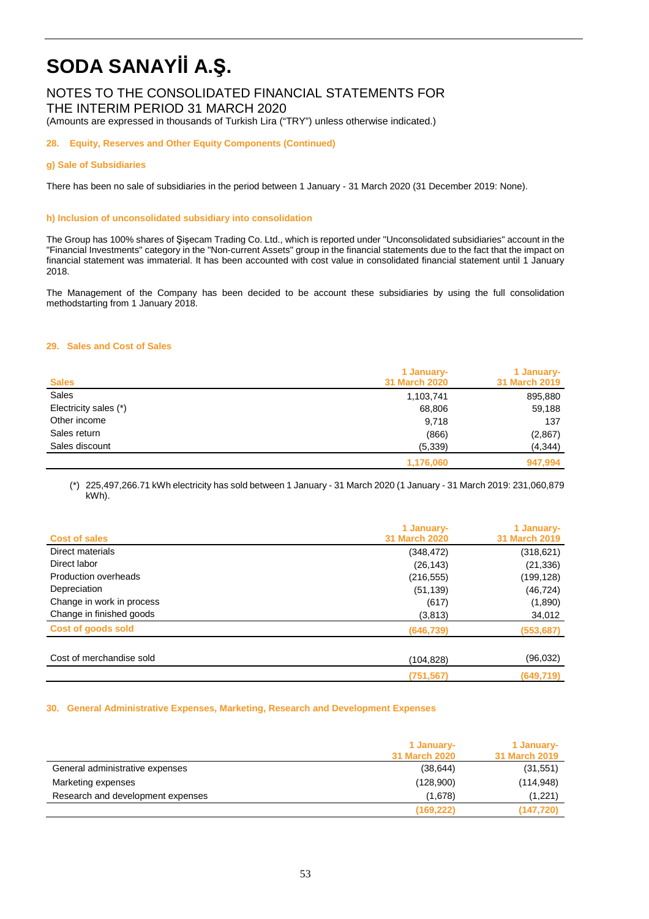# SODA SANAYİİ A.Ş.

NOTES TO THE CONSOLIDATED FINANCIAL STATEMENTS FOR THE INTERIM PERIOD 31 MARCH 2020
(Amounts are expressed in thousands of Turkish Lira ("TRY") unless otherwise indicated.)

### 28. Equity, Reserves and Other Equity Components (Continued)

#### g) Sale of Subsidiaries

There has been no sale of subsidiaries in the period between 1 January - 31 March 2020 (31 December 2019: None).

#### h) Inclusion of unconsolidated subsidiary into consolidation

The Group has 100% shares of Şişecam Trading Co. Ltd., which is reported under "Unconsolidated subsidiaries" account in the "Financial Investments" category in the "Non-current Assets" group in the financial statements due to the fact that the impact on financial statement was immaterial. It has been accounted with cost value in consolidated financial statement until 1 January 2018.

The Management of the Company has been decided to be account these subsidiaries by using the full consolidation methodstarting from 1 January 2018.

### 29. Sales and Cost of Sales

| Sales | 1 January-31 March 2020 | 1 January-31 March 2019 |
|---|---|---|
| Sales | 1,103,741 | 895,880 |
| Electricity sales (*) | 68,806 | 59,188 |
| Other income | 9,718 | 137 |
| Sales return | (866) | (2,867) |
| Sales discount | (5,339) | (4,344) |
| | **1,176,060** | **947,994** |

(*) 225,497,266.71 kWh electricity has sold between 1 January - 31 March 2020 (1 January - 31 March 2019: 231,060,879 kWh).

| Cost of sales | 1 January-31 March 2020 | 1 January-31 March 2019 |
|---|---|---|
| Direct materials | (348,472) | (318,621) |
| Direct labor | (26,143) | (21,336) |
| Production overheads | (216,555) | (199,128) |
| Depreciation | (51,139) | (46,724) |
| Change in work in process | (617) | (1,890) |
| Change in finished goods | (3,813) | 34,012 |
| **Cost of goods sold** | **(646,739)** | **(553,687)** |
| Cost of merchandise sold | (104,828) | (96,032) |
| | **(751,567)** | **(649,719)** |

### 30. General Administrative Expenses, Marketing, Research and Development Expenses

| | 1 January-31 March 2020 | 1 January-31 March 2019 |
|---|---|---|
| General administrative expenses | (38,644) | (31,551) |
| Marketing expenses | (128,900) | (114,948) |
| Research and development expenses | (1,678) | (1,221) |
| | **(169,222)** | **(147,720)** |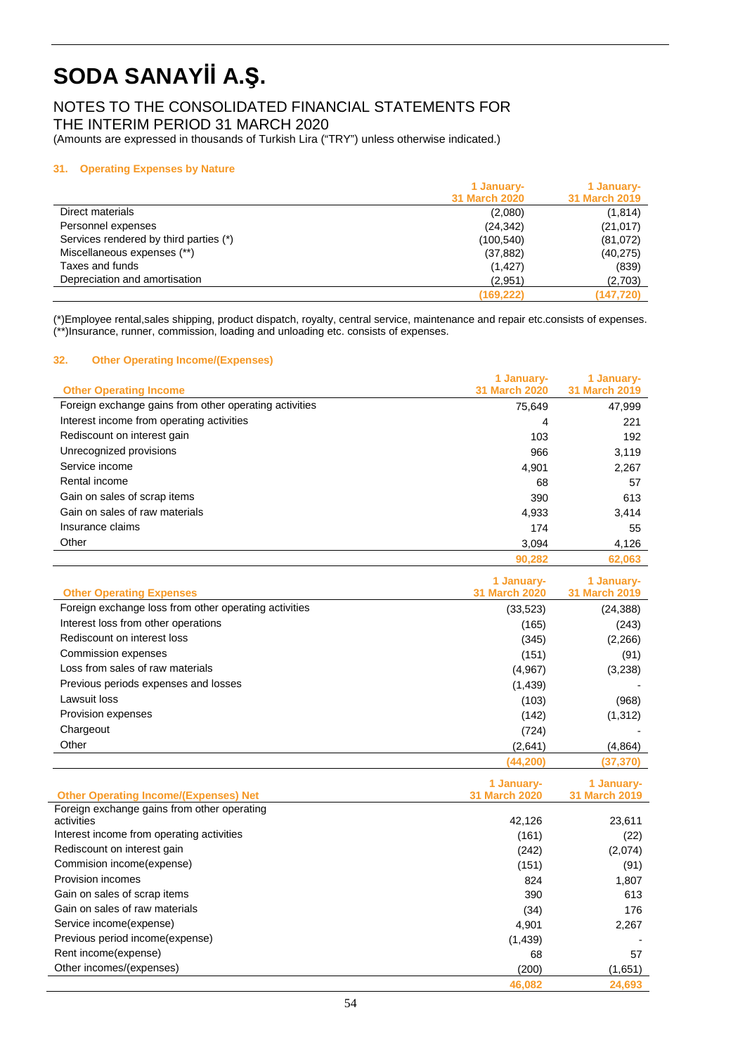# SODA SANAYİİ A.Ş.

## NOTES TO THE CONSOLIDATED FINANCIAL STATEMENTS FOR THE INTERIM PERIOD 31 MARCH 2020

(Amounts are expressed in thousands of Turkish Lira ("TRY") unless otherwise indicated.)

### 31. Operating Expenses by Nature

| | 1 January-31 March 2020 | 1 January-31 March 2019 |
|---|---|---|
| Direct materials | (2,080) | (1,814) |
| Personnel expenses | (24,342) | (21,017) |
| Services rendered by third parties (*) | (100,540) | (81,072) |
| Miscellaneous expenses (**) | (37,882) | (40,275) |
| Taxes and funds | (1,427) | (839) |
| Depreciation and amortisation | (2,951) | (2,703) |
| | (169,222) | (147,720) |

(*)Employee rental,sales shipping, product dispatch, royalty, central service, maintenance and repair etc.consists of expenses.
(**)Insurance, runner, commission, loading and unloading etc. consists of expenses.

### 32. Other Operating Income/(Expenses)

| Other Operating Income | 1 January-31 March 2020 | 1 January-31 March 2019 |
|---|---|---|
| Foreign exchange gains from other operating activities | 75,649 | 47,999 |
| Interest income from operating activities | 4 | 221 |
| Rediscount on interest gain | 103 | 192 |
| Unrecognized provisions | 966 | 3,119 |
| Service income | 4,901 | 2,267 |
| Rental income | 68 | 57 |
| Gain on sales of scrap items | 390 | 613 |
| Gain on sales of raw materials | 4,933 | 3,414 |
| Insurance claims | 174 | 55 |
| Other | 3,094 | 4,126 |
| | 90,282 | 62,063 |

| Other Operating Expenses | 1 January-31 March 2020 | 1 January-31 March 2019 |
|---|---|---|
| Foreign exchange loss from other operating activities | (33,523) | (24,388) |
| Interest loss from other operations | (165) | (243) |
| Rediscount on interest loss | (345) | (2,266) |
| Commission expenses | (151) | (91) |
| Loss from sales of raw materials | (4,967) | (3,238) |
| Previous periods expenses and losses | (1,439) | - |
| Lawsuit loss | (103) | (968) |
| Provision expenses | (142) | (1,312) |
| Chargeout | (724) | - |
| Other | (2,641) | (4,864) |
| | (44,200) | (37,370) |

| Other Operating Income/(Expenses) Net | 1 January-31 March 2020 | 1 January-31 March 2019 |
|---|---|---|
| Foreign exchange gains from other operating activities | 42,126 | 23,611 |
| Interest income from operating activities | (161) | (22) |
| Rediscount on interest gain | (242) | (2,074) |
| Commision income(expense) | (151) | (91) |
| Provision incomes | 824 | 1,807 |
| Gain on sales of scrap items | 390 | 613 |
| Gain on sales of raw materials | (34) | 176 |
| Service income(expense) | 4,901 | 2,267 |
| Previous period income(expense) | (1,439) | - |
| Rent income(expense) | 68 | 57 |
| Other incomes/(expenses) | (200) | (1,651) |
| | 46,082 | 24,693 |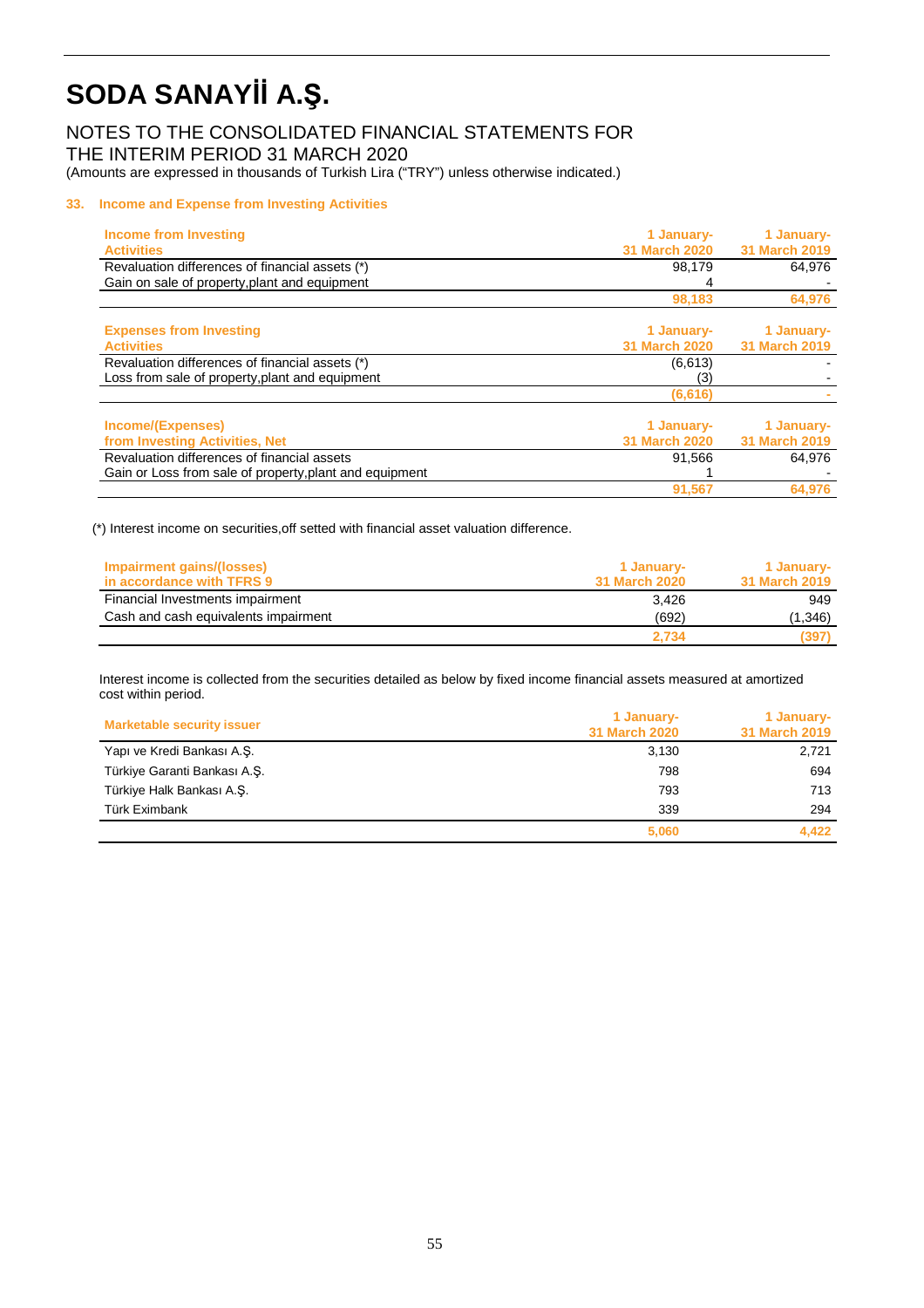# SODA SANAYİİ A.Ş.

NOTES TO THE CONSOLIDATED FINANCIAL STATEMENTS FOR
THE INTERIM PERIOD 31 MARCH 2020
(Amounts are expressed in thousands of Turkish Lira ("TRY") unless otherwise indicated.)

### 33. Income and Expense from Investing Activities

| Income from Investing Activities | 1 January-31 March 2020 | 1 January-31 March 2019 |
|---|---|---|
| Revaluation differences of financial assets (*) | 98,179 | 64,976 |
| Gain on sale of property,plant and equipment | 4 | - |
| | 98,183 | 64,976 |

| Expenses from Investing Activities | 1 January-31 March 2020 | 1 January-31 March 2019 |
|---|---|---|
| Revaluation differences of financial assets (*) | (6,613) | - |
| Loss from sale of property,plant and equipment | (3) | - |
| | (6,616) | - |

| Income/(Expenses) from Investing Activities, Net | 1 January-31 March 2020 | 1 January-31 March 2019 |
|---|---|---|
| Revaluation differences of financial assets | 91,566 | 64,976 |
| Gain or Loss from sale of property,plant and equipment | 1 | - |
| | 91,567 | 64,976 |

(*) Interest income on securities,off setted with financial asset valuation difference.

| Impairment gains/(losses) in accordance with TFRS 9 | 1 January-31 March 2020 | 1 January-31 March 2019 |
|---|---|---|
| Financial Investments impairment | 3,426 | 949 |
| Cash and cash equivalents impairment | (692) | (1,346) |
| | 2,734 | (397) |

Interest income is collected from the securities detailed as below by fixed income financial assets measured at amortized cost within period.

| Marketable security issuer | 1 January-31 March 2020 | 1 January-31 March 2019 |
|---|---|---|
| Yapı ve Kredi Bankası A.Ş. | 3,130 | 2,721 |
| Türkiye Garanti Bankası A.Ş. | 798 | 694 |
| Türkiye Halk Bankası A.Ş. | 793 | 713 |
| Türk Eximbank | 339 | 294 |
| | 5,060 | 4,422 |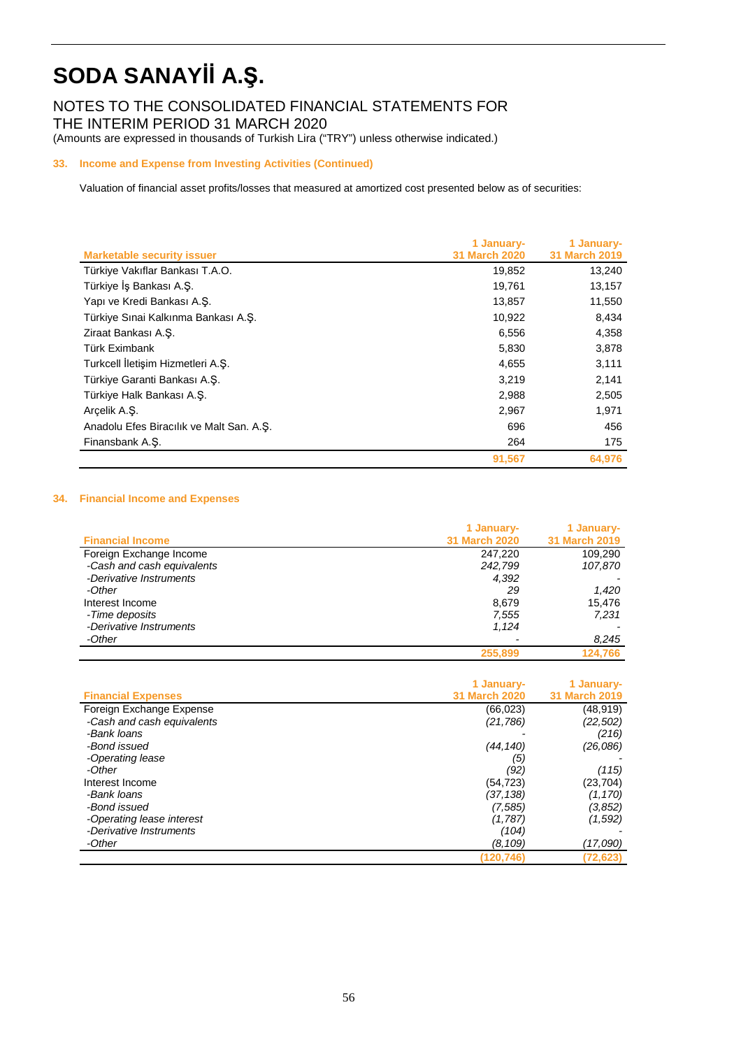# SODA SANAYİİ A.Ş.

NOTES TO THE CONSOLIDATED FINANCIAL STATEMENTS FOR THE INTERIM PERIOD 31 MARCH 2020

(Amounts are expressed in thousands of Turkish Lira ("TRY") unless otherwise indicated.)

## 33. Income and Expense from Investing Activities (Continued)

Valuation of financial asset profits/losses that measured at amortized cost presented below as of securities:

| Marketable security issuer | 1 January-31 March 2020 | 1 January-31 March 2019 |
|---|---|---|
| Türkiye Vakıflar Bankası T.A.O. | 19,852 | 13,240 |
| Türkiye İş Bankası A.Ş. | 19,761 | 13,157 |
| Yapı ve Kredi Bankası A.Ş. | 13,857 | 11,550 |
| Türkiye Sınai Kalkınma Bankası A.Ş. | 10,922 | 8,434 |
| Ziraat Bankası A.Ş. | 6,556 | 4,358 |
| Türk Eximbank | 5,830 | 3,878 |
| Turkcell İletişim Hizmetleri A.Ş. | 4,655 | 3,111 |
| Türkiye Garanti Bankası A.Ş. | 3,219 | 2,141 |
| Türkiye Halk Bankası A.Ş. | 2,988 | 2,505 |
| Arçelik A.Ş. | 2,967 | 1,971 |
| Anadolu Efes Biracılık ve Malt San. A.Ş. | 696 | 456 |
| Finansbank A.Ş. | 264 | 175 |
| | **91,567** | **64,976** |

## 34. Financial Income and Expenses

| Financial Income | 1 January-31 March 2020 | 1 January-31 March 2019 |
|---|---|---|
| Foreign Exchange Income | 247,220 | 109,290 |
| *-Cash and cash equivalents* | *242,799* | *107,870* |
| *-Derivative Instruments* | *4,392* | - |
| *-Other* | *29* | *1,420* |
| Interest Income | 8,679 | 15,476 |
| *-Time deposits* | *7,555* | *7,231* |
| *-Derivative Instruments* | *1,124* | - |
| *-Other* | - | *8,245* |
| | **255,899** | **124,766** |

| Financial Expenses | 1 January-31 March 2020 | 1 January-31 March 2019 |
|---|---|---|
| Foreign Exchange Expense | (66,023) | (48,919) |
| *-Cash and cash equivalents* | *(21,786)* | *(22,502)* |
| *-Bank loans* | - | *(216)* |
| *-Bond issued* | *(44,140)* | *(26,086)* |
| *-Operating lease* | *(5)* | - |
| *-Other* | *(92)* | *(115)* |
| Interest Income | (54,723) | (23,704) |
| *-Bank loans* | *(37,138)* | *(1,170)* |
| *-Bond issued* | *(7,585)* | *(3,852)* |
| *-Operating lease interest* | *(1,787)* | *(1,592)* |
| *-Derivative Instruments* | *(104)* | - |
| *-Other* | *(8,109)* | *(17,090)* |
| | **(120,746)** | **(72,623)** |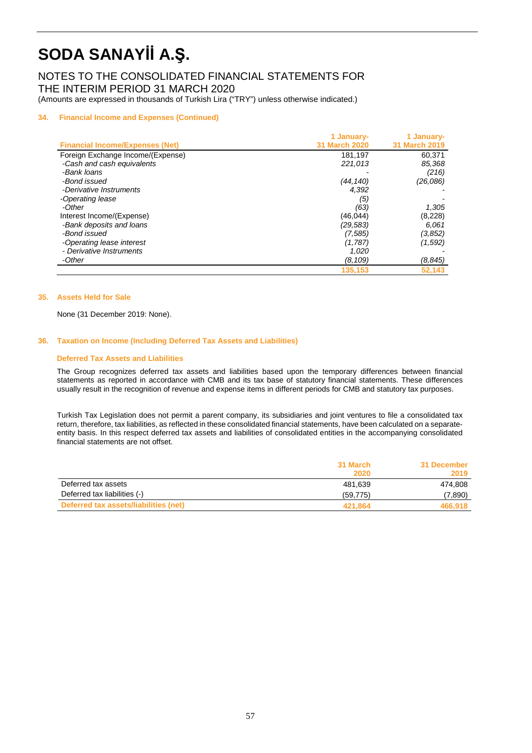# SODA SANAYİİ A.Ş.

NOTES TO THE CONSOLIDATED FINANCIAL STATEMENTS FOR THE INTERIM PERIOD 31 MARCH 2020

(Amounts are expressed in thousands of Turkish Lira ("TRY") unless otherwise indicated.)

**34. Financial Income and Expenses (Continued)**

| Financial Income/Expenses (Net) | 1 January- 31 March 2020 | 1 January- 31 March 2019 |
|---|---|---|
| Foreign Exchange Income/(Expense) | 181,197 | 60,371 |
| *-Cash and cash equivalents* | *221,013* | *85,368* |
| *-Bank loans* | *-* | *(216)* |
| *-Bond issued* | *(44,140)* | *(26,086)* |
| *-Derivative Instruments* | *4,392* | *-* |
| *-Operating lease* | *(5)* | *-* |
| *-Other* | *(63)* | *1,305* |
| Interest Income/(Expense) | (46,044) | (8,228) |
| *-Bank deposits and loans* | *(29,583)* | *6,061* |
| *-Bond issued* | *(7,585)* | *(3,852)* |
| *-Operating lease interest* | *(1,787)* | *(1,592)* |
| *- Derivative Instruments* | *1,020* | *-* |
| *-Other* | *(8,109)* | *(8,845)* |
| | **135,153** | **52,143** |

**35. Assets Held for Sale**

None (31 December 2019: None).

**36. Taxation on Income (Including Deferred Tax Assets and Liabilities)**

**Deferred Tax Assets and Liabilities**

The Group recognizes deferred tax assets and liabilities based upon the temporary differences between financial statements as reported in accordance with CMB and its tax base of statutory financial statements. These differences usually result in the recognition of revenue and expense items in different periods for CMB and statutory tax purposes.

Turkish Tax Legislation does not permit a parent company, its subsidiaries and joint ventures to file a consolidated tax return, therefore, tax liabilities, as reflected in these consolidated financial statements, have been calculated on a separate-entity basis. In this respect deferred tax assets and liabilities of consolidated entities in the accompanying consolidated financial statements are not offset.

| | 31 March 2020 | 31 December 2019 |
|---|---|---|
| Deferred tax assets | 481,639 | 474,808 |
| Deferred tax liabilities (-) | (59,775) | (7,890) |
| **Deferred tax assets/liabilities (net)** | **421,864** | **466,918** |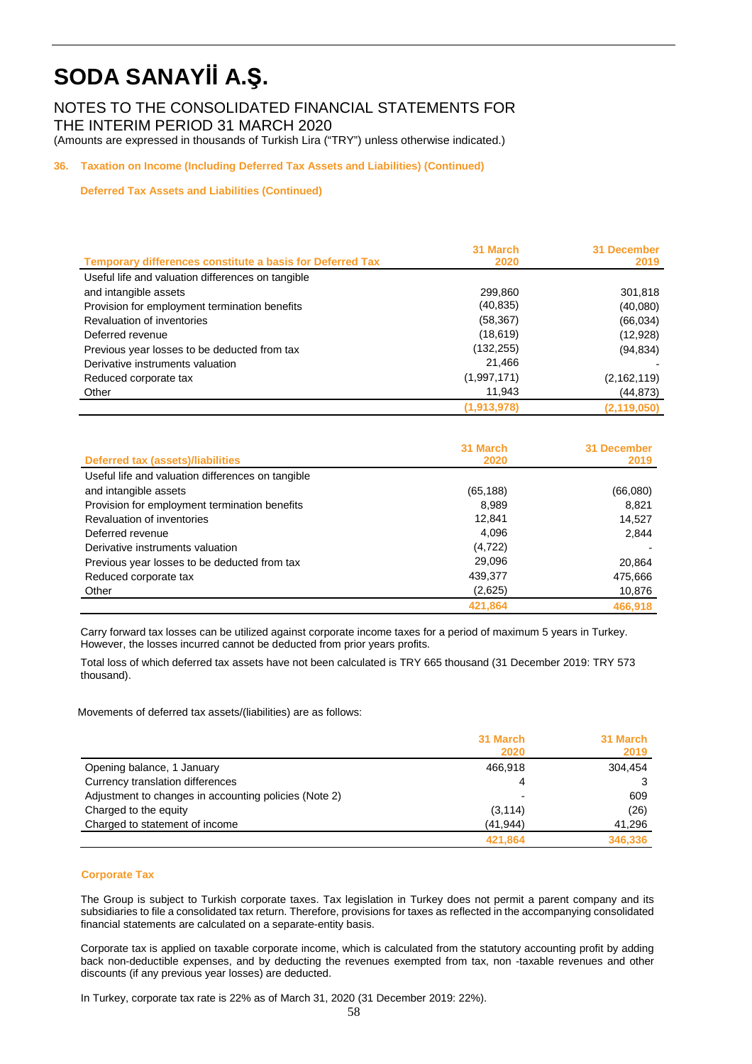# SODA SANAYİİ A.Ş.

NOTES TO THE CONSOLIDATED FINANCIAL STATEMENTS FOR THE INTERIM PERIOD 31 MARCH 2020

(Amounts are expressed in thousands of Turkish Lira ("TRY") unless otherwise indicated.)

**36. Taxation on Income (Including Deferred Tax Assets and Liabilities) (Continued)**

**Deferred Tax Assets and Liabilities (Continued)**

| Temporary differences constitute a basis for Deferred Tax | 31 March 2020 | 31 December 2019 |
|---|---|---|
| Useful life and valuation differences on tangible and intangible assets | 299,860 | 301,818 |
| Provision for employment termination benefits | (40,835) | (40,080) |
| Revaluation of inventories | (58,367) | (66,034) |
| Deferred revenue | (18,619) | (12,928) |
| Previous year losses to be deducted from tax | (132,255) | (94,834) |
| Derivative instruments valuation | 21,466 | - |
| Reduced corporate tax | (1,997,171) | (2,162,119) |
| Other | 11,943 | (44,873) |
| | **(1,913,978)** | **(2,119,050)** |

| Deferred tax (assets)/liabilities | 31 March 2020 | 31 December 2019 |
|---|---|---|
| Useful life and valuation differences on tangible and intangible assets | (65,188) | (66,080) |
| Provision for employment termination benefits | 8,989 | 8,821 |
| Revaluation of inventories | 12,841 | 14,527 |
| Deferred revenue | 4,096 | 2,844 |
| Derivative instruments valuation | (4,722) | - |
| Previous year losses to be deducted from tax | 29,096 | 20,864 |
| Reduced corporate tax | 439,377 | 475,666 |
| Other | (2,625) | 10,876 |
| | **421,864** | **466,918** |

Carry forward tax losses can be utilized against corporate income taxes for a period of maximum 5 years in Turkey. However, the losses incurred cannot be deducted from prior years profits.

Total loss of which deferred tax assets have not been calculated is TRY 665 thousand (31 December 2019: TRY 573 thousand).

Movements of deferred tax assets/(liabilities) are as follows:

| | 31 March 2020 | 31 March 2019 |
|---|---|---|
| Opening balance, 1 January | 466,918 | 304,454 |
| Currency translation differences | 4 | 3 |
| Adjustment to changes in accounting policies (Note 2) | - | 609 |
| Charged to the equity | (3,114) | (26) |
| Charged to statement of income | (41,944) | 41,296 |
| | **421,864** | **346,336** |

**Corporate Tax**

The Group is subject to Turkish corporate taxes. Tax legislation in Turkey does not permit a parent company and its subsidiaries to file a consolidated tax return. Therefore, provisions for taxes as reflected in the accompanying consolidated financial statements are calculated on a separate-entity basis.

Corporate tax is applied on taxable corporate income, which is calculated from the statutory accounting profit by adding back non-deductible expenses, and by deducting the revenues exempted from tax, non -taxable revenues and other discounts (if any previous year losses) are deducted.

In Turkey, corporate tax rate is 22% as of March 31, 2020 (31 December 2019: 22%).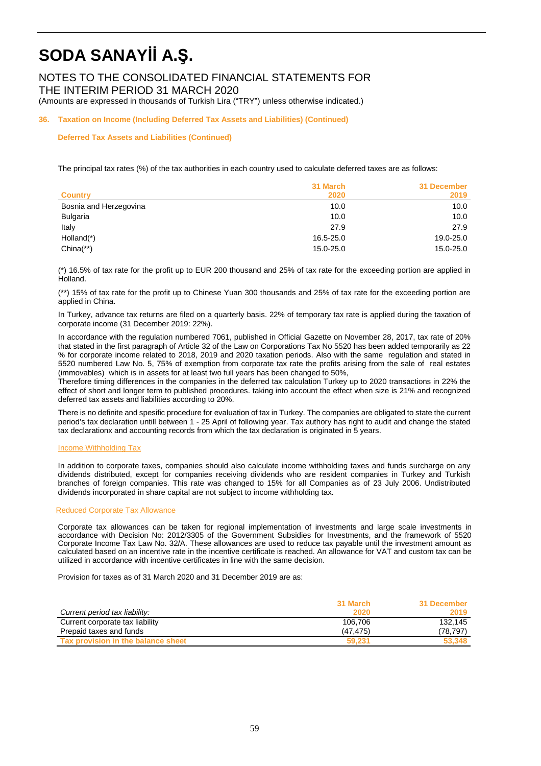# SODA SANAYİİ A.Ş.

NOTES TO THE CONSOLIDATED FINANCIAL STATEMENTS FOR THE INTERIM PERIOD 31 MARCH 2020
(Amounts are expressed in thousands of Turkish Lira ("TRY") unless otherwise indicated.)

**36. Taxation on Income (Including Deferred Tax Assets and Liabilities) (Continued)**

**Deferred Tax Assets and Liabilities (Continued)**

The principal tax rates (%) of the tax authorities in each country used to calculate deferred taxes are as follows:

| Country | 31 March 2020 | 31 December 2019 |
|---|---|---|
| Bosnia and Herzegovina | 10.0 | 10.0 |
| Bulgaria | 10.0 | 10.0 |
| Italy | 27.9 | 27.9 |
| Holland(*) | 16.5-25.0 | 19.0-25.0 |
| China(**) | 15.0-25.0 | 15.0-25.0 |

(*) 16.5% of tax rate for the profit up to EUR 200 thousand and 25% of tax rate for the exceeding portion are applied in Holland.

(**) 15% of tax rate for the profit up to Chinese Yuan 300 thousands and 25% of tax rate for the exceeding portion are applied in China.

In Turkey, advance tax returns are filed on a quarterly basis. 22% of temporary tax rate is applied during the taxation of corporate income (31 December 2019: 22%).

In accordance with the regulation numbered 7061, published in Official Gazette on November 28, 2017, tax rate of 20% that stated in the first paragraph of Article 32 of the Law on Corporations Tax No 5520 has been added temporarily as 22 % for corporate income related to 2018, 2019 and 2020 taxation periods. Also with the same regulation and stated in 5520 numbered Law No. 5, 75% of exemption from corporate tax rate the profits arising from the sale of real estates (immovables) which is in assets for at least two full years has been changed to 50%,
Therefore timing differences in the companies in the deferred tax calculation Turkey up to 2020 transactions in 22% the effect of short and longer term to published procedures. taking into account the effect when size is 21% and recognized deferred tax assets and liabilities according to 20%.

There is no definite and spesific procedure for evaluation of tax in Turkey. The companies are obligated to state the current period's tax declaration untill between 1 - 25 April of following year. Tax authory has right to audit and change the stated tax declarationx and accounting records from which the tax declaration is originated in 5 years.

Income Withholding Tax

In addition to corporate taxes, companies should also calculate income withholding taxes and funds surcharge on any dividends distributed, except for companies receiving dividends who are resident companies in Turkey and Turkish branches of foreign companies. This rate was changed to 15% for all Companies as of 23 July 2006. Undistributed dividends incorporated in share capital are not subject to income withholding tax.

Reduced Corporate Tax Allowance

Corporate tax allowances can be taken for regional implementation of investments and large scale investments in accordance with Decision No: 2012/3305 of the Government Subsidies for Investments, and the framework of 5520 Corporate Income Tax Law No. 32/A. These allowances are used to reduce tax payable until the investment amount as calculated based on an incentive rate in the incentive certificate is reached. An allowance for VAT and custom tax can be utilized in accordance with incentive certificates in line with the same decision.

Provision for taxes as of 31 March 2020 and 31 December 2019 are as:

| *Current period tax liability:* | 31 March 2020 | 31 December 2019 |
|---|---|---|
| Current corporate tax liability | 106,706 | 132,145 |
| Prepaid taxes and funds | (47,475) | (78,797) |
| **Tax provision in the balance sheet** | **59,231** | **53,348** |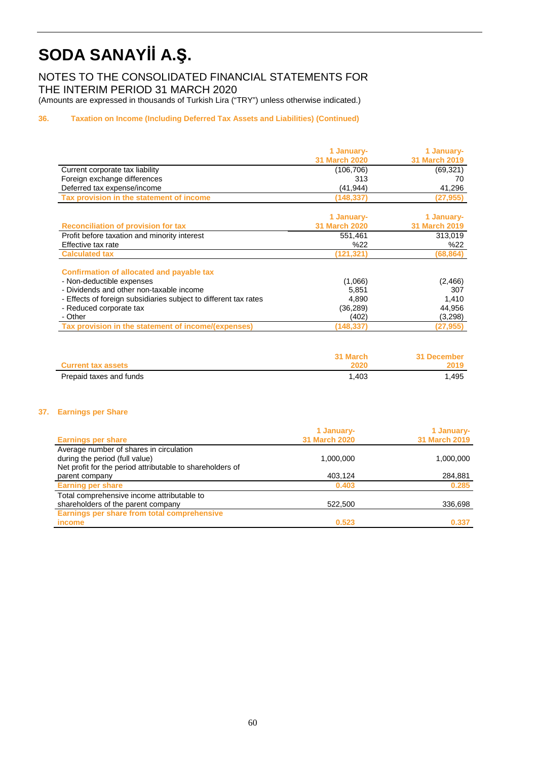# SODA SANAYİİ A.Ş.

NOTES TO THE CONSOLIDATED FINANCIAL STATEMENTS FOR THE INTERIM PERIOD 31 MARCH 2020
(Amounts are expressed in thousands of Turkish Lira ("TRY") unless otherwise indicated.)

**36. Taxation on Income (Including Deferred Tax Assets and Liabilities) (Continued)**

| | 1 January-31 March 2020 | 1 January-31 March 2019 |
|---|---|---|
| Current corporate tax liability | (106,706) | (69,321) |
| Foreign exchange differences | 313 | 70 |
| Deferred tax expense/income | (41,944) | 41,296 |
| **Tax provision in the statement of income** | **(148,337)** | **(27,955)** |

| **Reconciliation of provision for tax** | 1 January-31 March 2020 | 1 January-31 March 2019 |
|---|---|---|
| Profit before taxation and minority interest | 551,461 | 313,019 |
| Effective tax rate | %22 | %22 |
| **Calculated tax** | **(121,321)** | **(68,864)** |
| **Confirmation of allocated and payable tax** | | |
| - Non-deductible expenses | (1,066) | (2,466) |
| - Dividends and other non-taxable income | 5,851 | 307 |
| - Effects of foreign subsidiaries subject to different tax rates | 4,890 | 1,410 |
| - Reduced corporate tax | (36,289) | 44,956 |
| - Other | (402) | (3,298) |
| **Tax provision in the statement of income/(expenses)** | **(148,337)** | **(27,955)** |

| **Current tax assets** | 31 March 2020 | 31 December 2019 |
|---|---|---|
| Prepaid taxes and funds | 1,403 | 1,495 |

**37. Earnings per Share**

| **Earnings per share** | 1 January-31 March 2020 | 1 January-31 March 2019 |
|---|---|---|
| Average number of shares in circulation during the period (full value) | 1,000,000 | 1,000,000 |
| Net profit for the period attributable to shareholders of parent company | 403,124 | 284,881 |
| **Earning per share** | **0.403** | **0.285** |
| Total comprehensive income attributable to shareholders of the parent company | 522,500 | 336,698 |
| **Earnings per share from total comprehensive income** | **0.523** | **0.337** |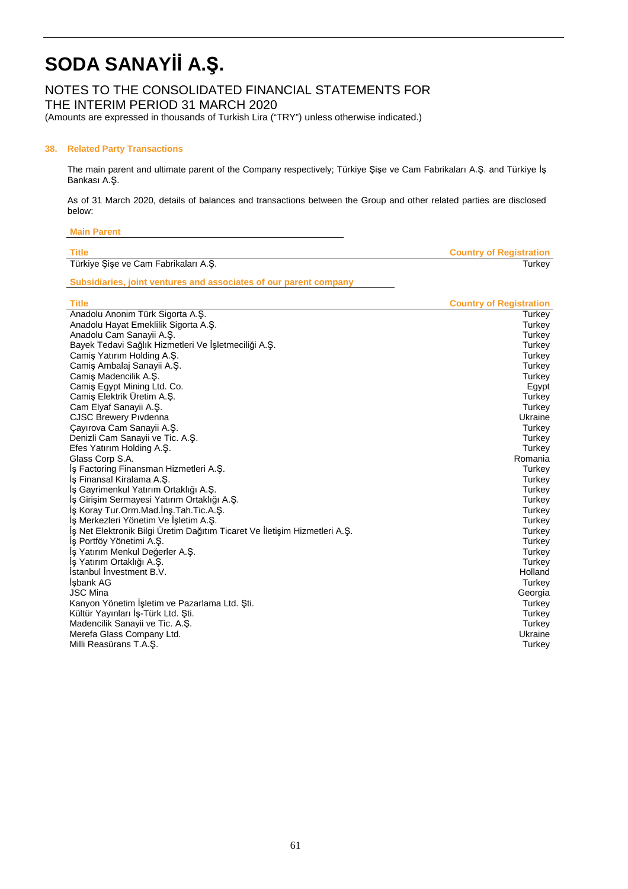# SODA SANAYİİ A.Ş.

NOTES TO THE CONSOLIDATED FINANCIAL STATEMENTS FOR THE INTERIM PERIOD 31 MARCH 2020
(Amounts are expressed in thousands of Turkish Lira ("TRY") unless otherwise indicated.)

## 38. Related Party Transactions

The main parent and ultimate parent of the Company respectively; Türkiye Şişe ve Cam Fabrikaları A.Ş. and Türkiye İş Bankası A.Ş.

As of 31 March 2020, details of balances and transactions between the Group and other related parties are disclosed below:

**Main Parent**

| Title | Country of Registration |
|---|---|
| Türkiye Şişe ve Cam Fabrikaları A.Ş. | Turkey |

**Subsidiaries, joint ventures and associates of our parent company**

| Title | Country of Registration |
|---|---|
| Anadolu Anonim Türk Sigorta A.Ş. | Turkey |
| Anadolu Hayat Emeklilik Sigorta A.Ş. | Turkey |
| Anadolu Cam Sanayii A.Ş. | Turkey |
| Bayek Tedavi Sağlık Hizmetleri Ve İşletmeciliği A.Ş. | Turkey |
| Camiş Yatırım Holding A.Ş. | Turkey |
| Camiş Ambalaj Sanayii A.Ş. | Turkey |
| Camiş Madencilik A.Ş. | Turkey |
| Camiş Egypt Mining Ltd. Co. | Egypt |
| Camiş Elektrik Üretim A.Ş. | Turkey |
| Cam Elyaf Sanayii A.Ş. | Turkey |
| CJSC Brewery Pıvdenna | Ukraine |
| Çayırova Cam Sanayii A.Ş. | Turkey |
| Denizli Cam Sanayii ve Tic. A.Ş. | Turkey |
| Efes Yatırım Holding A.Ş. | Turkey |
| Glass Corp S.A. | Romania |
| İş Factoring Finansman Hizmetleri A.Ş. | Turkey |
| İş Finansal Kiralama A.Ş. | Turkey |
| İş Gayrimenkul Yatırım Ortaklığı A.Ş. | Turkey |
| İş Girişim Sermayesi Yatırım Ortaklığı A.Ş. | Turkey |
| İş Koray Tur.Orm.Mad.İnş.Tah.Tic.A.Ş. | Turkey |
| İş Merkezleri Yönetim Ve İşletim A.Ş. | Turkey |
| İş Net Elektronik Bilgi Üretim Dağıtım Ticaret Ve İletişim Hizmetleri A.Ş. | Turkey |
| İş Portföy Yönetimi A.Ş. | Turkey |
| İş Yatırım Menkul Değerler A.Ş. | Turkey |
| İş Yatırım Ortaklığı A.Ş. | Turkey |
| İstanbul İnvestment B.V. | Holland |
| İşbank AG | Turkey |
| JSC Mina | Georgia |
| Kanyon Yönetim İşletim ve Pazarlama Ltd. Şti. | Turkey |
| Kültür Yayınları İş-Türk Ltd. Şti. | Turkey |
| Madencilik Sanayii ve Tic. A.Ş. | Turkey |
| Merefa Glass Company Ltd. | Ukraine |
| Milli Reasürans T.A.Ş. | Turkey |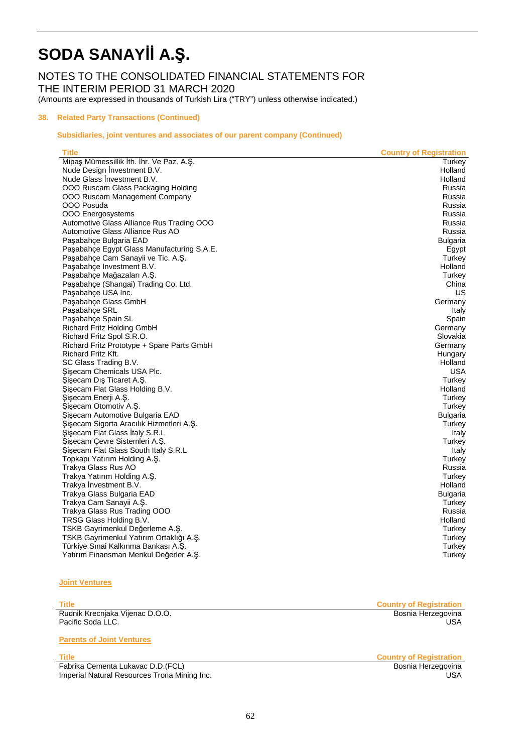# SODA SANAYİİ A.Ş.

NOTES TO THE CONSOLIDATED FINANCIAL STATEMENTS FOR THE INTERIM PERIOD 31 MARCH 2020

(Amounts are expressed in thousands of Turkish Lira ("TRY") unless otherwise indicated.)

**38. Related Party Transactions (Continued)**

**Subsidiaries, joint ventures and associates of our parent company (Continued)**

| Title | Country of Registration |
|---|---|
| Mipaş Mümessillik İth. İhr. Ve Paz. A.Ş. | Turkey |
| Nude Design İnvestment B.V. | Holland |
| Nude Glass İnvestment B.V. | Holland |
| OOO Ruscam Glass Packaging Holding | Russia |
| OOO Ruscam Management Company | Russia |
| OOO Posuda | Russia |
| OOO Energosystems | Russia |
| Automotive Glass Alliance Rus Trading OOO | Russia |
| Automotive Glass Alliance Rus AO | Russia |
| Paşabahçe Bulgaria EAD | Bulgaria |
| Paşabahçe Egypt Glass Manufacturing S.A.E. | Egypt |
| Paşabahçe Cam Sanayii ve Tic. A.Ş. | Turkey |
| Paşabahçe Investment B.V. | Holland |
| Paşabahçe Mağazaları A.Ş. | Turkey |
| Paşabahçe (Shangai) Trading Co. Ltd. | China |
| Paşabahçe USA Inc. | US |
| Paşabahçe Glass GmbH | Germany |
| Paşabahçe SRL | Italy |
| Paşabahçe Spain SL | Spain |
| Richard Fritz Holding GmbH | Germany |
| Richard Fritz Spol S.R.O. | Slovakia |
| Richard Fritz Prototype + Spare Parts GmbH | Germany |
| Richard Fritz Kft. | Hungary |
| SC Glass Trading B.V. | Holland |
| Şişecam Chemicals USA Plc. | USA |
| Şişecam Dış Ticaret A.Ş. | Turkey |
| Şişecam Flat Glass Holding B.V. | Holland |
| Şişecam Enerji A.Ş. | Turkey |
| Şişecam Otomotiv A.Ş. | Turkey |
| Şişecam Automotive Bulgaria EAD | Bulgaria |
| Şişecam Sigorta Aracılık Hizmetleri A.Ş. | Turkey |
| Şişecam Flat Glass İtaly S.R.L | Italy |
| Şişecam Çevre Sistemleri A.Ş. | Turkey |
| Şişecam Flat Glass South Italy S.R.L | Italy |
| Topkapı Yatırım Holding A.Ş. | Turkey |
| Trakya Glass Rus AO | Russia |
| Trakya Yatırım Holding A.Ş. | Turkey |
| Trakya İnvestment B.V. | Holland |
| Trakya Glass Bulgaria EAD | Bulgaria |
| Trakya Cam Sanayii A.Ş. | Turkey |
| Trakya Glass Rus Trading OOO | Russia |
| TRSG Glass Holding B.V. | Holland |
| TSKB Gayrimenkul Değerleme A.Ş. | Turkey |
| TSKB Gayrimenkul Yatırım Ortaklığı A.Ş. | Turkey |
| Türkiye Sınai Kalkınma Bankası A.Ş. | Turkey |
| Yatırım Finansman Menkul Değerler A.Ş. | Turkey |

**Joint Ventures**

| Title | Country of Registration |
|---|---|
| Rudnik Krecnjaka Vijenac D.O.O. | Bosnia Herzegovina |
| Pacific Soda LLC. | USA |

**Parents of Joint Ventures**

| Title | Country of Registration |
|---|---|
| Fabrika Cementa Lukavac D.D.(FCL) | Bosnia Herzegovina |
| Imperial Natural Resources Trona Mining Inc. | USA |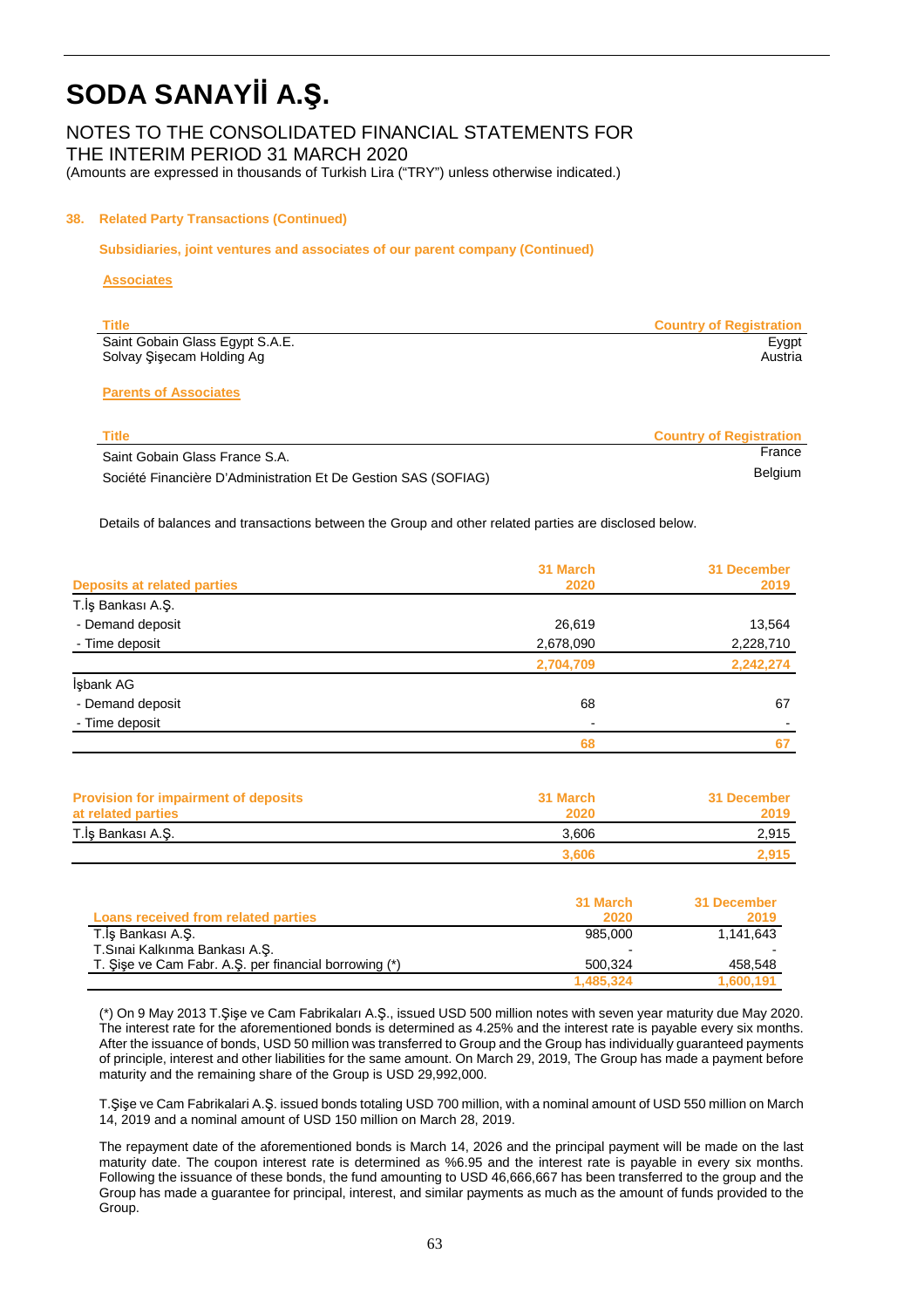# SODA SANAYİİ A.Ş.

NOTES TO THE CONSOLIDATED FINANCIAL STATEMENTS FOR THE INTERIM PERIOD 31 MARCH 2020

(Amounts are expressed in thousands of Turkish Lira ("TRY") unless otherwise indicated.)

## 38. Related Party Transactions (Continued)

### Subsidiaries, joint ventures and associates of our parent company (Continued)

#### Associates

| Title | Country of Registration |
|---|---|
| Saint Gobain Glass Egypt S.A.E. | Eygpt |
| Solvay Şişecam Holding Ag | Austria |

#### Parents of Associates

| Title | Country of Registration |
|---|---|
| Saint Gobain Glass France S.A. | France |
| Société Financière D'Administration Et De Gestion SAS (SOFIAG) | Belgium |

Details of balances and transactions between the Group and other related parties are disclosed below.

| Deposits at related parties | 31 March 2020 | 31 December 2019 |
|---|---|---|
| T.İş Bankası A.Ş. | | |
| - Demand deposit | 26,619 | 13,564 |
| - Time deposit | 2,678,090 | 2,228,710 |
| | 2,704,709 | 2,242,274 |
| İşbank AG | | |
| - Demand deposit | 68 | 67 |
| - Time deposit | - | - |
| | 68 | 67 |

| Provision for impairment of deposits at related parties | 31 March 2020 | 31 December 2019 |
|---|---|---|
| T.İş Bankası A.Ş. | 3,606 | 2,915 |
| | 3,606 | 2,915 |

| Loans received from related parties | 31 March 2020 | 31 December 2019 |
|---|---|---|
| T.İş Bankası A.Ş. | 985,000 | 1,141,643 |
| T.Sınai Kalkınma Bankası A.Ş. | - | - |
| T. Şişe ve Cam Fabr. A.Ş. per financial borrowing (*) | 500,324 | 458,548 |
| | 1,485,324 | 1,600,191 |

(*) On 9 May 2013 T.Şişe ve Cam Fabrikaları A.Ş., issued USD 500 million notes with seven year maturity due May 2020. The interest rate for the aforementioned bonds is determined as 4.25% and the interest rate is payable every six months. After the issuance of bonds, USD 50 million was transferred to Group and the Group has individually guaranteed payments of principle, interest and other liabilities for the same amount. On March 29, 2019, The Group has made a payment before maturity and the remaining share of the Group is USD 29,992,000.

T.Şişe ve Cam Fabrikalari A.Ş. issued bonds totaling USD 700 million, with a nominal amount of USD 550 million on March 14, 2019 and a nominal amount of USD 150 million on March 28, 2019.

The repayment date of the aforementioned bonds is March 14, 2026 and the principal payment will be made on the last maturity date. The coupon interest rate is determined as %6.95 and the interest rate is payable in every six months. Following the issuance of these bonds, the fund amounting to USD 46,666,667 has been transferred to the group and the Group has made a guarantee for principal, interest, and similar payments as much as the amount of funds provided to the Group.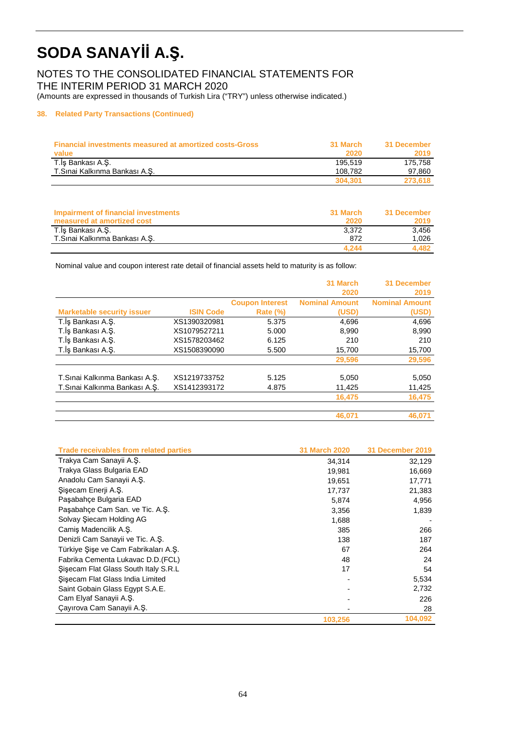# SODA SANAYİİ A.Ş.

NOTES TO THE CONSOLIDATED FINANCIAL STATEMENTS FOR
THE INTERIM PERIOD 31 MARCH 2020
(Amounts are expressed in thousands of Turkish Lira ("TRY") unless otherwise indicated.)

### 38. Related Party Transactions (Continued)

| Financial investments measured at amortized costs-Gross value | 31 March 2020 | 31 December 2019 |
|---|---|---|
| T.İş Bankası A.Ş. | 195,519 | 175,758 |
| T.Sınai Kalkınma Bankası A.Ş. | 108,782 | 97,860 |
| | 304,301 | 273,618 |

| Impairment of financial investments measured at amortized cost | 31 March 2020 | 31 December 2019 |
|---|---|---|
| T.İş Bankası A.Ş. | 3,372 | 3,456 |
| T.Sınai Kalkınma Bankası A.Ş. | 872 | 1,026 |
| | 4,244 | 4,482 |

Nominal value and coupon interest rate detail of financial assets held to maturity is as follow:

| | | | 31 March 2020 | 31 December 2019 |
|---|---|---|---|---|
| Marketable security issuer | ISIN Code | Coupon Interest Rate (%) | Nominal Amount (USD) | Nominal Amount (USD) |
| T.İş Bankası A.Ş. | XS1390320981 | 5.375 | 4,696 | 4,696 |
| T.İş Bankası A.Ş. | XS1079527211 | 5.000 | 8,990 | 8,990 |
| T.İş Bankası A.Ş. | XS1578203462 | 6.125 | 210 | 210 |
| T.İş Bankası A.Ş. | XS1508390090 | 5.500 | 15,700 | 15,700 |
| | | | 29,596 | 29,596 |
| T.Sınai Kalkınma Bankası A.Ş. | XS1219733752 | 5.125 | 5,050 | 5,050 |
| T.Sınai Kalkınma Bankası A.Ş. | XS1412393172 | 4.875 | 11,425 | 11,425 |
| | | | 16,475 | 16,475 |
| | | | 46,071 | 46,071 |

| Trade receivables from related parties | 31 March 2020 | 31 December 2019 |
|---|---|---|
| Trakya Cam Sanayii A.Ş. | 34,314 | 32,129 |
| Trakya Glass Bulgaria EAD | 19,981 | 16,669 |
| Anadolu Cam Sanayii A.Ş. | 19,651 | 17,771 |
| Şişecam Enerji A.Ş. | 17,737 | 21,383 |
| Paşabahçe Bulgaria EAD | 5,874 | 4,956 |
| Paşabahçe Cam San. ve Tic. A.Ş. | 3,356 | 1,839 |
| Solvay Şiecam Holding AG | 1,688 | - |
| Camiş Madencilik A.Ş. | 385 | 266 |
| Denizli Cam Sanayii ve Tic. A.Ş. | 138 | 187 |
| Türkiye Şişe ve Cam Fabrikaları A.Ş. | 67 | 264 |
| Fabrika Cementa Lukavac D.D.(FCL) | 48 | 24 |
| Şişecam Flat Glass South Italy S.R.L | 17 | 54 |
| Şişecam Flat Glass India Limited | - | 5,534 |
| Saint Gobain Glass Egypt S.A.E. | - | 2,732 |
| Cam Elyaf Sanayii A.Ş. | - | 226 |
| Çayırova Cam Sanayii A.Ş. | - | 28 |
| | 103,256 | 104,092 |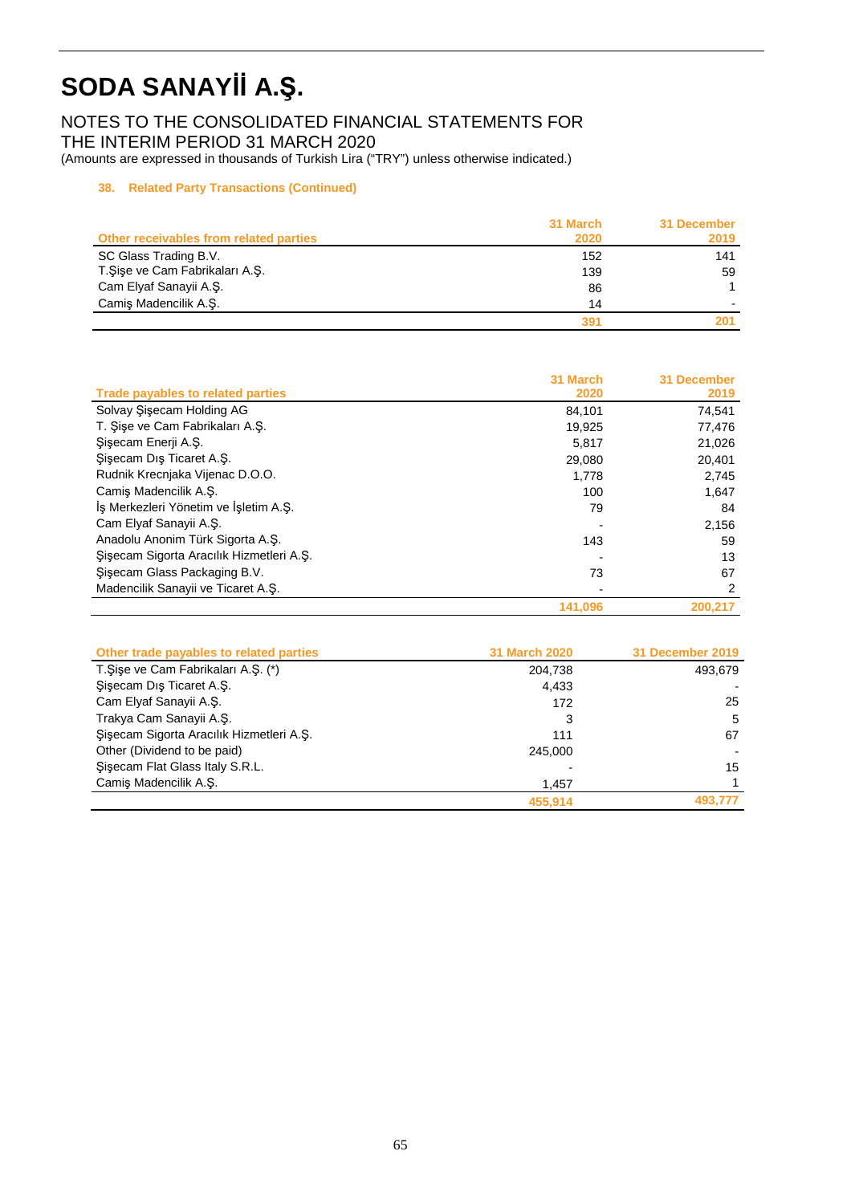# SODA SANAYİİ A.Ş.

NOTES TO THE CONSOLIDATED FINANCIAL STATEMENTS FOR THE INTERIM PERIOD 31 MARCH 2020
(Amounts are expressed in thousands of Turkish Lira ("TRY") unless otherwise indicated.)

### 38. Related Party Transactions (Continued)

| Other receivables from related parties | 31 March 2020 | 31 December 2019 |
|---|---|---|
| SC Glass Trading B.V. | 152 | 141 |
| T.Şişe ve Cam Fabrikaları A.Ş. | 139 | 59 |
| Cam Elyaf Sanayii A.Ş. | 86 | 1 |
| Camiş Madencilik A.Ş. | 14 | - |
| | 391 | 201 |

| Trade payables to related parties | 31 March 2020 | 31 December 2019 |
|---|---|---|
| Solvay Şişecam Holding AG | 84,101 | 74,541 |
| T. Şişe ve Cam Fabrikaları A.Ş. | 19,925 | 77,476 |
| Şişecam Enerji A.Ş. | 5,817 | 21,026 |
| Şişecam Dış Ticaret A.Ş. | 29,080 | 20,401 |
| Rudnik Krecnjaka Vijenac D.O.O. | 1,778 | 2,745 |
| Camiş Madencilik A.Ş. | 100 | 1,647 |
| İş Merkezleri Yönetim ve İşletim A.Ş. | 79 | 84 |
| Cam Elyaf Sanayii A.Ş. | - | 2,156 |
| Anadolu Anonim Türk Sigorta A.Ş. | 143 | 59 |
| Şişecam Sigorta Aracılık Hizmetleri A.Ş. | - | 13 |
| Şişecam Glass Packaging B.V. | 73 | 67 |
| Madencilik Sanayii ve Ticaret A.Ş. | - | 2 |
| | 141,096 | 200,217 |

| Other trade payables to related parties | 31 March 2020 | 31 December 2019 |
|---|---|---|
| T.Şişe ve Cam Fabrikaları A.Ş. (*) | 204,738 | 493,679 |
| Şişecam Dış Ticaret A.Ş. | 4,433 | - |
| Cam Elyaf Sanayii A.Ş. | 172 | 25 |
| Trakya Cam Sanayii A.Ş. | 3 | 5 |
| Şişecam Sigorta Aracılık Hizmetleri A.Ş. | 111 | 67 |
| Other (Dividend to be paid) | 245,000 | - |
| Şişecam Flat Glass Italy S.R.L. | - | 15 |
| Camiş Madencilik A.Ş. | 1,457 | 1 |
| | 455,914 | 493,777 |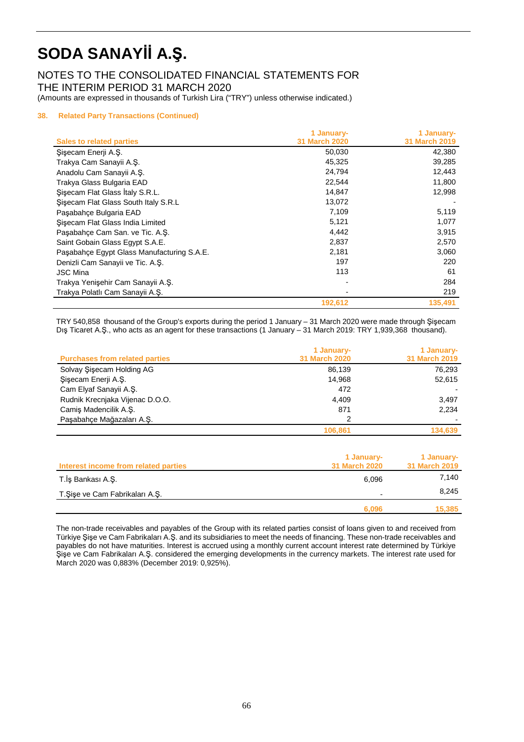# SODA SANAYİİ A.Ş.

## NOTES TO THE CONSOLIDATED FINANCIAL STATEMENTS FOR THE INTERIM PERIOD 31 MARCH 2020

(Amounts are expressed in thousands of Turkish Lira ("TRY") unless otherwise indicated.)

### 38. Related Party Transactions (Continued)

| Sales to related parties | 1 January-31 March 2020 | 1 January-31 March 2019 |
|---|---|---|
| Şişecam Enerji A.Ş. | 50,030 | 42,380 |
| Trakya Cam Sanayii A.Ş. | 45,325 | 39,285 |
| Anadolu Cam Sanayii A.Ş. | 24,794 | 12,443 |
| Trakya Glass Bulgaria EAD | 22,544 | 11,800 |
| Şişecam Flat Glass İtaly S.R.L. | 14,847 | 12,998 |
| Şişecam Flat Glass South Italy S.R.L | 13,072 | - |
| Paşabahçe Bulgaria EAD | 7,109 | 5,119 |
| Şişecam Flat Glass India Limited | 5,121 | 1,077 |
| Paşabahçe Cam San. ve Tic. A.Ş. | 4,442 | 3,915 |
| Saint Gobain Glass Egypt S.A.E. | 2,837 | 2,570 |
| Paşabahçe Egypt Glass Manufacturing S.A.E. | 2,181 | 3,060 |
| Denizli Cam Sanayii ve Tic. A.Ş. | 197 | 220 |
| JSC Mina | 113 | 61 |
| Trakya Yenişehir Cam Sanayii A.Ş. | - | 284 |
| Trakya Polatlı Cam Sanayii A.Ş. | - | 219 |
| | 192,612 | 135,491 |

TRY 540,858 thousand of the Group's exports during the period 1 January – 31 March 2020 were made through Şişecam Dış Ticaret A.Ş., who acts as an agent for these transactions (1 January – 31 March 2019: TRY 1,939,368 thousand).

| Purchases from related parties | 1 January-31 March 2020 | 1 January-31 March 2019 |
|---|---|---|
| Solvay Şişecam Holding AG | 86,139 | 76,293 |
| Şişecam Enerji A.Ş. | 14,968 | 52,615 |
| Cam Elyaf Sanayii A.Ş. | 472 | - |
| Rudnik Krecnjaka Vijenac D.O.O. | 4,409 | 3,497 |
| Camiş Madencilik A.Ş. | 871 | 2,234 |
| Paşabahçe Mağazaları A.Ş. | 2 | - |
| | 106,861 | 134,639 |

| Interest income from related parties | 1 January-31 March 2020 | 1 January-31 March 2019 |
|---|---|---|
| T.İş Bankası A.Ş. | 6,096 | 7,140 |
| T.Şişe ve Cam Fabrikaları A.Ş. | - | 8,245 |
| | 6,096 | 15,385 |

The non-trade receivables and payables of the Group with its related parties consist of loans given to and received from Türkiye Şişe ve Cam Fabrikaları A.Ş. and its subsidiaries to meet the needs of financing. These non-trade receivables and payables do not have maturities. Interest is accrued using a monthly current account interest rate determined by Türkiye Şişe ve Cam Fabrikaları A.Ş. considered the emerging developments in the currency markets. The interest rate used for March 2020 was 0,883% (December 2019: 0,925%).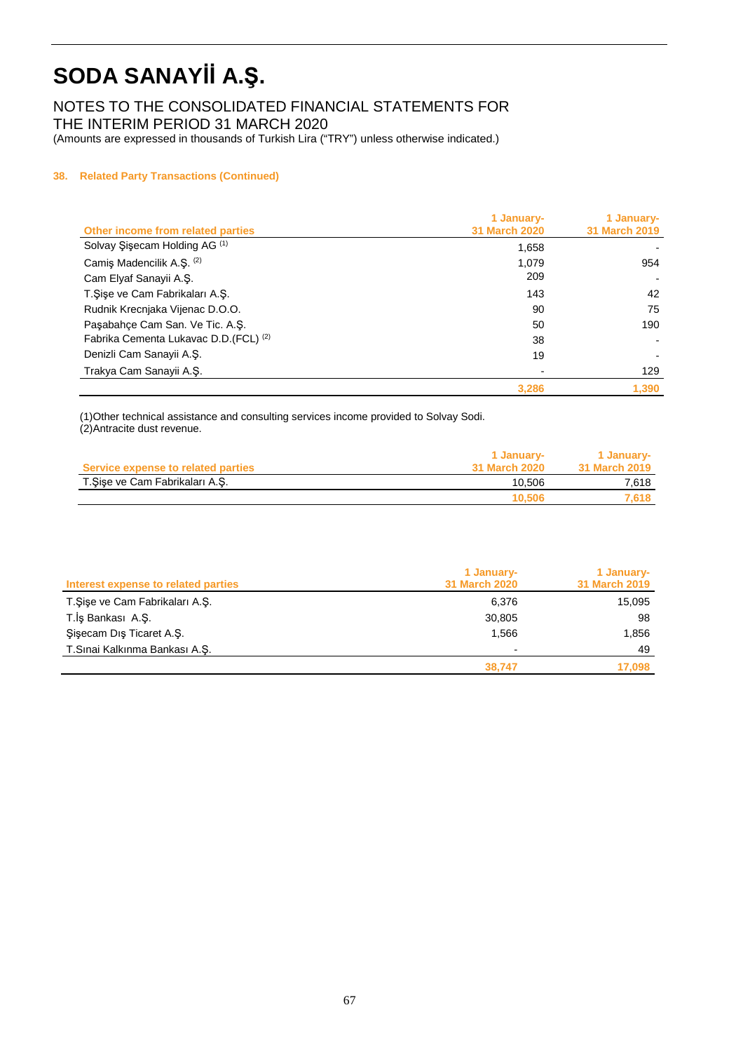# SODA SANAYİİ A.Ş.

NOTES TO THE CONSOLIDATED FINANCIAL STATEMENTS FOR THE INTERIM PERIOD 31 MARCH 2020

(Amounts are expressed in thousands of Turkish Lira ("TRY") unless otherwise indicated.)

**38. Related Party Transactions (Continued)**

| Other income from related parties | 1 January-31 March 2020 | 1 January-31 March 2019 |
|---|---|---|
| Solvay Şişecam Holding AG [(1)] | 1,658 | - |
| Camiş Madencilik A.Ş. [(2)] | 1,079 | 954 |
| Cam Elyaf Sanayii A.Ş. | 209 | - |
| T.Şişe ve Cam Fabrikaları A.Ş. | 143 | 42 |
| Rudnik Krecnjaka Vijenac D.O.O. | 90 | 75 |
| Paşabahçe Cam San. Ve Tic. A.Ş. | 50 | 190 |
| Fabrika Cementa Lukavac D.D.(FCL) [(2)] | 38 | - |
| Denizli Cam Sanayii A.Ş. | 19 | - |
| Trakya Cam Sanayii A.Ş. | - | 129 |
| | **3,286** | **1,390** |

(1)Other technical assistance and consulting services income provided to Solvay Sodi.
(2)Antracite dust revenue.

| Service expense to related parties | 1 January-31 March 2020 | 1 January-31 March 2019 |
|---|---|---|
| T.Şişe ve Cam Fabrikaları A.Ş. | 10,506 | 7,618 |
| | **10,506** | **7,618** |

| Interest expense to related parties | 1 January-31 March 2020 | 1 January-31 March 2019 |
|---|---|---|
| T.Şişe ve Cam Fabrikaları A.Ş. | 6,376 | 15,095 |
| T.İş Bankası A.Ş. | 30,805 | 98 |
| Şişecam Dış Ticaret A.Ş. | 1,566 | 1,856 |
| T.Sınai Kalkınma Bankası A.Ş. | - | 49 |
| | **38,747** | **17,098** |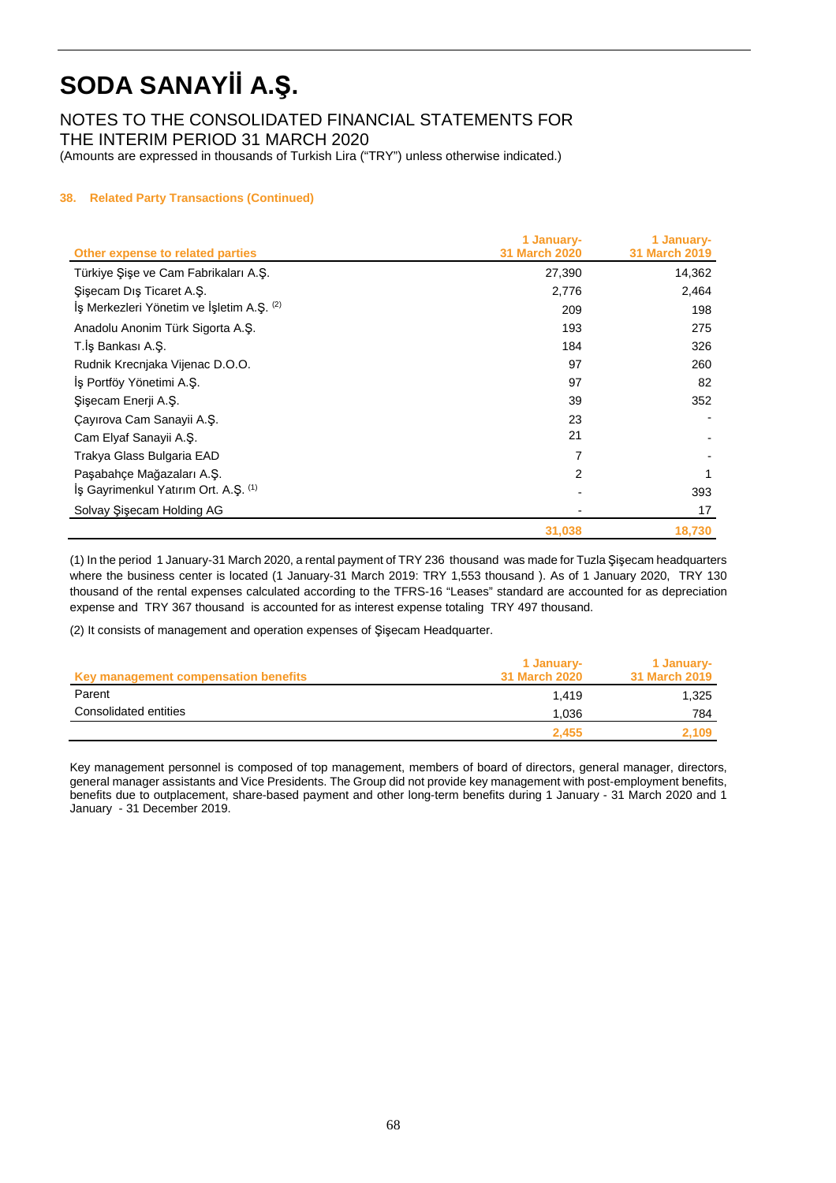# SODA SANAYİİ A.Ş.

NOTES TO THE CONSOLIDATED FINANCIAL STATEMENTS FOR THE INTERIM PERIOD 31 MARCH 2020
(Amounts are expressed in thousands of Turkish Lira ("TRY") unless otherwise indicated.)

### 38. Related Party Transactions (Continued)

| Other expense to related parties | 1 January-31 March 2020 | 1 January-31 March 2019 |
|---|---|---|
| Türkiye Şişe ve Cam Fabrikaları A.Ş. | 27,390 | 14,362 |
| Şişecam Dış Ticaret A.Ş. | 2,776 | 2,464 |
| İş Merkezleri Yönetim ve İşletim A.Ş. (2) | 209 | 198 |
| Anadolu Anonim Türk Sigorta A.Ş. | 193 | 275 |
| T.İş Bankası A.Ş. | 184 | 326 |
| Rudnik Krecnjaka Vijenac D.O.O. | 97 | 260 |
| İş Portföy Yönetimi A.Ş. | 97 | 82 |
| Şişecam Enerji A.Ş. | 39 | 352 |
| Çayırova Cam Sanayii A.Ş. | 23 | - |
| Cam Elyaf Sanayii A.Ş. | 21 | - |
| Trakya Glass Bulgaria EAD | 7 | - |
| Paşabahçe Mağazaları A.Ş. | 2 | 1 |
| İş Gayrimenkul Yatırım Ort. A.Ş. (1) | - | 393 |
| Solvay Şişecam Holding AG | - | 17 |
| | **31,038** | **18,730** |

(1) In the period 1 January-31 March 2020, a rental payment of TRY 236 thousand was made for Tuzla Şişecam headquarters where the business center is located (1 January-31 March 2019: TRY 1,553 thousand ). As of 1 January 2020, TRY 130 thousand of the rental expenses calculated according to the TFRS-16 "Leases" standard are accounted for as depreciation expense and TRY 367 thousand is accounted for as interest expense totaling TRY 497 thousand.

(2) It consists of management and operation expenses of Şişecam Headquarter.

| Key management compensation benefits | 1 January-31 March 2020 | 1 January-31 March 2019 |
|---|---|---|
| Parent | 1,419 | 1,325 |
| Consolidated entities | 1,036 | 784 |
| | **2,455** | **2,109** |

Key management personnel is composed of top management, members of board of directors, general manager, directors, general manager assistants and Vice Presidents. The Group did not provide key management with post-employment benefits, benefits due to outplacement, share-based payment and other long-term benefits during 1 January - 31 March 2020 and 1 January - 31 December 2019.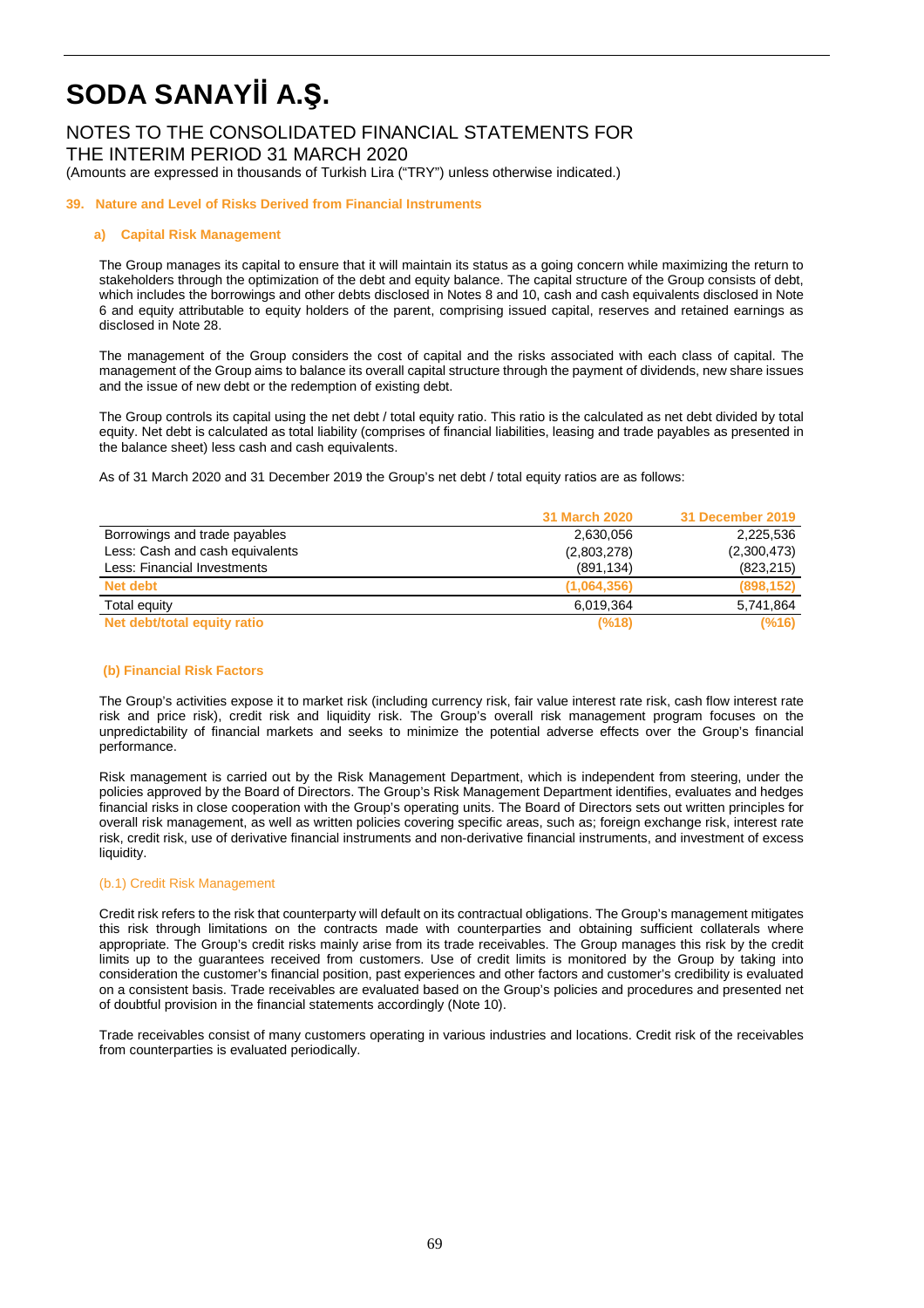# SODA SANAYİİ A.Ş.

## NOTES TO THE CONSOLIDATED FINANCIAL STATEMENTS FOR THE INTERIM PERIOD 31 MARCH 2020

(Amounts are expressed in thousands of Turkish Lira ("TRY") unless otherwise indicated.)

### 39. Nature and Level of Risks Derived from Financial Instruments

#### a) Capital Risk Management

The Group manages its capital to ensure that it will maintain its status as a going concern while maximizing the return to stakeholders through the optimization of the debt and equity balance. The capital structure of the Group consists of debt, which includes the borrowings and other debts disclosed in Notes 8 and 10, cash and cash equivalents disclosed in Note 6 and equity attributable to equity holders of the parent, comprising issued capital, reserves and retained earnings as disclosed in Note 28.

The management of the Group considers the cost of capital and the risks associated with each class of capital. The management of the Group aims to balance its overall capital structure through the payment of dividends, new share issues and the issue of new debt or the redemption of existing debt.

The Group controls its capital using the net debt / total equity ratio. This ratio is the calculated as net debt divided by total equity. Net debt is calculated as total liability (comprises of financial liabilities, leasing and trade payables as presented in the balance sheet) less cash and cash equivalents.

As of 31 March 2020 and 31 December 2019 the Group's net debt / total equity ratios are as follows:

| | 31 March 2020 | 31 December 2019 |
|---|---|---|
| Borrowings and trade payables | 2,630,056 | 2,225,536 |
| Less: Cash and cash equivalents | (2,803,278) | (2,300,473) |
| Less: Financial Investments | (891,134) | (823,215) |
| **Net debt** | **(1,064,356)** | **(898,152)** |
| Total equity | 6,019,364 | 5,741,864 |
| **Net debt/total equity ratio** | **(%18)** | **(%16)** |

#### (b) Financial Risk Factors

The Group's activities expose it to market risk (including currency risk, fair value interest rate risk, cash flow interest rate risk and price risk), credit risk and liquidity risk. The Group's overall risk management program focuses on the unpredictability of financial markets and seeks to minimize the potential adverse effects over the Group's financial performance.

Risk management is carried out by the Risk Management Department, which is independent from steering, under the policies approved by the Board of Directors. The Group's Risk Management Department identifies, evaluates and hedges financial risks in close cooperation with the Group's operating units. The Board of Directors sets out written principles for overall risk management, as well as written policies covering specific areas, such as; foreign exchange risk, interest rate risk, credit risk, use of derivative financial instruments and non-derivative financial instruments, and investment of excess liquidity.

(b.1) Credit Risk Management

Credit risk refers to the risk that counterparty will default on its contractual obligations. The Group's management mitigates this risk through limitations on the contracts made with counterparties and obtaining sufficient collaterals where appropriate. The Group's credit risks mainly arise from its trade receivables. The Group manages this risk by the credit limits up to the guarantees received from customers. Use of credit limits is monitored by the Group by taking into consideration the customer's financial position, past experiences and other factors and customer's credibility is evaluated on a consistent basis. Trade receivables are evaluated based on the Group's policies and procedures and presented net of doubtful provision in the financial statements accordingly (Note 10).

Trade receivables consist of many customers operating in various industries and locations. Credit risk of the receivables from counterparties is evaluated periodically.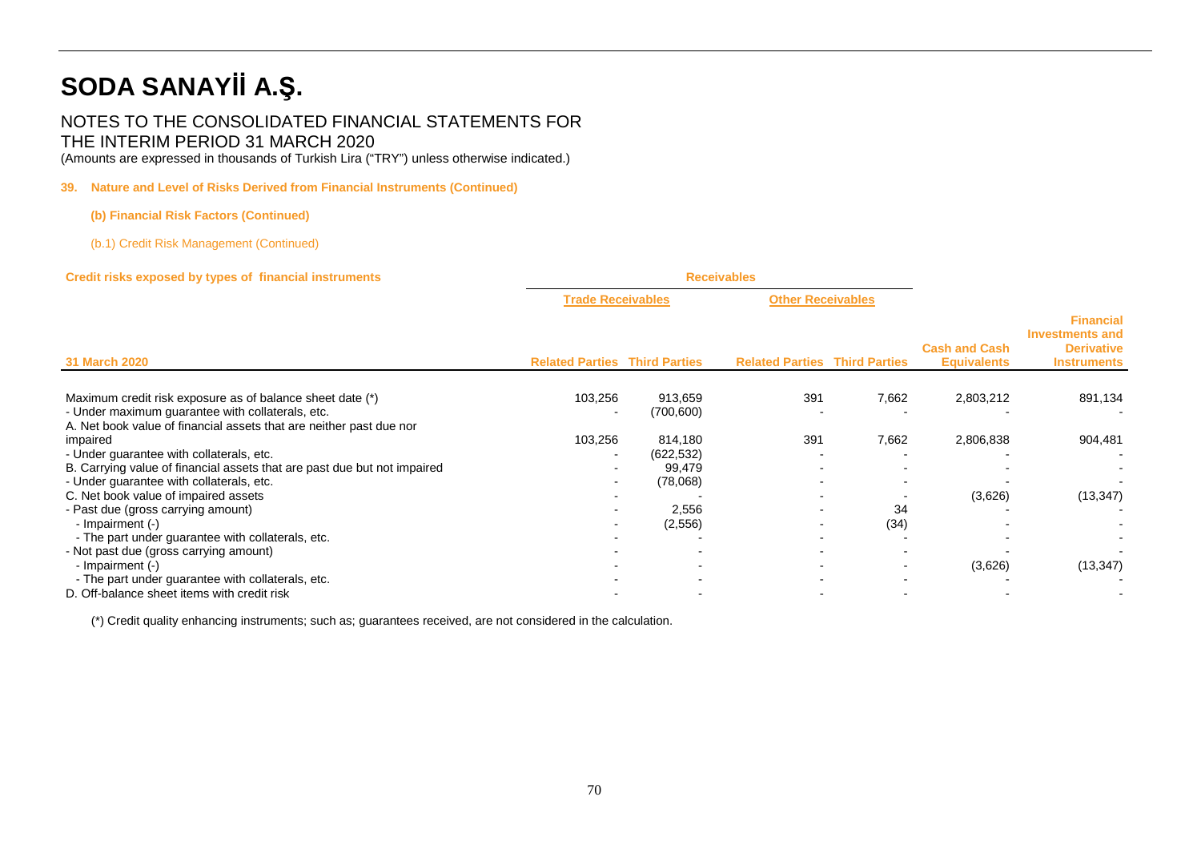# SODA SANAYİİ A.Ş.

## NOTES TO THE CONSOLIDATED FINANCIAL STATEMENTS FOR THE INTERIM PERIOD 31 MARCH 2020

(Amounts are expressed in thousands of Turkish Lira ("TRY") unless otherwise indicated.)

### 39. Nature and Level of Risks Derived from Financial Instruments (Continued)

#### (b) Financial Risk Factors (Continued)

(b.1) Credit Risk Management (Continued)

**Credit risks exposed by types of financial instruments**

| | Receivables | | | | | |
|---|---|---|---|---|---|---|
| | Trade Receivables | | Other Receivables | | | |
| **31 March 2020** | Related Parties | Third Parties | Related Parties | Third Parties | Cash and Cash Equivalents | Financial Investments and Derivative Instruments |
| Maximum credit risk exposure as of balance sheet date (*) | 103,256 | 913,659 | 391 | 7,662 | 2,803,212 | 891,134 |
| - Under maximum guarantee with collaterals, etc. | - | (700,600) | - | - | - | - |
| A. Net book value of financial assets that are neither past due nor impaired | 103,256 | 814,180 | 391 | 7,662 | 2,806,838 | 904,481 |
| - Under guarantee with collaterals, etc. | - | (622,532) | - | - | - | - |
| B. Carrying value of financial assets that are past due but not impaired | - | 99,479 | - | - | - | - |
| - Under guarantee with collaterals, etc. | - | (78,068) | - | - | - | - |
| C. Net book value of impaired assets | - | - | - | - | (3,626) | (13,347) |
| - Past due (gross carrying amount) | - | 2,556 | - | 34 | - | - |
| - Impairment (-) | - | (2,556) | - | (34) | - | - |
| - The part under guarantee with collaterals, etc. | - | - | - | - | - | - |
| - Not past due (gross carrying amount) | - | - | - | - | - | - |
| - Impairment (-) | - | - | - | - | (3,626) | (13,347) |
| - The part under guarantee with collaterals, etc. | - | - | - | - | - | - |
| D. Off-balance sheet items with credit risk | - | - | - | - | - | - |

(*) Credit quality enhancing instruments; such as; guarantees received, are not considered in the calculation.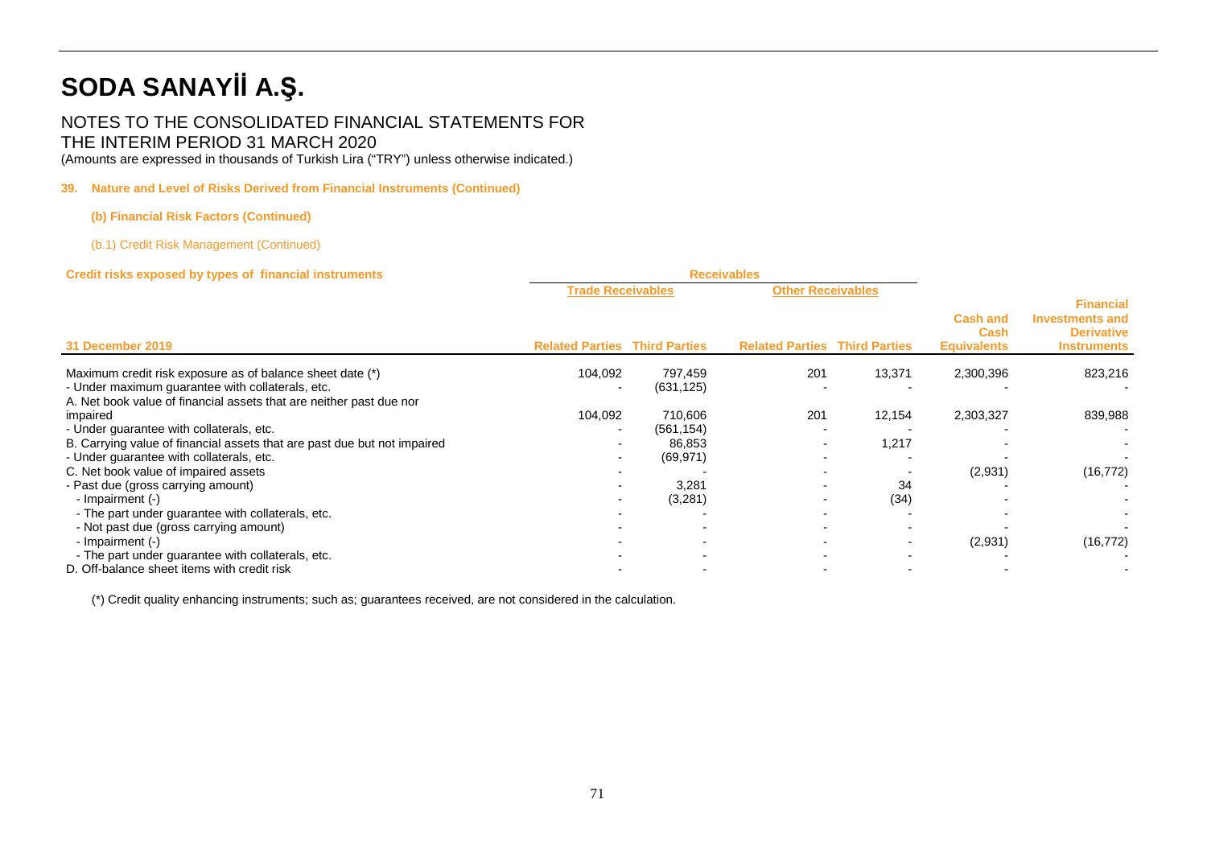# SODA SANAYİİ A.Ş.

NOTES TO THE CONSOLIDATED FINANCIAL STATEMENTS FOR THE INTERIM PERIOD 31 MARCH 2020

(Amounts are expressed in thousands of Turkish Lira ("TRY") unless otherwise indicated.)

**39. Nature and Level of Risks Derived from Financial Instruments (Continued)**

**(b) Financial Risk Factors (Continued)**

(b.1) Credit Risk Management (Continued)

| Credit risks exposed by types of financial instruments | Receivables | | | | | |
|---|---|---|---|---|---|---|
| | Trade Receivables | | Other Receivables | | | |
| 31 December 2019 | Related Parties | Third Parties | Related Parties | Third Parties | Cash and Cash Equivalents | Financial Investments and Derivative Instruments |
| Maximum credit risk exposure as of balance sheet date (*) | 104,092 | 797,459 | 201 | 13,371 | 2,300,396 | 823,216 |
| - Under maximum guarantee with collaterals, etc. | - | (631,125) | - | - | - | - |
| A. Net book value of financial assets that are neither past due nor impaired | 104,092 | 710,606 | 201 | 12,154 | 2,303,327 | 839,988 |
| - Under guarantee with collaterals, etc. | - | (561,154) | - | - | - | - |
| B. Carrying value of financial assets that are past due but not impaired | - | 86,853 | - | 1,217 | - | - |
| - Under guarantee with collaterals, etc. | - | (69,971) | - | - | - | - |
| C. Net book value of impaired assets | - | - | - | - | (2,931) | (16,772) |
| - Past due (gross carrying amount) | - | 3,281 | - | 34 | - | - |
| - Impairment (-) | - | (3,281) | - | (34) | - | - |
| - The part under guarantee with collaterals, etc. | - | - | - | - | - | - |
| - Not past due (gross carrying amount) | - | - | - | - | - | - |
| - Impairment (-) | - | - | - | - | (2,931) | (16,772) |
| - The part under guarantee with collaterals, etc. | - | - | - | - | - | - |
| D. Off-balance sheet items with credit risk | - | - | - | - | - | - |

(*) Credit quality enhancing instruments; such as; guarantees received, are not considered in the calculation.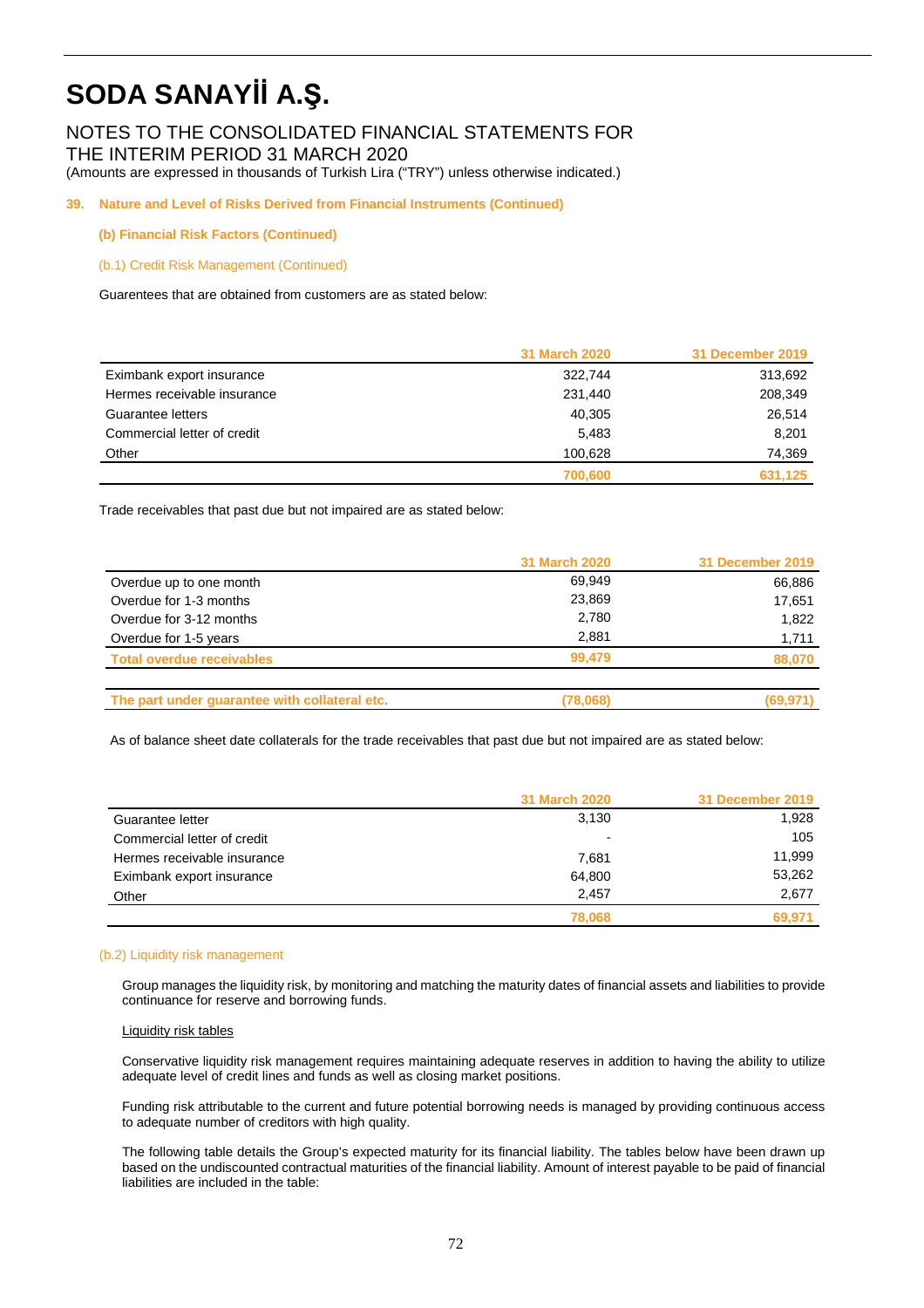# SODA SANAYİİ A.Ş.

NOTES TO THE CONSOLIDATED FINANCIAL STATEMENTS FOR THE INTERIM PERIOD 31 MARCH 2020
(Amounts are expressed in thousands of Turkish Lira ("TRY") unless otherwise indicated.)

**39. Nature and Level of Risks Derived from Financial Instruments (Continued)**

**(b) Financial Risk Factors (Continued)**

(b.1) Credit Risk Management (Continued)

Guarentees that are obtained from customers are as stated below:

| | 31 March 2020 | 31 December 2019 |
|---|---|---|
| Eximbank export insurance | 322,744 | 313,692 |
| Hermes receivable insurance | 231,440 | 208,349 |
| Guarantee letters | 40,305 | 26,514 |
| Commercial letter of credit | 5,483 | 8,201 |
| Other | 100,628 | 74,369 |
| | 700,600 | 631,125 |

Trade receivables that past due but not impaired are as stated below:

| | 31 March 2020 | 31 December 2019 |
|---|---|---|
| Overdue up to one month | 69,949 | 66,886 |
| Overdue for 1-3 months | 23,869 | 17,651 |
| Overdue for 3-12 months | 2,780 | 1,822 |
| Overdue for 1-5 years | 2,881 | 1,711 |
| **Total overdue receivables** | 99,479 | 88,070 |
| | | |
| **The part under guarantee with collateral etc.** | (78,068) | (69,971) |

As of balance sheet date collaterals for the trade receivables that past due but not impaired are as stated below:

| | 31 March 2020 | 31 December 2019 |
|---|---|---|
| Guarantee letter | 3,130 | 1,928 |
| Commercial letter of credit | - | 105 |
| Hermes receivable insurance | 7,681 | 11,999 |
| Eximbank export insurance | 64,800 | 53,262 |
| Other | 2,457 | 2,677 |
| | 78,068 | 69,971 |

(b.2) Liquidity risk management

Group manages the liquidity risk, by monitoring and matching the maturity dates of financial assets and liabilities to provide continuance for reserve and borrowing funds.

Liquidity risk tables

Conservative liquidity risk management requires maintaining adequate reserves in addition to having the ability to utilize adequate level of credit lines and funds as well as closing market positions.

Funding risk attributable to the current and future potential borrowing needs is managed by providing continuous access to adequate number of creditors with high quality.

The following table details the Group's expected maturity for its financial liability. The tables below have been drawn up based on the undiscounted contractual maturities of the financial liability. Amount of interest payable to be paid of financial liabilities are included in the table: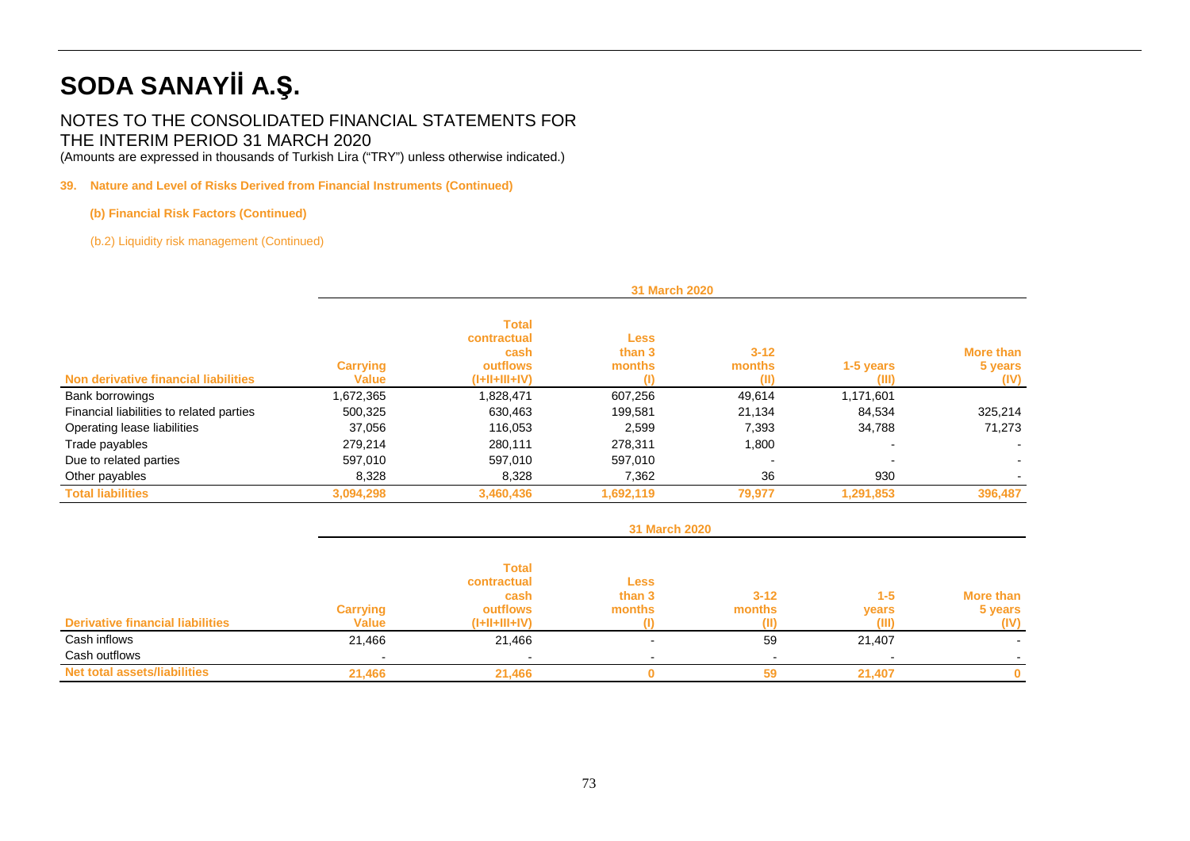# SODA SANAYİİ A.Ş.

NOTES TO THE CONSOLIDATED FINANCIAL STATEMENTS FOR
THE INTERIM PERIOD 31 MARCH 2020
(Amounts are expressed in thousands of Turkish Lira ("TRY") unless otherwise indicated.)

**39. Nature and Level of Risks Derived from Financial Instruments (Continued)**

**(b) Financial Risk Factors (Continued)**

(b.2) Liquidity risk management (Continued)

| | 31 March 2020 | | | | | |
|---|---|---|---|---|---|---|
| **Non derivative financial liabilities** | **Carrying Value** | **Total contractual cash outflows (I+II+III+IV)** | **Less than 3 months (I)** | **3-12 months (II)** | **1-5 years (III)** | **More than 5 years (IV)** |
| Bank borrowings | 1,672,365 | 1,828,471 | 607,256 | 49,614 | 1,171,601 | |
| Financial liabilities to related parties | 500,325 | 630,463 | 199,581 | 21,134 | 84,534 | 325,214 |
| Operating lease liabilities | 37,056 | 116,053 | 2,599 | 7,393 | 34,788 | 71,273 |
| Trade payables | 279,214 | 280,111 | 278,311 | 1,800 | - | - |
| Due to related parties | 597,010 | 597,010 | 597,010 | - | - | - |
| Other payables | 8,328 | 8,328 | 7,362 | 36 | 930 | - |
| **Total liabilities** | **3,094,298** | **3,460,436** | **1,692,119** | **79,977** | **1,291,853** | **396,487** |

| | 31 March 2020 | | | | | |
|---|---|---|---|---|---|---|
| **Derivative financial liabilities** | **Carrying Value** | **Total contractual cash outflows (I+II+III+IV)** | **Less than 3 months (I)** | **3-12 months (II)** | **1-5 years (III)** | **More than 5 years (IV)** |
| Cash inflows | 21,466 | 21,466 | - | 59 | 21,407 | - |
| Cash outflows | - | - | - | - | - | - |
| **Net total assets/liabilities** | **21,466** | **21,466** | **0** | **59** | **21,407** | **0** |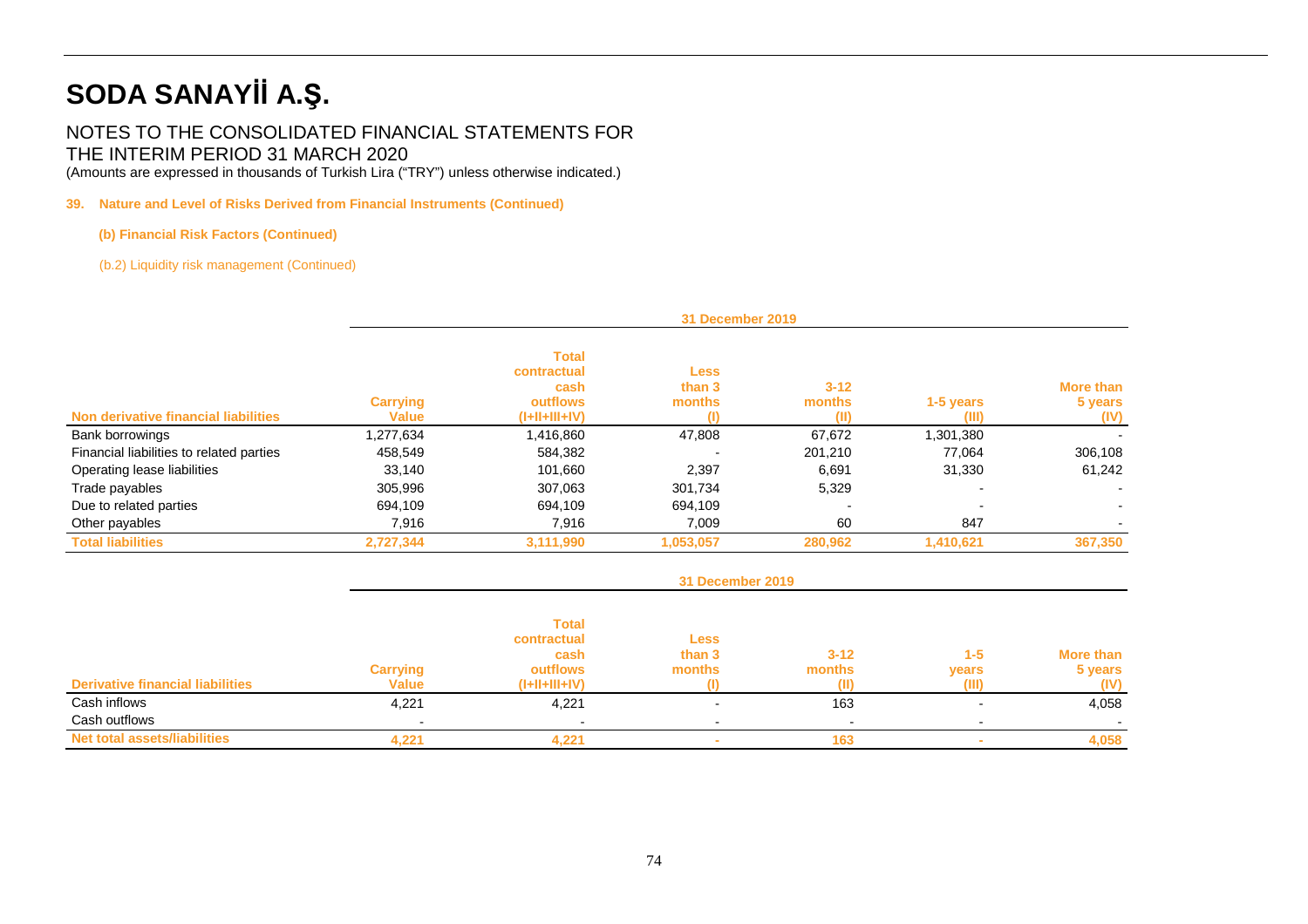# SODA SANAYİİ A.Ş.

NOTES TO THE CONSOLIDATED FINANCIAL STATEMENTS FOR THE INTERIM PERIOD 31 MARCH 2020

(Amounts are expressed in thousands of Turkish Lira ("TRY") unless otherwise indicated.)

**39. Nature and Level of Risks Derived from Financial Instruments (Continued)**

**(b) Financial Risk Factors (Continued)**

(b.2) Liquidity risk management (Continued)

| | 31 December 2019 | | | | | |
|---|---|---|---|---|---|---|
| **Non derivative financial liabilities** | **Carrying Value** | **Total contractual cash outflows (I+II+III+IV)** | **Less than 3 months (I)** | **3-12 months (II)** | **1-5 years (III)** | **More than 5 years (IV)** |
| Bank borrowings | 1,277,634 | 1,416,860 | 47,808 | 67,672 | 1,301,380 | - |
| Financial liabilities to related parties | 458,549 | 584,382 | - | 201,210 | 77,064 | 306,108 |
| Operating lease liabilities | 33,140 | 101,660 | 2,397 | 6,691 | 31,330 | 61,242 |
| Trade payables | 305,996 | 307,063 | 301,734 | 5,329 | - | - |
| Due to related parties | 694,109 | 694,109 | 694,109 | - | - | - |
| Other payables | 7,916 | 7,916 | 7,009 | 60 | 847 | - |
| **Total liabilities** | **2,727,344** | **3,111,990** | **1,053,057** | **280,962** | **1,410,621** | **367,350** |

| | 31 December 2019 | | | | | |
|---|---|---|---|---|---|---|
| **Derivative financial liabilities** | **Carrying Value** | **Total contractual cash outflows (I+II+III+IV)** | **Less than 3 months (I)** | **3-12 months (II)** | **1-5 years (III)** | **More than 5 years (IV)** |
| Cash inflows | 4,221 | 4,221 | - | 163 | - | 4,058 |
| Cash outflows | - | - | - | - | - | - |
| **Net total assets/liabilities** | **4,221** | **4,221** | **-** | **163** | **-** | **4,058** |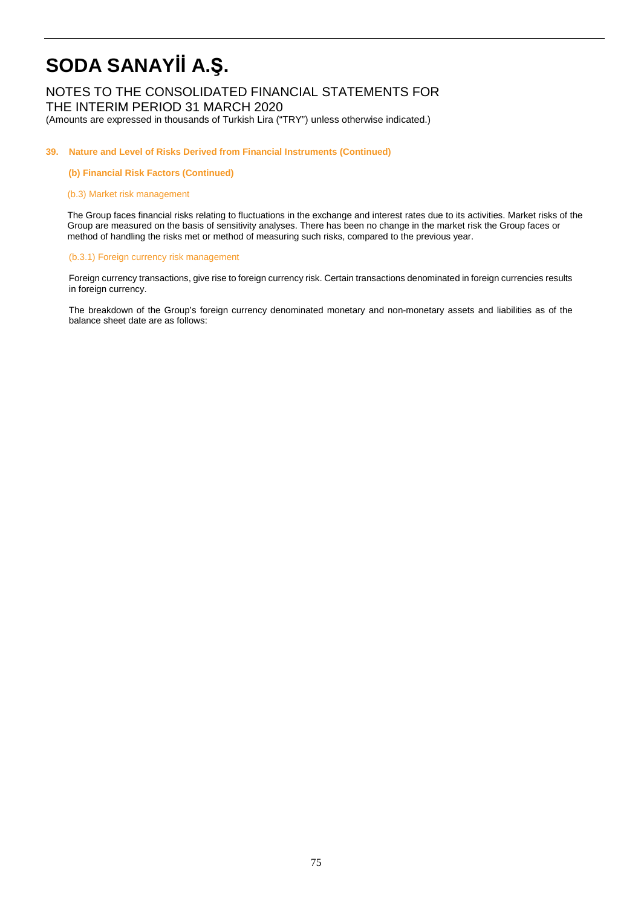# SODA SANAYİİ A.Ş.

## NOTES TO THE CONSOLIDATED FINANCIAL STATEMENTS FOR THE INTERIM PERIOD 31 MARCH 2020

(Amounts are expressed in thousands of Turkish Lira ("TRY") unless otherwise indicated.)

### 39. Nature and Level of Risks Derived from Financial Instruments (Continued)

#### (b) Financial Risk Factors (Continued)

(b.3) Market risk management

The Group faces financial risks relating to fluctuations in the exchange and interest rates due to its activities. Market risks of the Group are measured on the basis of sensitivity analyses. There has been no change in the market risk the Group faces or method of handling the risks met or method of measuring such risks, compared to the previous year.

(b.3.1) Foreign currency risk management

Foreign currency transactions, give rise to foreign currency risk. Certain transactions denominated in foreign currencies results in foreign currency.

The breakdown of the Group's foreign currency denominated monetary and non-monetary assets and liabilities as of the balance sheet date are as follows: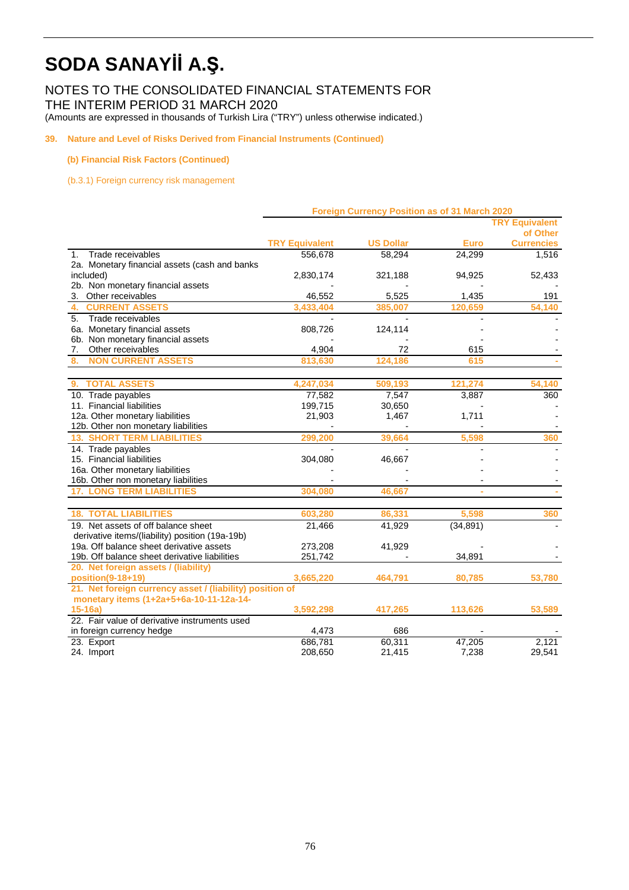# SODA SANAYİİ A.Ş.

NOTES TO THE CONSOLIDATED FINANCIAL STATEMENTS FOR
THE INTERIM PERIOD 31 MARCH 2020
(Amounts are expressed in thousands of Turkish Lira ("TRY") unless otherwise indicated.)

**39. Nature and Level of Risks Derived from Financial Instruments (Continued)**

**(b) Financial Risk Factors (Continued)**

(b.3.1) Foreign currency risk management

| | Foreign Currency Position as of 31 March 2020 | | | |
|---|---|---|---|---|
| | TRY Equivalent | US Dollar | Euro | TRY Equivalent of Other Currencies |
| 1. Trade receivables | 556,678 | 58,294 | 24,299 | 1,516 |
| 2a. Monetary financial assets (cash and banks included) | 2,830,174 | 321,188 | 94,925 | 52,433 |
| 2b. Non monetary financial assets | - | - | - | - |
| 3. Other receivables | 46,552 | 5,525 | 1,435 | 191 |
| **4. CURRENT ASSETS** | **3,433,404** | **385,007** | **120,659** | **54,140** |
| 5. Trade receivables | - | - | - | - |
| 6a. Monetary financial assets | 808,726 | 124,114 | - | - |
| 6b. Non monetary financial assets | - | - | - | - |
| 7. Other receivables | 4,904 | 72 | 615 | - |
| **8. NON CURRENT ASSETS** | **813,630** | **124,186** | **615** | **-** |
| **9. TOTAL ASSETS** | **4,247,034** | **509,193** | **121,274** | **54,140** |
| 10. Trade payables | 77,582 | 7,547 | 3,887 | 360 |
| 11. Financial liabilities | 199,715 | 30,650 | - | - |
| 12a. Other monetary liabilities | 21,903 | 1,467 | 1,711 | - |
| 12b. Other non monetary liabilities | - | - | - | - |
| **13. SHORT TERM LIABILITIES** | **299,200** | **39,664** | **5,598** | **360** |
| 14. Trade payables | - | - | - | - |
| 15. Financial liabilities | 304,080 | 46,667 | - | - |
| 16a. Other monetary liabilities | - | - | - | - |
| 16b. Other non monetary liabilities | - | - | - | - |
| **17. LONG TERM LIABILITIES** | **304,080** | **46,667** | **-** | **-** |
| **18. TOTAL LIABILITIES** | **603,280** | **86,331** | **5,598** | **360** |
| 19. Net assets of off balance sheet derivative items/(liability) position (19a-19b) | 21,466 | 41,929 | (34,891) | - |
| 19a. Off balance sheet derivative assets | 273,208 | 41,929 | - | - |
| 19b. Off balance sheet derivative liabilities | 251,742 | - | 34,891 | - |
| **20. Net foreign assets / (liability) position(9-18+19)** | **3,665,220** | **464,791** | **80,785** | **53,780** |
| **21. Net foreign currency asset / (liability) position of monetary items (1+2a+5+6a-10-11-12a-14-15-16a)** | **3,592,298** | **417,265** | **113,626** | **53,589** |
| 22. Fair value of derivative instruments used in foreign currency hedge | 4,473 | 686 | - | - |
| 23. Export | 686,781 | 60,311 | 47,205 | 2,121 |
| 24. Import | 208,650 | 21,415 | 7,238 | 29,541 |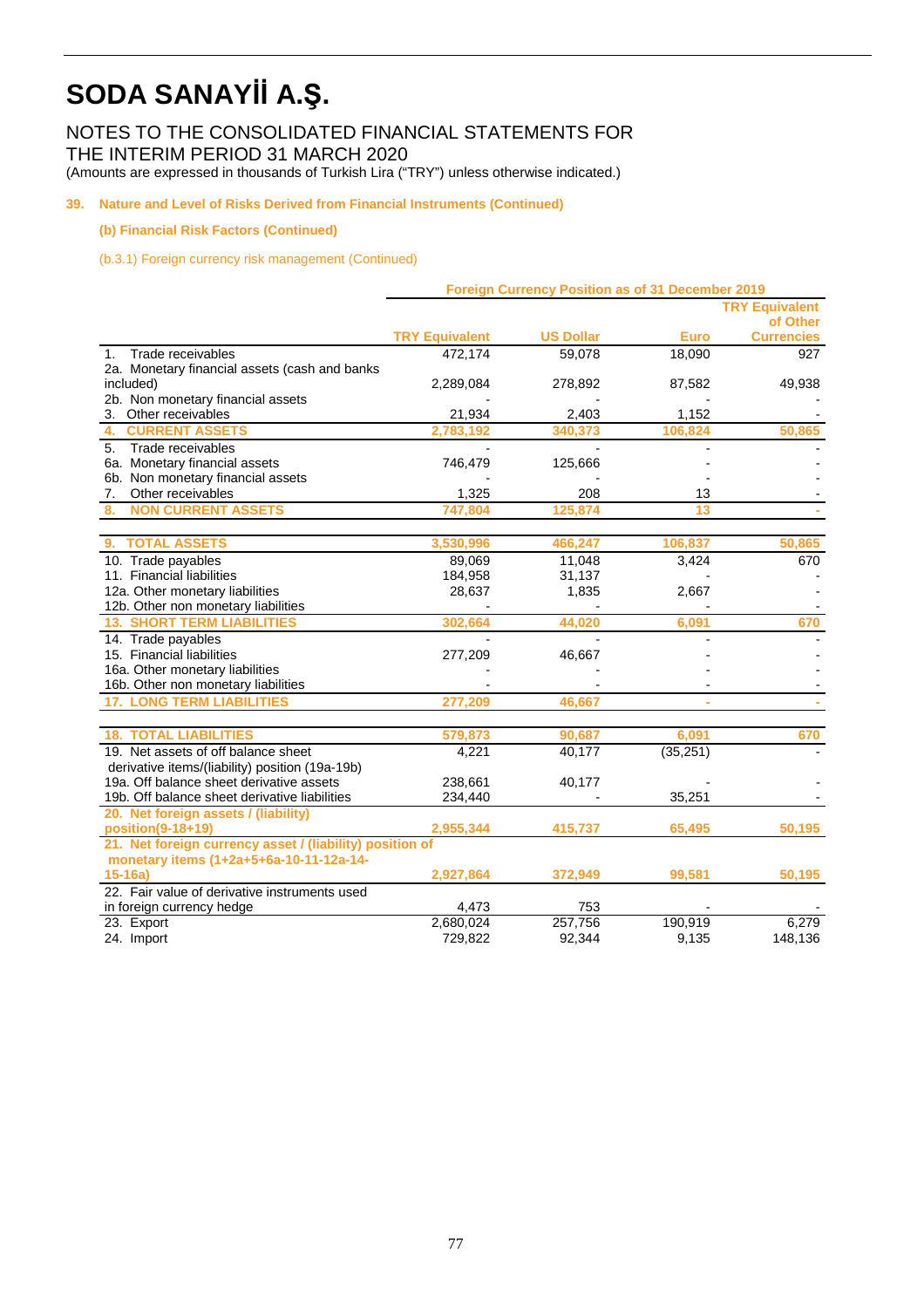# SODA SANAYİİ A.Ş.

NOTES TO THE CONSOLIDATED FINANCIAL STATEMENTS FOR THE INTERIM PERIOD 31 MARCH 2020
(Amounts are expressed in thousands of Turkish Lira ("TRY") unless otherwise indicated.)

**39. Nature and Level of Risks Derived from Financial Instruments (Continued)**

**(b) Financial Risk Factors (Continued)**

(b.3.1) Foreign currency risk management (Continued)

| | Foreign Currency Position as of 31 December 2019 | | | |
|---|---|---|---|---|
| | TRY Equivalent | US Dollar | Euro | TRY Equivalent of Other Currencies |
| 1. Trade receivables | 472,174 | 59,078 | 18,090 | 927 |
| 2a. Monetary financial assets (cash and banks included) | 2,289,084 | 278,892 | 87,582 | 49,938 |
| 2b. Non monetary financial assets | - | - | - | - |
| 3. Other receivables | 21,934 | 2,403 | 1,152 | - |
| **4. CURRENT ASSETS** | **2,783,192** | **340,373** | **106,824** | **50,865** |
| 5. Trade receivables | - | - | - | - |
| 6a. Monetary financial assets | 746,479 | 125,666 | - | - |
| 6b. Non monetary financial assets | - | - | - | - |
| 7. Other receivables | 1,325 | 208 | 13 | - |
| **8. NON CURRENT ASSETS** | **747,804** | **125,874** | **13** | **-** |
| **9. TOTAL ASSETS** | **3,530,996** | **466,247** | **106,837** | **50,865** |
| 10. Trade payables | 89,069 | 11,048 | 3,424 | 670 |
| 11. Financial liabilities | 184,958 | 31,137 | - | - |
| 12a. Other monetary liabilities | 28,637 | 1,835 | 2,667 | - |
| 12b. Other non monetary liabilities | - | - | - | - |
| **13. SHORT TERM LIABILITIES** | **302,664** | **44,020** | **6,091** | **670** |
| 14. Trade payables | - | - | - | - |
| 15. Financial liabilities | 277,209 | 46,667 | - | - |
| 16a. Other monetary liabilities | - | - | - | - |
| 16b. Other non monetary liabilities | - | - | - | - |
| **17. LONG TERM LIABILITIES** | **277,209** | **46,667** | **-** | **-** |
| **18. TOTAL LIABILITIES** | **579,873** | **90,687** | **6,091** | **670** |
| 19. Net assets of off balance sheet derivative items/(liability) position (19a-19b) | 4,221 | 40,177 | (35,251) | - |
| 19a. Off balance sheet derivative assets | 238,661 | 40,177 | - | - |
| 19b. Off balance sheet derivative liabilities | 234,440 | - | 35,251 | - |
| **20. Net foreign assets / (liability) position(9-18+19)** | **2,955,344** | **415,737** | **65,495** | **50,195** |
| **21. Net foreign currency asset / (liability) position of monetary items (1+2a+5+6a-10-11-12a-14-15-16a)** | **2,927,864** | **372,949** | **99,581** | **50,195** |
| 22. Fair value of derivative instruments used in foreign currency hedge | 4,473 | 753 | - | - |
| 23. Export | 2,680,024 | 257,756 | 190,919 | 6,279 |
| 24. Import | 729,822 | 92,344 | 9,135 | 148,136 |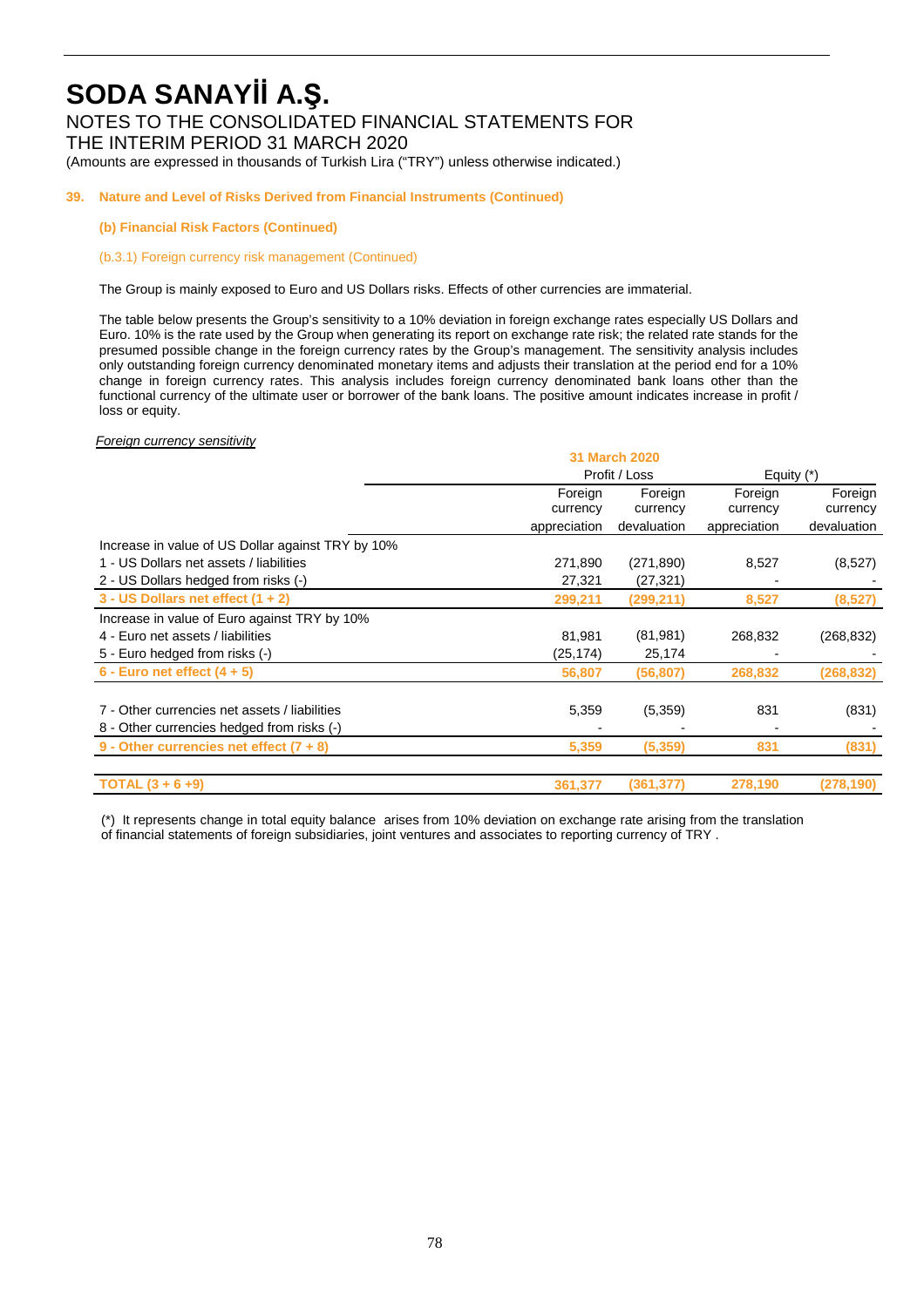# SODA SANAYİİ A.Ş.

NOTES TO THE CONSOLIDATED FINANCIAL STATEMENTS FOR
THE INTERIM PERIOD 31 MARCH 2020
(Amounts are expressed in thousands of Turkish Lira ("TRY") unless otherwise indicated.)

**39. Nature and Level of Risks Derived from Financial Instruments (Continued)**

**(b) Financial Risk Factors (Continued)**

(b.3.1) Foreign currency risk management (Continued)

The Group is mainly exposed to Euro and US Dollars risks. Effects of other currencies are immaterial.

The table below presents the Group's sensitivity to a 10% deviation in foreign exchange rates especially US Dollars and Euro. 10% is the rate used by the Group when generating its report on exchange rate risk; the related rate stands for the presumed possible change in the foreign currency rates by the Group's management. The sensitivity analysis includes only outstanding foreign currency denominated monetary items and adjusts their translation at the period end for a 10% change in foreign currency rates. This analysis includes foreign currency denominated bank loans other than the functional currency of the ultimate user or borrower of the bank loans. The positive amount indicates increase in profit / loss or equity.

*Foreign currency sensitivity*

| | 31 March 2020 | | | |
|---|---|---|---|---|
| | Profit / Loss | | Equity (*) | |
| | Foreign currency appreciation | Foreign currency devaluation | Foreign currency appreciation | Foreign currency devaluation |
| Increase in value of US Dollar against TRY by 10% | | | | |
| 1 - US Dollars net assets / liabilities | 271,890 | (271,890) | 8,527 | (8,527) |
| 2 - US Dollars hedged from risks (-) | 27,321 | (27,321) | - | - |
| **3 - US Dollars net effect (1 + 2)** | **299,211** | **(299,211)** | **8,527** | **(8,527)** |
| Increase in value of Euro against TRY by 10% | | | | |
| 4 - Euro net assets / liabilities | 81,981 | (81,981) | 268,832 | (268,832) |
| 5 - Euro hedged from risks (-) | (25,174) | 25,174 | - | - |
| **6 - Euro net effect (4 + 5)** | **56,807** | **(56,807)** | **268,832** | **(268,832)** |
| 7 - Other currencies net assets / liabilities | 5,359 | (5,359) | 831 | (831) |
| 8 - Other currencies hedged from risks (-) | - | - | - | - |
| **9 - Other currencies net effect (7 + 8)** | **5,359** | **(5,359)** | **831** | **(831)** |
| **TOTAL (3 + 6 +9)** | **361,377** | **(361,377)** | **278,190** | **(278,190)** |

(*) It represents change in total equity balance arises from 10% deviation on exchange rate arising from the translation of financial statements of foreign subsidiaries, joint ventures and associates to reporting currency of TRY .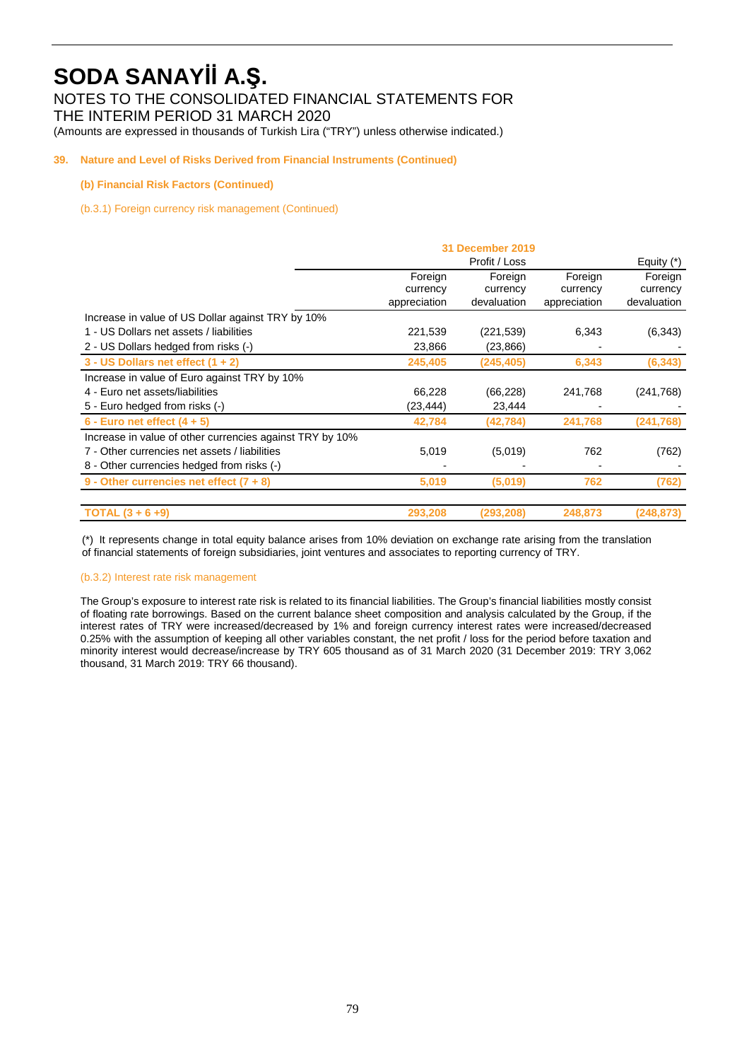# SODA SANAYİİ A.Ş.

NOTES TO THE CONSOLIDATED FINANCIAL STATEMENTS FOR THE INTERIM PERIOD 31 MARCH 2020

(Amounts are expressed in thousands of Turkish Lira ("TRY") unless otherwise indicated.)

### 39. Nature and Level of Risks Derived from Financial Instruments (Continued)

#### (b) Financial Risk Factors (Continued)

(b.3.1) Foreign currency risk management (Continued)

| | 31 December 2019 | | | |
|---|---|---|---|---|
| | Profit / Loss | | Equity (*) | |
| | Foreign currency appreciation | Foreign currency devaluation | Foreign currency appreciation | Foreign currency devaluation |
| Increase in value of US Dollar against TRY by 10% | | | | |
| 1 - US Dollars net assets / liabilities | 221,539 | (221,539) | 6,343 | (6,343) |
| 2 - US Dollars hedged from risks (-) | 23,866 | (23,866) | - | - |
| **3 - US Dollars net effect (1 + 2)** | **245,405** | **(245,405)** | **6,343** | **(6,343)** |
| Increase in value of Euro against TRY by 10% | | | | |
| 4 - Euro net assets/liabilities | 66,228 | (66,228) | 241,768 | (241,768) |
| 5 - Euro hedged from risks (-) | (23,444) | 23,444 | - | - |
| **6 - Euro net effect (4 + 5)** | **42,784** | **(42,784)** | **241,768** | **(241,768)** |
| Increase in value of other currencies against TRY by 10% | | | | |
| 7 - Other currencies net assets / liabilities | 5,019 | (5,019) | 762 | (762) |
| 8 - Other currencies hedged from risks (-) | - | - | - | - |
| **9 - Other currencies net effect (7 + 8)** | **5,019** | **(5,019)** | **762** | **(762)** |
| **TOTAL (3 + 6 +9)** | **293,208** | **(293,208)** | **248,873** | **(248,873)** |

(*) It represents change in total equity balance arises from 10% deviation on exchange rate arising from the translation of financial statements of foreign subsidiaries, joint ventures and associates to reporting currency of TRY.

(b.3.2) Interest rate risk management

The Group's exposure to interest rate risk is related to its financial liabilities. The Group's financial liabilities mostly consist of floating rate borrowings. Based on the current balance sheet composition and analysis calculated by the Group, if the interest rates of TRY were increased/decreased by 1% and foreign currency interest rates were increased/decreased 0.25% with the assumption of keeping all other variables constant, the net profit / loss for the period before taxation and minority interest would decrease/increase by TRY 605 thousand as of 31 March 2020 (31 December 2019: TRY 3,062 thousand, 31 March 2019: TRY 66 thousand).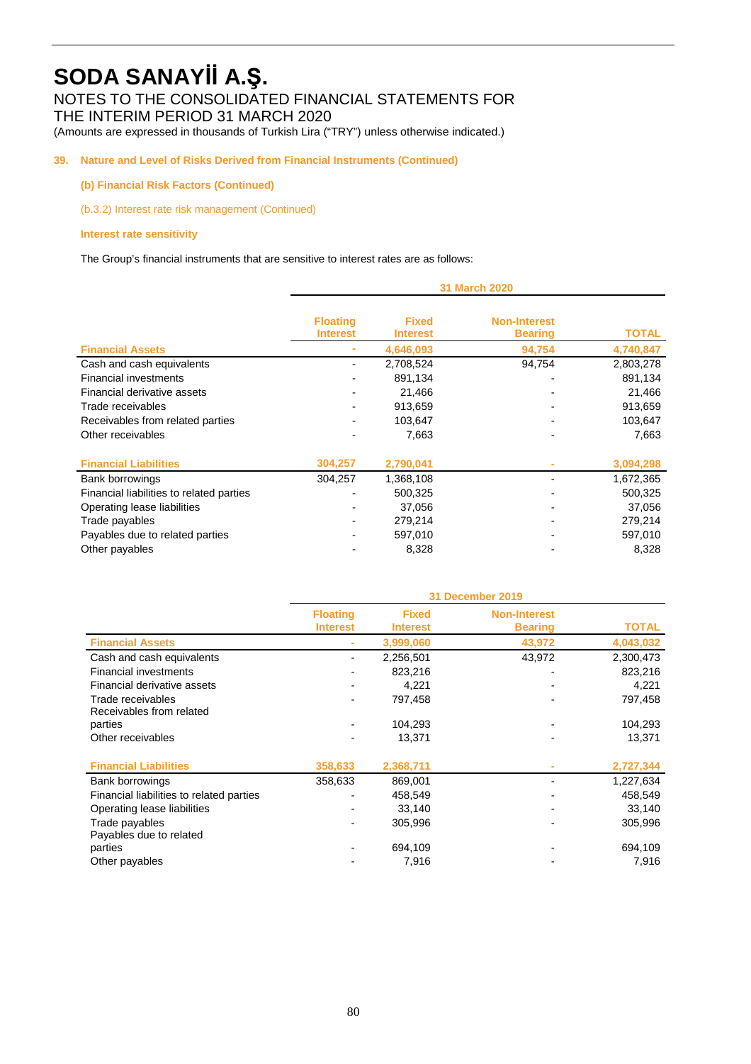# SODA SANAYİİ A.Ş.

NOTES TO THE CONSOLIDATED FINANCIAL STATEMENTS FOR THE INTERIM PERIOD 31 MARCH 2020

(Amounts are expressed in thousands of Turkish Lira ("TRY") unless otherwise indicated.)

## 39. Nature and Level of Risks Derived from Financial Instruments (Continued)

### (b) Financial Risk Factors (Continued)

(b.3.2) Interest rate risk management (Continued)

**Interest rate sensitivity**

The Group's financial instruments that are sensitive to interest rates are as follows:

| | 31 March 2020 | | | |
|---|---|---|---|---|
| | Floating Interest | Fixed Interest | Non-Interest Bearing | TOTAL |
| **Financial Assets** | - | 4,646,093 | 94,754 | 4,740,847 |
| Cash and cash equivalents | - | 2,708,524 | 94,754 | 2,803,278 |
| Financial investments | - | 891,134 | - | 891,134 |
| Financial derivative assets | - | 21,466 | - | 21,466 |
| Trade receivables | - | 913,659 | - | 913,659 |
| Receivables from related parties | - | 103,647 | - | 103,647 |
| Other receivables | - | 7,663 | - | 7,663 |
| **Financial Liabilities** | 304,257 | 2,790,041 | - | 3,094,298 |
| Bank borrowings | 304,257 | 1,368,108 | - | 1,672,365 |
| Financial liabilities to related parties | - | 500,325 | - | 500,325 |
| Operating lease liabilities | - | 37,056 | - | 37,056 |
| Trade payables | - | 279,214 | - | 279,214 |
| Payables due to related parties | - | 597,010 | - | 597,010 |
| Other payables | - | 8,328 | - | 8,328 |

| | 31 December 2019 | | | |
|---|---|---|---|---|
| | Floating Interest | Fixed Interest | Non-Interest Bearing | TOTAL |
| **Financial Assets** | - | 3,999,060 | 43,972 | 4,043,032 |
| Cash and cash equivalents | - | 2,256,501 | 43,972 | 2,300,473 |
| Financial investments | - | 823,216 | - | 823,216 |
| Financial derivative assets | - | 4,221 | - | 4,221 |
| Trade receivables | - | 797,458 | - | 797,458 |
| Receivables from related parties | - | 104,293 | - | 104,293 |
| Other receivables | - | 13,371 | - | 13,371 |
| **Financial Liabilities** | 358,633 | 2,368,711 | - | 2,727,344 |
| Bank borrowings | 358,633 | 869,001 | - | 1,227,634 |
| Financial liabilities to related parties | - | 458,549 | - | 458,549 |
| Operating lease liabilities | - | 33,140 | - | 33,140 |
| Trade payables | - | 305,996 | - | 305,996 |
| Payables due to related parties | - | 694,109 | - | 694,109 |
| Other payables | - | 7,916 | - | 7,916 |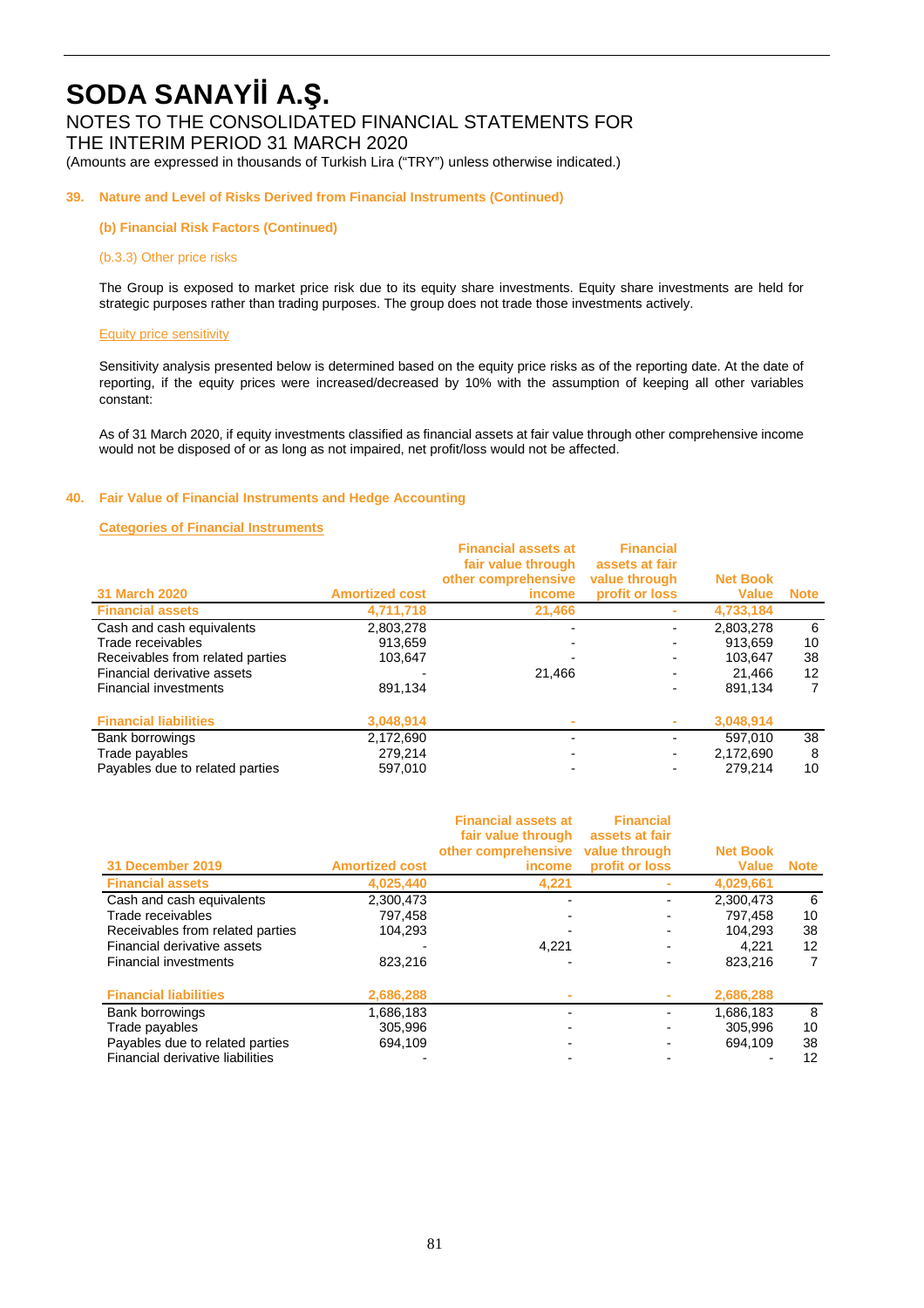# SODA SANAYİİ A.Ş.

NOTES TO THE CONSOLIDATED FINANCIAL STATEMENTS FOR THE INTERIM PERIOD 31 MARCH 2020

(Amounts are expressed in thousands of Turkish Lira ("TRY") unless otherwise indicated.)

**39. Nature and Level of Risks Derived from Financial Instruments (Continued)**

**(b) Financial Risk Factors (Continued)**

(b.3.3) Other price risks

The Group is exposed to market price risk due to its equity share investments. Equity share investments are held for strategic purposes rather than trading purposes. The group does not trade those investments actively.

Equity price sensitivity

Sensitivity analysis presented below is determined based on the equity price risks as of the reporting date. At the date of reporting, if the equity prices were increased/decreased by 10% with the assumption of keeping all other variables constant:

As of 31 March 2020, if equity investments classified as financial assets at fair value through other comprehensive income would not be disposed of or as long as not impaired, net profit/loss would not be affected.

**40. Fair Value of Financial Instruments and Hedge Accounting**

**Categories of Financial Instruments**

| 31 March 2020 | Amortized cost | Financial assets at fair value through other comprehensive income | Financial assets at fair value through profit or loss | Net Book Value | Note |
|---|---|---|---|---|---|
| **Financial assets** | **4,711,718** | **21,466** | **-** | **4,733,184** | |
| Cash and cash equivalents | 2,803,278 | - | - | 2,803,278 | 6 |
| Trade receivables | 913,659 | - | - | 913,659 | 10 |
| Receivables from related parties | 103,647 | - | - | 103,647 | 38 |
| Financial derivative assets | - | 21,466 | - | 21,466 | 12 |
| Financial investments | 891,134 | | - | 891,134 | 7 |
| **Financial liabilities** | **3,048,914** | **-** | **-** | **3,048,914** | |
| Bank borrowings | 2,172,690 | - | - | 597,010 | 38 |
| Trade payables | 279,214 | - | - | 2,172,690 | 8 |
| Payables due to related parties | 597,010 | - | - | 279,214 | 10 |

| 31 December 2019 | Amortized cost | Financial assets at fair value through other comprehensive income | Financial assets at fair value through profit or loss | Net Book Value | Note |
|---|---|---|---|---|---|
| **Financial assets** | **4,025,440** | **4,221** | **-** | **4,029,661** | |
| Cash and cash equivalents | 2,300,473 | - | - | 2,300,473 | 6 |
| Trade receivables | 797,458 | - | - | 797,458 | 10 |
| Receivables from related parties | 104,293 | - | - | 104,293 | 38 |
| Financial derivative assets | - | 4,221 | - | 4,221 | 12 |
| Financial investments | 823,216 | - | - | 823,216 | 7 |
| **Financial liabilities** | **2,686,288** | **-** | **-** | **2,686,288** | |
| Bank borrowings | 1,686,183 | - | - | 1,686,183 | 8 |
| Trade payables | 305,996 | - | - | 305,996 | 10 |
| Payables due to related parties | 694,109 | - | - | 694,109 | 38 |
| Financial derivative liabilities | - | - | - | - | 12 |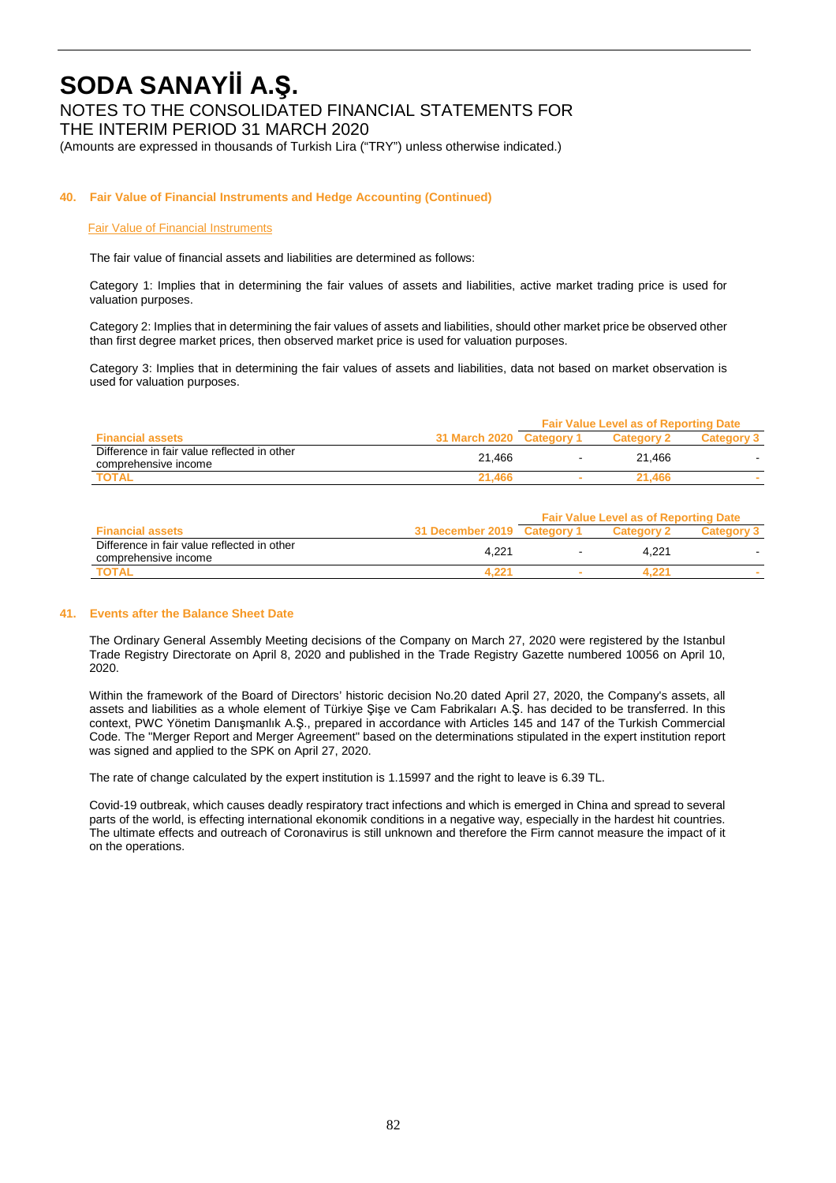# SODA SANAYİİ A.Ş.

NOTES TO THE CONSOLIDATED FINANCIAL STATEMENTS FOR THE INTERIM PERIOD 31 MARCH 2020

(Amounts are expressed in thousands of Turkish Lira ("TRY") unless otherwise indicated.)

## 40. Fair Value of Financial Instruments and Hedge Accounting (Continued)

Fair Value of Financial Instruments

The fair value of financial assets and liabilities are determined as follows:

Category 1: Implies that in determining the fair values of assets and liabilities, active market trading price is used for valuation purposes.

Category 2: Implies that in determining the fair values of assets and liabilities, should other market price be observed other than first degree market prices, then observed market price is used for valuation purposes.

Category 3: Implies that in determining the fair values of assets and liabilities, data not based on market observation is used for valuation purposes.

| | | Fair Value Level as of Reporting Date | | |
|---|---|---|---|---|
| **Financial assets** | **31 March 2020** | **Category 1** | **Category 2** | **Category 3** |
| Difference in fair value reflected in other comprehensive income | 21,466 | - | 21,466 | - |
| **TOTAL** | **21,466** | **-** | **21,466** | **-** |

| | | Fair Value Level as of Reporting Date | | |
|---|---|---|---|---|
| **Financial assets** | **31 December 2019** | **Category 1** | **Category 2** | **Category 3** |
| Difference in fair value reflected in other comprehensive income | 4,221 | - | 4,221 | - |
| **TOTAL** | **4,221** | **-** | **4,221** | **-** |

## 41. Events after the Balance Sheet Date

The Ordinary General Assembly Meeting decisions of the Company on March 27, 2020 were registered by the Istanbul Trade Registry Directorate on April 8, 2020 and published in the Trade Registry Gazette numbered 10056 on April 10, 2020.

Within the framework of the Board of Directors' historic decision No.20 dated April 27, 2020, the Company's assets, all assets and liabilities as a whole element of Türkiye Şişe ve Cam Fabrikaları A.Ş. has decided to be transferred. In this context, PWC Yönetim Danışmanlık A.Ş., prepared in accordance with Articles 145 and 147 of the Turkish Commercial Code. The "Merger Report and Merger Agreement" based on the determinations stipulated in the expert institution report was signed and applied to the SPK on April 27, 2020.

The rate of change calculated by the expert institution is 1.15997 and the right to leave is 6.39 TL.

Covid-19 outbreak, which causes deadly respiratory tract infections and which is emerged in China and spread to several parts of the world, is effecting international ekonomik conditions in a negative way, especially in the hardest hit countries. The ultimate effects and outreach of Coronavirus is still unknown and therefore the Firm cannot measure the impact of it on the operations.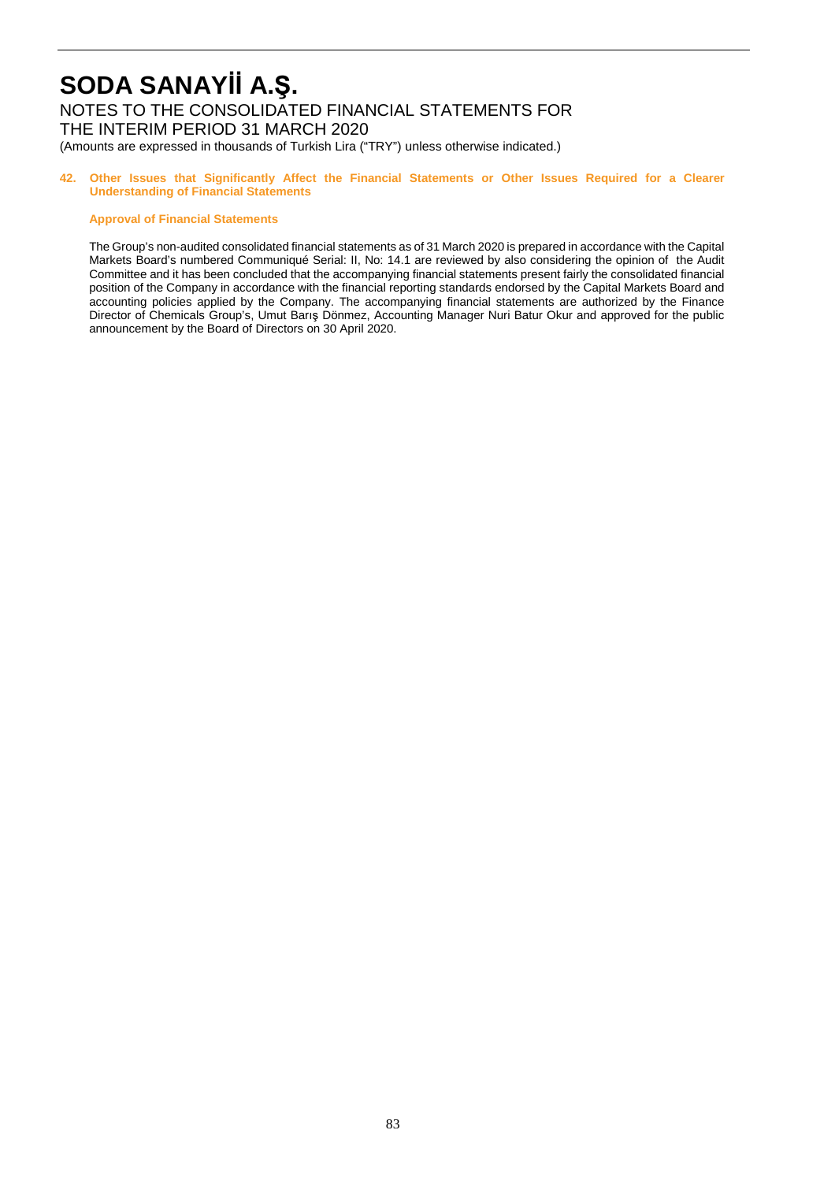# SODA SANAYİİ A.Ş.

NOTES TO THE CONSOLIDATED FINANCIAL STATEMENTS FOR THE INTERIM PERIOD 31 MARCH 2020

(Amounts are expressed in thousands of Turkish Lira ("TRY") unless otherwise indicated.)

## 42. Other Issues that Significantly Affect the Financial Statements or Other Issues Required for a Clearer Understanding of Financial Statements

### Approval of Financial Statements

The Group's non-audited consolidated financial statements as of 31 March 2020 is prepared in accordance with the Capital Markets Board's numbered Communiqué Serial: II, No: 14.1 are reviewed by also considering the opinion of the Audit Committee and it has been concluded that the accompanying financial statements present fairly the consolidated financial position of the Company in accordance with the financial reporting standards endorsed by the Capital Markets Board and accounting policies applied by the Company. The accompanying financial statements are authorized by the Finance Director of Chemicals Group's, Umut Barış Dönmez, Accounting Manager Nuri Batur Okur and approved for the public announcement by the Board of Directors on 30 April 2020.